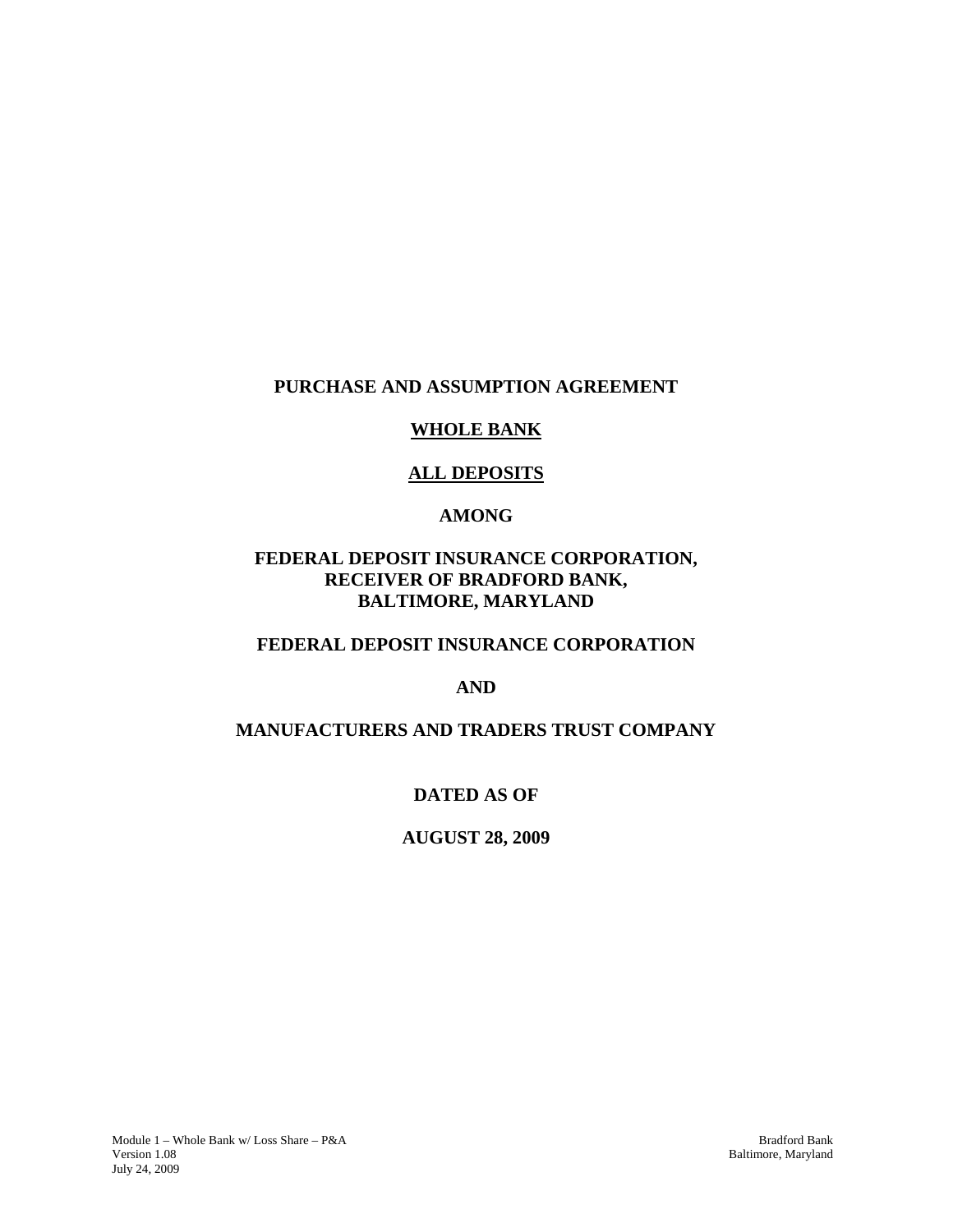# PURCHASE AND ASSUMPTION AGREEMENT

## WHOLE BANK

## ALL DEPOSITS

**AMONG**

**FEDERAL DEPOSIT INSURANCE CORPORATION,**
**RECEIVER OF BRADFORD BANK,**
**BALTIMORE, MARYLAND**

**FEDERAL DEPOSIT INSURANCE CORPORATION**

**AND**

**MANUFACTURERS AND TRADERS TRUST COMPANY**

**DATED AS OF**

**AUGUST 28, 2009**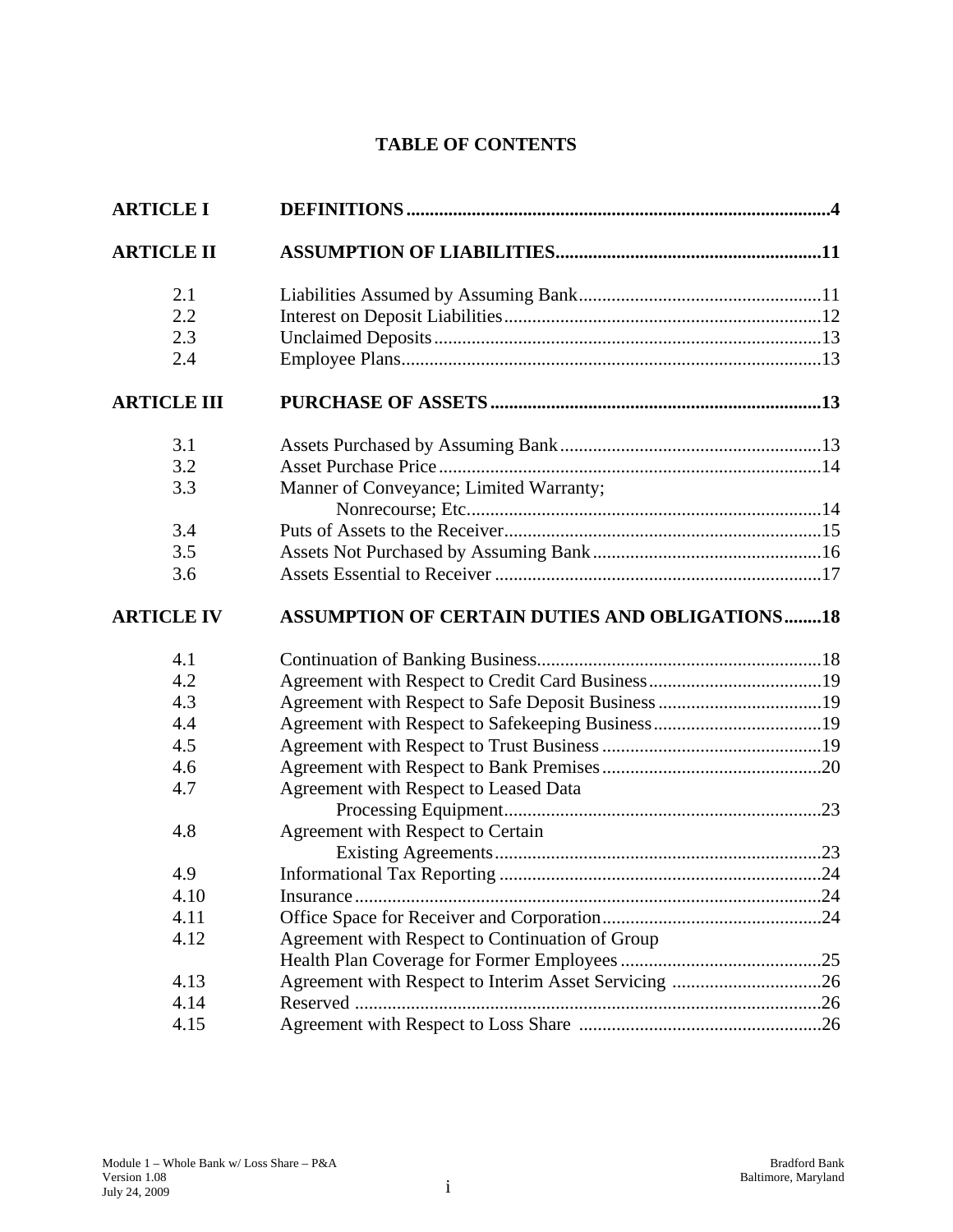# TABLE OF CONTENTS

| | | |
|---|---|---|
| **ARTICLE I** | **DEFINITIONS** | **4** |
| **ARTICLE II** | **ASSUMPTION OF LIABILITIES** | **11** |
| 2.1 | Liabilities Assumed by Assuming Bank | 11 |
| 2.2 | Interest on Deposit Liabilities | 12 |
| 2.3 | Unclaimed Deposits | 13 |
| 2.4 | Employee Plans | 13 |
| **ARTICLE III** | **PURCHASE OF ASSETS** | **13** |
| 3.1 | Assets Purchased by Assuming Bank | 13 |
| 3.2 | Asset Purchase Price | 14 |
| 3.3 | Manner of Conveyance; Limited Warranty; Nonrecourse; Etc. | 14 |
| 3.4 | Puts of Assets to the Receiver | 15 |
| 3.5 | Assets Not Purchased by Assuming Bank | 16 |
| 3.6 | Assets Essential to Receiver | 17 |
| **ARTICLE IV** | **ASSUMPTION OF CERTAIN DUTIES AND OBLIGATIONS** | **18** |
| 4.1 | Continuation of Banking Business | 18 |
| 4.2 | Agreement with Respect to Credit Card Business | 19 |
| 4.3 | Agreement with Respect to Safe Deposit Business | 19 |
| 4.4 | Agreement with Respect to Safekeeping Business | 19 |
| 4.5 | Agreement with Respect to Trust Business | 19 |
| 4.6 | Agreement with Respect to Bank Premises | 20 |
| 4.7 | Agreement with Respect to Leased Data Processing Equipment | 23 |
| 4.8 | Agreement with Respect to Certain Existing Agreements | 23 |
| 4.9 | Informational Tax Reporting | 24 |
| 4.10 | Insurance | 24 |
| 4.11 | Office Space for Receiver and Corporation | 24 |
| 4.12 | Agreement with Respect to Continuation of Group Health Plan Coverage for Former Employees | 25 |
| 4.13 | Agreement with Respect to Interim Asset Servicing | 26 |
| 4.14 | Reserved | 26 |
| 4.15 | Agreement with Respect to Loss Share | 26 |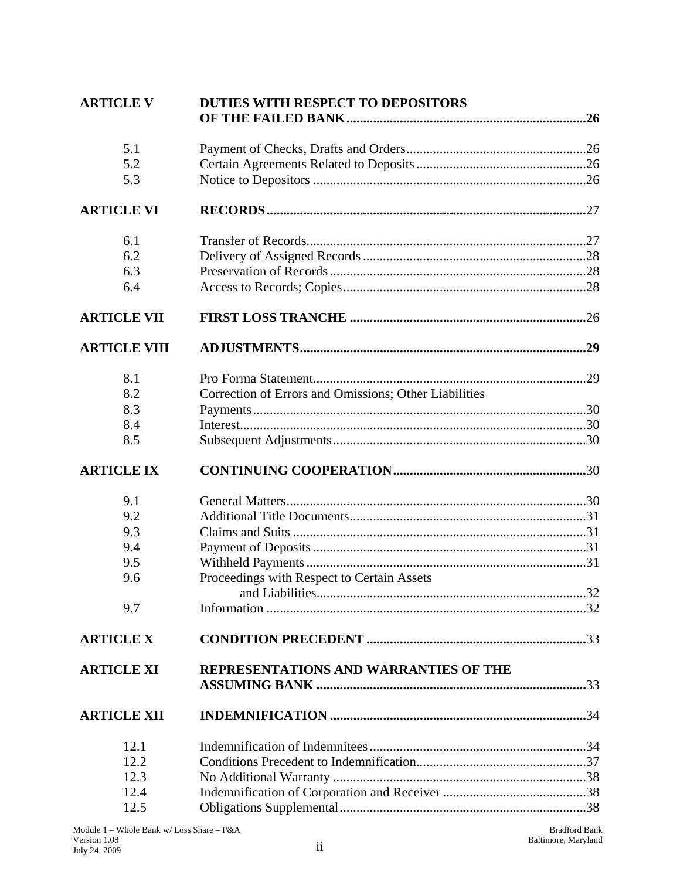| | | |
|---|---|---|
| **ARTICLE V** | **DUTIES WITH RESPECT TO DEPOSITORS OF THE FAILED BANK** | **26** |
| 5.1 | Payment of Checks, Drafts and Orders | 26 |
| 5.2 | Certain Agreements Related to Deposits | 26 |
| 5.3 | Notice to Depositors | 26 |
| **ARTICLE VI** | **RECORDS** | 27 |
| 6.1 | Transfer of Records | 27 |
| 6.2 | Delivery of Assigned Records | 28 |
| 6.3 | Preservation of Records | 28 |
| 6.4 | Access to Records; Copies | 28 |
| **ARTICLE VII** | **FIRST LOSS TRANCHE** | 26 |
| **ARTICLE VIII** | **ADJUSTMENTS** | **29** |
| 8.1 | Pro Forma Statement | 29 |
| 8.2 | Correction of Errors and Omissions; Other Liabilities | |
| 8.3 | Payments | 30 |
| 8.4 | Interest | 30 |
| 8.5 | Subsequent Adjustments | 30 |
| **ARTICLE IX** | **CONTINUING COOPERATION** | 30 |
| 9.1 | General Matters | 30 |
| 9.2 | Additional Title Documents | 31 |
| 9.3 | Claims and Suits | 31 |
| 9.4 | Payment of Deposits | 31 |
| 9.5 | Withheld Payments | 31 |
| 9.6 | Proceedings with Respect to Certain Assets and Liabilities | 32 |
| 9.7 | Information | 32 |
| **ARTICLE X** | **CONDITION PRECEDENT** | 33 |
| **ARTICLE XI** | **REPRESENTATIONS AND WARRANTIES OF THE ASSUMING BANK** | 33 |
| **ARTICLE XII** | **INDEMNIFICATION** | 34 |
| 12.1 | Indemnification of Indemnitees | 34 |
| 12.2 | Conditions Precedent to Indemnification | 37 |
| 12.3 | No Additional Warranty | 38 |
| 12.4 | Indemnification of Corporation and Receiver | 38 |
| 12.5 | Obligations Supplemental | 38 |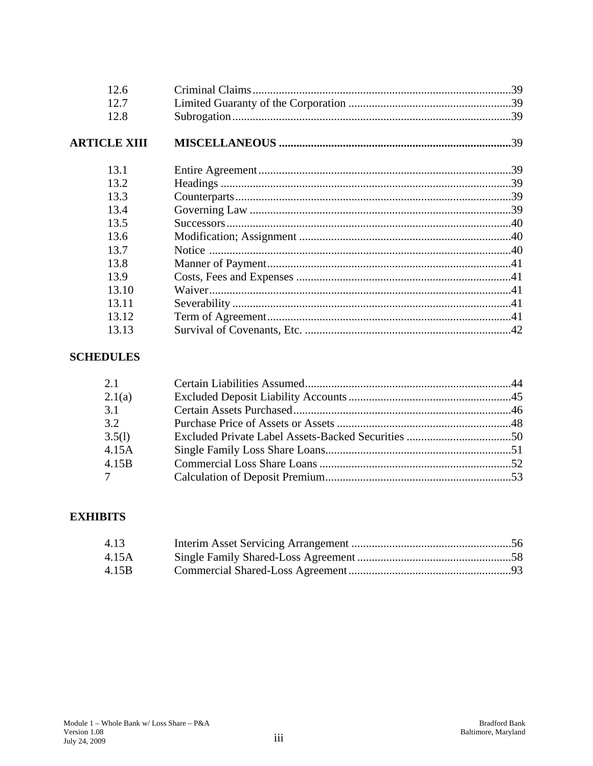| | | |
|---|---|---|
| 12.6 | Criminal Claims | 39 |
| 12.7 | Limited Guaranty of the Corporation | 39 |
| 12.8 | Subrogation | 39 |
| **ARTICLE XIII** | **MISCELLANEOUS** | 39 |
| 13.1 | Entire Agreement | 39 |
| 13.2 | Headings | 39 |
| 13.3 | Counterparts | 39 |
| 13.4 | Governing Law | 39 |
| 13.5 | Successors | 40 |
| 13.6 | Modification; Assignment | 40 |
| 13.7 | Notice | 40 |
| 13.8 | Manner of Payment | 41 |
| 13.9 | Costs, Fees and Expenses | 41 |
| 13.10 | Waiver | 41 |
| 13.11 | Severability | 41 |
| 13.12 | Term of Agreement | 41 |
| 13.13 | Survival of Covenants, Etc. | 42 |

**SCHEDULES**

| | | |
|---|---|---|
| 2.1 | Certain Liabilities Assumed | 44 |
| 2.1(a) | Excluded Deposit Liability Accounts | 45 |
| 3.1 | Certain Assets Purchased | 46 |
| 3.2 | Purchase Price of Assets or Assets | 48 |
| 3.5(l) | Excluded Private Label Assets-Backed Securities | 50 |
| 4.15A | Single Family Loss Share Loans | 51 |
| 4.15B | Commercial Loss Share Loans | 52 |
| 7 | Calculation of Deposit Premium | 53 |

**EXHIBITS**

| | | |
|---|---|---|
| 4.13 | Interim Asset Servicing Arrangement | 56 |
| 4.15A | Single Family Shared-Loss Agreement | 58 |
| 4.15B | Commercial Shared-Loss Agreement | 93 |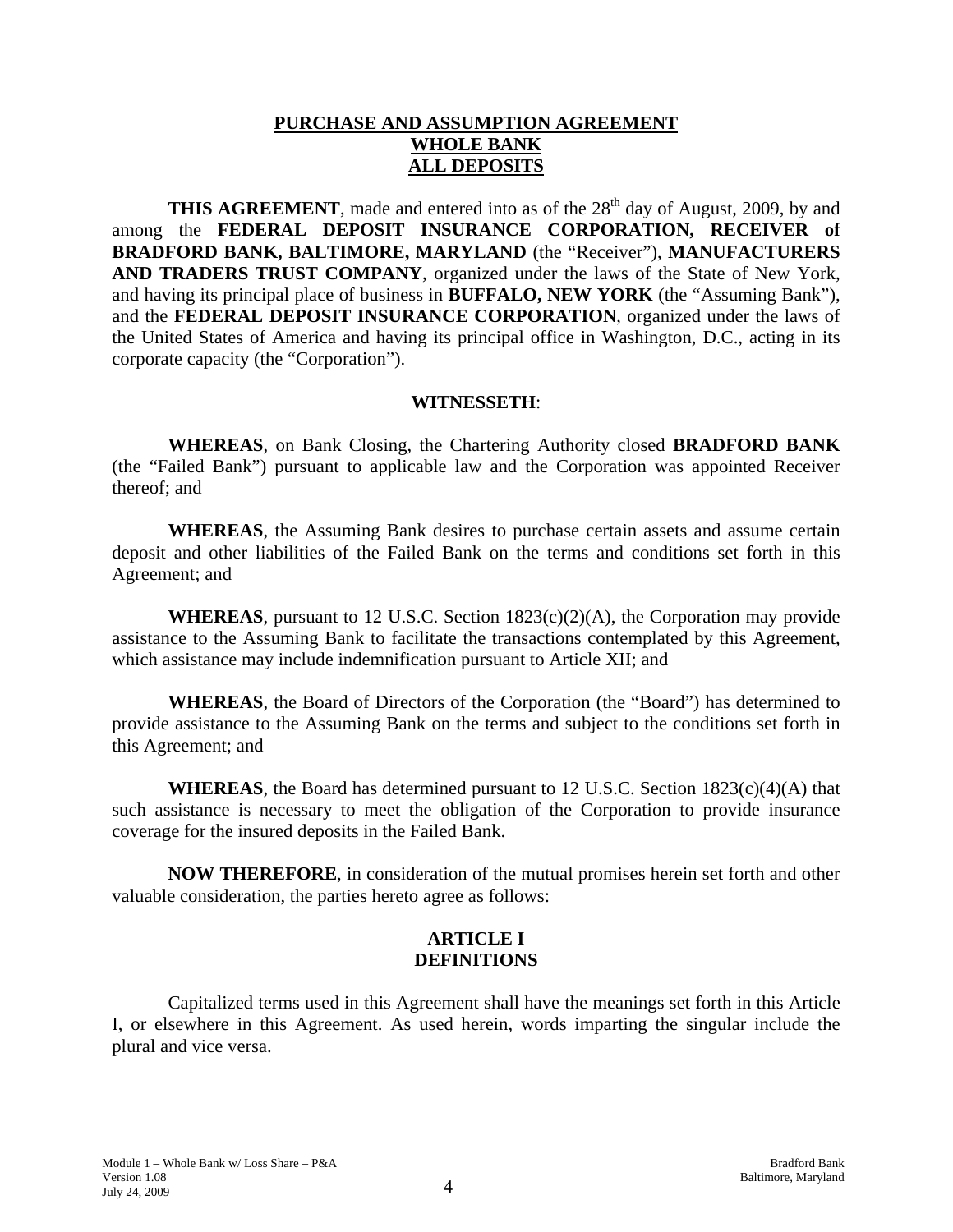**PURCHASE AND ASSUMPTION AGREEMENT**
**WHOLE BANK**
**ALL DEPOSITS**

**THIS AGREEMENT**, made and entered into as of the 28th day of August, 2009, by and among the **FEDERAL DEPOSIT INSURANCE CORPORATION, RECEIVER of BRADFORD BANK, BALTIMORE, MARYLAND** (the "Receiver"), **MANUFACTURERS AND TRADERS TRUST COMPANY**, organized under the laws of the State of New York, and having its principal place of business in **BUFFALO, NEW YORK** (the "Assuming Bank"), and the **FEDERAL DEPOSIT INSURANCE CORPORATION**, organized under the laws of the United States of America and having its principal office in Washington, D.C., acting in its corporate capacity (the "Corporation").

**WITNESSETH**:

**WHEREAS**, on Bank Closing, the Chartering Authority closed **BRADFORD BANK** (the "Failed Bank") pursuant to applicable law and the Corporation was appointed Receiver thereof; and

**WHEREAS**, the Assuming Bank desires to purchase certain assets and assume certain deposit and other liabilities of the Failed Bank on the terms and conditions set forth in this Agreement; and

**WHEREAS**, pursuant to 12 U.S.C. Section 1823(c)(2)(A), the Corporation may provide assistance to the Assuming Bank to facilitate the transactions contemplated by this Agreement, which assistance may include indemnification pursuant to Article XII; and

**WHEREAS**, the Board of Directors of the Corporation (the "Board") has determined to provide assistance to the Assuming Bank on the terms and subject to the conditions set forth in this Agreement; and

**WHEREAS**, the Board has determined pursuant to 12 U.S.C. Section 1823(c)(4)(A) that such assistance is necessary to meet the obligation of the Corporation to provide insurance coverage for the insured deposits in the Failed Bank.

**NOW THEREFORE**, in consideration of the mutual promises herein set forth and other valuable consideration, the parties hereto agree as follows:

## ARTICLE I
## DEFINITIONS

Capitalized terms used in this Agreement shall have the meanings set forth in this Article I, or elsewhere in this Agreement. As used herein, words imparting the singular include the plural and vice versa.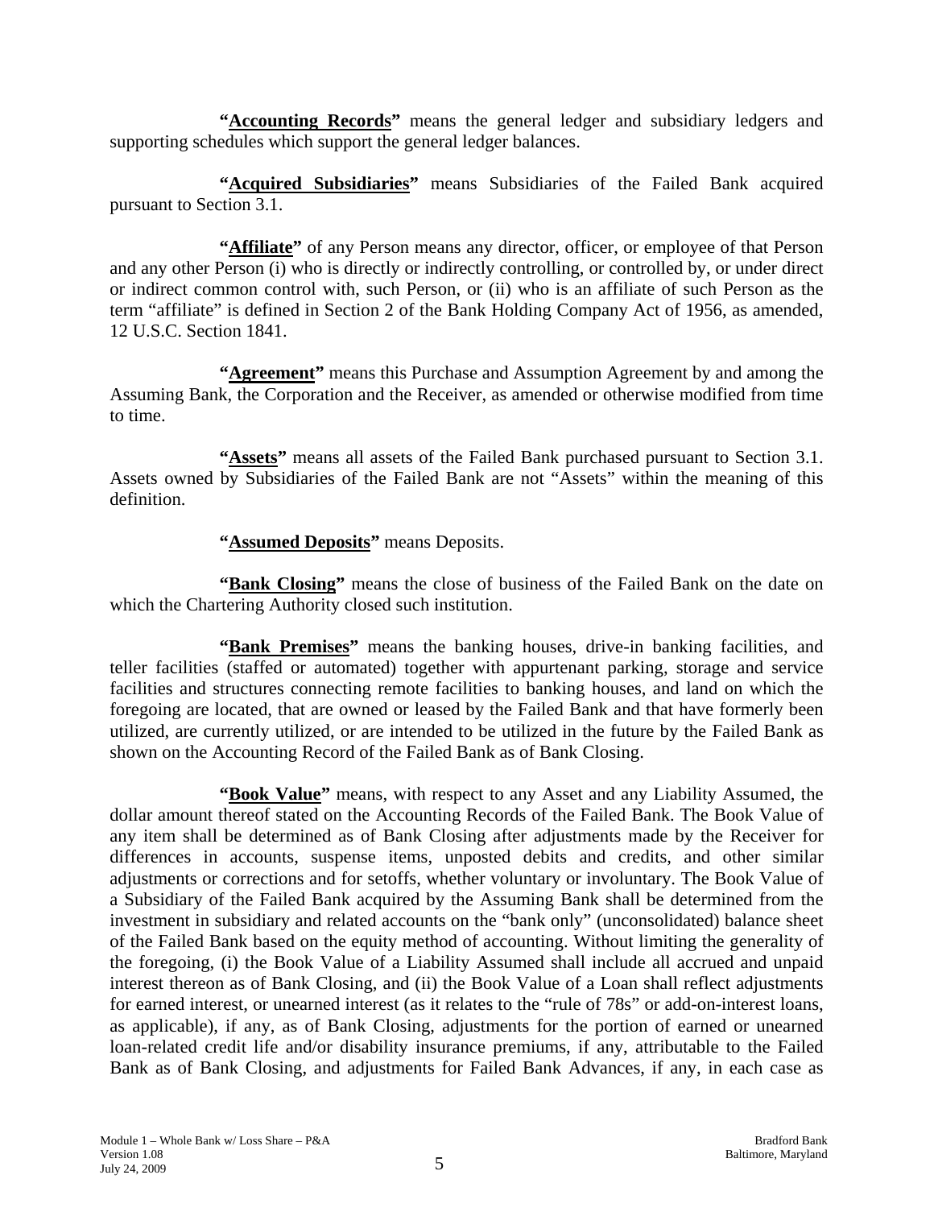**"<u>Accounting Records</u>"** means the general ledger and subsidiary ledgers and supporting schedules which support the general ledger balances.

**"<u>Acquired Subsidiaries</u>"** means Subsidiaries of the Failed Bank acquired pursuant to Section 3.1.

**"<u>Affiliate</u>"** of any Person means any director, officer, or employee of that Person and any other Person (i) who is directly or indirectly controlling, or controlled by, or under direct or indirect common control with, such Person, or (ii) who is an affiliate of such Person as the term "affiliate" is defined in Section 2 of the Bank Holding Company Act of 1956, as amended, 12 U.S.C. Section 1841.

**"<u>Agreement</u>"** means this Purchase and Assumption Agreement by and among the Assuming Bank, the Corporation and the Receiver, as amended or otherwise modified from time to time.

**"<u>Assets</u>"** means all assets of the Failed Bank purchased pursuant to Section 3.1. Assets owned by Subsidiaries of the Failed Bank are not "Assets" within the meaning of this definition.

**"<u>Assumed Deposits</u>"** means Deposits.

**"<u>Bank Closing</u>"** means the close of business of the Failed Bank on the date on which the Chartering Authority closed such institution.

**"<u>Bank Premises</u>"** means the banking houses, drive-in banking facilities, and teller facilities (staffed or automated) together with appurtenant parking, storage and service facilities and structures connecting remote facilities to banking houses, and land on which the foregoing are located, that are owned or leased by the Failed Bank and that have formerly been utilized, are currently utilized, or are intended to be utilized in the future by the Failed Bank as shown on the Accounting Record of the Failed Bank as of Bank Closing.

**"<u>Book Value</u>"** means, with respect to any Asset and any Liability Assumed, the dollar amount thereof stated on the Accounting Records of the Failed Bank. The Book Value of any item shall be determined as of Bank Closing after adjustments made by the Receiver for differences in accounts, suspense items, unposted debits and credits, and other similar adjustments or corrections and for setoffs, whether voluntary or involuntary. The Book Value of a Subsidiary of the Failed Bank acquired by the Assuming Bank shall be determined from the investment in subsidiary and related accounts on the "bank only" (unconsolidated) balance sheet of the Failed Bank based on the equity method of accounting. Without limiting the generality of the foregoing, (i) the Book Value of a Liability Assumed shall include all accrued and unpaid interest thereon as of Bank Closing, and (ii) the Book Value of a Loan shall reflect adjustments for earned interest, or unearned interest (as it relates to the "rule of 78s" or add-on-interest loans, as applicable), if any, as of Bank Closing, adjustments for the portion of earned or unearned loan-related credit life and/or disability insurance premiums, if any, attributable to the Failed Bank as of Bank Closing, and adjustments for Failed Bank Advances, if any, in each case as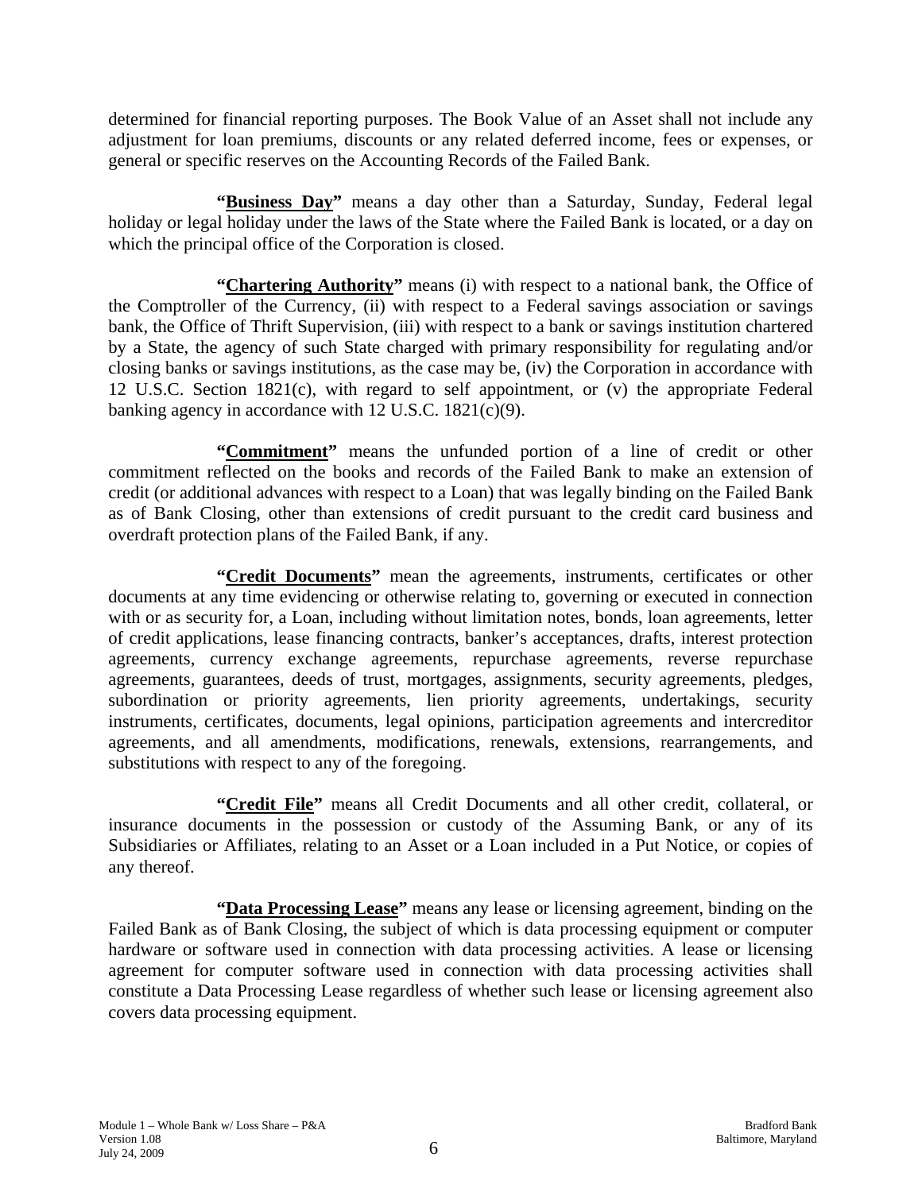determined for financial reporting purposes. The Book Value of an Asset shall not include any adjustment for loan premiums, discounts or any related deferred income, fees or expenses, or general or specific reserves on the Accounting Records of the Failed Bank.

**"<u>Business Day</u>"** means a day other than a Saturday, Sunday, Federal legal holiday or legal holiday under the laws of the State where the Failed Bank is located, or a day on which the principal office of the Corporation is closed.

**"<u>Chartering Authority</u>"** means (i) with respect to a national bank, the Office of the Comptroller of the Currency, (ii) with respect to a Federal savings association or savings bank, the Office of Thrift Supervision, (iii) with respect to a bank or savings institution chartered by a State, the agency of such State charged with primary responsibility for regulating and/or closing banks or savings institutions, as the case may be, (iv) the Corporation in accordance with 12 U.S.C. Section 1821(c), with regard to self appointment, or (v) the appropriate Federal banking agency in accordance with 12 U.S.C. 1821(c)(9).

**"<u>Commitment</u>"** means the unfunded portion of a line of credit or other commitment reflected on the books and records of the Failed Bank to make an extension of credit (or additional advances with respect to a Loan) that was legally binding on the Failed Bank as of Bank Closing, other than extensions of credit pursuant to the credit card business and overdraft protection plans of the Failed Bank, if any.

**"<u>Credit Documents</u>"** mean the agreements, instruments, certificates or other documents at any time evidencing or otherwise relating to, governing or executed in connection with or as security for, a Loan, including without limitation notes, bonds, loan agreements, letter of credit applications, lease financing contracts, banker's acceptances, drafts, interest protection agreements, currency exchange agreements, repurchase agreements, reverse repurchase agreements, guarantees, deeds of trust, mortgages, assignments, security agreements, pledges, subordination or priority agreements, lien priority agreements, undertakings, security instruments, certificates, documents, legal opinions, participation agreements and intercreditor agreements, and all amendments, modifications, renewals, extensions, rearrangements, and substitutions with respect to any of the foregoing.

**"<u>Credit File</u>"** means all Credit Documents and all other credit, collateral, or insurance documents in the possession or custody of the Assuming Bank, or any of its Subsidiaries or Affiliates, relating to an Asset or a Loan included in a Put Notice, or copies of any thereof.

**"<u>Data Processing Lease</u>"** means any lease or licensing agreement, binding on the Failed Bank as of Bank Closing, the subject of which is data processing equipment or computer hardware or software used in connection with data processing activities. A lease or licensing agreement for computer software used in connection with data processing activities shall constitute a Data Processing Lease regardless of whether such lease or licensing agreement also covers data processing equipment.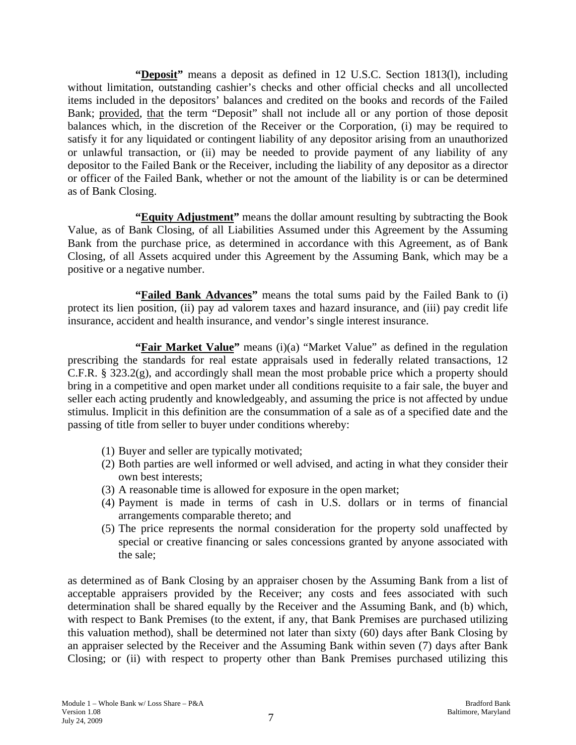**"Deposit"** means a deposit as defined in 12 U.S.C. Section 1813(l), including without limitation, outstanding cashier's checks and other official checks and all uncollected items included in the depositors' balances and credited on the books and records of the Failed Bank; provided, that the term "Deposit" shall not include all or any portion of those deposit balances which, in the discretion of the Receiver or the Corporation, (i) may be required to satisfy it for any liquidated or contingent liability of any depositor arising from an unauthorized or unlawful transaction, or (ii) may be needed to provide payment of any liability of any depositor to the Failed Bank or the Receiver, including the liability of any depositor as a director or officer of the Failed Bank, whether or not the amount of the liability is or can be determined as of Bank Closing.

**"Equity Adjustment"** means the dollar amount resulting by subtracting the Book Value, as of Bank Closing, of all Liabilities Assumed under this Agreement by the Assuming Bank from the purchase price, as determined in accordance with this Agreement, as of Bank Closing, of all Assets acquired under this Agreement by the Assuming Bank, which may be a positive or a negative number.

**"Failed Bank Advances"** means the total sums paid by the Failed Bank to (i) protect its lien position, (ii) pay ad valorem taxes and hazard insurance, and (iii) pay credit life insurance, accident and health insurance, and vendor's single interest insurance.

**"Fair Market Value"** means (i)(a) "Market Value" as defined in the regulation prescribing the standards for real estate appraisals used in federally related transactions, 12 C.F.R. § 323.2(g), and accordingly shall mean the most probable price which a property should bring in a competitive and open market under all conditions requisite to a fair sale, the buyer and seller each acting prudently and knowledgeably, and assuming the price is not affected by undue stimulus. Implicit in this definition are the consummation of a sale as of a specified date and the passing of title from seller to buyer under conditions whereby:

(1) Buyer and seller are typically motivated;
(2) Both parties are well informed or well advised, and acting in what they consider their own best interests;
(3) A reasonable time is allowed for exposure in the open market;
(4) Payment is made in terms of cash in U.S. dollars or in terms of financial arrangements comparable thereto; and
(5) The price represents the normal consideration for the property sold unaffected by special or creative financing or sales concessions granted by anyone associated with the sale;

as determined as of Bank Closing by an appraiser chosen by the Assuming Bank from a list of acceptable appraisers provided by the Receiver; any costs and fees associated with such determination shall be shared equally by the Receiver and the Assuming Bank, and (b) which, with respect to Bank Premises (to the extent, if any, that Bank Premises are purchased utilizing this valuation method), shall be determined not later than sixty (60) days after Bank Closing by an appraiser selected by the Receiver and the Assuming Bank within seven (7) days after Bank Closing; or (ii) with respect to property other than Bank Premises purchased utilizing this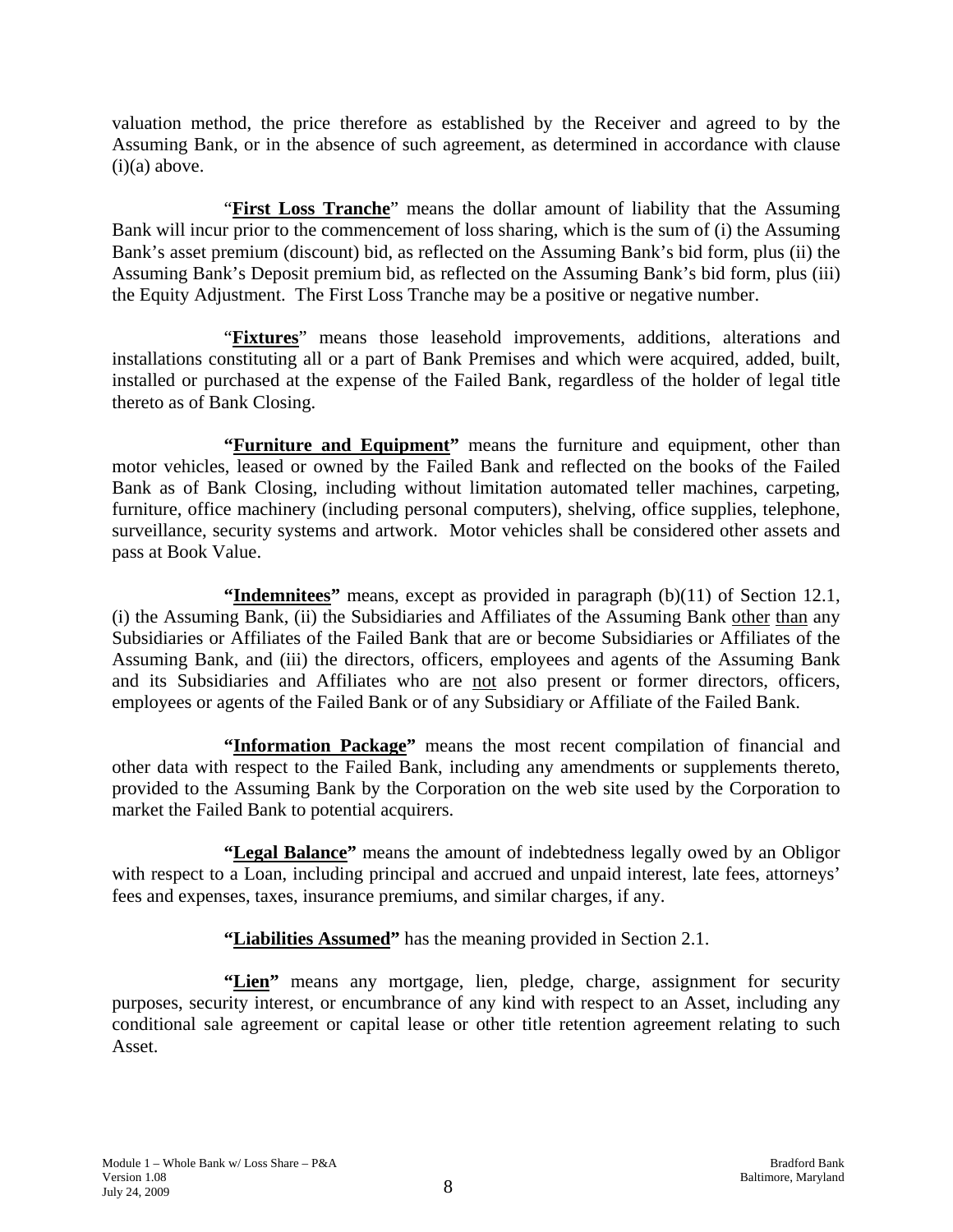valuation method, the price therefore as established by the Receiver and agreed to by the Assuming Bank, or in the absence of such agreement, as determined in accordance with clause (i)(a) above.

"**First Loss Tranche**" means the dollar amount of liability that the Assuming Bank will incur prior to the commencement of loss sharing, which is the sum of (i) the Assuming Bank's asset premium (discount) bid, as reflected on the Assuming Bank's bid form, plus (ii) the Assuming Bank's Deposit premium bid, as reflected on the Assuming Bank's bid form, plus (iii) the Equity Adjustment. The First Loss Tranche may be a positive or negative number.

"**Fixtures**" means those leasehold improvements, additions, alterations and installations constituting all or a part of Bank Premises and which were acquired, added, built, installed or purchased at the expense of the Failed Bank, regardless of the holder of legal title thereto as of Bank Closing.

**"Furniture and Equipment"** means the furniture and equipment, other than motor vehicles, leased or owned by the Failed Bank and reflected on the books of the Failed Bank as of Bank Closing, including without limitation automated teller machines, carpeting, furniture, office machinery (including personal computers), shelving, office supplies, telephone, surveillance, security systems and artwork. Motor vehicles shall be considered other assets and pass at Book Value.

**"Indemnitees"** means, except as provided in paragraph (b)(11) of Section 12.1, (i) the Assuming Bank, (ii) the Subsidiaries and Affiliates of the Assuming Bank other than any Subsidiaries or Affiliates of the Failed Bank that are or become Subsidiaries or Affiliates of the Assuming Bank, and (iii) the directors, officers, employees and agents of the Assuming Bank and its Subsidiaries and Affiliates who are not also present or former directors, officers, employees or agents of the Failed Bank or of any Subsidiary or Affiliate of the Failed Bank.

**"Information Package"** means the most recent compilation of financial and other data with respect to the Failed Bank, including any amendments or supplements thereto, provided to the Assuming Bank by the Corporation on the web site used by the Corporation to market the Failed Bank to potential acquirers.

**"Legal Balance"** means the amount of indebtedness legally owed by an Obligor with respect to a Loan, including principal and accrued and unpaid interest, late fees, attorneys' fees and expenses, taxes, insurance premiums, and similar charges, if any.

**"Liabilities Assumed"** has the meaning provided in Section 2.1.

**"Lien"** means any mortgage, lien, pledge, charge, assignment for security purposes, security interest, or encumbrance of any kind with respect to an Asset, including any conditional sale agreement or capital lease or other title retention agreement relating to such Asset.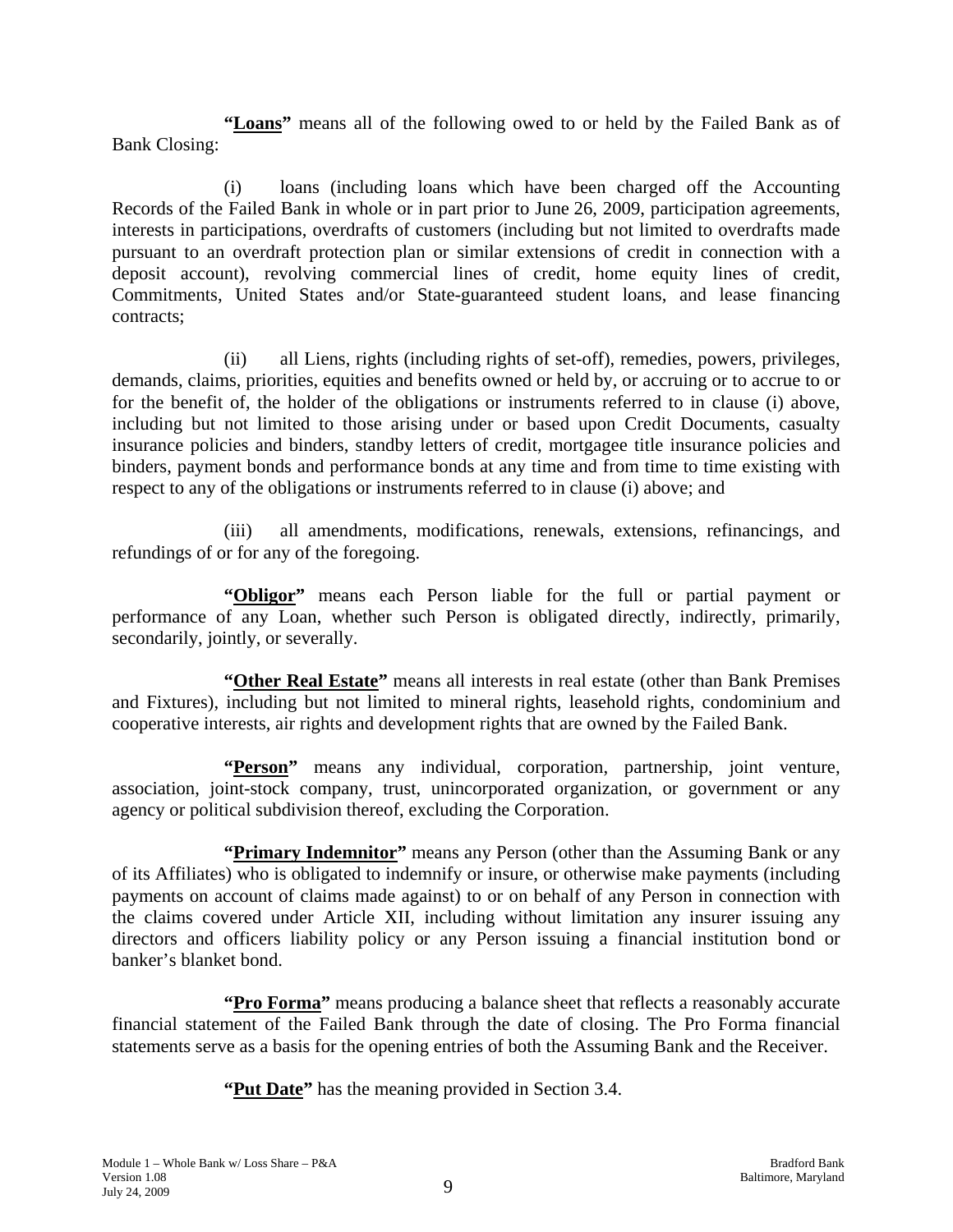**"Loans"** means all of the following owed to or held by the Failed Bank as of Bank Closing:

(i) loans (including loans which have been charged off the Accounting Records of the Failed Bank in whole or in part prior to June 26, 2009, participation agreements, interests in participations, overdrafts of customers (including but not limited to overdrafts made pursuant to an overdraft protection plan or similar extensions of credit in connection with a deposit account), revolving commercial lines of credit, home equity lines of credit, Commitments, United States and/or State-guaranteed student loans, and lease financing contracts;

(ii) all Liens, rights (including rights of set-off), remedies, powers, privileges, demands, claims, priorities, equities and benefits owned or held by, or accruing or to accrue to or for the benefit of, the holder of the obligations or instruments referred to in clause (i) above, including but not limited to those arising under or based upon Credit Documents, casualty insurance policies and binders, standby letters of credit, mortgagee title insurance policies and binders, payment bonds and performance bonds at any time and from time to time existing with respect to any of the obligations or instruments referred to in clause (i) above; and

(iii) all amendments, modifications, renewals, extensions, refinancings, and refundings of or for any of the foregoing.

**"Obligor"** means each Person liable for the full or partial payment or performance of any Loan, whether such Person is obligated directly, indirectly, primarily, secondarily, jointly, or severally.

**"Other Real Estate"** means all interests in real estate (other than Bank Premises and Fixtures), including but not limited to mineral rights, leasehold rights, condominium and cooperative interests, air rights and development rights that are owned by the Failed Bank.

**"Person"** means any individual, corporation, partnership, joint venture, association, joint-stock company, trust, unincorporated organization, or government or any agency or political subdivision thereof, excluding the Corporation.

**"Primary Indemnitor"** means any Person (other than the Assuming Bank or any of its Affiliates) who is obligated to indemnify or insure, or otherwise make payments (including payments on account of claims made against) to or on behalf of any Person in connection with the claims covered under Article XII, including without limitation any insurer issuing any directors and officers liability policy or any Person issuing a financial institution bond or banker's blanket bond.

**"Pro Forma"** means producing a balance sheet that reflects a reasonably accurate financial statement of the Failed Bank through the date of closing. The Pro Forma financial statements serve as a basis for the opening entries of both the Assuming Bank and the Receiver.

**"Put Date"** has the meaning provided in Section 3.4.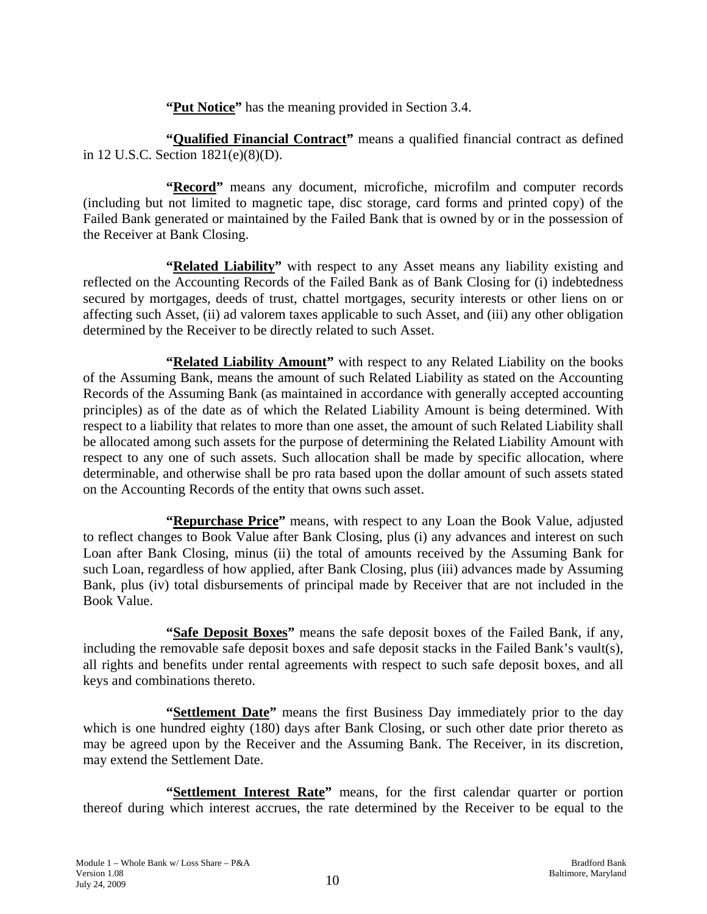**"Put Notice"** has the meaning provided in Section 3.4.

**"Qualified Financial Contract"** means a qualified financial contract as defined in 12 U.S.C. Section 1821(e)(8)(D).

**"Record"** means any document, microfiche, microfilm and computer records (including but not limited to magnetic tape, disc storage, card forms and printed copy) of the Failed Bank generated or maintained by the Failed Bank that is owned by or in the possession of the Receiver at Bank Closing.

**"Related Liability"** with respect to any Asset means any liability existing and reflected on the Accounting Records of the Failed Bank as of Bank Closing for (i) indebtedness secured by mortgages, deeds of trust, chattel mortgages, security interests or other liens on or affecting such Asset, (ii) ad valorem taxes applicable to such Asset, and (iii) any other obligation determined by the Receiver to be directly related to such Asset.

**"Related Liability Amount"** with respect to any Related Liability on the books of the Assuming Bank, means the amount of such Related Liability as stated on the Accounting Records of the Assuming Bank (as maintained in accordance with generally accepted accounting principles) as of the date as of which the Related Liability Amount is being determined. With respect to a liability that relates to more than one asset, the amount of such Related Liability shall be allocated among such assets for the purpose of determining the Related Liability Amount with respect to any one of such assets. Such allocation shall be made by specific allocation, where determinable, and otherwise shall be pro rata based upon the dollar amount of such assets stated on the Accounting Records of the entity that owns such asset.

**"Repurchase Price"** means, with respect to any Loan the Book Value, adjusted to reflect changes to Book Value after Bank Closing, plus (i) any advances and interest on such Loan after Bank Closing, minus (ii) the total of amounts received by the Assuming Bank for such Loan, regardless of how applied, after Bank Closing, plus (iii) advances made by Assuming Bank, plus (iv) total disbursements of principal made by Receiver that are not included in the Book Value.

**"Safe Deposit Boxes"** means the safe deposit boxes of the Failed Bank, if any, including the removable safe deposit boxes and safe deposit stacks in the Failed Bank's vault(s), all rights and benefits under rental agreements with respect to such safe deposit boxes, and all keys and combinations thereto.

**"Settlement Date"** means the first Business Day immediately prior to the day which is one hundred eighty (180) days after Bank Closing, or such other date prior thereto as may be agreed upon by the Receiver and the Assuming Bank. The Receiver, in its discretion, may extend the Settlement Date.

**"Settlement Interest Rate"** means, for the first calendar quarter or portion thereof during which interest accrues, the rate determined by the Receiver to be equal to the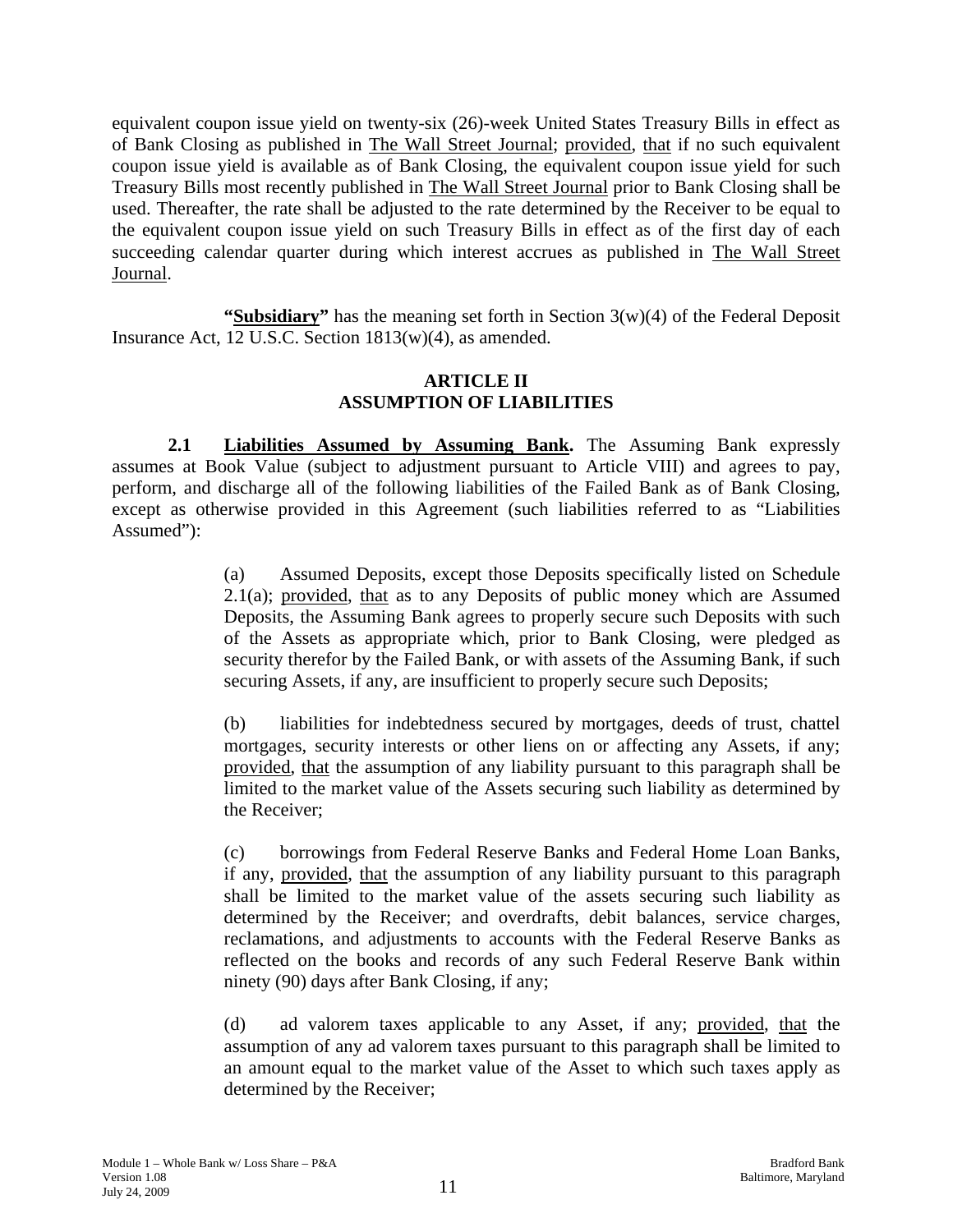equivalent coupon issue yield on twenty-six (26)-week United States Treasury Bills in effect as of Bank Closing as published in The Wall Street Journal; provided, that if no such equivalent coupon issue yield is available as of Bank Closing, the equivalent coupon issue yield for such Treasury Bills most recently published in The Wall Street Journal prior to Bank Closing shall be used. Thereafter, the rate shall be adjusted to the rate determined by the Receiver to be equal to the equivalent coupon issue yield on such Treasury Bills in effect as of the first day of each succeeding calendar quarter during which interest accrues as published in The Wall Street Journal.

**"Subsidiary"** has the meaning set forth in Section 3(w)(4) of the Federal Deposit Insurance Act, 12 U.S.C. Section 1813(w)(4), as amended.

## ARTICLE II
## ASSUMPTION OF LIABILITIES

**2.1 Liabilities Assumed by Assuming Bank.** The Assuming Bank expressly assumes at Book Value (subject to adjustment pursuant to Article VIII) and agrees to pay, perform, and discharge all of the following liabilities of the Failed Bank as of Bank Closing, except as otherwise provided in this Agreement (such liabilities referred to as "Liabilities Assumed"):

(a) Assumed Deposits, except those Deposits specifically listed on Schedule 2.1(a); provided, that as to any Deposits of public money which are Assumed Deposits, the Assuming Bank agrees to properly secure such Deposits with such of the Assets as appropriate which, prior to Bank Closing, were pledged as security therefor by the Failed Bank, or with assets of the Assuming Bank, if such securing Assets, if any, are insufficient to properly secure such Deposits;

(b) liabilities for indebtedness secured by mortgages, deeds of trust, chattel mortgages, security interests or other liens on or affecting any Assets, if any; provided, that the assumption of any liability pursuant to this paragraph shall be limited to the market value of the Assets securing such liability as determined by the Receiver;

(c) borrowings from Federal Reserve Banks and Federal Home Loan Banks, if any, provided, that the assumption of any liability pursuant to this paragraph shall be limited to the market value of the assets securing such liability as determined by the Receiver; and overdrafts, debit balances, service charges, reclamations, and adjustments to accounts with the Federal Reserve Banks as reflected on the books and records of any such Federal Reserve Bank within ninety (90) days after Bank Closing, if any;

(d) ad valorem taxes applicable to any Asset, if any; provided, that the assumption of any ad valorem taxes pursuant to this paragraph shall be limited to an amount equal to the market value of the Asset to which such taxes apply as determined by the Receiver;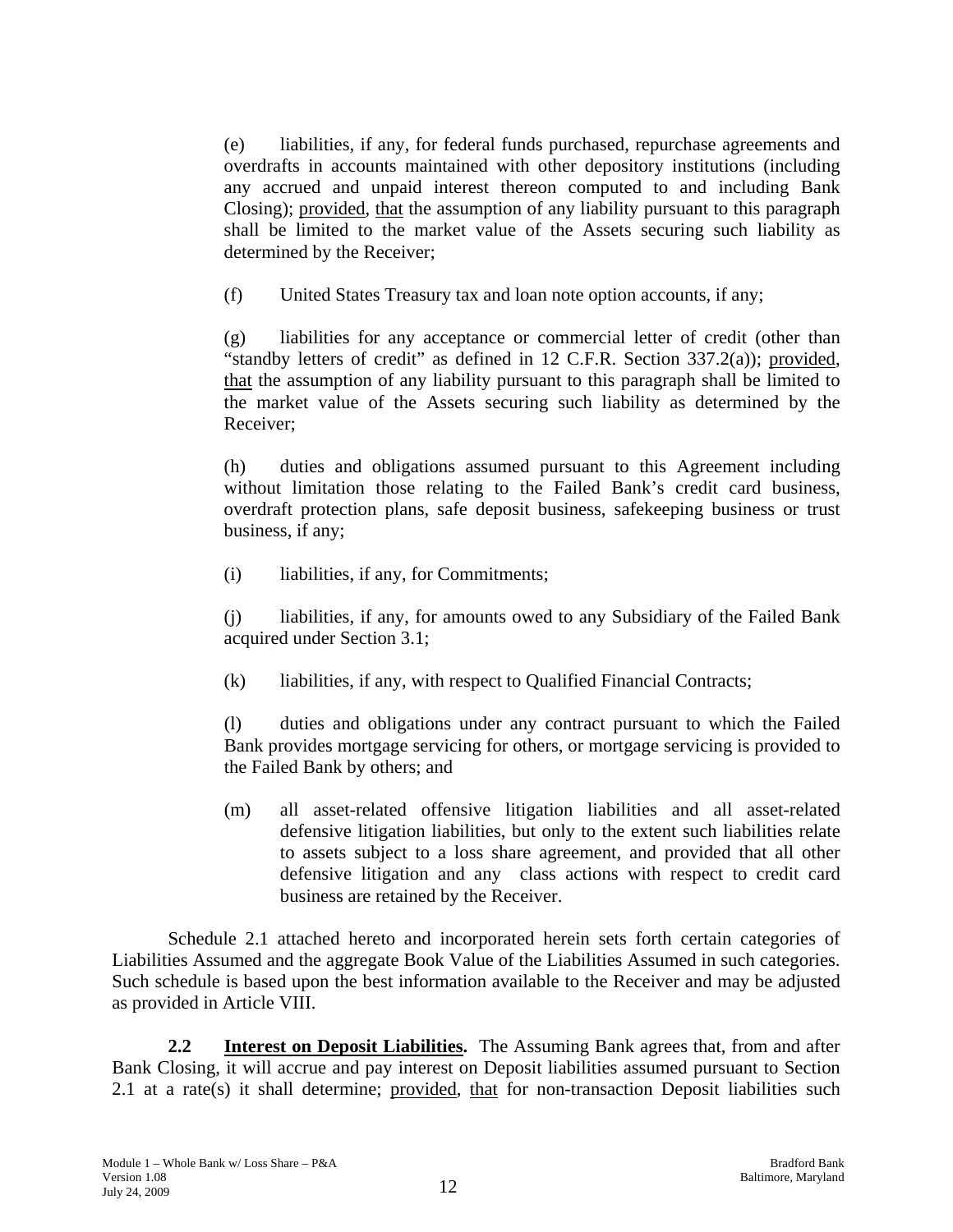(e) liabilities, if any, for federal funds purchased, repurchase agreements and overdrafts in accounts maintained with other depository institutions (including any accrued and unpaid interest thereon computed to and including Bank Closing); provided, that the assumption of any liability pursuant to this paragraph shall be limited to the market value of the Assets securing such liability as determined by the Receiver;

(f) United States Treasury tax and loan note option accounts, if any;

(g) liabilities for any acceptance or commercial letter of credit (other than "standby letters of credit" as defined in 12 C.F.R. Section 337.2(a)); provided, that the assumption of any liability pursuant to this paragraph shall be limited to the market value of the Assets securing such liability as determined by the Receiver;

(h) duties and obligations assumed pursuant to this Agreement including without limitation those relating to the Failed Bank's credit card business, overdraft protection plans, safe deposit business, safekeeping business or trust business, if any;

(i) liabilities, if any, for Commitments;

(j) liabilities, if any, for amounts owed to any Subsidiary of the Failed Bank acquired under Section 3.1;

(k) liabilities, if any, with respect to Qualified Financial Contracts;

(l) duties and obligations under any contract pursuant to which the Failed Bank provides mortgage servicing for others, or mortgage servicing is provided to the Failed Bank by others; and

(m) all asset-related offensive litigation liabilities and all asset-related defensive litigation liabilities, but only to the extent such liabilities relate to assets subject to a loss share agreement, and provided that all other defensive litigation and any class actions with respect to credit card business are retained by the Receiver.

Schedule 2.1 attached hereto and incorporated herein sets forth certain categories of Liabilities Assumed and the aggregate Book Value of the Liabilities Assumed in such categories. Such schedule is based upon the best information available to the Receiver and may be adjusted as provided in Article VIII.

**2.2 Interest on Deposit Liabilities.** The Assuming Bank agrees that, from and after Bank Closing, it will accrue and pay interest on Deposit liabilities assumed pursuant to Section 2.1 at a rate(s) it shall determine; provided, that for non-transaction Deposit liabilities such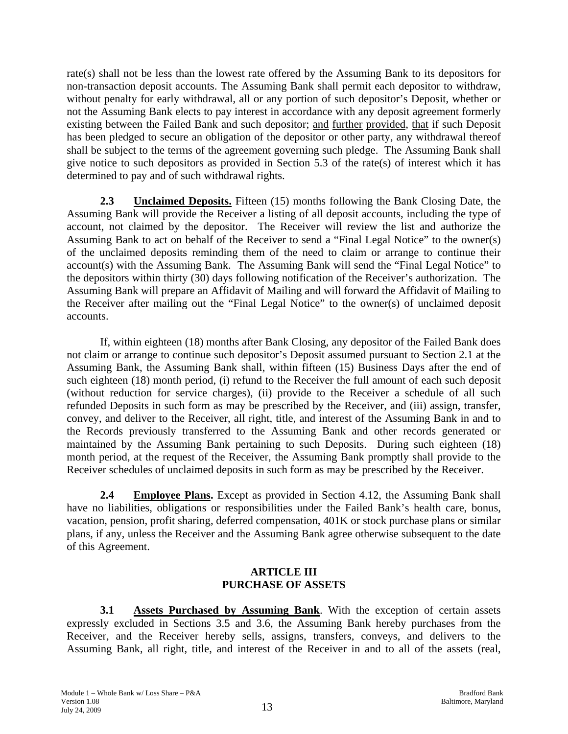rate(s) shall not be less than the lowest rate offered by the Assuming Bank to its depositors for non-transaction deposit accounts. The Assuming Bank shall permit each depositor to withdraw, without penalty for early withdrawal, all or any portion of such depositor's Deposit, whether or not the Assuming Bank elects to pay interest in accordance with any deposit agreement formerly existing between the Failed Bank and such depositor; and further provided, that if such Deposit has been pledged to secure an obligation of the depositor or other party, any withdrawal thereof shall be subject to the terms of the agreement governing such pledge. The Assuming Bank shall give notice to such depositors as provided in Section 5.3 of the rate(s) of interest which it has determined to pay and of such withdrawal rights.

**2.3 Unclaimed Deposits.** Fifteen (15) months following the Bank Closing Date, the Assuming Bank will provide the Receiver a listing of all deposit accounts, including the type of account, not claimed by the depositor. The Receiver will review the list and authorize the Assuming Bank to act on behalf of the Receiver to send a "Final Legal Notice" to the owner(s) of the unclaimed deposits reminding them of the need to claim or arrange to continue their account(s) with the Assuming Bank. The Assuming Bank will send the "Final Legal Notice" to the depositors within thirty (30) days following notification of the Receiver's authorization. The Assuming Bank will prepare an Affidavit of Mailing and will forward the Affidavit of Mailing to the Receiver after mailing out the "Final Legal Notice" to the owner(s) of unclaimed deposit accounts.

If, within eighteen (18) months after Bank Closing, any depositor of the Failed Bank does not claim or arrange to continue such depositor's Deposit assumed pursuant to Section 2.1 at the Assuming Bank, the Assuming Bank shall, within fifteen (15) Business Days after the end of such eighteen (18) month period, (i) refund to the Receiver the full amount of each such deposit (without reduction for service charges), (ii) provide to the Receiver a schedule of all such refunded Deposits in such form as may be prescribed by the Receiver, and (iii) assign, transfer, convey, and deliver to the Receiver, all right, title, and interest of the Assuming Bank in and to the Records previously transferred to the Assuming Bank and other records generated or maintained by the Assuming Bank pertaining to such Deposits. During such eighteen (18) month period, at the request of the Receiver, the Assuming Bank promptly shall provide to the Receiver schedules of unclaimed deposits in such form as may be prescribed by the Receiver.

**2.4 Employee Plans.** Except as provided in Section 4.12, the Assuming Bank shall have no liabilities, obligations or responsibilities under the Failed Bank's health care, bonus, vacation, pension, profit sharing, deferred compensation, 401K or stock purchase plans or similar plans, if any, unless the Receiver and the Assuming Bank agree otherwise subsequent to the date of this Agreement.

## ARTICLE III
## PURCHASE OF ASSETS

**3.1 Assets Purchased by Assuming Bank**. With the exception of certain assets expressly excluded in Sections 3.5 and 3.6, the Assuming Bank hereby purchases from the Receiver, and the Receiver hereby sells, assigns, transfers, conveys, and delivers to the Assuming Bank, all right, title, and interest of the Receiver in and to all of the assets (real,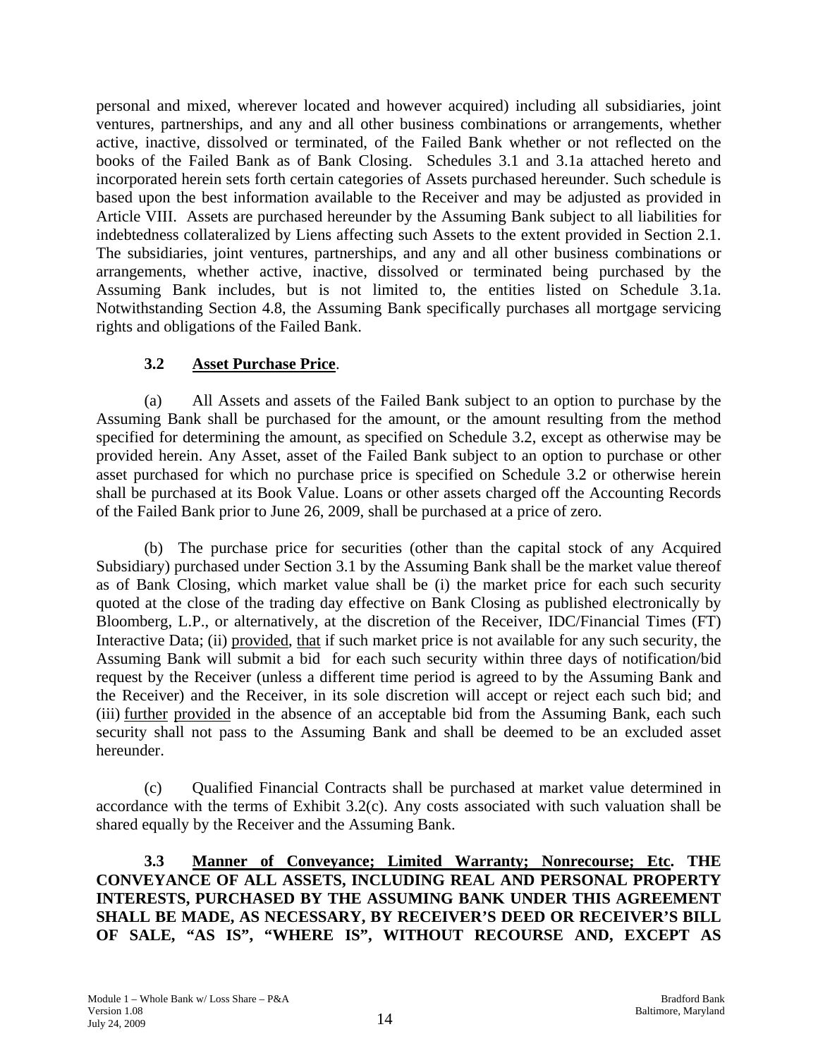personal and mixed, wherever located and however acquired) including all subsidiaries, joint ventures, partnerships, and any and all other business combinations or arrangements, whether active, inactive, dissolved or terminated, of the Failed Bank whether or not reflected on the books of the Failed Bank as of Bank Closing. Schedules 3.1 and 3.1a attached hereto and incorporated herein sets forth certain categories of Assets purchased hereunder. Such schedule is based upon the best information available to the Receiver and may be adjusted as provided in Article VIII. Assets are purchased hereunder by the Assuming Bank subject to all liabilities for indebtedness collateralized by Liens affecting such Assets to the extent provided in Section 2.1. The subsidiaries, joint ventures, partnerships, and any and all other business combinations or arrangements, whether active, inactive, dissolved or terminated being purchased by the Assuming Bank includes, but is not limited to, the entities listed on Schedule 3.1a. Notwithstanding Section 4.8, the Assuming Bank specifically purchases all mortgage servicing rights and obligations of the Failed Bank.

**3.2 Asset Purchase Price**.

(a) All Assets and assets of the Failed Bank subject to an option to purchase by the Assuming Bank shall be purchased for the amount, or the amount resulting from the method specified for determining the amount, as specified on Schedule 3.2, except as otherwise may be provided herein. Any Asset, asset of the Failed Bank subject to an option to purchase or other asset purchased for which no purchase price is specified on Schedule 3.2 or otherwise herein shall be purchased at its Book Value. Loans or other assets charged off the Accounting Records of the Failed Bank prior to June 26, 2009, shall be purchased at a price of zero.

(b) The purchase price for securities (other than the capital stock of any Acquired Subsidiary) purchased under Section 3.1 by the Assuming Bank shall be the market value thereof as of Bank Closing, which market value shall be (i) the market price for each such security quoted at the close of the trading day effective on Bank Closing as published electronically by Bloomberg, L.P., or alternatively, at the discretion of the Receiver, IDC/Financial Times (FT) Interactive Data; (ii) provided, that if such market price is not available for any such security, the Assuming Bank will submit a bid for each such security within three days of notification/bid request by the Receiver (unless a different time period is agreed to by the Assuming Bank and the Receiver) and the Receiver, in its sole discretion will accept or reject each such bid; and (iii) further provided in the absence of an acceptable bid from the Assuming Bank, each such security shall not pass to the Assuming Bank and shall be deemed to be an excluded asset hereunder.

(c) Qualified Financial Contracts shall be purchased at market value determined in accordance with the terms of Exhibit 3.2(c). Any costs associated with such valuation shall be shared equally by the Receiver and the Assuming Bank.

**3.3 Manner of Conveyance; Limited Warranty; Nonrecourse; Etc. THE CONVEYANCE OF ALL ASSETS, INCLUDING REAL AND PERSONAL PROPERTY INTERESTS, PURCHASED BY THE ASSUMING BANK UNDER THIS AGREEMENT SHALL BE MADE, AS NECESSARY, BY RECEIVER'S DEED OR RECEIVER'S BILL OF SALE, "AS IS", "WHERE IS", WITHOUT RECOURSE AND, EXCEPT AS**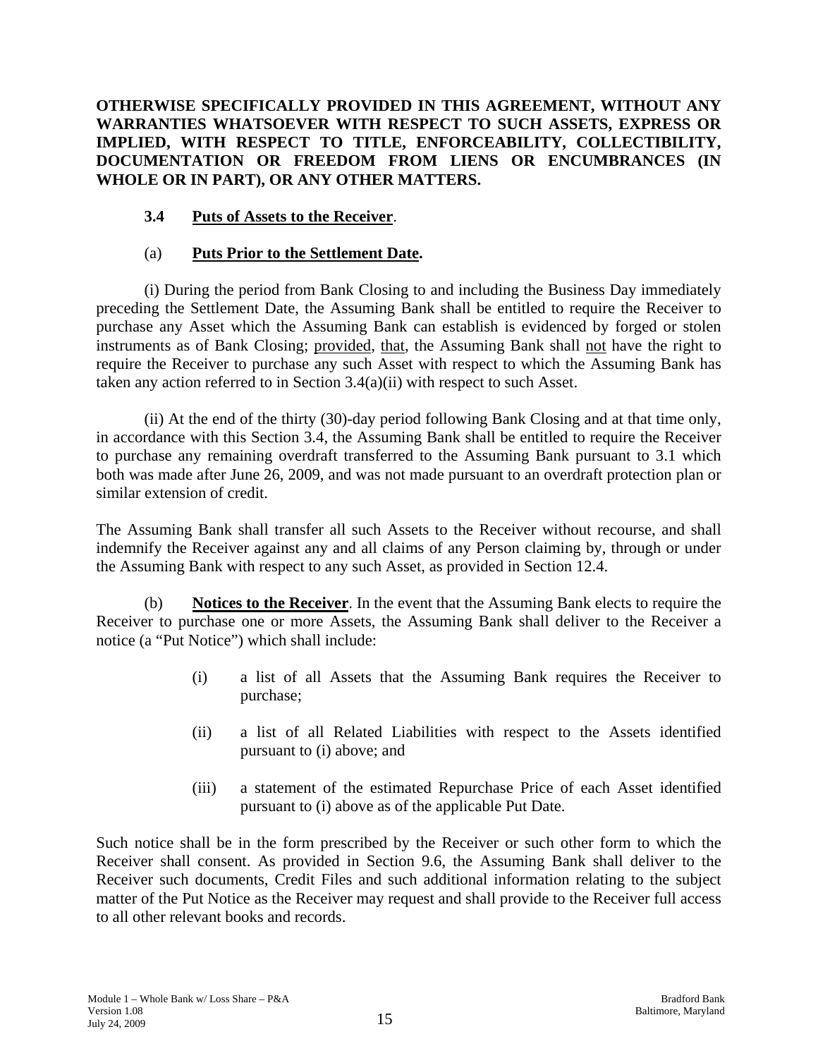**OTHERWISE SPECIFICALLY PROVIDED IN THIS AGREEMENT, WITHOUT ANY WARRANTIES WHATSOEVER WITH RESPECT TO SUCH ASSETS, EXPRESS OR IMPLIED, WITH RESPECT TO TITLE, ENFORCEABILITY, COLLECTIBILITY, DOCUMENTATION OR FREEDOM FROM LIENS OR ENCUMBRANCES (IN WHOLE OR IN PART), OR ANY OTHER MATTERS.**

**3.4 Puts of Assets to the Receiver**.

(a) **Puts Prior to the Settlement Date.**

(i) During the period from Bank Closing to and including the Business Day immediately preceding the Settlement Date, the Assuming Bank shall be entitled to require the Receiver to purchase any Asset which the Assuming Bank can establish is evidenced by forged or stolen instruments as of Bank Closing; provided, that, the Assuming Bank shall not have the right to require the Receiver to purchase any such Asset with respect to which the Assuming Bank has taken any action referred to in Section 3.4(a)(ii) with respect to such Asset.

(ii) At the end of the thirty (30)-day period following Bank Closing and at that time only, in accordance with this Section 3.4, the Assuming Bank shall be entitled to require the Receiver to purchase any remaining overdraft transferred to the Assuming Bank pursuant to 3.1 which both was made after June 26, 2009, and was not made pursuant to an overdraft protection plan or similar extension of credit.

The Assuming Bank shall transfer all such Assets to the Receiver without recourse, and shall indemnify the Receiver against any and all claims of any Person claiming by, through or under the Assuming Bank with respect to any such Asset, as provided in Section 12.4.

(b) **Notices to the Receiver**. In the event that the Assuming Bank elects to require the Receiver to purchase one or more Assets, the Assuming Bank shall deliver to the Receiver a notice (a "Put Notice") which shall include:

(i) a list of all Assets that the Assuming Bank requires the Receiver to purchase;

(ii) a list of all Related Liabilities with respect to the Assets identified pursuant to (i) above; and

(iii) a statement of the estimated Repurchase Price of each Asset identified pursuant to (i) above as of the applicable Put Date.

Such notice shall be in the form prescribed by the Receiver or such other form to which the Receiver shall consent. As provided in Section 9.6, the Assuming Bank shall deliver to the Receiver such documents, Credit Files and such additional information relating to the subject matter of the Put Notice as the Receiver may request and shall provide to the Receiver full access to all other relevant books and records.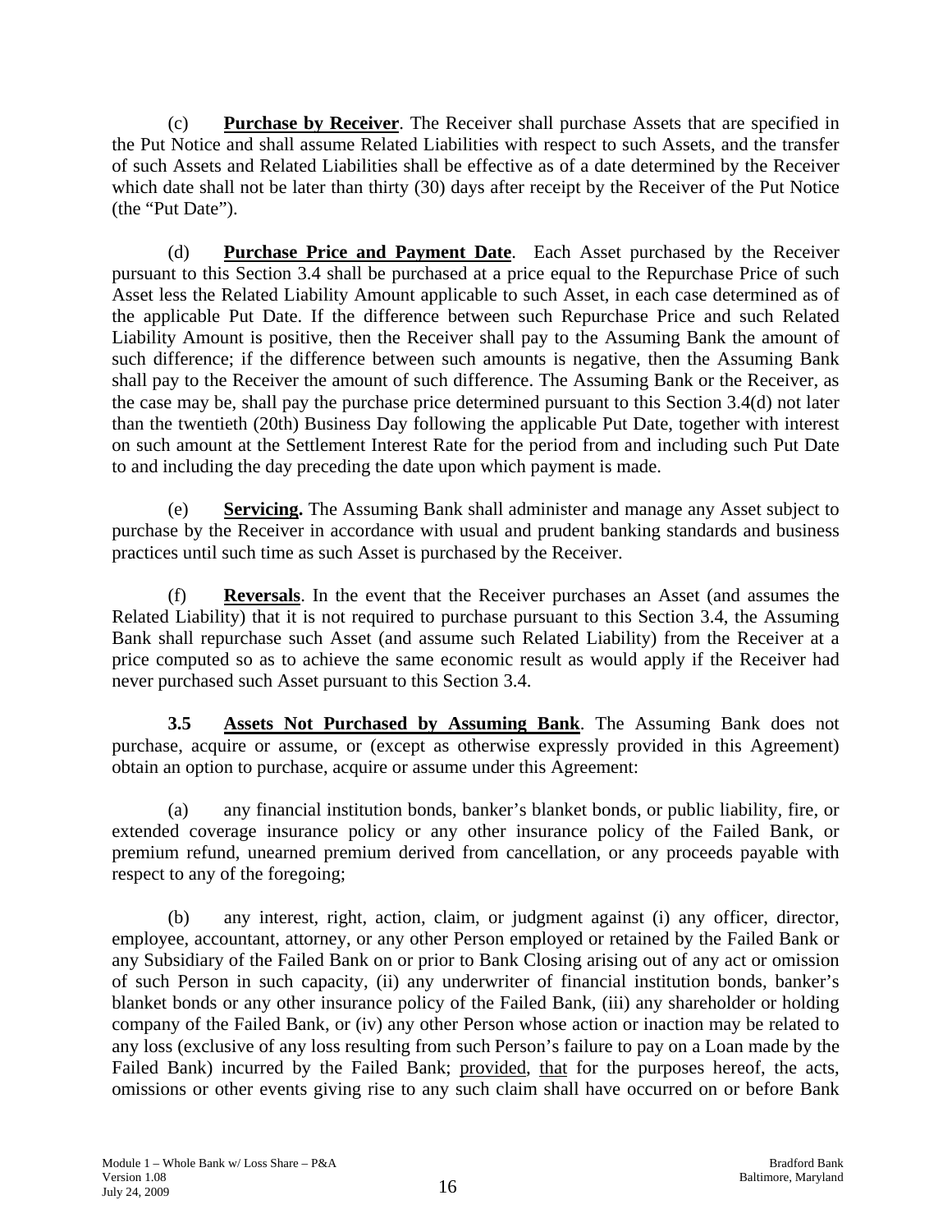(c) **Purchase by Receiver**. The Receiver shall purchase Assets that are specified in the Put Notice and shall assume Related Liabilities with respect to such Assets, and the transfer of such Assets and Related Liabilities shall be effective as of a date determined by the Receiver which date shall not be later than thirty (30) days after receipt by the Receiver of the Put Notice (the "Put Date").

(d) **Purchase Price and Payment Date**. Each Asset purchased by the Receiver pursuant to this Section 3.4 shall be purchased at a price equal to the Repurchase Price of such Asset less the Related Liability Amount applicable to such Asset, in each case determined as of the applicable Put Date. If the difference between such Repurchase Price and such Related Liability Amount is positive, then the Receiver shall pay to the Assuming Bank the amount of such difference; if the difference between such amounts is negative, then the Assuming Bank shall pay to the Receiver the amount of such difference. The Assuming Bank or the Receiver, as the case may be, shall pay the purchase price determined pursuant to this Section 3.4(d) not later than the twentieth (20th) Business Day following the applicable Put Date, together with interest on such amount at the Settlement Interest Rate for the period from and including such Put Date to and including the day preceding the date upon which payment is made.

(e) **Servicing.** The Assuming Bank shall administer and manage any Asset subject to purchase by the Receiver in accordance with usual and prudent banking standards and business practices until such time as such Asset is purchased by the Receiver.

(f) **Reversals**. In the event that the Receiver purchases an Asset (and assumes the Related Liability) that it is not required to purchase pursuant to this Section 3.4, the Assuming Bank shall repurchase such Asset (and assume such Related Liability) from the Receiver at a price computed so as to achieve the same economic result as would apply if the Receiver had never purchased such Asset pursuant to this Section 3.4.

**3.5 Assets Not Purchased by Assuming Bank**. The Assuming Bank does not purchase, acquire or assume, or (except as otherwise expressly provided in this Agreement) obtain an option to purchase, acquire or assume under this Agreement:

(a) any financial institution bonds, banker's blanket bonds, or public liability, fire, or extended coverage insurance policy or any other insurance policy of the Failed Bank, or premium refund, unearned premium derived from cancellation, or any proceeds payable with respect to any of the foregoing;

(b) any interest, right, action, claim, or judgment against (i) any officer, director, employee, accountant, attorney, or any other Person employed or retained by the Failed Bank or any Subsidiary of the Failed Bank on or prior to Bank Closing arising out of any act or omission of such Person in such capacity, (ii) any underwriter of financial institution bonds, banker's blanket bonds or any other insurance policy of the Failed Bank, (iii) any shareholder or holding company of the Failed Bank, or (iv) any other Person whose action or inaction may be related to any loss (exclusive of any loss resulting from such Person's failure to pay on a Loan made by the Failed Bank) incurred by the Failed Bank; provided, that for the purposes hereof, the acts, omissions or other events giving rise to any such claim shall have occurred on or before Bank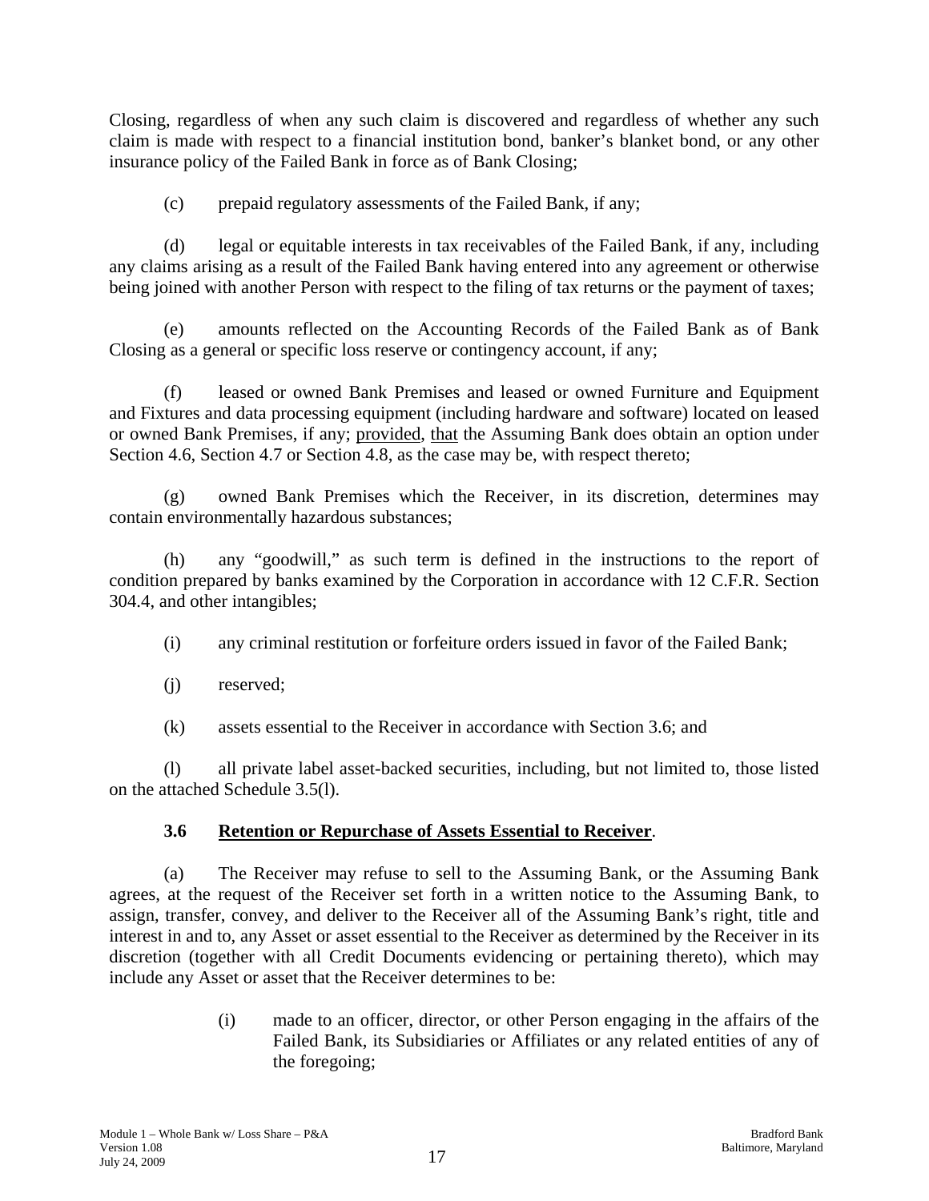Closing, regardless of when any such claim is discovered and regardless of whether any such claim is made with respect to a financial institution bond, banker's blanket bond, or any other insurance policy of the Failed Bank in force as of Bank Closing;

(c) prepaid regulatory assessments of the Failed Bank, if any;

(d) legal or equitable interests in tax receivables of the Failed Bank, if any, including any claims arising as a result of the Failed Bank having entered into any agreement or otherwise being joined with another Person with respect to the filing of tax returns or the payment of taxes;

(e) amounts reflected on the Accounting Records of the Failed Bank as of Bank Closing as a general or specific loss reserve or contingency account, if any;

(f) leased or owned Bank Premises and leased or owned Furniture and Equipment and Fixtures and data processing equipment (including hardware and software) located on leased or owned Bank Premises, if any; provided, that the Assuming Bank does obtain an option under Section 4.6, Section 4.7 or Section 4.8, as the case may be, with respect thereto;

(g) owned Bank Premises which the Receiver, in its discretion, determines may contain environmentally hazardous substances;

(h) any "goodwill," as such term is defined in the instructions to the report of condition prepared by banks examined by the Corporation in accordance with 12 C.F.R. Section 304.4, and other intangibles;

(i) any criminal restitution or forfeiture orders issued in favor of the Failed Bank;

(j) reserved;

(k) assets essential to the Receiver in accordance with Section 3.6; and

(l) all private label asset-backed securities, including, but not limited to, those listed on the attached Schedule 3.5(l).

### 3.6 Retention or Repurchase of Assets Essential to Receiver.

(a) The Receiver may refuse to sell to the Assuming Bank, or the Assuming Bank agrees, at the request of the Receiver set forth in a written notice to the Assuming Bank, to assign, transfer, convey, and deliver to the Receiver all of the Assuming Bank's right, title and interest in and to, any Asset or asset essential to the Receiver as determined by the Receiver in its discretion (together with all Credit Documents evidencing or pertaining thereto), which may include any Asset or asset that the Receiver determines to be:

(i) made to an officer, director, or other Person engaging in the affairs of the Failed Bank, its Subsidiaries or Affiliates or any related entities of any of the foregoing;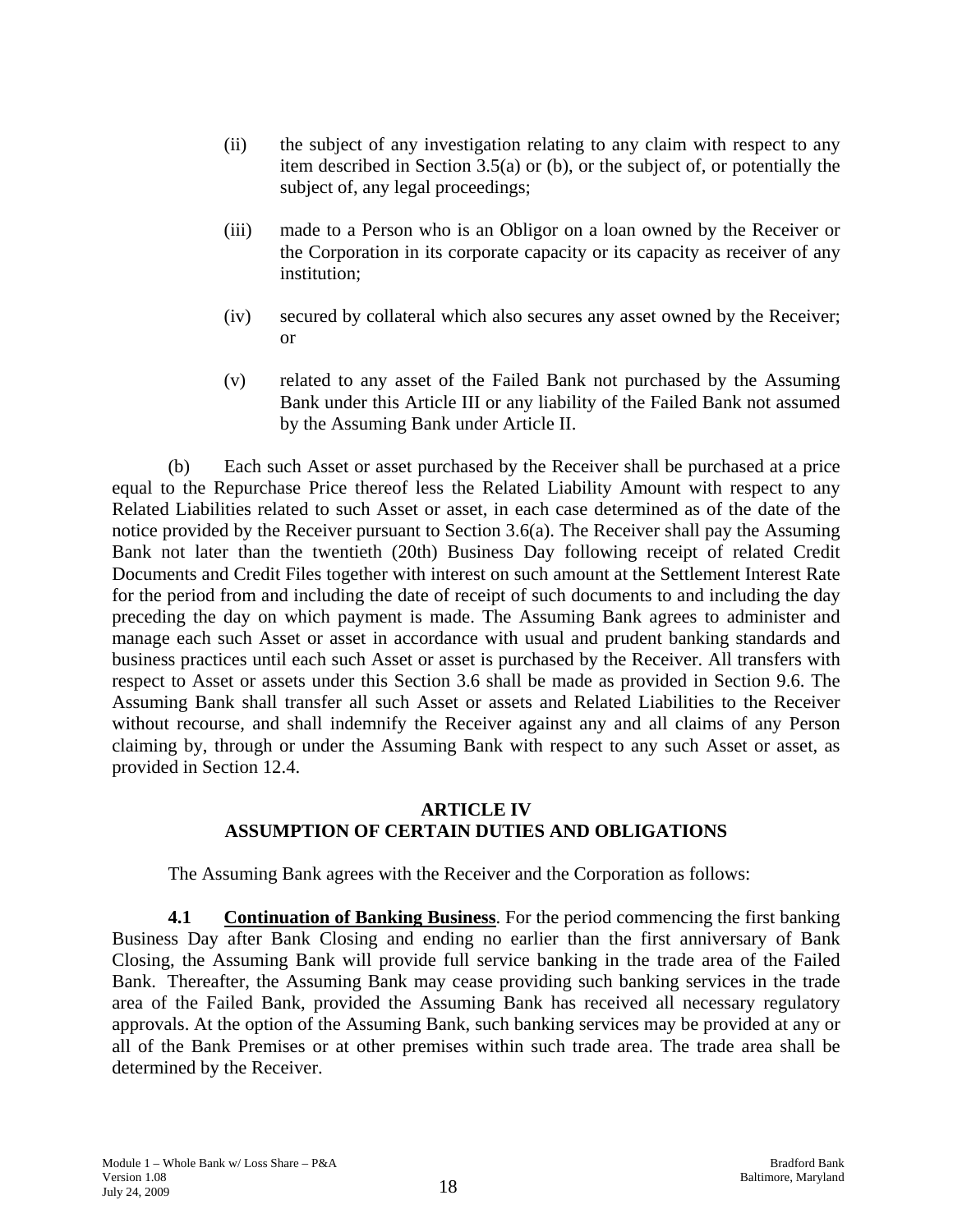(ii) the subject of any investigation relating to any claim with respect to any item described in Section 3.5(a) or (b), or the subject of, or potentially the subject of, any legal proceedings;

(iii) made to a Person who is an Obligor on a loan owned by the Receiver or the Corporation in its corporate capacity or its capacity as receiver of any institution;

(iv) secured by collateral which also secures any asset owned by the Receiver; or

(v) related to any asset of the Failed Bank not purchased by the Assuming Bank under this Article III or any liability of the Failed Bank not assumed by the Assuming Bank under Article II.

(b) Each such Asset or asset purchased by the Receiver shall be purchased at a price equal to the Repurchase Price thereof less the Related Liability Amount with respect to any Related Liabilities related to such Asset or asset, in each case determined as of the date of the notice provided by the Receiver pursuant to Section 3.6(a). The Receiver shall pay the Assuming Bank not later than the twentieth (20th) Business Day following receipt of related Credit Documents and Credit Files together with interest on such amount at the Settlement Interest Rate for the period from and including the date of receipt of such documents to and including the day preceding the day on which payment is made. The Assuming Bank agrees to administer and manage each such Asset or asset in accordance with usual and prudent banking standards and business practices until each such Asset or asset is purchased by the Receiver. All transfers with respect to Asset or assets under this Section 3.6 shall be made as provided in Section 9.6. The Assuming Bank shall transfer all such Asset or assets and Related Liabilities to the Receiver without recourse, and shall indemnify the Receiver against any and all claims of any Person claiming by, through or under the Assuming Bank with respect to any such Asset or asset, as provided in Section 12.4.

## ARTICLE IV
## ASSUMPTION OF CERTAIN DUTIES AND OBLIGATIONS

The Assuming Bank agrees with the Receiver and the Corporation as follows:

**4.1 Continuation of Banking Business**. For the period commencing the first banking Business Day after Bank Closing and ending no earlier than the first anniversary of Bank Closing, the Assuming Bank will provide full service banking in the trade area of the Failed Bank. Thereafter, the Assuming Bank may cease providing such banking services in the trade area of the Failed Bank, provided the Assuming Bank has received all necessary regulatory approvals. At the option of the Assuming Bank, such banking services may be provided at any or all of the Bank Premises or at other premises within such trade area. The trade area shall be determined by the Receiver.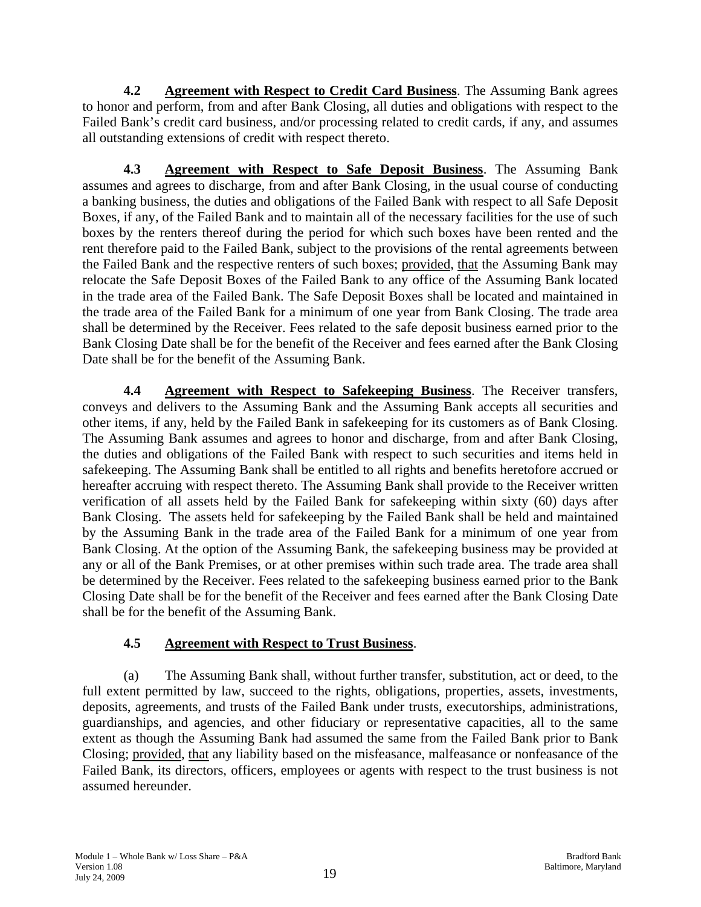**4.2 Agreement with Respect to Credit Card Business**. The Assuming Bank agrees to honor and perform, from and after Bank Closing, all duties and obligations with respect to the Failed Bank's credit card business, and/or processing related to credit cards, if any, and assumes all outstanding extensions of credit with respect thereto.

**4.3 Agreement with Respect to Safe Deposit Business**. The Assuming Bank assumes and agrees to discharge, from and after Bank Closing, in the usual course of conducting a banking business, the duties and obligations of the Failed Bank with respect to all Safe Deposit Boxes, if any, of the Failed Bank and to maintain all of the necessary facilities for the use of such boxes by the renters thereof during the period for which such boxes have been rented and the rent therefore paid to the Failed Bank, subject to the provisions of the rental agreements between the Failed Bank and the respective renters of such boxes; provided, that the Assuming Bank may relocate the Safe Deposit Boxes of the Failed Bank to any office of the Assuming Bank located in the trade area of the Failed Bank. The Safe Deposit Boxes shall be located and maintained in the trade area of the Failed Bank for a minimum of one year from Bank Closing. The trade area shall be determined by the Receiver. Fees related to the safe deposit business earned prior to the Bank Closing Date shall be for the benefit of the Receiver and fees earned after the Bank Closing Date shall be for the benefit of the Assuming Bank.

**4.4 Agreement with Respect to Safekeeping Business**. The Receiver transfers, conveys and delivers to the Assuming Bank and the Assuming Bank accepts all securities and other items, if any, held by the Failed Bank in safekeeping for its customers as of Bank Closing. The Assuming Bank assumes and agrees to honor and discharge, from and after Bank Closing, the duties and obligations of the Failed Bank with respect to such securities and items held in safekeeping. The Assuming Bank shall be entitled to all rights and benefits heretofore accrued or hereafter accruing with respect thereto. The Assuming Bank shall provide to the Receiver written verification of all assets held by the Failed Bank for safekeeping within sixty (60) days after Bank Closing. The assets held for safekeeping by the Failed Bank shall be held and maintained by the Assuming Bank in the trade area of the Failed Bank for a minimum of one year from Bank Closing. At the option of the Assuming Bank, the safekeeping business may be provided at any or all of the Bank Premises, or at other premises within such trade area. The trade area shall be determined by the Receiver. Fees related to the safekeeping business earned prior to the Bank Closing Date shall be for the benefit of the Receiver and fees earned after the Bank Closing Date shall be for the benefit of the Assuming Bank.

**4.5 Agreement with Respect to Trust Business**.

(a) The Assuming Bank shall, without further transfer, substitution, act or deed, to the full extent permitted by law, succeed to the rights, obligations, properties, assets, investments, deposits, agreements, and trusts of the Failed Bank under trusts, executorships, administrations, guardianships, and agencies, and other fiduciary or representative capacities, all to the same extent as though the Assuming Bank had assumed the same from the Failed Bank prior to Bank Closing; provided, that any liability based on the misfeasance, malfeasance or nonfeasance of the Failed Bank, its directors, officers, employees or agents with respect to the trust business is not assumed hereunder.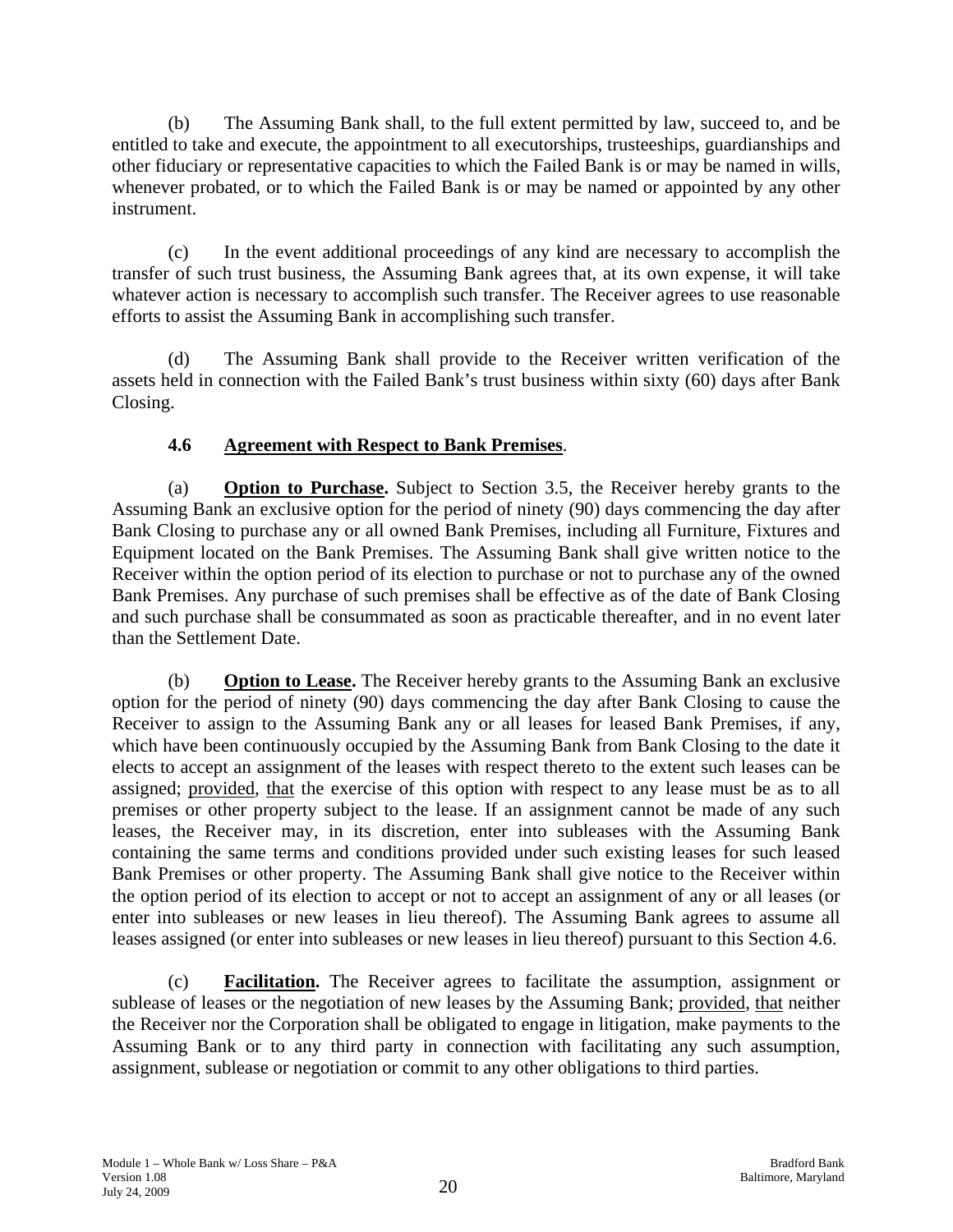(b) The Assuming Bank shall, to the full extent permitted by law, succeed to, and be entitled to take and execute, the appointment to all executorships, trusteeships, guardianships and other fiduciary or representative capacities to which the Failed Bank is or may be named in wills, whenever probated, or to which the Failed Bank is or may be named or appointed by any other instrument.

(c) In the event additional proceedings of any kind are necessary to accomplish the transfer of such trust business, the Assuming Bank agrees that, at its own expense, it will take whatever action is necessary to accomplish such transfer. The Receiver agrees to use reasonable efforts to assist the Assuming Bank in accomplishing such transfer.

(d) The Assuming Bank shall provide to the Receiver written verification of the assets held in connection with the Failed Bank's trust business within sixty (60) days after Bank Closing.

**4.6 Agreement with Respect to Bank Premises**.

(a) **Option to Purchase.** Subject to Section 3.5, the Receiver hereby grants to the Assuming Bank an exclusive option for the period of ninety (90) days commencing the day after Bank Closing to purchase any or all owned Bank Premises, including all Furniture, Fixtures and Equipment located on the Bank Premises. The Assuming Bank shall give written notice to the Receiver within the option period of its election to purchase or not to purchase any of the owned Bank Premises. Any purchase of such premises shall be effective as of the date of Bank Closing and such purchase shall be consummated as soon as practicable thereafter, and in no event later than the Settlement Date.

(b) **Option to Lease.** The Receiver hereby grants to the Assuming Bank an exclusive option for the period of ninety (90) days commencing the day after Bank Closing to cause the Receiver to assign to the Assuming Bank any or all leases for leased Bank Premises, if any, which have been continuously occupied by the Assuming Bank from Bank Closing to the date it elects to accept an assignment of the leases with respect thereto to the extent such leases can be assigned; provided, that the exercise of this option with respect to any lease must be as to all premises or other property subject to the lease. If an assignment cannot be made of any such leases, the Receiver may, in its discretion, enter into subleases with the Assuming Bank containing the same terms and conditions provided under such existing leases for such leased Bank Premises or other property. The Assuming Bank shall give notice to the Receiver within the option period of its election to accept or not to accept an assignment of any or all leases (or enter into subleases or new leases in lieu thereof). The Assuming Bank agrees to assume all leases assigned (or enter into subleases or new leases in lieu thereof) pursuant to this Section 4.6.

(c) **Facilitation.** The Receiver agrees to facilitate the assumption, assignment or sublease of leases or the negotiation of new leases by the Assuming Bank; provided, that neither the Receiver nor the Corporation shall be obligated to engage in litigation, make payments to the Assuming Bank or to any third party in connection with facilitating any such assumption, assignment, sublease or negotiation or commit to any other obligations to third parties.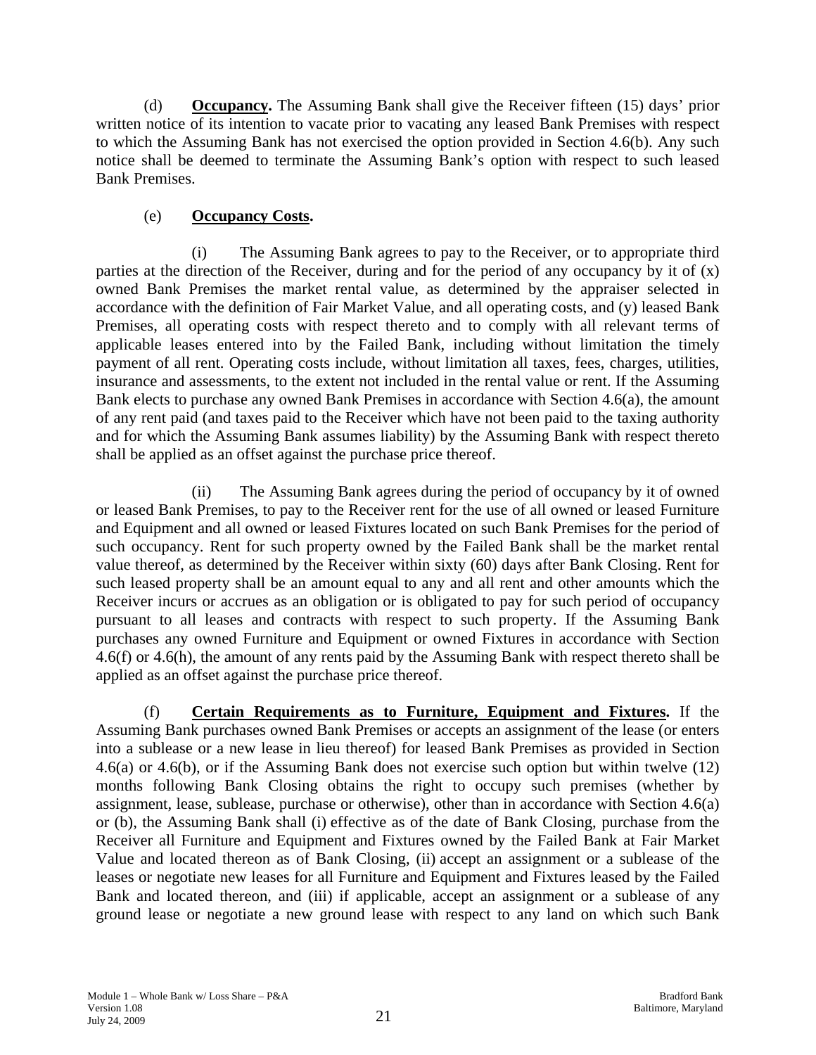(d) **Occupancy.** The Assuming Bank shall give the Receiver fifteen (15) days' prior written notice of its intention to vacate prior to vacating any leased Bank Premises with respect to which the Assuming Bank has not exercised the option provided in Section 4.6(b). Any such notice shall be deemed to terminate the Assuming Bank's option with respect to such leased Bank Premises.

(e) **Occupancy Costs.**

(i) The Assuming Bank agrees to pay to the Receiver, or to appropriate third parties at the direction of the Receiver, during and for the period of any occupancy by it of (x) owned Bank Premises the market rental value, as determined by the appraiser selected in accordance with the definition of Fair Market Value, and all operating costs, and (y) leased Bank Premises, all operating costs with respect thereto and to comply with all relevant terms of applicable leases entered into by the Failed Bank, including without limitation the timely payment of all rent. Operating costs include, without limitation all taxes, fees, charges, utilities, insurance and assessments, to the extent not included in the rental value or rent. If the Assuming Bank elects to purchase any owned Bank Premises in accordance with Section 4.6(a), the amount of any rent paid (and taxes paid to the Receiver which have not been paid to the taxing authority and for which the Assuming Bank assumes liability) by the Assuming Bank with respect thereto shall be applied as an offset against the purchase price thereof.

(ii) The Assuming Bank agrees during the period of occupancy by it of owned or leased Bank Premises, to pay to the Receiver rent for the use of all owned or leased Furniture and Equipment and all owned or leased Fixtures located on such Bank Premises for the period of such occupancy. Rent for such property owned by the Failed Bank shall be the market rental value thereof, as determined by the Receiver within sixty (60) days after Bank Closing. Rent for such leased property shall be an amount equal to any and all rent and other amounts which the Receiver incurs or accrues as an obligation or is obligated to pay for such period of occupancy pursuant to all leases and contracts with respect to such property. If the Assuming Bank purchases any owned Furniture and Equipment or owned Fixtures in accordance with Section 4.6(f) or 4.6(h), the amount of any rents paid by the Assuming Bank with respect thereto shall be applied as an offset against the purchase price thereof.

(f) **Certain Requirements as to Furniture, Equipment and Fixtures.** If the Assuming Bank purchases owned Bank Premises or accepts an assignment of the lease (or enters into a sublease or a new lease in lieu thereof) for leased Bank Premises as provided in Section 4.6(a) or 4.6(b), or if the Assuming Bank does not exercise such option but within twelve (12) months following Bank Closing obtains the right to occupy such premises (whether by assignment, lease, sublease, purchase or otherwise), other than in accordance with Section 4.6(a) or (b), the Assuming Bank shall (i) effective as of the date of Bank Closing, purchase from the Receiver all Furniture and Equipment and Fixtures owned by the Failed Bank at Fair Market Value and located thereon as of Bank Closing, (ii) accept an assignment or a sublease of the leases or negotiate new leases for all Furniture and Equipment and Fixtures leased by the Failed Bank and located thereon, and (iii) if applicable, accept an assignment or a sublease of any ground lease or negotiate a new ground lease with respect to any land on which such Bank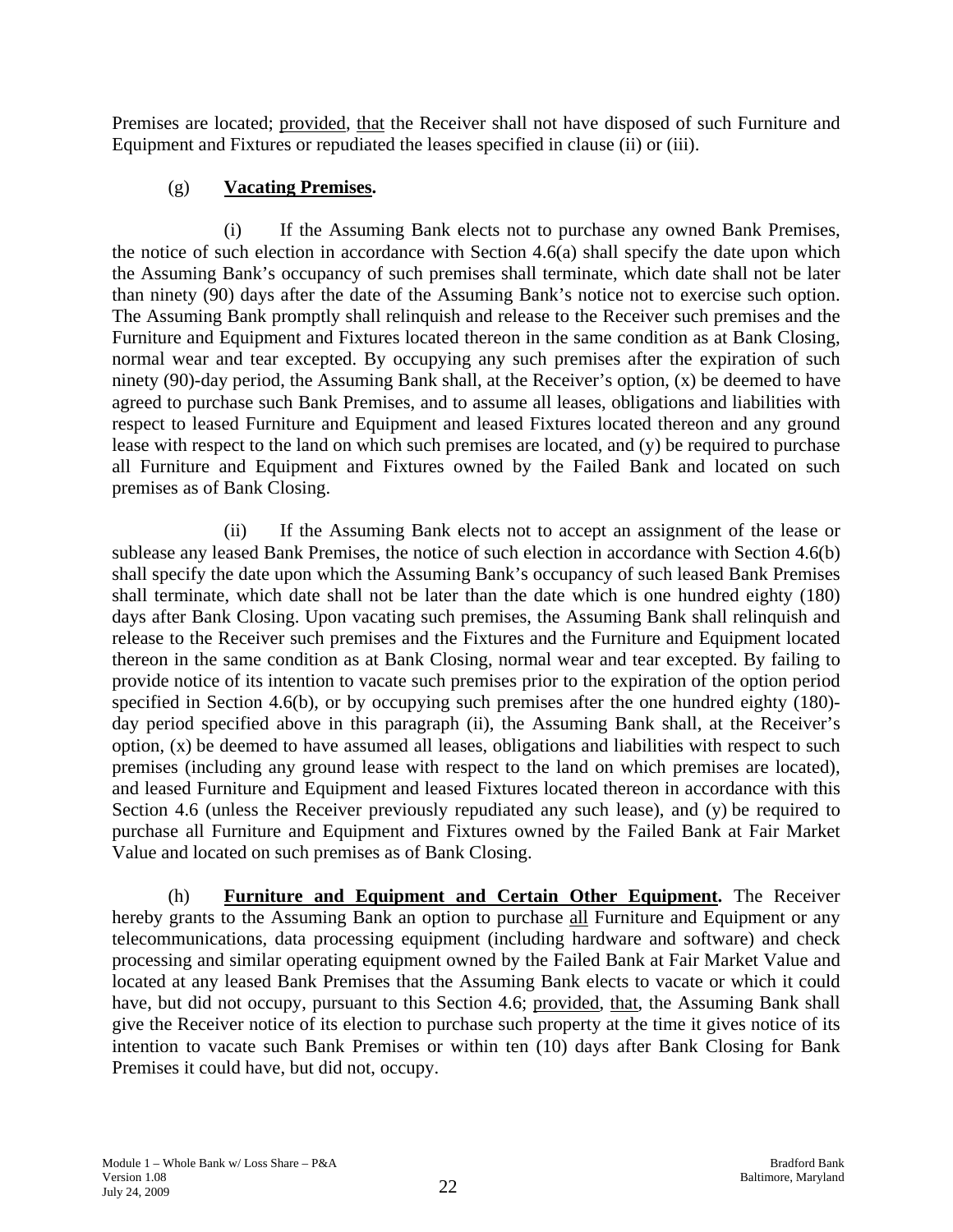Premises are located; provided, that the Receiver shall not have disposed of such Furniture and Equipment and Fixtures or repudiated the leases specified in clause (ii) or (iii).

(g) **Vacating Premises.**

(i) If the Assuming Bank elects not to purchase any owned Bank Premises, the notice of such election in accordance with Section 4.6(a) shall specify the date upon which the Assuming Bank's occupancy of such premises shall terminate, which date shall not be later than ninety (90) days after the date of the Assuming Bank's notice not to exercise such option. The Assuming Bank promptly shall relinquish and release to the Receiver such premises and the Furniture and Equipment and Fixtures located thereon in the same condition as at Bank Closing, normal wear and tear excepted. By occupying any such premises after the expiration of such ninety (90)-day period, the Assuming Bank shall, at the Receiver's option, (x) be deemed to have agreed to purchase such Bank Premises, and to assume all leases, obligations and liabilities with respect to leased Furniture and Equipment and leased Fixtures located thereon and any ground lease with respect to the land on which such premises are located, and (y) be required to purchase all Furniture and Equipment and Fixtures owned by the Failed Bank and located on such premises as of Bank Closing.

(ii) If the Assuming Bank elects not to accept an assignment of the lease or sublease any leased Bank Premises, the notice of such election in accordance with Section 4.6(b) shall specify the date upon which the Assuming Bank's occupancy of such leased Bank Premises shall terminate, which date shall not be later than the date which is one hundred eighty (180) days after Bank Closing. Upon vacating such premises, the Assuming Bank shall relinquish and release to the Receiver such premises and the Fixtures and the Furniture and Equipment located thereon in the same condition as at Bank Closing, normal wear and tear excepted. By failing to provide notice of its intention to vacate such premises prior to the expiration of the option period specified in Section 4.6(b), or by occupying such premises after the one hundred eighty (180)-day period specified above in this paragraph (ii), the Assuming Bank shall, at the Receiver's option, (x) be deemed to have assumed all leases, obligations and liabilities with respect to such premises (including any ground lease with respect to the land on which premises are located), and leased Furniture and Equipment and leased Fixtures located thereon in accordance with this Section 4.6 (unless the Receiver previously repudiated any such lease), and (y) be required to purchase all Furniture and Equipment and Fixtures owned by the Failed Bank at Fair Market Value and located on such premises as of Bank Closing.

(h) **Furniture and Equipment and Certain Other Equipment.** The Receiver hereby grants to the Assuming Bank an option to purchase all Furniture and Equipment or any telecommunications, data processing equipment (including hardware and software) and check processing and similar operating equipment owned by the Failed Bank at Fair Market Value and located at any leased Bank Premises that the Assuming Bank elects to vacate or which it could have, but did not occupy, pursuant to this Section 4.6; provided, that, the Assuming Bank shall give the Receiver notice of its election to purchase such property at the time it gives notice of its intention to vacate such Bank Premises or within ten (10) days after Bank Closing for Bank Premises it could have, but did not, occupy.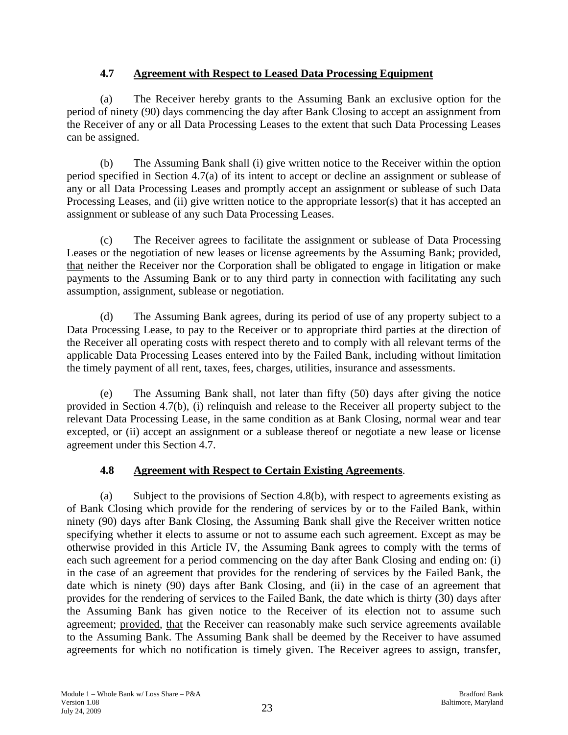### 4.7 Agreement with Respect to Leased Data Processing Equipment

(a) The Receiver hereby grants to the Assuming Bank an exclusive option for the period of ninety (90) days commencing the day after Bank Closing to accept an assignment from the Receiver of any or all Data Processing Leases to the extent that such Data Processing Leases can be assigned.

(b) The Assuming Bank shall (i) give written notice to the Receiver within the option period specified in Section 4.7(a) of its intent to accept or decline an assignment or sublease of any or all Data Processing Leases and promptly accept an assignment or sublease of such Data Processing Leases, and (ii) give written notice to the appropriate lessor(s) that it has accepted an assignment or sublease of any such Data Processing Leases.

(c) The Receiver agrees to facilitate the assignment or sublease of Data Processing Leases or the negotiation of new leases or license agreements by the Assuming Bank; provided, that neither the Receiver nor the Corporation shall be obligated to engage in litigation or make payments to the Assuming Bank or to any third party in connection with facilitating any such assumption, assignment, sublease or negotiation.

(d) The Assuming Bank agrees, during its period of use of any property subject to a Data Processing Lease, to pay to the Receiver or to appropriate third parties at the direction of the Receiver all operating costs with respect thereto and to comply with all relevant terms of the applicable Data Processing Leases entered into by the Failed Bank, including without limitation the timely payment of all rent, taxes, fees, charges, utilities, insurance and assessments.

(e) The Assuming Bank shall, not later than fifty (50) days after giving the notice provided in Section 4.7(b), (i) relinquish and release to the Receiver all property subject to the relevant Data Processing Lease, in the same condition as at Bank Closing, normal wear and tear excepted, or (ii) accept an assignment or a sublease thereof or negotiate a new lease or license agreement under this Section 4.7.

### 4.8 Agreement with Respect to Certain Existing Agreements.

(a) Subject to the provisions of Section 4.8(b), with respect to agreements existing as of Bank Closing which provide for the rendering of services by or to the Failed Bank, within ninety (90) days after Bank Closing, the Assuming Bank shall give the Receiver written notice specifying whether it elects to assume or not to assume each such agreement. Except as may be otherwise provided in this Article IV, the Assuming Bank agrees to comply with the terms of each such agreement for a period commencing on the day after Bank Closing and ending on: (i) in the case of an agreement that provides for the rendering of services by the Failed Bank, the date which is ninety (90) days after Bank Closing, and (ii) in the case of an agreement that provides for the rendering of services to the Failed Bank, the date which is thirty (30) days after the Assuming Bank has given notice to the Receiver of its election not to assume such agreement; provided, that the Receiver can reasonably make such service agreements available to the Assuming Bank. The Assuming Bank shall be deemed by the Receiver to have assumed agreements for which no notification is timely given. The Receiver agrees to assign, transfer,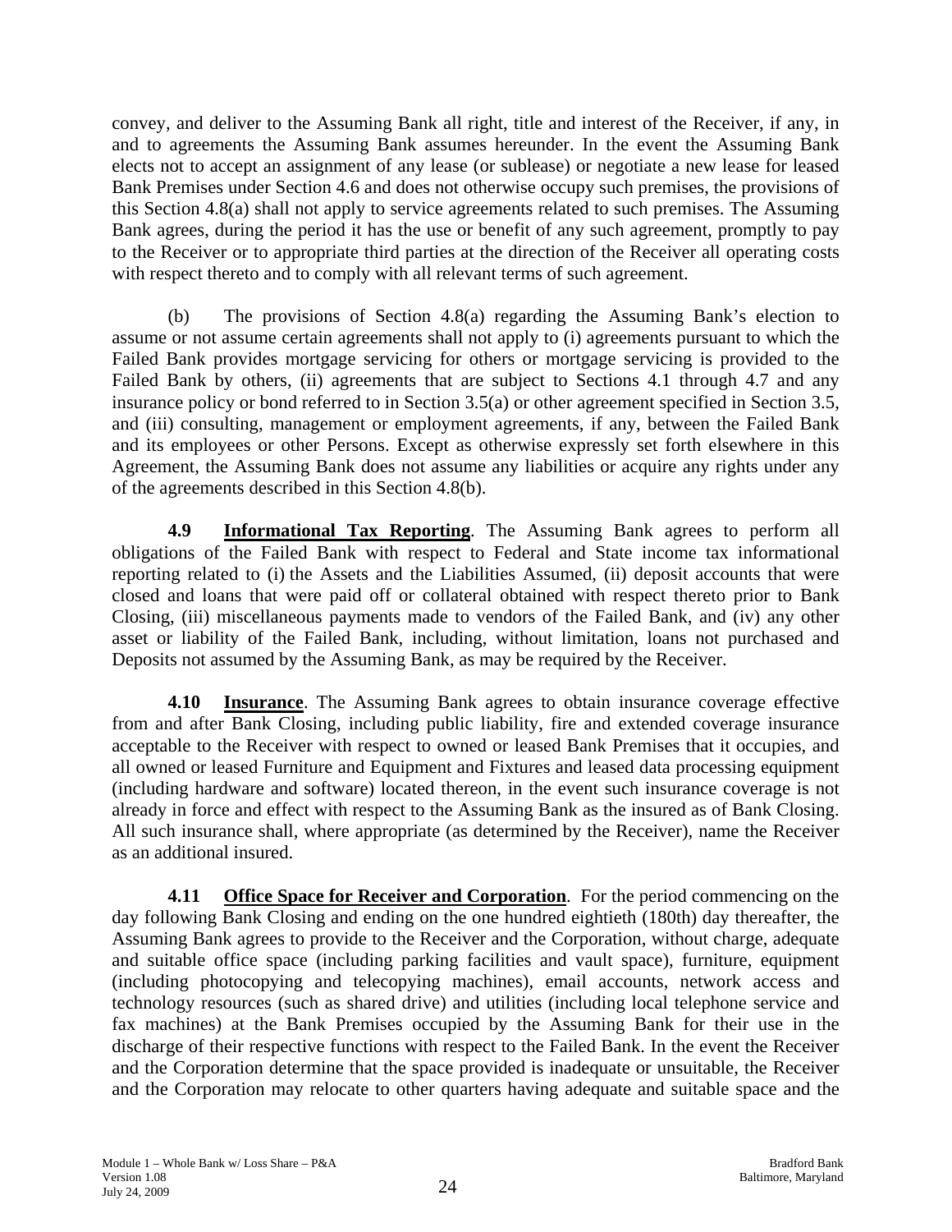convey, and deliver to the Assuming Bank all right, title and interest of the Receiver, if any, in and to agreements the Assuming Bank assumes hereunder. In the event the Assuming Bank elects not to accept an assignment of any lease (or sublease) or negotiate a new lease for leased Bank Premises under Section 4.6 and does not otherwise occupy such premises, the provisions of this Section 4.8(a) shall not apply to service agreements related to such premises. The Assuming Bank agrees, during the period it has the use or benefit of any such agreement, promptly to pay to the Receiver or to appropriate third parties at the direction of the Receiver all operating costs with respect thereto and to comply with all relevant terms of such agreement.

(b) The provisions of Section 4.8(a) regarding the Assuming Bank's election to assume or not assume certain agreements shall not apply to (i) agreements pursuant to which the Failed Bank provides mortgage servicing for others or mortgage servicing is provided to the Failed Bank by others, (ii) agreements that are subject to Sections 4.1 through 4.7 and any insurance policy or bond referred to in Section 3.5(a) or other agreement specified in Section 3.5, and (iii) consulting, management or employment agreements, if any, between the Failed Bank and its employees or other Persons. Except as otherwise expressly set forth elsewhere in this Agreement, the Assuming Bank does not assume any liabilities or acquire any rights under any of the agreements described in this Section 4.8(b).

**4.9 Informational Tax Reporting**. The Assuming Bank agrees to perform all obligations of the Failed Bank with respect to Federal and State income tax informational reporting related to (i) the Assets and the Liabilities Assumed, (ii) deposit accounts that were closed and loans that were paid off or collateral obtained with respect thereto prior to Bank Closing, (iii) miscellaneous payments made to vendors of the Failed Bank, and (iv) any other asset or liability of the Failed Bank, including, without limitation, loans not purchased and Deposits not assumed by the Assuming Bank, as may be required by the Receiver.

**4.10 Insurance**. The Assuming Bank agrees to obtain insurance coverage effective from and after Bank Closing, including public liability, fire and extended coverage insurance acceptable to the Receiver with respect to owned or leased Bank Premises that it occupies, and all owned or leased Furniture and Equipment and Fixtures and leased data processing equipment (including hardware and software) located thereon, in the event such insurance coverage is not already in force and effect with respect to the Assuming Bank as the insured as of Bank Closing. All such insurance shall, where appropriate (as determined by the Receiver), name the Receiver as an additional insured.

**4.11 Office Space for Receiver and Corporation**. For the period commencing on the day following Bank Closing and ending on the one hundred eightieth (180th) day thereafter, the Assuming Bank agrees to provide to the Receiver and the Corporation, without charge, adequate and suitable office space (including parking facilities and vault space), furniture, equipment (including photocopying and telecopying machines), email accounts, network access and technology resources (such as shared drive) and utilities (including local telephone service and fax machines) at the Bank Premises occupied by the Assuming Bank for their use in the discharge of their respective functions with respect to the Failed Bank. In the event the Receiver and the Corporation determine that the space provided is inadequate or unsuitable, the Receiver and the Corporation may relocate to other quarters having adequate and suitable space and the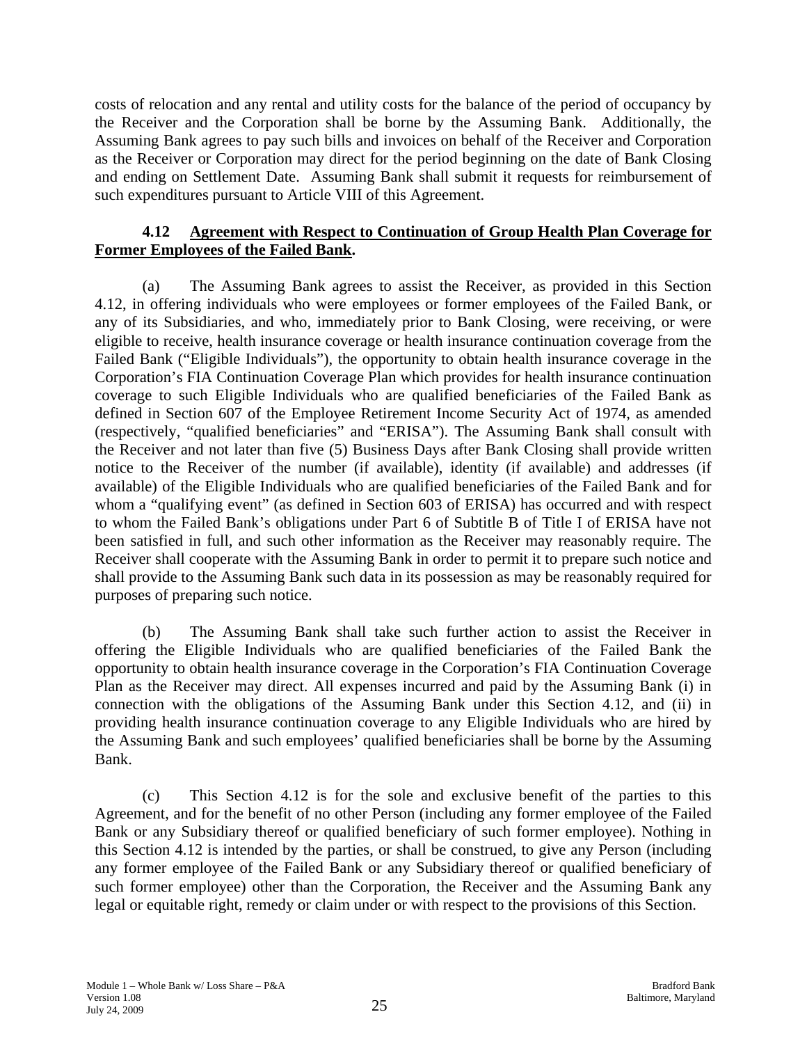costs of relocation and any rental and utility costs for the balance of the period of occupancy by the Receiver and the Corporation shall be borne by the Assuming Bank. Additionally, the Assuming Bank agrees to pay such bills and invoices on behalf of the Receiver and Corporation as the Receiver or Corporation may direct for the period beginning on the date of Bank Closing and ending on Settlement Date. Assuming Bank shall submit it requests for reimbursement of such expenditures pursuant to Article VIII of this Agreement.

**4.12 Agreement with Respect to Continuation of Group Health Plan Coverage for Former Employees of the Failed Bank.**

(a) The Assuming Bank agrees to assist the Receiver, as provided in this Section 4.12, in offering individuals who were employees or former employees of the Failed Bank, or any of its Subsidiaries, and who, immediately prior to Bank Closing, were receiving, or were eligible to receive, health insurance coverage or health insurance continuation coverage from the Failed Bank ("Eligible Individuals"), the opportunity to obtain health insurance coverage in the Corporation's FIA Continuation Coverage Plan which provides for health insurance continuation coverage to such Eligible Individuals who are qualified beneficiaries of the Failed Bank as defined in Section 607 of the Employee Retirement Income Security Act of 1974, as amended (respectively, "qualified beneficiaries" and "ERISA"). The Assuming Bank shall consult with the Receiver and not later than five (5) Business Days after Bank Closing shall provide written notice to the Receiver of the number (if available), identity (if available) and addresses (if available) of the Eligible Individuals who are qualified beneficiaries of the Failed Bank and for whom a "qualifying event" (as defined in Section 603 of ERISA) has occurred and with respect to whom the Failed Bank's obligations under Part 6 of Subtitle B of Title I of ERISA have not been satisfied in full, and such other information as the Receiver may reasonably require. The Receiver shall cooperate with the Assuming Bank in order to permit it to prepare such notice and shall provide to the Assuming Bank such data in its possession as may be reasonably required for purposes of preparing such notice.

(b) The Assuming Bank shall take such further action to assist the Receiver in offering the Eligible Individuals who are qualified beneficiaries of the Failed Bank the opportunity to obtain health insurance coverage in the Corporation's FIA Continuation Coverage Plan as the Receiver may direct. All expenses incurred and paid by the Assuming Bank (i) in connection with the obligations of the Assuming Bank under this Section 4.12, and (ii) in providing health insurance continuation coverage to any Eligible Individuals who are hired by the Assuming Bank and such employees' qualified beneficiaries shall be borne by the Assuming Bank.

(c) This Section 4.12 is for the sole and exclusive benefit of the parties to this Agreement, and for the benefit of no other Person (including any former employee of the Failed Bank or any Subsidiary thereof or qualified beneficiary of such former employee). Nothing in this Section 4.12 is intended by the parties, or shall be construed, to give any Person (including any former employee of the Failed Bank or any Subsidiary thereof or qualified beneficiary of such former employee) other than the Corporation, the Receiver and the Assuming Bank any legal or equitable right, remedy or claim under or with respect to the provisions of this Section.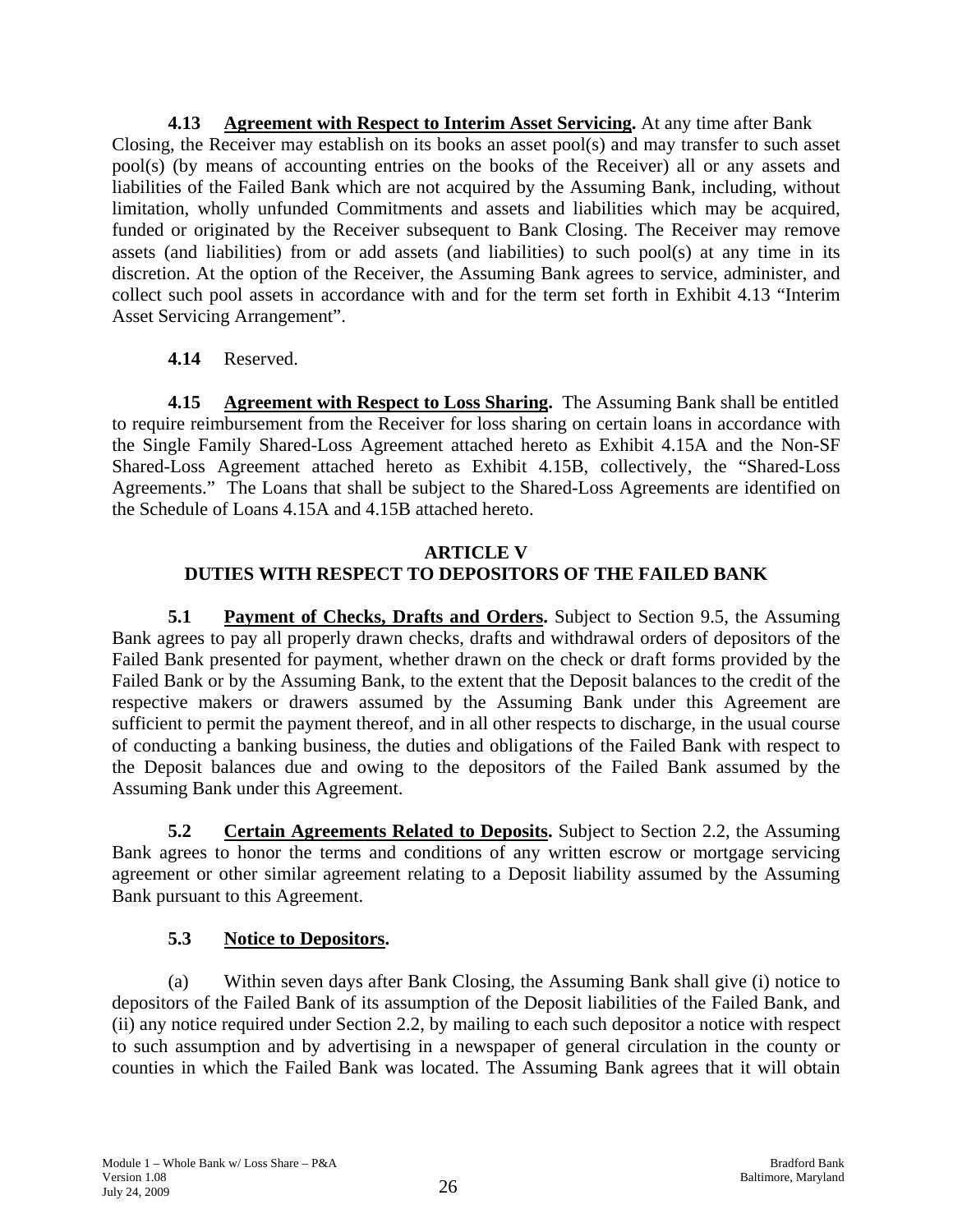**4.13 Agreement with Respect to Interim Asset Servicing.** At any time after Bank Closing, the Receiver may establish on its books an asset pool(s) and may transfer to such asset pool(s) (by means of accounting entries on the books of the Receiver) all or any assets and liabilities of the Failed Bank which are not acquired by the Assuming Bank, including, without limitation, wholly unfunded Commitments and assets and liabilities which may be acquired, funded or originated by the Receiver subsequent to Bank Closing. The Receiver may remove assets (and liabilities) from or add assets (and liabilities) to such pool(s) at any time in its discretion. At the option of the Receiver, the Assuming Bank agrees to service, administer, and collect such pool assets in accordance with and for the term set forth in Exhibit 4.13 "Interim Asset Servicing Arrangement".

**4.14** Reserved.

**4.15 Agreement with Respect to Loss Sharing.** The Assuming Bank shall be entitled to require reimbursement from the Receiver for loss sharing on certain loans in accordance with the Single Family Shared-Loss Agreement attached hereto as Exhibit 4.15A and the Non-SF Shared-Loss Agreement attached hereto as Exhibit 4.15B, collectively, the "Shared-Loss Agreements." The Loans that shall be subject to the Shared-Loss Agreements are identified on the Schedule of Loans 4.15A and 4.15B attached hereto.

## ARTICLE V
## DUTIES WITH RESPECT TO DEPOSITORS OF THE FAILED BANK

**5.1 Payment of Checks, Drafts and Orders.** Subject to Section 9.5, the Assuming Bank agrees to pay all properly drawn checks, drafts and withdrawal orders of depositors of the Failed Bank presented for payment, whether drawn on the check or draft forms provided by the Failed Bank or by the Assuming Bank, to the extent that the Deposit balances to the credit of the respective makers or drawers assumed by the Assuming Bank under this Agreement are sufficient to permit the payment thereof, and in all other respects to discharge, in the usual course of conducting a banking business, the duties and obligations of the Failed Bank with respect to the Deposit balances due and owing to the depositors of the Failed Bank assumed by the Assuming Bank under this Agreement.

**5.2 Certain Agreements Related to Deposits.** Subject to Section 2.2, the Assuming Bank agrees to honor the terms and conditions of any written escrow or mortgage servicing agreement or other similar agreement relating to a Deposit liability assumed by the Assuming Bank pursuant to this Agreement.

**5.3 Notice to Depositors.**

(a) Within seven days after Bank Closing, the Assuming Bank shall give (i) notice to depositors of the Failed Bank of its assumption of the Deposit liabilities of the Failed Bank, and (ii) any notice required under Section 2.2, by mailing to each such depositor a notice with respect to such assumption and by advertising in a newspaper of general circulation in the county or counties in which the Failed Bank was located. The Assuming Bank agrees that it will obtain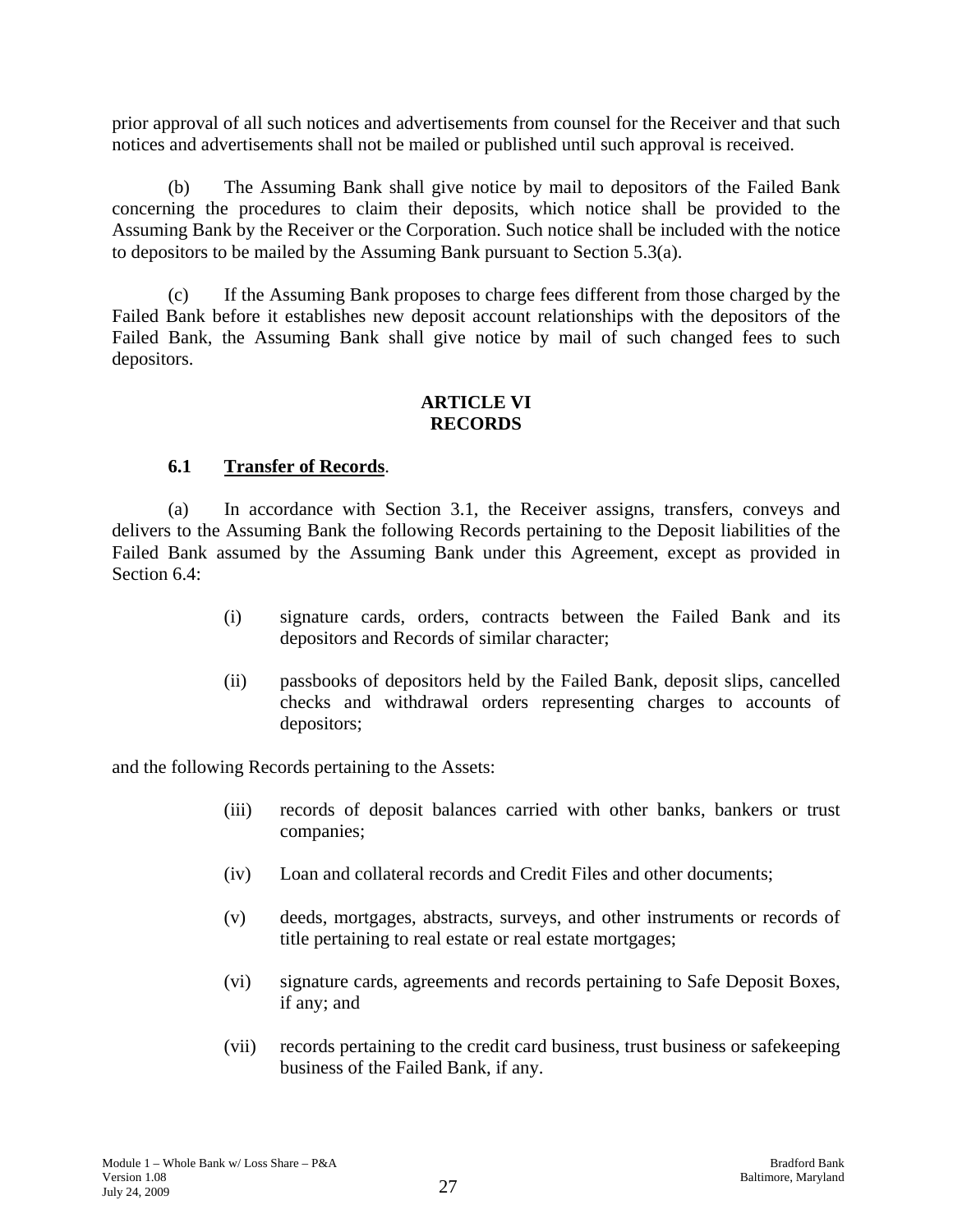prior approval of all such notices and advertisements from counsel for the Receiver and that such notices and advertisements shall not be mailed or published until such approval is received.

(b) The Assuming Bank shall give notice by mail to depositors of the Failed Bank concerning the procedures to claim their deposits, which notice shall be provided to the Assuming Bank by the Receiver or the Corporation. Such notice shall be included with the notice to depositors to be mailed by the Assuming Bank pursuant to Section 5.3(a).

(c) If the Assuming Bank proposes to charge fees different from those charged by the Failed Bank before it establishes new deposit account relationships with the depositors of the Failed Bank, the Assuming Bank shall give notice by mail of such changed fees to such depositors.

## ARTICLE VI
## RECORDS

### 6.1 Transfer of Records.

(a) In accordance with Section 3.1, the Receiver assigns, transfers, conveys and delivers to the Assuming Bank the following Records pertaining to the Deposit liabilities of the Failed Bank assumed by the Assuming Bank under this Agreement, except as provided in Section 6.4:

(i) signature cards, orders, contracts between the Failed Bank and its depositors and Records of similar character;

(ii) passbooks of depositors held by the Failed Bank, deposit slips, cancelled checks and withdrawal orders representing charges to accounts of depositors;

and the following Records pertaining to the Assets:

(iii) records of deposit balances carried with other banks, bankers or trust companies;

(iv) Loan and collateral records and Credit Files and other documents;

(v) deeds, mortgages, abstracts, surveys, and other instruments or records of title pertaining to real estate or real estate mortgages;

(vi) signature cards, agreements and records pertaining to Safe Deposit Boxes, if any; and

(vii) records pertaining to the credit card business, trust business or safekeeping business of the Failed Bank, if any.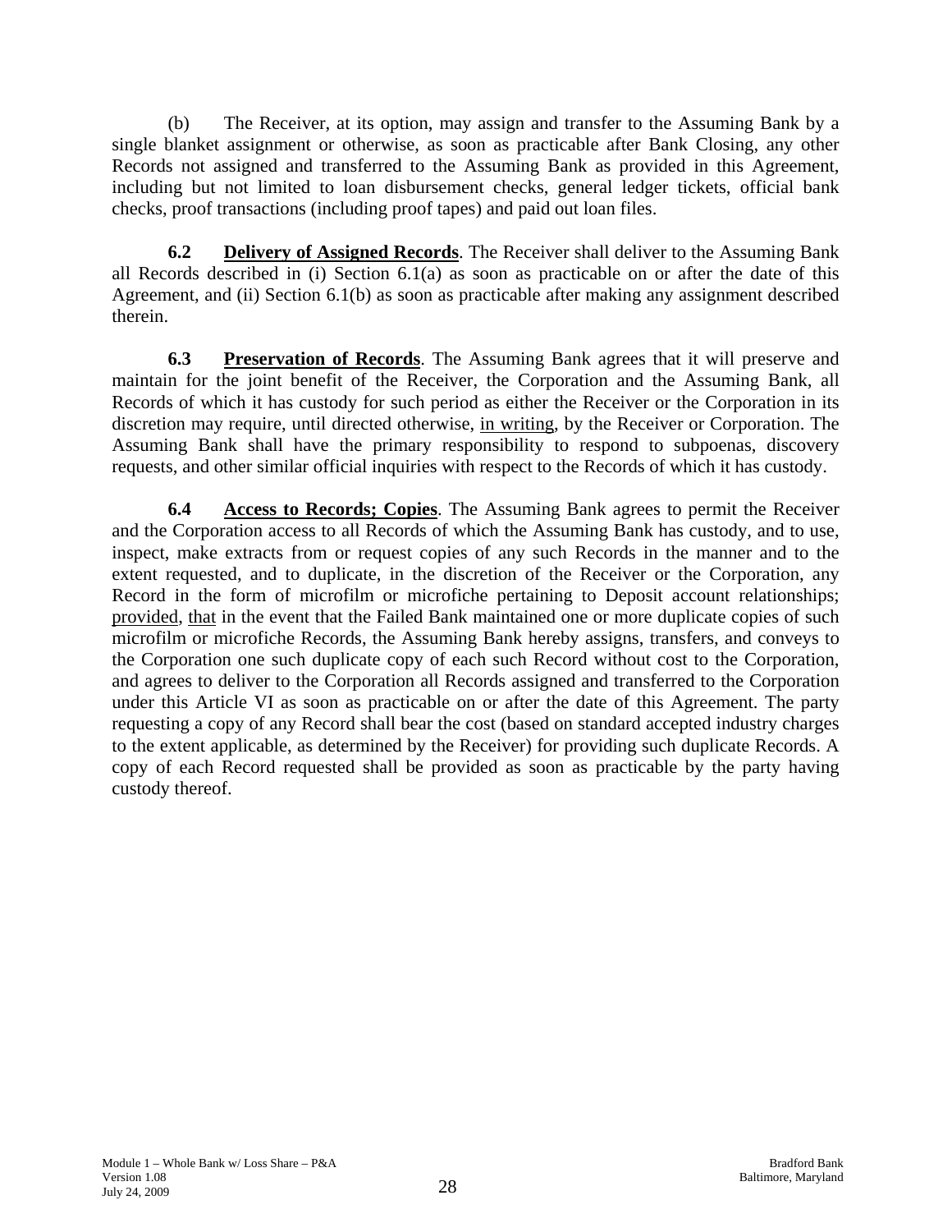(b) The Receiver, at its option, may assign and transfer to the Assuming Bank by a single blanket assignment or otherwise, as soon as practicable after Bank Closing, any other Records not assigned and transferred to the Assuming Bank as provided in this Agreement, including but not limited to loan disbursement checks, general ledger tickets, official bank checks, proof transactions (including proof tapes) and paid out loan files.

**6.2 Delivery of Assigned Records**. The Receiver shall deliver to the Assuming Bank all Records described in (i) Section 6.1(a) as soon as practicable on or after the date of this Agreement, and (ii) Section 6.1(b) as soon as practicable after making any assignment described therein.

**6.3 Preservation of Records**. The Assuming Bank agrees that it will preserve and maintain for the joint benefit of the Receiver, the Corporation and the Assuming Bank, all Records of which it has custody for such period as either the Receiver or the Corporation in its discretion may require, until directed otherwise, in writing, by the Receiver or Corporation. The Assuming Bank shall have the primary responsibility to respond to subpoenas, discovery requests, and other similar official inquiries with respect to the Records of which it has custody.

**6.4 Access to Records; Copies**. The Assuming Bank agrees to permit the Receiver and the Corporation access to all Records of which the Assuming Bank has custody, and to use, inspect, make extracts from or request copies of any such Records in the manner and to the extent requested, and to duplicate, in the discretion of the Receiver or the Corporation, any Record in the form of microfilm or microfiche pertaining to Deposit account relationships; provided, that in the event that the Failed Bank maintained one or more duplicate copies of such microfilm or microfiche Records, the Assuming Bank hereby assigns, transfers, and conveys to the Corporation one such duplicate copy of each such Record without cost to the Corporation, and agrees to deliver to the Corporation all Records assigned and transferred to the Corporation under this Article VI as soon as practicable on or after the date of this Agreement. The party requesting a copy of any Record shall bear the cost (based on standard accepted industry charges to the extent applicable, as determined by the Receiver) for providing such duplicate Records. A copy of each Record requested shall be provided as soon as practicable by the party having custody thereof.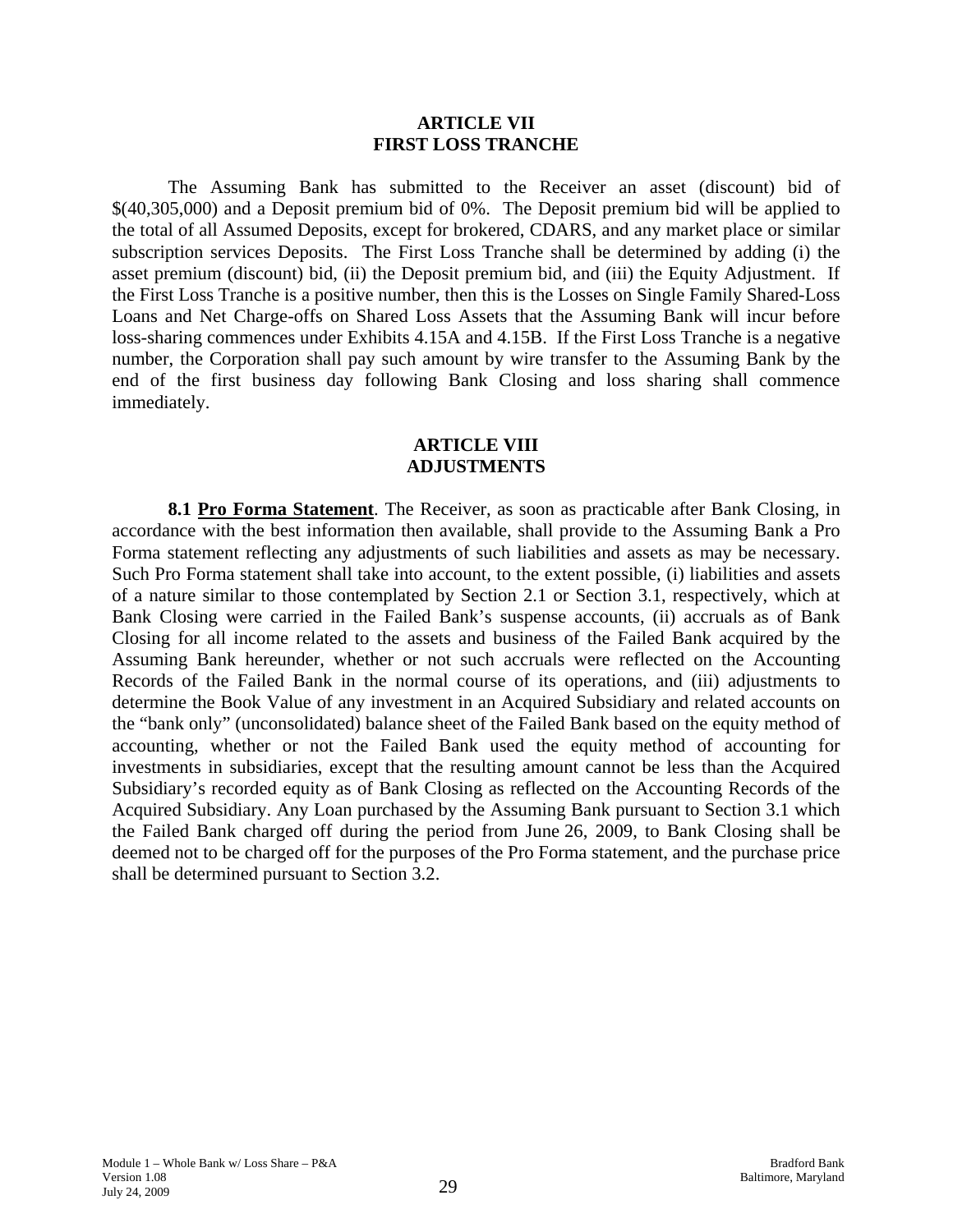## ARTICLE VII
## FIRST LOSS TRANCHE

The Assuming Bank has submitted to the Receiver an asset (discount) bid of $(40,305,000) and a Deposit premium bid of 0%. The Deposit premium bid will be applied to the total of all Assumed Deposits, except for brokered, CDARS, and any market place or similar subscription services Deposits. The First Loss Tranche shall be determined by adding (i) the asset premium (discount) bid, (ii) the Deposit premium bid, and (iii) the Equity Adjustment. If the First Loss Tranche is a positive number, then this is the Losses on Single Family Shared-Loss Loans and Net Charge-offs on Shared Loss Assets that the Assuming Bank will incur before loss-sharing commences under Exhibits 4.15A and 4.15B. If the First Loss Tranche is a negative number, the Corporation shall pay such amount by wire transfer to the Assuming Bank by the end of the first business day following Bank Closing and loss sharing shall commence immediately.

## ARTICLE VIII
## ADJUSTMENTS

**8.1 Pro Forma Statement**. The Receiver, as soon as practicable after Bank Closing, in accordance with the best information then available, shall provide to the Assuming Bank a Pro Forma statement reflecting any adjustments of such liabilities and assets as may be necessary. Such Pro Forma statement shall take into account, to the extent possible, (i) liabilities and assets of a nature similar to those contemplated by Section 2.1 or Section 3.1, respectively, which at Bank Closing were carried in the Failed Bank's suspense accounts, (ii) accruals as of Bank Closing for all income related to the assets and business of the Failed Bank acquired by the Assuming Bank hereunder, whether or not such accruals were reflected on the Accounting Records of the Failed Bank in the normal course of its operations, and (iii) adjustments to determine the Book Value of any investment in an Acquired Subsidiary and related accounts on the "bank only" (unconsolidated) balance sheet of the Failed Bank based on the equity method of accounting, whether or not the Failed Bank used the equity method of accounting for investments in subsidiaries, except that the resulting amount cannot be less than the Acquired Subsidiary's recorded equity as of Bank Closing as reflected on the Accounting Records of the Acquired Subsidiary. Any Loan purchased by the Assuming Bank pursuant to Section 3.1 which the Failed Bank charged off during the period from June 26, 2009, to Bank Closing shall be deemed not to be charged off for the purposes of the Pro Forma statement, and the purchase price shall be determined pursuant to Section 3.2.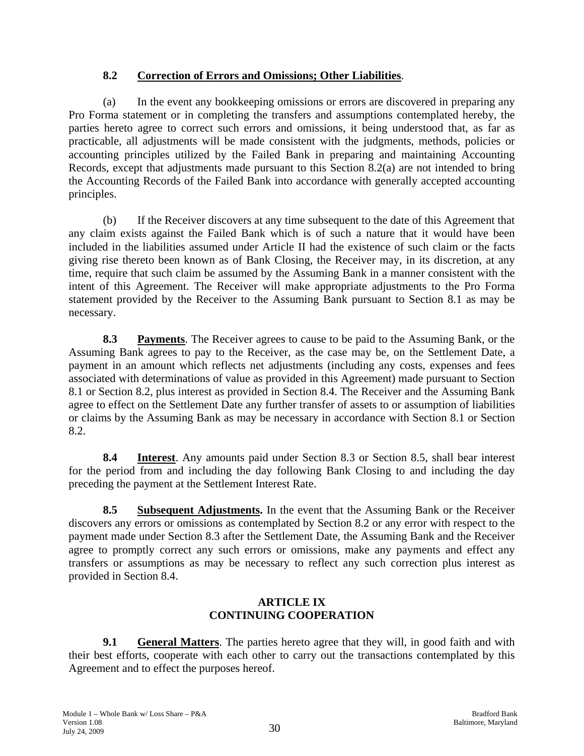**8.2 Correction of Errors and Omissions; Other Liabilities**.

(a) In the event any bookkeeping omissions or errors are discovered in preparing any Pro Forma statement or in completing the transfers and assumptions contemplated hereby, the parties hereto agree to correct such errors and omissions, it being understood that, as far as practicable, all adjustments will be made consistent with the judgments, methods, policies or accounting principles utilized by the Failed Bank in preparing and maintaining Accounting Records, except that adjustments made pursuant to this Section 8.2(a) are not intended to bring the Accounting Records of the Failed Bank into accordance with generally accepted accounting principles.

(b) If the Receiver discovers at any time subsequent to the date of this Agreement that any claim exists against the Failed Bank which is of such a nature that it would have been included in the liabilities assumed under Article II had the existence of such claim or the facts giving rise thereto been known as of Bank Closing, the Receiver may, in its discretion, at any time, require that such claim be assumed by the Assuming Bank in a manner consistent with the intent of this Agreement. The Receiver will make appropriate adjustments to the Pro Forma statement provided by the Receiver to the Assuming Bank pursuant to Section 8.1 as may be necessary.

**8.3 Payments**. The Receiver agrees to cause to be paid to the Assuming Bank, or the Assuming Bank agrees to pay to the Receiver, as the case may be, on the Settlement Date, a payment in an amount which reflects net adjustments (including any costs, expenses and fees associated with determinations of value as provided in this Agreement) made pursuant to Section 8.1 or Section 8.2, plus interest as provided in Section 8.4. The Receiver and the Assuming Bank agree to effect on the Settlement Date any further transfer of assets to or assumption of liabilities or claims by the Assuming Bank as may be necessary in accordance with Section 8.1 or Section 8.2.

**8.4 Interest**. Any amounts paid under Section 8.3 or Section 8.5, shall bear interest for the period from and including the day following Bank Closing to and including the day preceding the payment at the Settlement Interest Rate.

**8.5 Subsequent Adjustments.** In the event that the Assuming Bank or the Receiver discovers any errors or omissions as contemplated by Section 8.2 or any error with respect to the payment made under Section 8.3 after the Settlement Date, the Assuming Bank and the Receiver agree to promptly correct any such errors or omissions, make any payments and effect any transfers or assumptions as may be necessary to reflect any such correction plus interest as provided in Section 8.4.

## ARTICLE IX
## CONTINUING COOPERATION

**9.1 General Matters**. The parties hereto agree that they will, in good faith and with their best efforts, cooperate with each other to carry out the transactions contemplated by this Agreement and to effect the purposes hereof.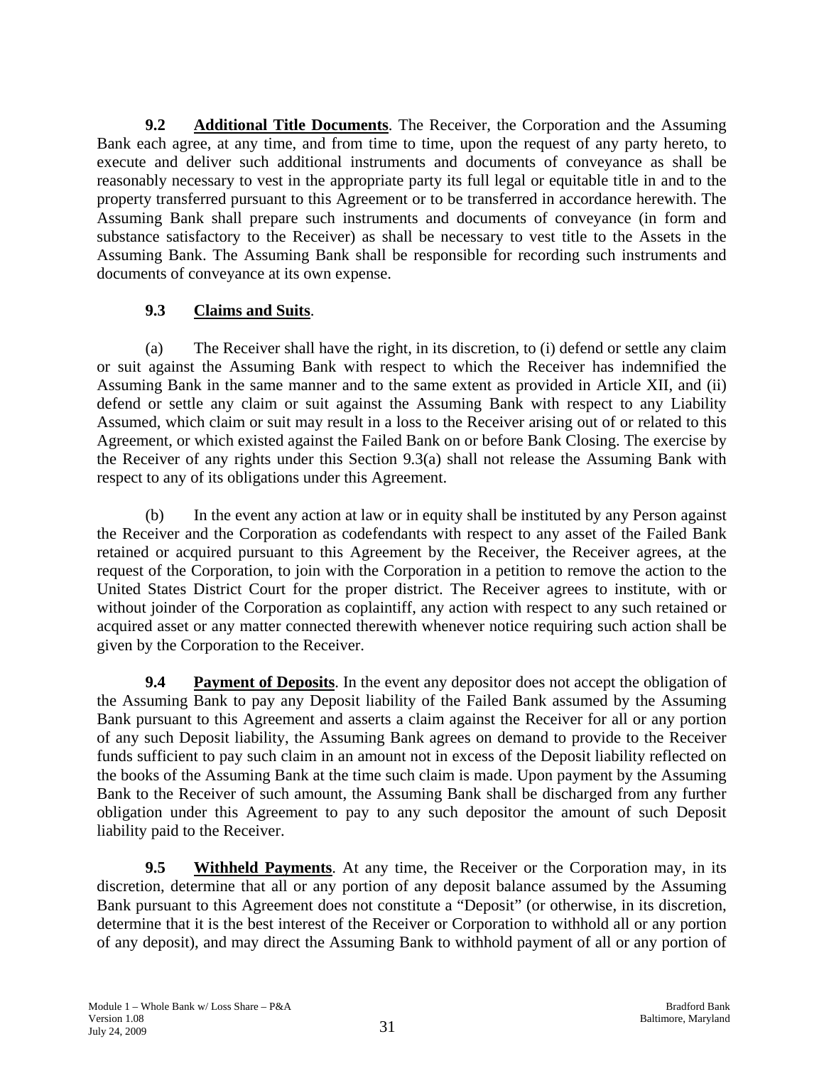**9.2 Additional Title Documents**. The Receiver, the Corporation and the Assuming Bank each agree, at any time, and from time to time, upon the request of any party hereto, to execute and deliver such additional instruments and documents of conveyance as shall be reasonably necessary to vest in the appropriate party its full legal or equitable title in and to the property transferred pursuant to this Agreement or to be transferred in accordance herewith. The Assuming Bank shall prepare such instruments and documents of conveyance (in form and substance satisfactory to the Receiver) as shall be necessary to vest title to the Assets in the Assuming Bank. The Assuming Bank shall be responsible for recording such instruments and documents of conveyance at its own expense.

**9.3 Claims and Suits**.

(a) The Receiver shall have the right, in its discretion, to (i) defend or settle any claim or suit against the Assuming Bank with respect to which the Receiver has indemnified the Assuming Bank in the same manner and to the same extent as provided in Article XII, and (ii) defend or settle any claim or suit against the Assuming Bank with respect to any Liability Assumed, which claim or suit may result in a loss to the Receiver arising out of or related to this Agreement, or which existed against the Failed Bank on or before Bank Closing. The exercise by the Receiver of any rights under this Section 9.3(a) shall not release the Assuming Bank with respect to any of its obligations under this Agreement.

(b) In the event any action at law or in equity shall be instituted by any Person against the Receiver and the Corporation as codefendants with respect to any asset of the Failed Bank retained or acquired pursuant to this Agreement by the Receiver, the Receiver agrees, at the request of the Corporation, to join with the Corporation in a petition to remove the action to the United States District Court for the proper district. The Receiver agrees to institute, with or without joinder of the Corporation as coplaintiff, any action with respect to any such retained or acquired asset or any matter connected therewith whenever notice requiring such action shall be given by the Corporation to the Receiver.

**9.4 Payment of Deposits**. In the event any depositor does not accept the obligation of the Assuming Bank to pay any Deposit liability of the Failed Bank assumed by the Assuming Bank pursuant to this Agreement and asserts a claim against the Receiver for all or any portion of any such Deposit liability, the Assuming Bank agrees on demand to provide to the Receiver funds sufficient to pay such claim in an amount not in excess of the Deposit liability reflected on the books of the Assuming Bank at the time such claim is made. Upon payment by the Assuming Bank to the Receiver of such amount, the Assuming Bank shall be discharged from any further obligation under this Agreement to pay to any such depositor the amount of such Deposit liability paid to the Receiver.

**9.5 Withheld Payments**. At any time, the Receiver or the Corporation may, in its discretion, determine that all or any portion of any deposit balance assumed by the Assuming Bank pursuant to this Agreement does not constitute a "Deposit" (or otherwise, in its discretion, determine that it is the best interest of the Receiver or Corporation to withhold all or any portion of any deposit), and may direct the Assuming Bank to withhold payment of all or any portion of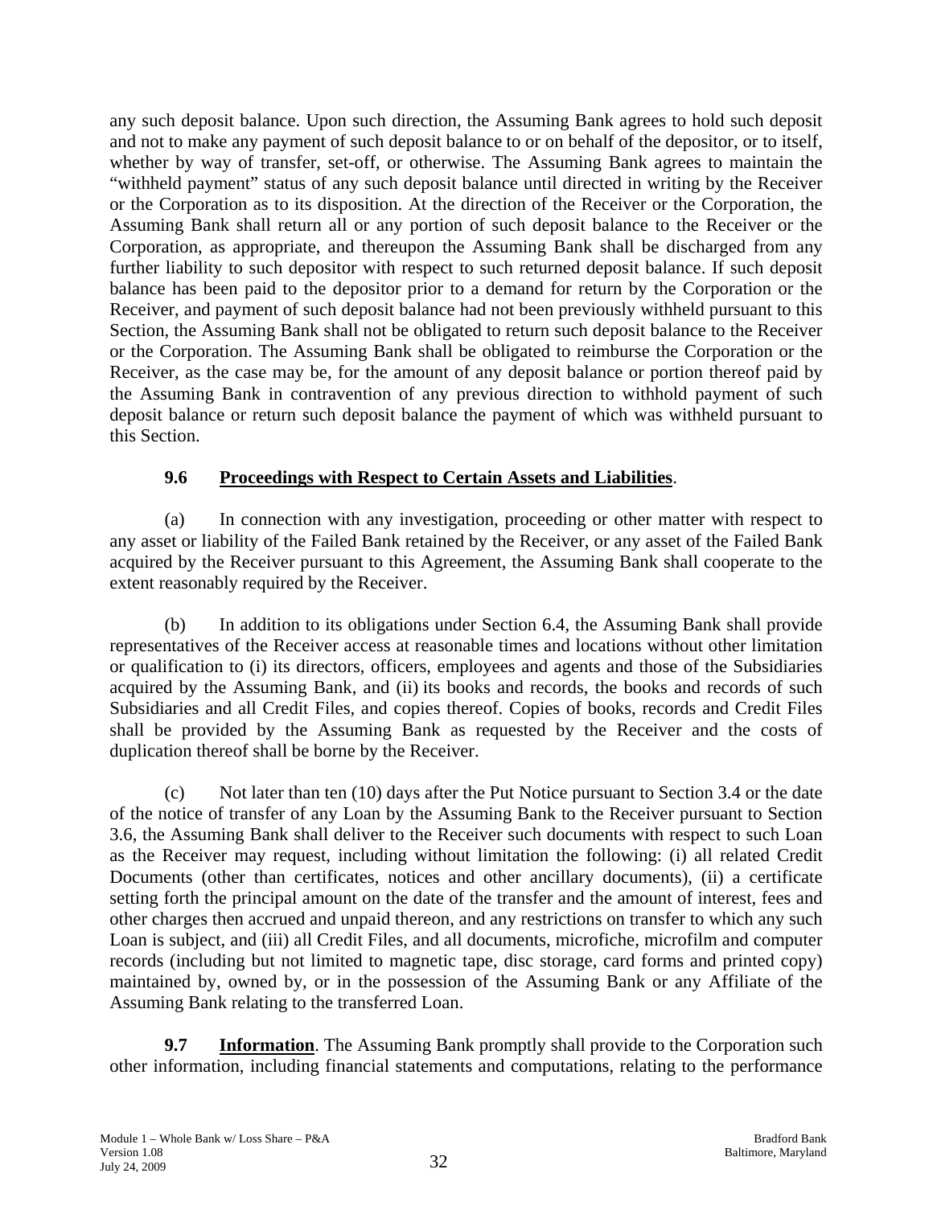any such deposit balance. Upon such direction, the Assuming Bank agrees to hold such deposit and not to make any payment of such deposit balance to or on behalf of the depositor, or to itself, whether by way of transfer, set-off, or otherwise. The Assuming Bank agrees to maintain the "withheld payment" status of any such deposit balance until directed in writing by the Receiver or the Corporation as to its disposition. At the direction of the Receiver or the Corporation, the Assuming Bank shall return all or any portion of such deposit balance to the Receiver or the Corporation, as appropriate, and thereupon the Assuming Bank shall be discharged from any further liability to such depositor with respect to such returned deposit balance. If such deposit balance has been paid to the depositor prior to a demand for return by the Corporation or the Receiver, and payment of such deposit balance had not been previously withheld pursuant to this Section, the Assuming Bank shall not be obligated to return such deposit balance to the Receiver or the Corporation. The Assuming Bank shall be obligated to reimburse the Corporation or the Receiver, as the case may be, for the amount of any deposit balance or portion thereof paid by the Assuming Bank in contravention of any previous direction to withhold payment of such deposit balance or return such deposit balance the payment of which was withheld pursuant to this Section.

**9.6 Proceedings with Respect to Certain Assets and Liabilities**.

(a) In connection with any investigation, proceeding or other matter with respect to any asset or liability of the Failed Bank retained by the Receiver, or any asset of the Failed Bank acquired by the Receiver pursuant to this Agreement, the Assuming Bank shall cooperate to the extent reasonably required by the Receiver.

(b) In addition to its obligations under Section 6.4, the Assuming Bank shall provide representatives of the Receiver access at reasonable times and locations without other limitation or qualification to (i) its directors, officers, employees and agents and those of the Subsidiaries acquired by the Assuming Bank, and (ii) its books and records, the books and records of such Subsidiaries and all Credit Files, and copies thereof. Copies of books, records and Credit Files shall be provided by the Assuming Bank as requested by the Receiver and the costs of duplication thereof shall be borne by the Receiver.

(c) Not later than ten (10) days after the Put Notice pursuant to Section 3.4 or the date of the notice of transfer of any Loan by the Assuming Bank to the Receiver pursuant to Section 3.6, the Assuming Bank shall deliver to the Receiver such documents with respect to such Loan as the Receiver may request, including without limitation the following: (i) all related Credit Documents (other than certificates, notices and other ancillary documents), (ii) a certificate setting forth the principal amount on the date of the transfer and the amount of interest, fees and other charges then accrued and unpaid thereon, and any restrictions on transfer to which any such Loan is subject, and (iii) all Credit Files, and all documents, microfiche, microfilm and computer records (including but not limited to magnetic tape, disc storage, card forms and printed copy) maintained by, owned by, or in the possession of the Assuming Bank or any Affiliate of the Assuming Bank relating to the transferred Loan.

**9.7 Information**. The Assuming Bank promptly shall provide to the Corporation such other information, including financial statements and computations, relating to the performance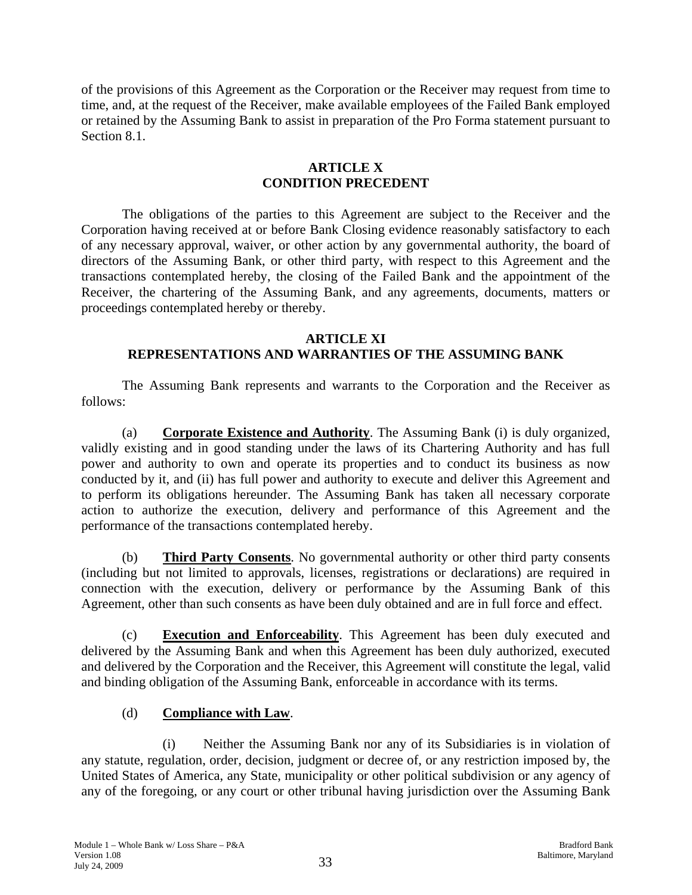of the provisions of this Agreement as the Corporation or the Receiver may request from time to time, and, at the request of the Receiver, make available employees of the Failed Bank employed or retained by the Assuming Bank to assist in preparation of the Pro Forma statement pursuant to Section 8.1.

## ARTICLE X
## CONDITION PRECEDENT

The obligations of the parties to this Agreement are subject to the Receiver and the Corporation having received at or before Bank Closing evidence reasonably satisfactory to each of any necessary approval, waiver, or other action by any governmental authority, the board of directors of the Assuming Bank, or other third party, with respect to this Agreement and the transactions contemplated hereby, the closing of the Failed Bank and the appointment of the Receiver, the chartering of the Assuming Bank, and any agreements, documents, matters or proceedings contemplated hereby or thereby.

## ARTICLE XI
## REPRESENTATIONS AND WARRANTIES OF THE ASSUMING BANK

The Assuming Bank represents and warrants to the Corporation and the Receiver as follows:

(a) **Corporate Existence and Authority**. The Assuming Bank (i) is duly organized, validly existing and in good standing under the laws of its Chartering Authority and has full power and authority to own and operate its properties and to conduct its business as now conducted by it, and (ii) has full power and authority to execute and deliver this Agreement and to perform its obligations hereunder. The Assuming Bank has taken all necessary corporate action to authorize the execution, delivery and performance of this Agreement and the performance of the transactions contemplated hereby.

(b) **Third Party Consents**. No governmental authority or other third party consents (including but not limited to approvals, licenses, registrations or declarations) are required in connection with the execution, delivery or performance by the Assuming Bank of this Agreement, other than such consents as have been duly obtained and are in full force and effect.

(c) **Execution and Enforceability**. This Agreement has been duly executed and delivered by the Assuming Bank and when this Agreement has been duly authorized, executed and delivered by the Corporation and the Receiver, this Agreement will constitute the legal, valid and binding obligation of the Assuming Bank, enforceable in accordance with its terms.

(d) **Compliance with Law**.

(i) Neither the Assuming Bank nor any of its Subsidiaries is in violation of any statute, regulation, order, decision, judgment or decree of, or any restriction imposed by, the United States of America, any State, municipality or other political subdivision or any agency of any of the foregoing, or any court or other tribunal having jurisdiction over the Assuming Bank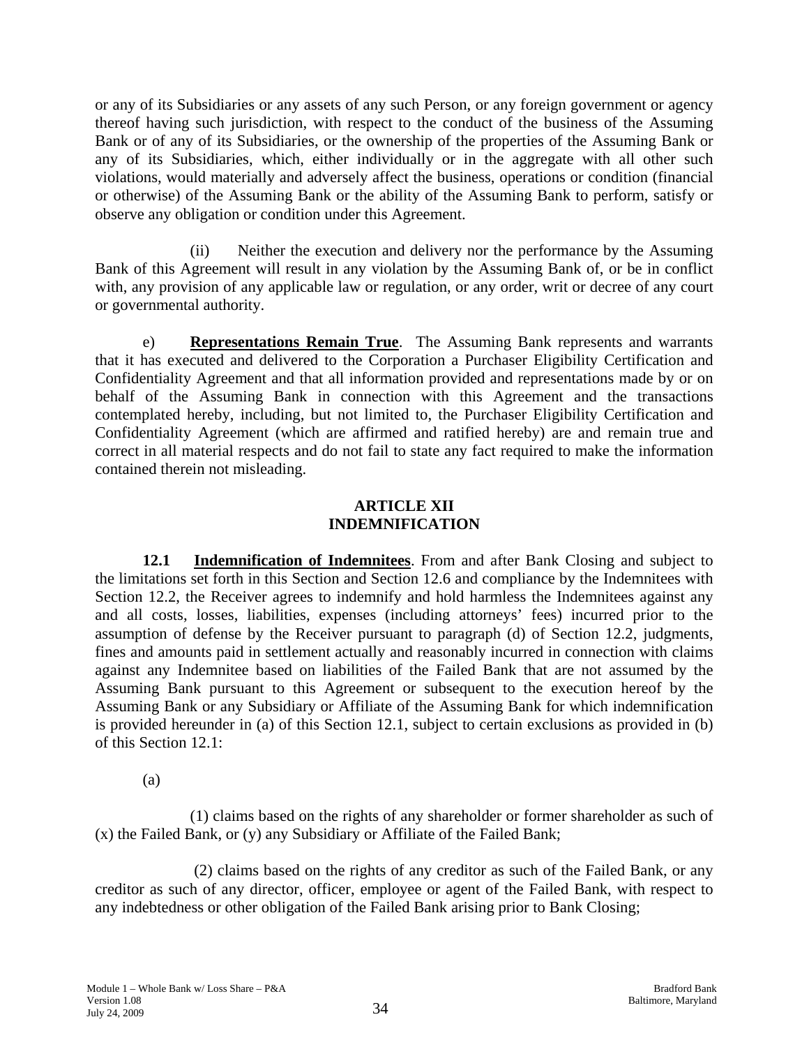or any of its Subsidiaries or any assets of any such Person, or any foreign government or agency thereof having such jurisdiction, with respect to the conduct of the business of the Assuming Bank or of any of its Subsidiaries, or the ownership of the properties of the Assuming Bank or any of its Subsidiaries, which, either individually or in the aggregate with all other such violations, would materially and adversely affect the business, operations or condition (financial or otherwise) of the Assuming Bank or the ability of the Assuming Bank to perform, satisfy or observe any obligation or condition under this Agreement.

(ii) Neither the execution and delivery nor the performance by the Assuming Bank of this Agreement will result in any violation by the Assuming Bank of, or be in conflict with, any provision of any applicable law or regulation, or any order, writ or decree of any court or governmental authority.

e) **Representations Remain True**. The Assuming Bank represents and warrants that it has executed and delivered to the Corporation a Purchaser Eligibility Certification and Confidentiality Agreement and that all information provided and representations made by or on behalf of the Assuming Bank in connection with this Agreement and the transactions contemplated hereby, including, but not limited to, the Purchaser Eligibility Certification and Confidentiality Agreement (which are affirmed and ratified hereby) are and remain true and correct in all material respects and do not fail to state any fact required to make the information contained therein not misleading.

## ARTICLE XII
## INDEMNIFICATION

**12.1 Indemnification of Indemnitees**. From and after Bank Closing and subject to the limitations set forth in this Section and Section 12.6 and compliance by the Indemnitees with Section 12.2, the Receiver agrees to indemnify and hold harmless the Indemnitees against any and all costs, losses, liabilities, expenses (including attorneys' fees) incurred prior to the assumption of defense by the Receiver pursuant to paragraph (d) of Section 12.2, judgments, fines and amounts paid in settlement actually and reasonably incurred in connection with claims against any Indemnitee based on liabilities of the Failed Bank that are not assumed by the Assuming Bank pursuant to this Agreement or subsequent to the execution hereof by the Assuming Bank or any Subsidiary or Affiliate of the Assuming Bank for which indemnification is provided hereunder in (a) of this Section 12.1, subject to certain exclusions as provided in (b) of this Section 12.1:

(a)

(1) claims based on the rights of any shareholder or former shareholder as such of (x) the Failed Bank, or (y) any Subsidiary or Affiliate of the Failed Bank;

(2) claims based on the rights of any creditor as such of the Failed Bank, or any creditor as such of any director, officer, employee or agent of the Failed Bank, with respect to any indebtedness or other obligation of the Failed Bank arising prior to Bank Closing;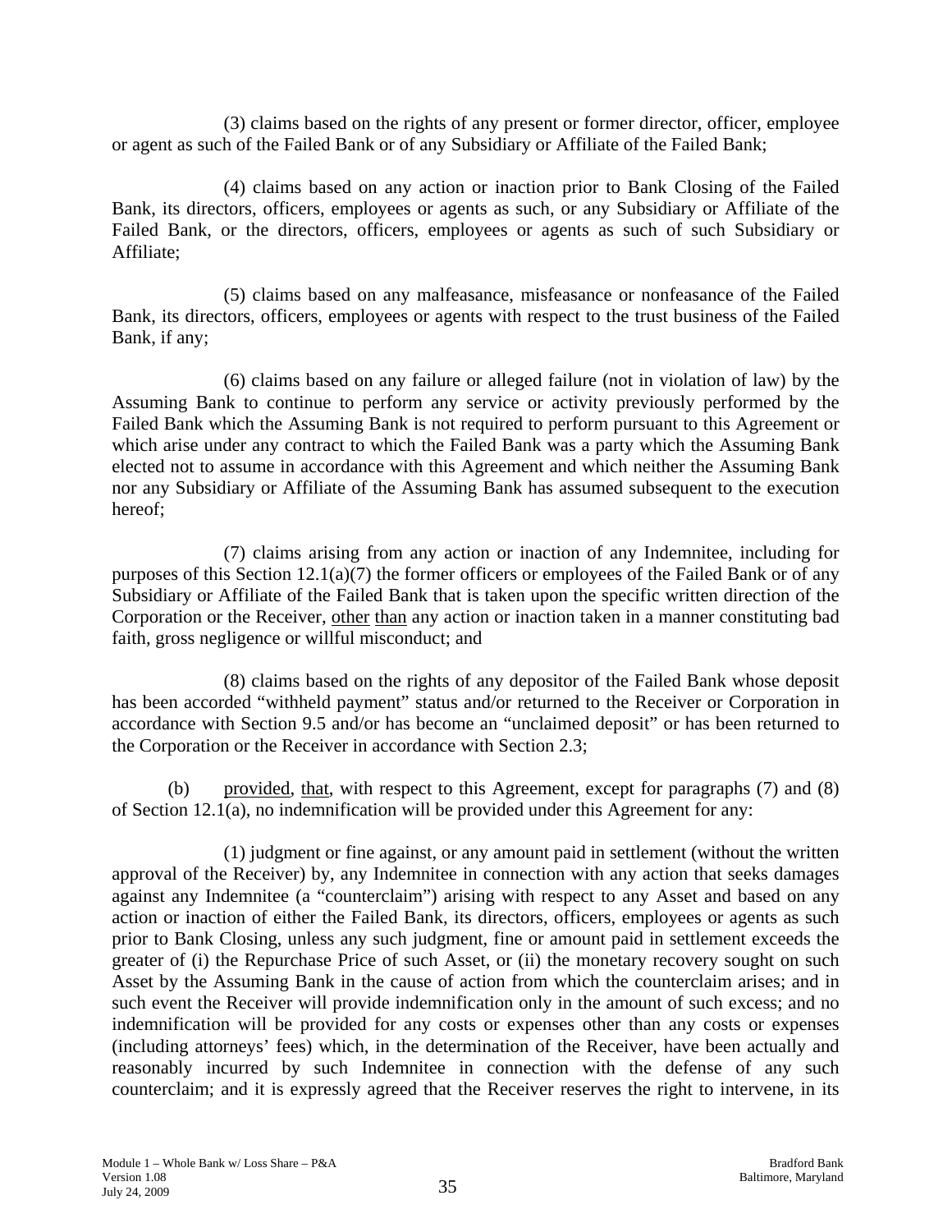(3) claims based on the rights of any present or former director, officer, employee or agent as such of the Failed Bank or of any Subsidiary or Affiliate of the Failed Bank;

(4) claims based on any action or inaction prior to Bank Closing of the Failed Bank, its directors, officers, employees or agents as such, or any Subsidiary or Affiliate of the Failed Bank, or the directors, officers, employees or agents as such of such Subsidiary or Affiliate;

(5) claims based on any malfeasance, misfeasance or nonfeasance of the Failed Bank, its directors, officers, employees or agents with respect to the trust business of the Failed Bank, if any;

(6) claims based on any failure or alleged failure (not in violation of law) by the Assuming Bank to continue to perform any service or activity previously performed by the Failed Bank which the Assuming Bank is not required to perform pursuant to this Agreement or which arise under any contract to which the Failed Bank was a party which the Assuming Bank elected not to assume in accordance with this Agreement and which neither the Assuming Bank nor any Subsidiary or Affiliate of the Assuming Bank has assumed subsequent to the execution hereof;

(7) claims arising from any action or inaction of any Indemnitee, including for purposes of this Section 12.1(a)(7) the former officers or employees of the Failed Bank or of any Subsidiary or Affiliate of the Failed Bank that is taken upon the specific written direction of the Corporation or the Receiver, other than any action or inaction taken in a manner constituting bad faith, gross negligence or willful misconduct; and

(8) claims based on the rights of any depositor of the Failed Bank whose deposit has been accorded "withheld payment" status and/or returned to the Receiver or Corporation in accordance with Section 9.5 and/or has become an "unclaimed deposit" or has been returned to the Corporation or the Receiver in accordance with Section 2.3;

(b) provided, that, with respect to this Agreement, except for paragraphs (7) and (8) of Section 12.1(a), no indemnification will be provided under this Agreement for any:

(1) judgment or fine against, or any amount paid in settlement (without the written approval of the Receiver) by, any Indemnitee in connection with any action that seeks damages against any Indemnitee (a "counterclaim") arising with respect to any Asset and based on any action or inaction of either the Failed Bank, its directors, officers, employees or agents as such prior to Bank Closing, unless any such judgment, fine or amount paid in settlement exceeds the greater of (i) the Repurchase Price of such Asset, or (ii) the monetary recovery sought on such Asset by the Assuming Bank in the cause of action from which the counterclaim arises; and in such event the Receiver will provide indemnification only in the amount of such excess; and no indemnification will be provided for any costs or expenses other than any costs or expenses (including attorneys' fees) which, in the determination of the Receiver, have been actually and reasonably incurred by such Indemnitee in connection with the defense of any such counterclaim; and it is expressly agreed that the Receiver reserves the right to intervene, in its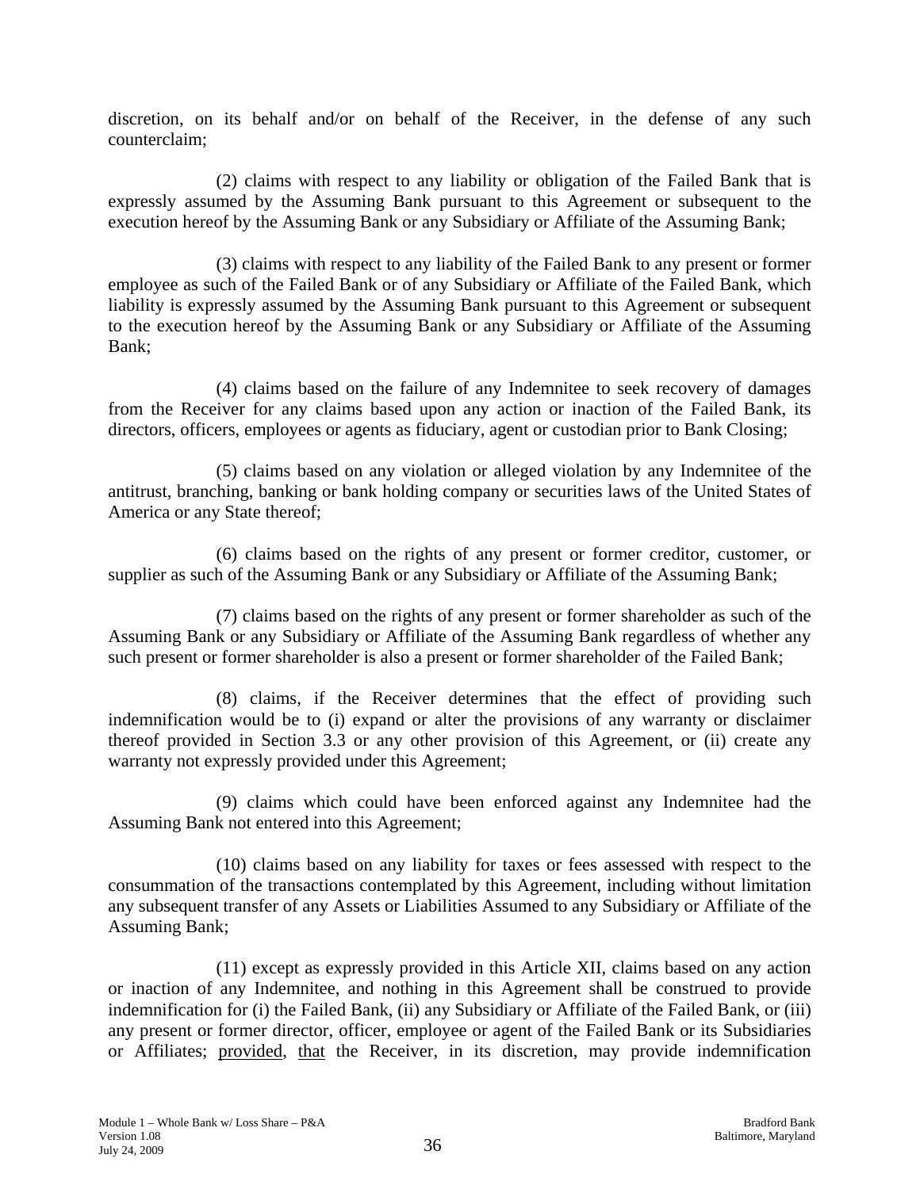discretion, on its behalf and/or on behalf of the Receiver, in the defense of any such counterclaim;

(2) claims with respect to any liability or obligation of the Failed Bank that is expressly assumed by the Assuming Bank pursuant to this Agreement or subsequent to the execution hereof by the Assuming Bank or any Subsidiary or Affiliate of the Assuming Bank;

(3) claims with respect to any liability of the Failed Bank to any present or former employee as such of the Failed Bank or of any Subsidiary or Affiliate of the Failed Bank, which liability is expressly assumed by the Assuming Bank pursuant to this Agreement or subsequent to the execution hereof by the Assuming Bank or any Subsidiary or Affiliate of the Assuming Bank;

(4) claims based on the failure of any Indemnitee to seek recovery of damages from the Receiver for any claims based upon any action or inaction of the Failed Bank, its directors, officers, employees or agents as fiduciary, agent or custodian prior to Bank Closing;

(5) claims based on any violation or alleged violation by any Indemnitee of the antitrust, branching, banking or bank holding company or securities laws of the United States of America or any State thereof;

(6) claims based on the rights of any present or former creditor, customer, or supplier as such of the Assuming Bank or any Subsidiary or Affiliate of the Assuming Bank;

(7) claims based on the rights of any present or former shareholder as such of the Assuming Bank or any Subsidiary or Affiliate of the Assuming Bank regardless of whether any such present or former shareholder is also a present or former shareholder of the Failed Bank;

(8) claims, if the Receiver determines that the effect of providing such indemnification would be to (i) expand or alter the provisions of any warranty or disclaimer thereof provided in Section 3.3 or any other provision of this Agreement, or (ii) create any warranty not expressly provided under this Agreement;

(9) claims which could have been enforced against any Indemnitee had the Assuming Bank not entered into this Agreement;

(10) claims based on any liability for taxes or fees assessed with respect to the consummation of the transactions contemplated by this Agreement, including without limitation any subsequent transfer of any Assets or Liabilities Assumed to any Subsidiary or Affiliate of the Assuming Bank;

(11) except as expressly provided in this Article XII, claims based on any action or inaction of any Indemnitee, and nothing in this Agreement shall be construed to provide indemnification for (i) the Failed Bank, (ii) any Subsidiary or Affiliate of the Failed Bank, or (iii) any present or former director, officer, employee or agent of the Failed Bank or its Subsidiaries or Affiliates; provided, that the Receiver, in its discretion, may provide indemnification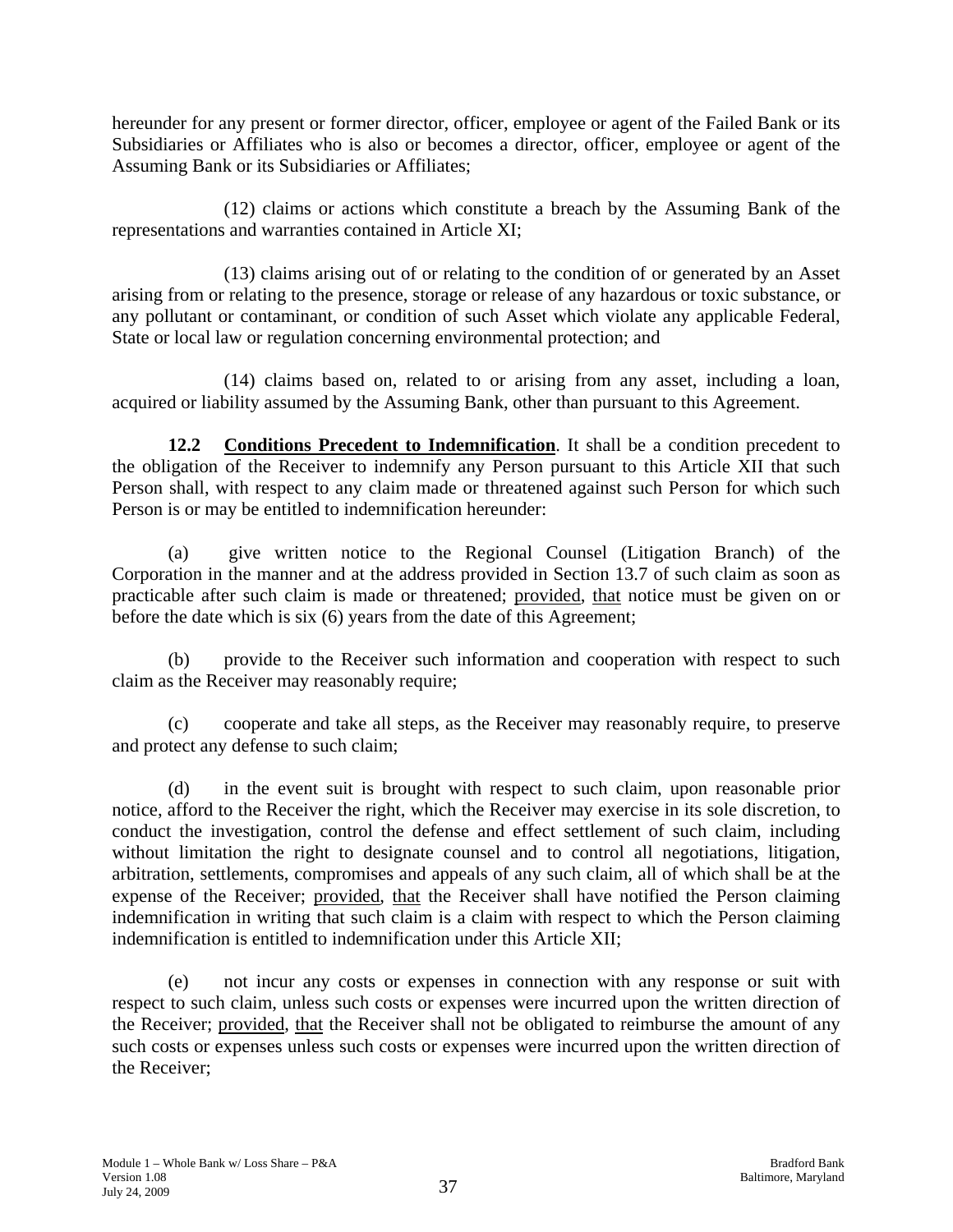hereunder for any present or former director, officer, employee or agent of the Failed Bank or its Subsidiaries or Affiliates who is also or becomes a director, officer, employee or agent of the Assuming Bank or its Subsidiaries or Affiliates;

(12) claims or actions which constitute a breach by the Assuming Bank of the representations and warranties contained in Article XI;

(13) claims arising out of or relating to the condition of or generated by an Asset arising from or relating to the presence, storage or release of any hazardous or toxic substance, or any pollutant or contaminant, or condition of such Asset which violate any applicable Federal, State or local law or regulation concerning environmental protection; and

(14) claims based on, related to or arising from any asset, including a loan, acquired or liability assumed by the Assuming Bank, other than pursuant to this Agreement.

**12.2 Conditions Precedent to Indemnification**. It shall be a condition precedent to the obligation of the Receiver to indemnify any Person pursuant to this Article XII that such Person shall, with respect to any claim made or threatened against such Person for which such Person is or may be entitled to indemnification hereunder:

(a) give written notice to the Regional Counsel (Litigation Branch) of the Corporation in the manner and at the address provided in Section 13.7 of such claim as soon as practicable after such claim is made or threatened; provided, that notice must be given on or before the date which is six (6) years from the date of this Agreement;

(b) provide to the Receiver such information and cooperation with respect to such claim as the Receiver may reasonably require;

(c) cooperate and take all steps, as the Receiver may reasonably require, to preserve and protect any defense to such claim;

(d) in the event suit is brought with respect to such claim, upon reasonable prior notice, afford to the Receiver the right, which the Receiver may exercise in its sole discretion, to conduct the investigation, control the defense and effect settlement of such claim, including without limitation the right to designate counsel and to control all negotiations, litigation, arbitration, settlements, compromises and appeals of any such claim, all of which shall be at the expense of the Receiver; provided, that the Receiver shall have notified the Person claiming indemnification in writing that such claim is a claim with respect to which the Person claiming indemnification is entitled to indemnification under this Article XII;

(e) not incur any costs or expenses in connection with any response or suit with respect to such claim, unless such costs or expenses were incurred upon the written direction of the Receiver; provided, that the Receiver shall not be obligated to reimburse the amount of any such costs or expenses unless such costs or expenses were incurred upon the written direction of the Receiver;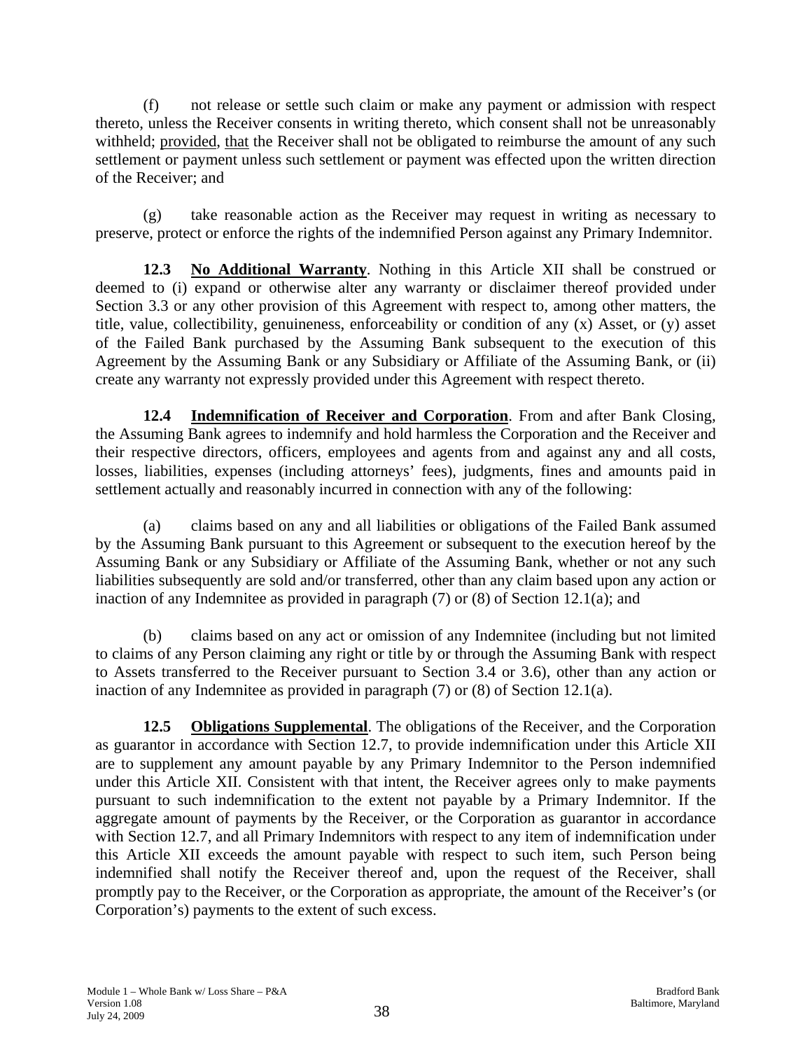(f) not release or settle such claim or make any payment or admission with respect thereto, unless the Receiver consents in writing thereto, which consent shall not be unreasonably withheld; provided, that the Receiver shall not be obligated to reimburse the amount of any such settlement or payment unless such settlement or payment was effected upon the written direction of the Receiver; and

(g) take reasonable action as the Receiver may request in writing as necessary to preserve, protect or enforce the rights of the indemnified Person against any Primary Indemnitor.

**12.3 No Additional Warranty**. Nothing in this Article XII shall be construed or deemed to (i) expand or otherwise alter any warranty or disclaimer thereof provided under Section 3.3 or any other provision of this Agreement with respect to, among other matters, the title, value, collectibility, genuineness, enforceability or condition of any (x) Asset, or (y) asset of the Failed Bank purchased by the Assuming Bank subsequent to the execution of this Agreement by the Assuming Bank or any Subsidiary or Affiliate of the Assuming Bank, or (ii) create any warranty not expressly provided under this Agreement with respect thereto.

**12.4 Indemnification of Receiver and Corporation**. From and after Bank Closing, the Assuming Bank agrees to indemnify and hold harmless the Corporation and the Receiver and their respective directors, officers, employees and agents from and against any and all costs, losses, liabilities, expenses (including attorneys' fees), judgments, fines and amounts paid in settlement actually and reasonably incurred in connection with any of the following:

(a) claims based on any and all liabilities or obligations of the Failed Bank assumed by the Assuming Bank pursuant to this Agreement or subsequent to the execution hereof by the Assuming Bank or any Subsidiary or Affiliate of the Assuming Bank, whether or not any such liabilities subsequently are sold and/or transferred, other than any claim based upon any action or inaction of any Indemnitee as provided in paragraph (7) or (8) of Section 12.1(a); and

(b) claims based on any act or omission of any Indemnitee (including but not limited to claims of any Person claiming any right or title by or through the Assuming Bank with respect to Assets transferred to the Receiver pursuant to Section 3.4 or 3.6), other than any action or inaction of any Indemnitee as provided in paragraph (7) or (8) of Section 12.1(a).

**12.5 Obligations Supplemental**. The obligations of the Receiver, and the Corporation as guarantor in accordance with Section 12.7, to provide indemnification under this Article XII are to supplement any amount payable by any Primary Indemnitor to the Person indemnified under this Article XII. Consistent with that intent, the Receiver agrees only to make payments pursuant to such indemnification to the extent not payable by a Primary Indemnitor. If the aggregate amount of payments by the Receiver, or the Corporation as guarantor in accordance with Section 12.7, and all Primary Indemnitors with respect to any item of indemnification under this Article XII exceeds the amount payable with respect to such item, such Person being indemnified shall notify the Receiver thereof and, upon the request of the Receiver, shall promptly pay to the Receiver, or the Corporation as appropriate, the amount of the Receiver's (or Corporation's) payments to the extent of such excess.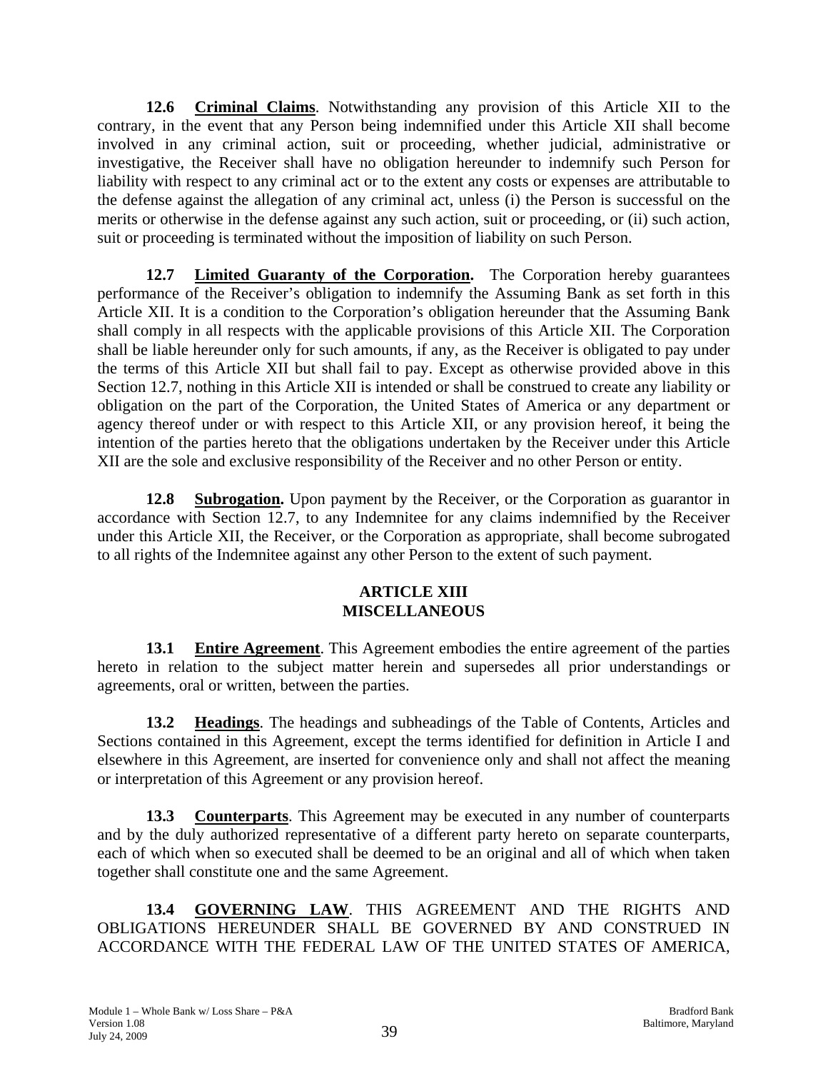**12.6 Criminal Claims**. Notwithstanding any provision of this Article XII to the contrary, in the event that any Person being indemnified under this Article XII shall become involved in any criminal action, suit or proceeding, whether judicial, administrative or investigative, the Receiver shall have no obligation hereunder to indemnify such Person for liability with respect to any criminal act or to the extent any costs or expenses are attributable to the defense against the allegation of any criminal act, unless (i) the Person is successful on the merits or otherwise in the defense against any such action, suit or proceeding, or (ii) such action, suit or proceeding is terminated without the imposition of liability on such Person.

**12.7 Limited Guaranty of the Corporation.** The Corporation hereby guarantees performance of the Receiver's obligation to indemnify the Assuming Bank as set forth in this Article XII. It is a condition to the Corporation's obligation hereunder that the Assuming Bank shall comply in all respects with the applicable provisions of this Article XII. The Corporation shall be liable hereunder only for such amounts, if any, as the Receiver is obligated to pay under the terms of this Article XII but shall fail to pay. Except as otherwise provided above in this Section 12.7, nothing in this Article XII is intended or shall be construed to create any liability or obligation on the part of the Corporation, the United States of America or any department or agency thereof under or with respect to this Article XII, or any provision hereof, it being the intention of the parties hereto that the obligations undertaken by the Receiver under this Article XII are the sole and exclusive responsibility of the Receiver and no other Person or entity.

**12.8 Subrogation.** Upon payment by the Receiver, or the Corporation as guarantor in accordance with Section 12.7, to any Indemnitee for any claims indemnified by the Receiver under this Article XII, the Receiver, or the Corporation as appropriate, shall become subrogated to all rights of the Indemnitee against any other Person to the extent of such payment.

## ARTICLE XIII
## MISCELLANEOUS

**13.1 Entire Agreement**. This Agreement embodies the entire agreement of the parties hereto in relation to the subject matter herein and supersedes all prior understandings or agreements, oral or written, between the parties.

**13.2 Headings**. The headings and subheadings of the Table of Contents, Articles and Sections contained in this Agreement, except the terms identified for definition in Article I and elsewhere in this Agreement, are inserted for convenience only and shall not affect the meaning or interpretation of this Agreement or any provision hereof.

**13.3 Counterparts**. This Agreement may be executed in any number of counterparts and by the duly authorized representative of a different party hereto on separate counterparts, each of which when so executed shall be deemed to be an original and all of which when taken together shall constitute one and the same Agreement.

**13.4 GOVERNING LAW**. THIS AGREEMENT AND THE RIGHTS AND OBLIGATIONS HEREUNDER SHALL BE GOVERNED BY AND CONSTRUED IN ACCORDANCE WITH THE FEDERAL LAW OF THE UNITED STATES OF AMERICA,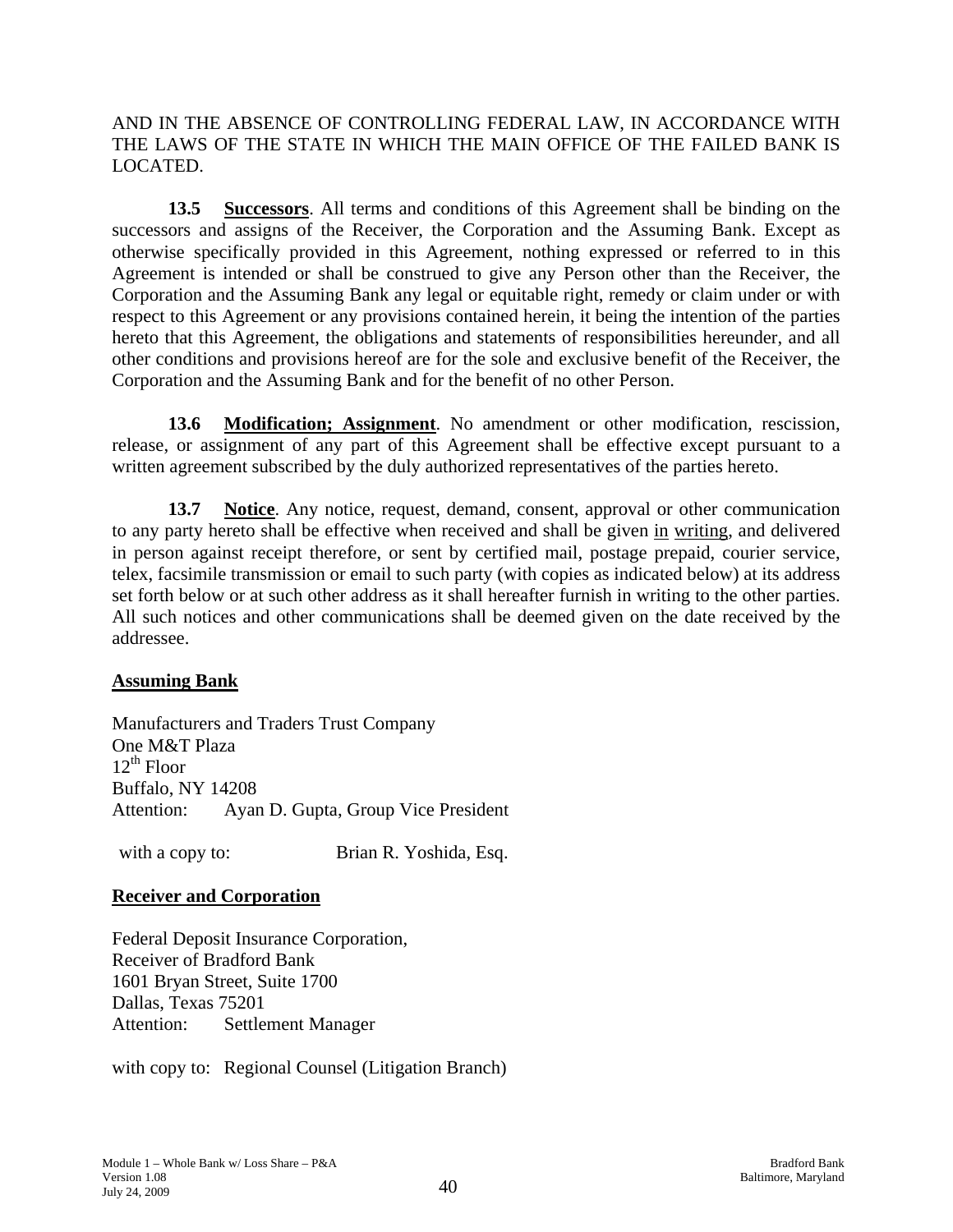AND IN THE ABSENCE OF CONTROLLING FEDERAL LAW, IN ACCORDANCE WITH THE LAWS OF THE STATE IN WHICH THE MAIN OFFICE OF THE FAILED BANK IS LOCATED.

**13.5 Successors**. All terms and conditions of this Agreement shall be binding on the successors and assigns of the Receiver, the Corporation and the Assuming Bank. Except as otherwise specifically provided in this Agreement, nothing expressed or referred to in this Agreement is intended or shall be construed to give any Person other than the Receiver, the Corporation and the Assuming Bank any legal or equitable right, remedy or claim under or with respect to this Agreement or any provisions contained herein, it being the intention of the parties hereto that this Agreement, the obligations and statements of responsibilities hereunder, and all other conditions and provisions hereof are for the sole and exclusive benefit of the Receiver, the Corporation and the Assuming Bank and for the benefit of no other Person.

**13.6 Modification; Assignment**. No amendment or other modification, rescission, release, or assignment of any part of this Agreement shall be effective except pursuant to a written agreement subscribed by the duly authorized representatives of the parties hereto.

**13.7 Notice**. Any notice, request, demand, consent, approval or other communication to any party hereto shall be effective when received and shall be given in writing, and delivered in person against receipt therefore, or sent by certified mail, postage prepaid, courier service, telex, facsimile transmission or email to such party (with copies as indicated below) at its address set forth below or at such other address as it shall hereafter furnish in writing to the other parties. All such notices and other communications shall be deemed given on the date received by the addressee.

**Assuming Bank**

Manufacturers and Traders Trust Company
One M&T Plaza
12th Floor
Buffalo, NY 14208
Attention: Ayan D. Gupta, Group Vice President

with a copy to: Brian R. Yoshida, Esq.

**Receiver and Corporation**

Federal Deposit Insurance Corporation,
Receiver of Bradford Bank
1601 Bryan Street, Suite 1700
Dallas, Texas 75201
Attention: Settlement Manager

with copy to: Regional Counsel (Litigation Branch)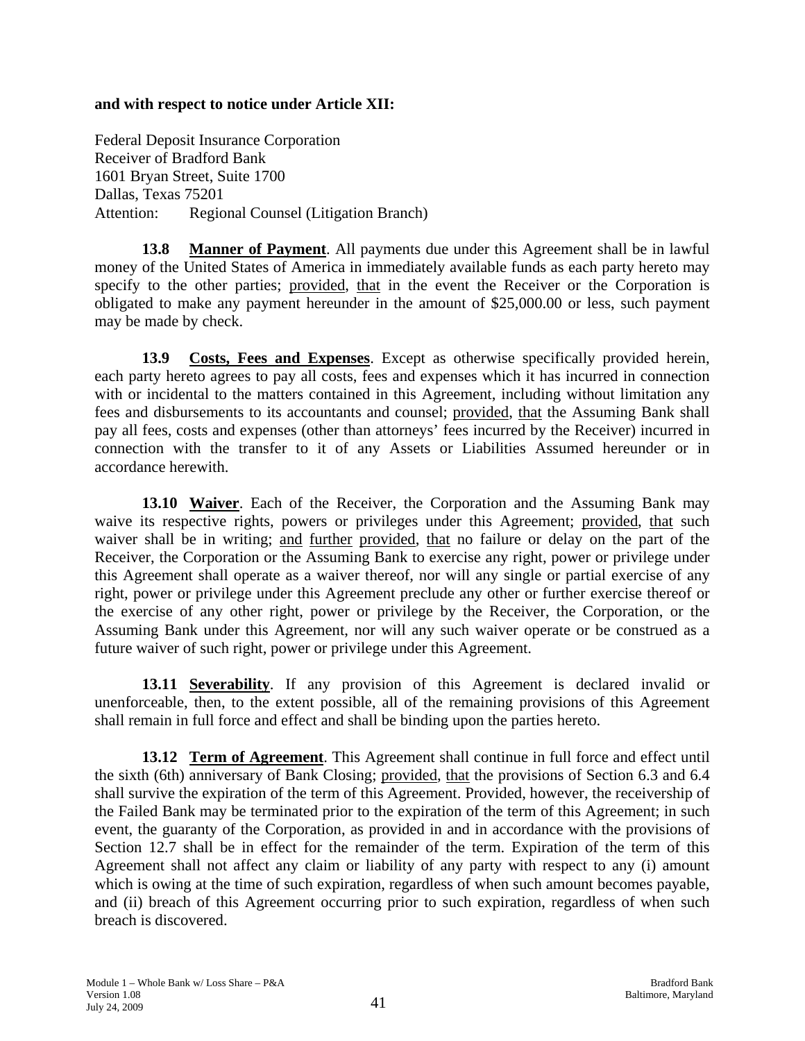**and with respect to notice under Article XII:**

Federal Deposit Insurance Corporation  
Receiver of Bradford Bank  
1601 Bryan Street, Suite 1700  
Dallas, Texas 75201  
Attention: Regional Counsel (Litigation Branch)

**13.8 Manner of Payment**. All payments due under this Agreement shall be in lawful money of the United States of America in immediately available funds as each party hereto may specify to the other parties; provided, that in the event the Receiver or the Corporation is obligated to make any payment hereunder in the amount of $25,000.00 or less, such payment may be made by check.

**13.9 Costs, Fees and Expenses**. Except as otherwise specifically provided herein, each party hereto agrees to pay all costs, fees and expenses which it has incurred in connection with or incidental to the matters contained in this Agreement, including without limitation any fees and disbursements to its accountants and counsel; provided, that the Assuming Bank shall pay all fees, costs and expenses (other than attorneys' fees incurred by the Receiver) incurred in connection with the transfer to it of any Assets or Liabilities Assumed hereunder or in accordance herewith.

**13.10 Waiver**. Each of the Receiver, the Corporation and the Assuming Bank may waive its respective rights, powers or privileges under this Agreement; provided, that such waiver shall be in writing; and further provided, that no failure or delay on the part of the Receiver, the Corporation or the Assuming Bank to exercise any right, power or privilege under this Agreement shall operate as a waiver thereof, nor will any single or partial exercise of any right, power or privilege under this Agreement preclude any other or further exercise thereof or the exercise of any other right, power or privilege by the Receiver, the Corporation, or the Assuming Bank under this Agreement, nor will any such waiver operate or be construed as a future waiver of such right, power or privilege under this Agreement.

**13.11 Severability**. If any provision of this Agreement is declared invalid or unenforceable, then, to the extent possible, all of the remaining provisions of this Agreement shall remain in full force and effect and shall be binding upon the parties hereto.

**13.12 Term of Agreement**. This Agreement shall continue in full force and effect until the sixth (6th) anniversary of Bank Closing; provided, that the provisions of Section 6.3 and 6.4 shall survive the expiration of the term of this Agreement. Provided, however, the receivership of the Failed Bank may be terminated prior to the expiration of the term of this Agreement; in such event, the guaranty of the Corporation, as provided in and in accordance with the provisions of Section 12.7 shall be in effect for the remainder of the term. Expiration of the term of this Agreement shall not affect any claim or liability of any party with respect to any (i) amount which is owing at the time of such expiration, regardless of when such amount becomes payable, and (ii) breach of this Agreement occurring prior to such expiration, regardless of when such breach is discovered.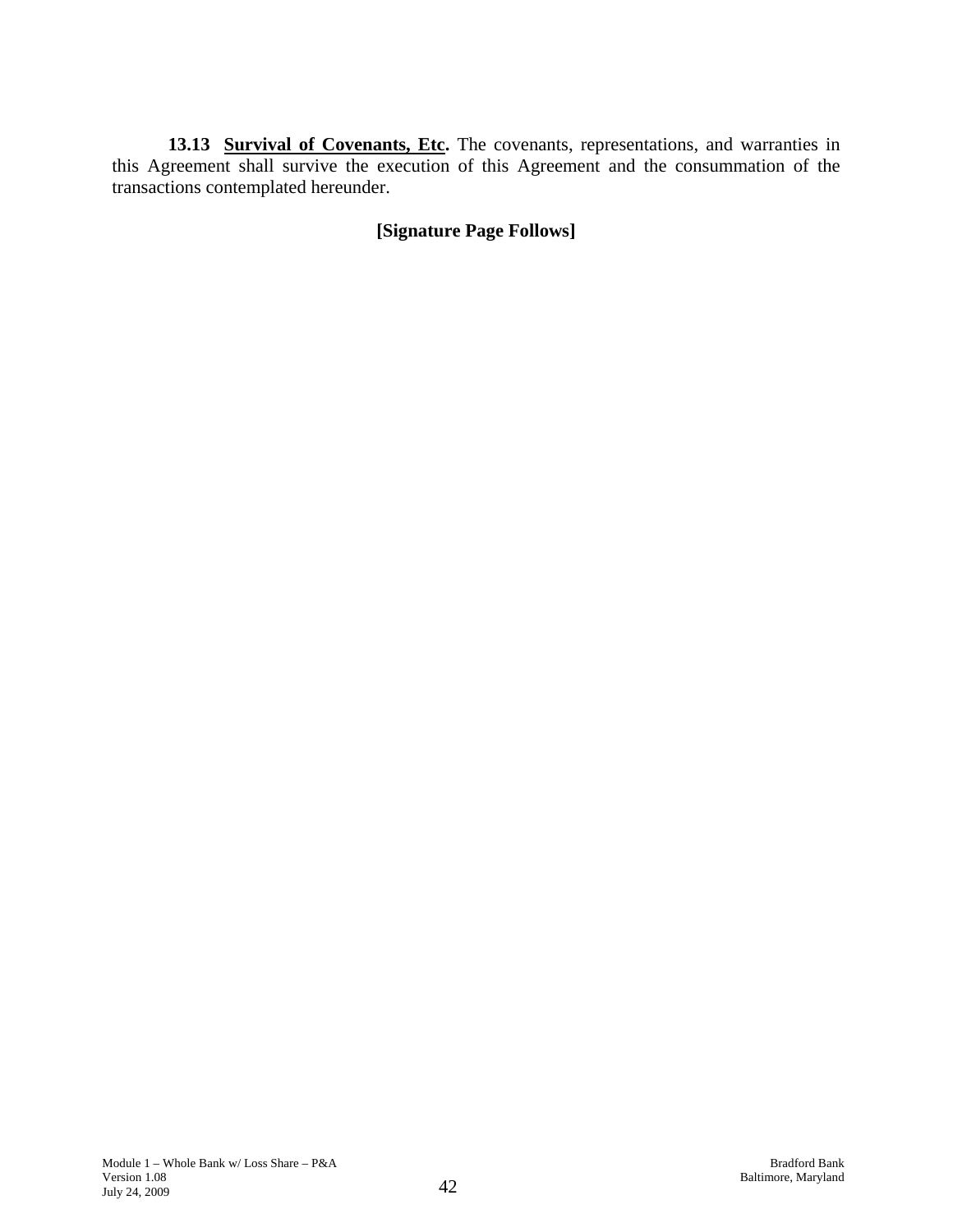**13.13 Survival of Covenants, Etc.** The covenants, representations, and warranties in this Agreement shall survive the execution of this Agreement and the consummation of the transactions contemplated hereunder.

**[Signature Page Follows]**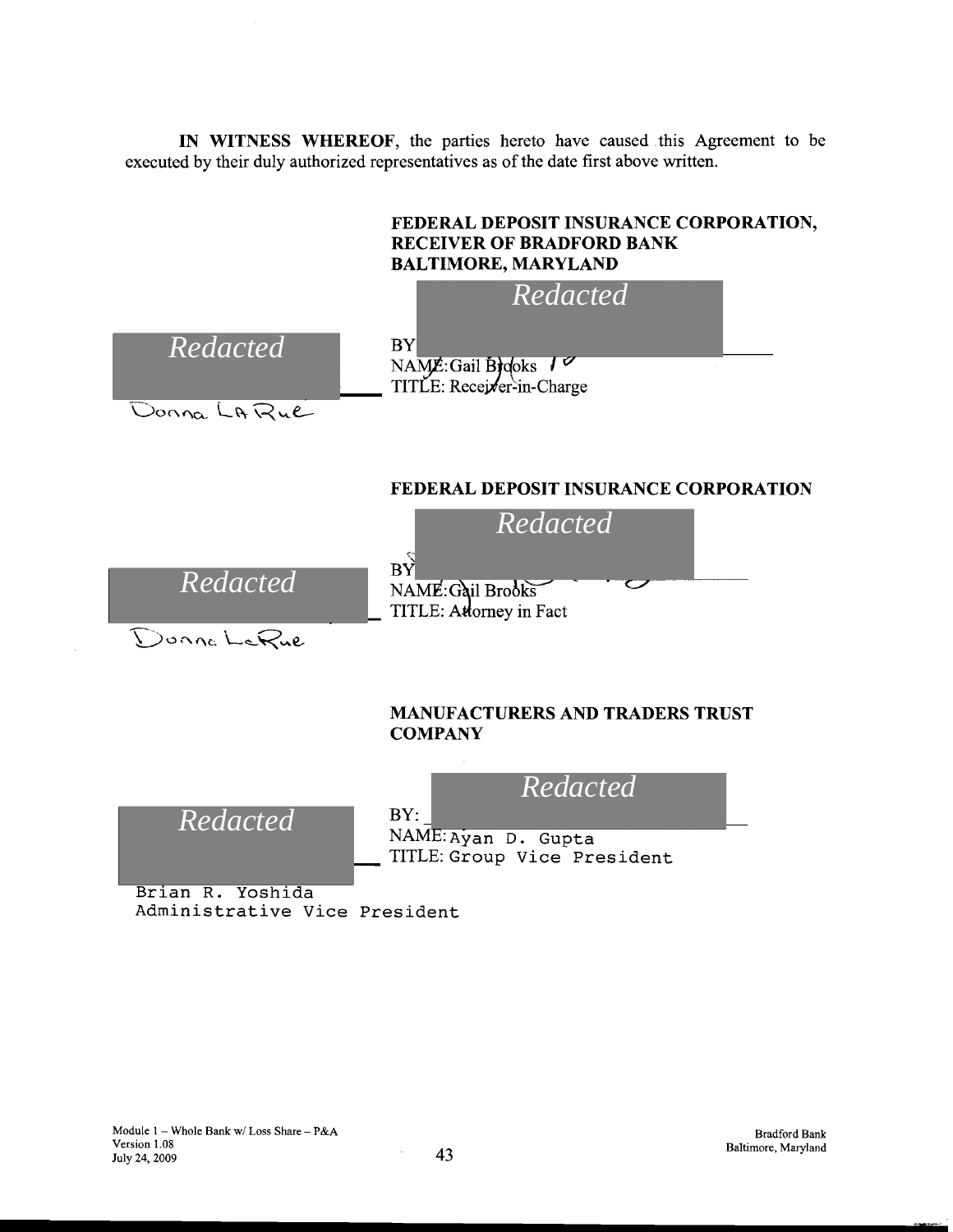**IN WITNESS WHEREOF**, the parties hereto have caused this Agreement to be executed by their duly authorized representatives as of the date first above written.

**FEDERAL DEPOSIT INSURANCE CORPORATION, RECEIVER OF BRADFORD BANK BALTIMORE, MARYLAND**

*Redacted*

*Redacted*

BY

NAME: Gail Brooks

TITLE: Receiver-in-Charge

Donna LaRue

**FEDERAL DEPOSIT INSURANCE CORPORATION**

*Redacted*

*Redacted*

BY

NAME: Gail Brooks

TITLE: Attorney in Fact

Donna LaRue

**MANUFACTURERS AND TRADERS TRUST COMPANY**

*Redacted*

*Redacted*

BY:

NAME: Ayan D. Gupta

TITLE: Group Vice President

Brian R. Yoshida

Administrative Vice President

Module 1 – Whole Bank w/ Loss Share – P&A
Version 1.08
July 24, 2009

Bradford Bank
Baltimore, Maryland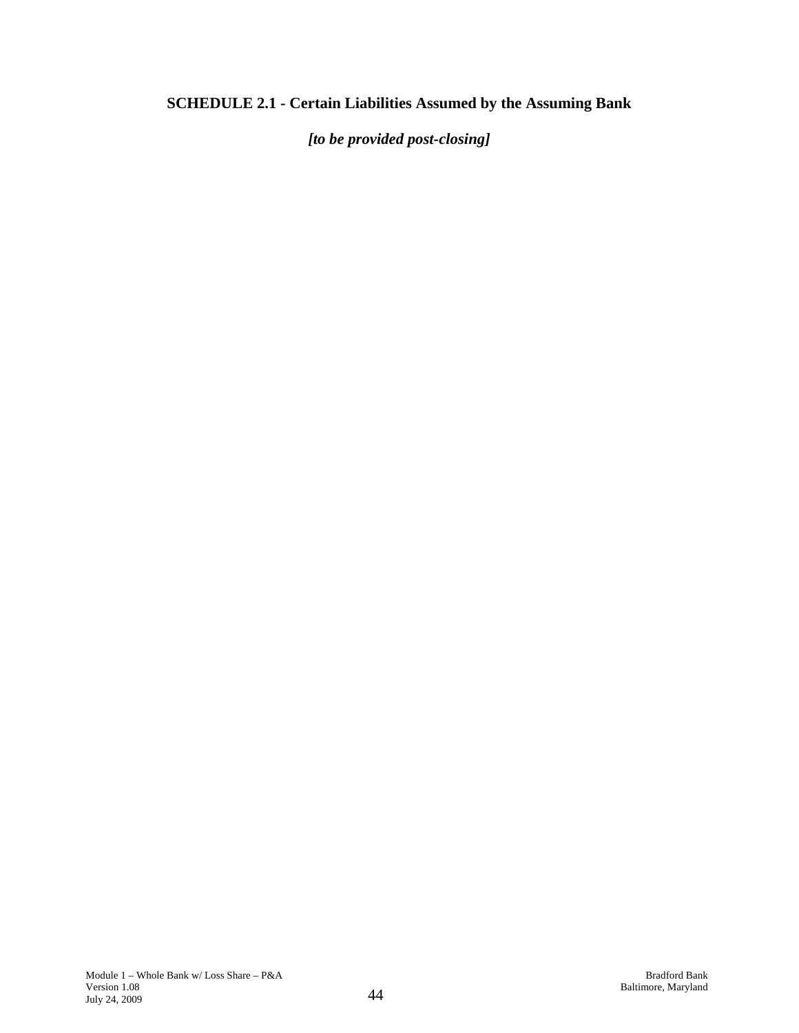**SCHEDULE 2.1 - Certain Liabilities Assumed by the Assuming Bank**

***[to be provided post-closing]***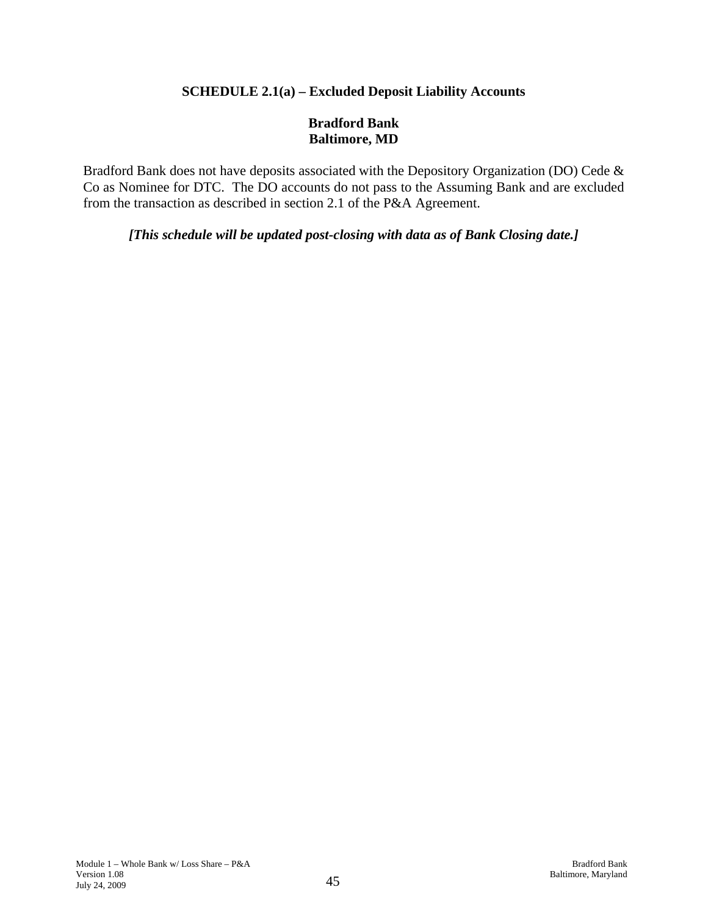**SCHEDULE 2.1(a) – Excluded Deposit Liability Accounts**

**Bradford Bank**
**Baltimore, MD**

Bradford Bank does not have deposits associated with the Depository Organization (DO) Cede & Co as Nominee for DTC. The DO accounts do not pass to the Assuming Bank and are excluded from the transaction as described in section 2.1 of the P&A Agreement.

***[This schedule will be updated post-closing with data as of Bank Closing date.]***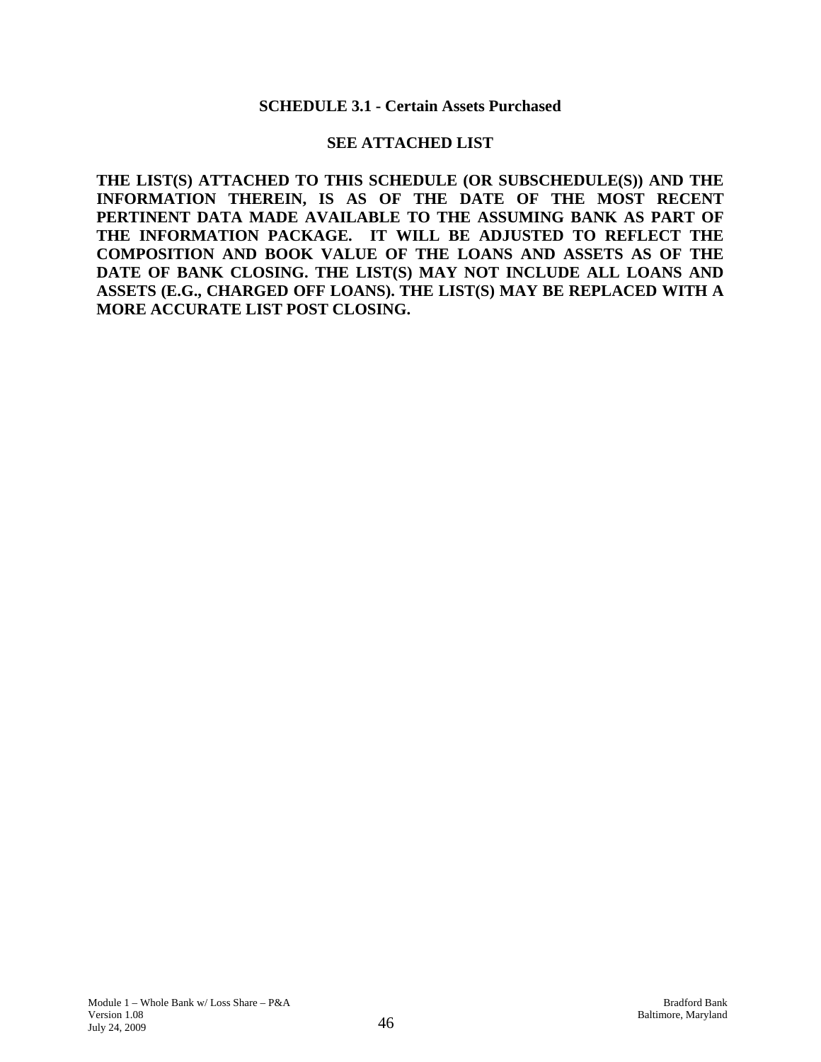## SCHEDULE 3.1 - Certain Assets Purchased

**SEE ATTACHED LIST**

**THE LIST(S) ATTACHED TO THIS SCHEDULE (OR SUBSCHEDULE(S)) AND THE INFORMATION THEREIN, IS AS OF THE DATE OF THE MOST RECENT PERTINENT DATA MADE AVAILABLE TO THE ASSUMING BANK AS PART OF THE INFORMATION PACKAGE. IT WILL BE ADJUSTED TO REFLECT THE COMPOSITION AND BOOK VALUE OF THE LOANS AND ASSETS AS OF THE DATE OF BANK CLOSING. THE LIST(S) MAY NOT INCLUDE ALL LOANS AND ASSETS (E.G., CHARGED OFF LOANS). THE LIST(S) MAY BE REPLACED WITH A MORE ACCURATE LIST POST CLOSING.**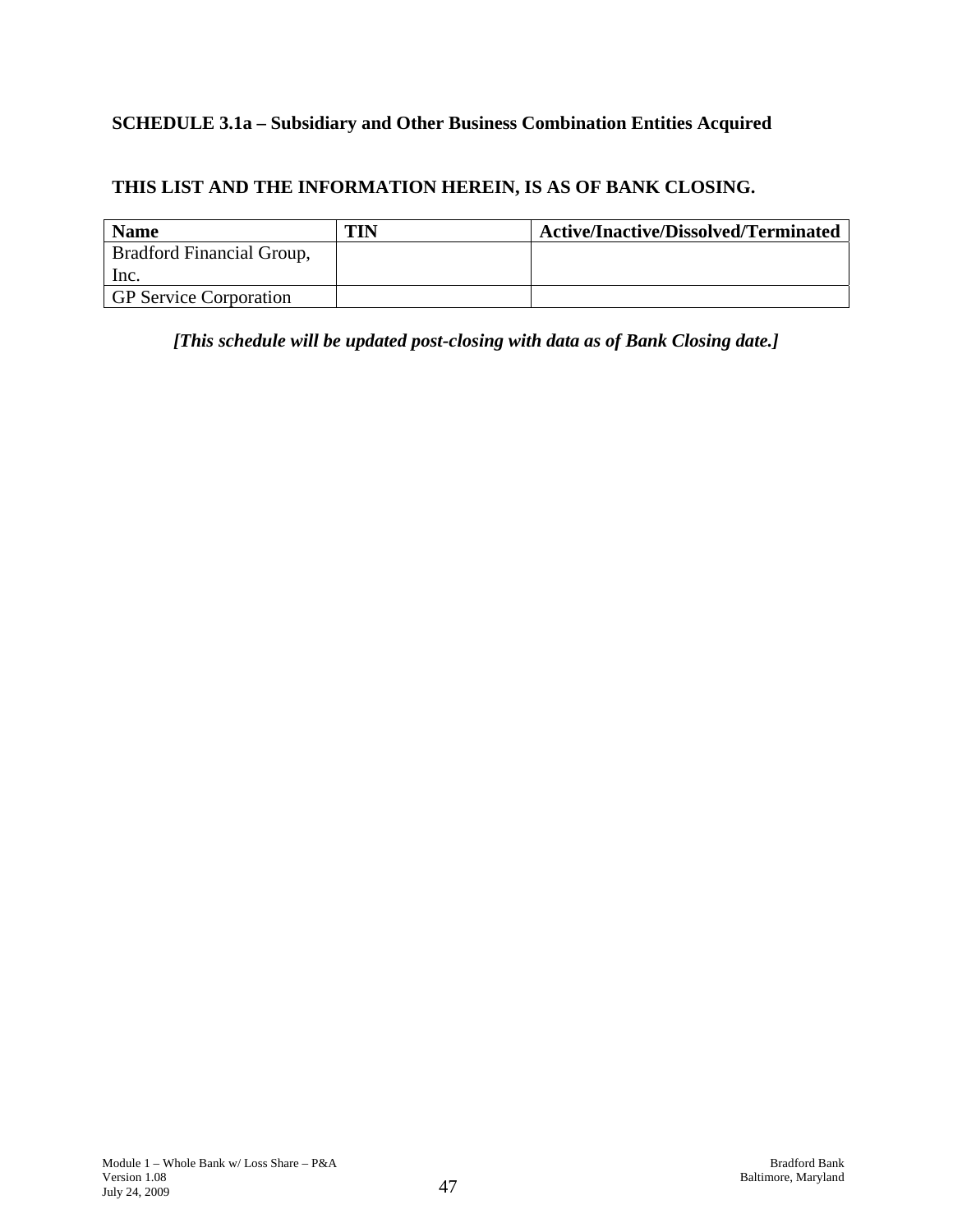**SCHEDULE 3.1a – Subsidiary and Other Business Combination Entities Acquired**

**THIS LIST AND THE INFORMATION HEREIN, IS AS OF BANK CLOSING.**

| Name | TIN | Active/Inactive/Dissolved/Terminated |
|---|---|---|
| Bradford Financial Group, Inc. | | |
| GP Service Corporation | | |

***[This schedule will be updated post-closing with data as of Bank Closing date.]***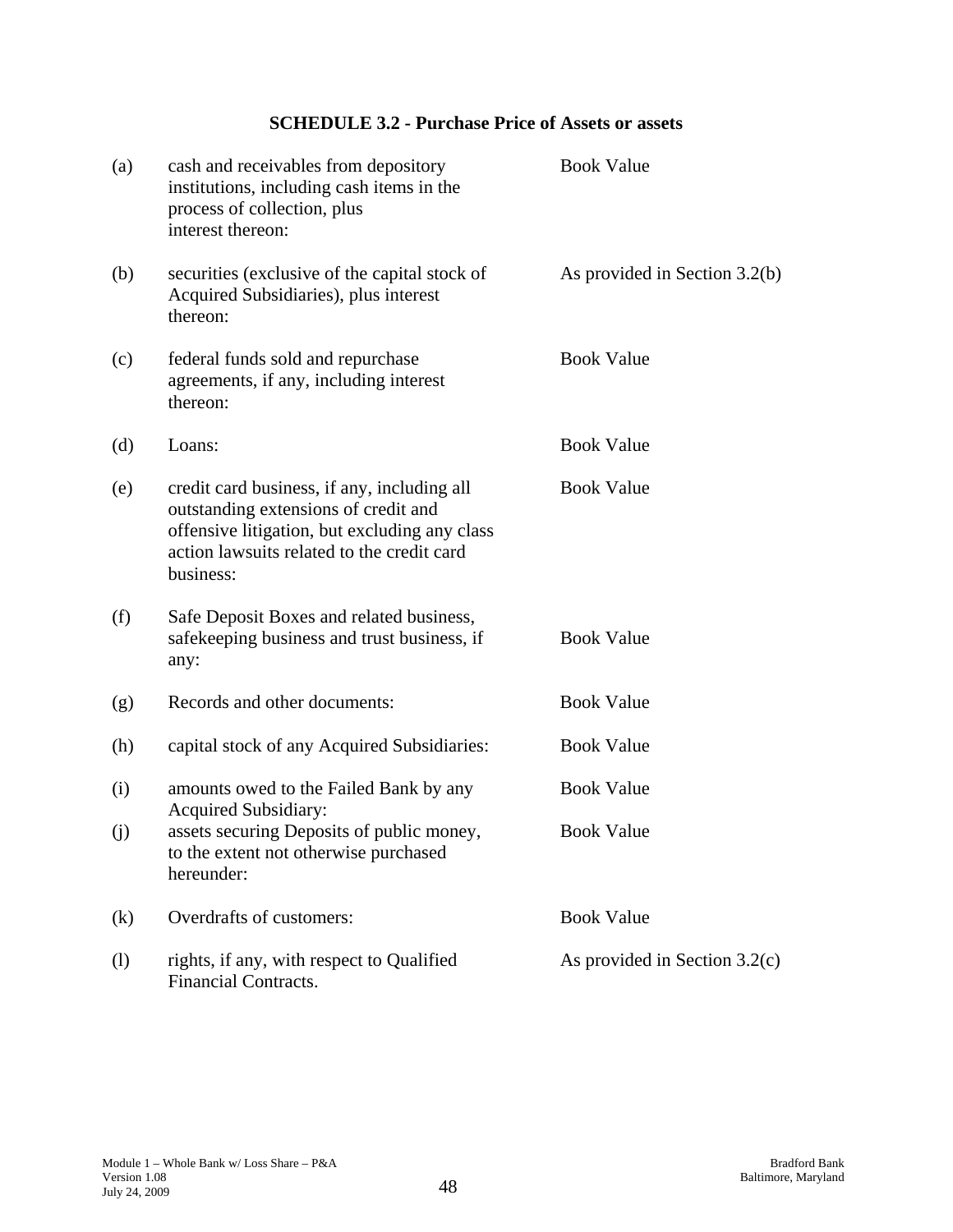## SCHEDULE 3.2 - Purchase Price of Assets or assets

| | | |
|---|---|---|
| (a) | cash and receivables from depository institutions, including cash items in the process of collection, plus interest thereon: | Book Value |
| (b) | securities (exclusive of the capital stock of Acquired Subsidiaries), plus interest thereon: | As provided in Section 3.2(b) |
| (c) | federal funds sold and repurchase agreements, if any, including interest thereon: | Book Value |
| (d) | Loans: | Book Value |
| (e) | credit card business, if any, including all outstanding extensions of credit and offensive litigation, but excluding any class action lawsuits related to the credit card business: | Book Value |
| (f) | Safe Deposit Boxes and related business, safekeeping business and trust business, if any: | Book Value |
| (g) | Records and other documents: | Book Value |
| (h) | capital stock of any Acquired Subsidiaries: | Book Value |
| (i) | amounts owed to the Failed Bank by any Acquired Subsidiary: | Book Value |
| (j) | assets securing Deposits of public money, to the extent not otherwise purchased hereunder: | Book Value |
| (k) | Overdrafts of customers: | Book Value |
| (l) | rights, if any, with respect to Qualified Financial Contracts. | As provided in Section 3.2(c) |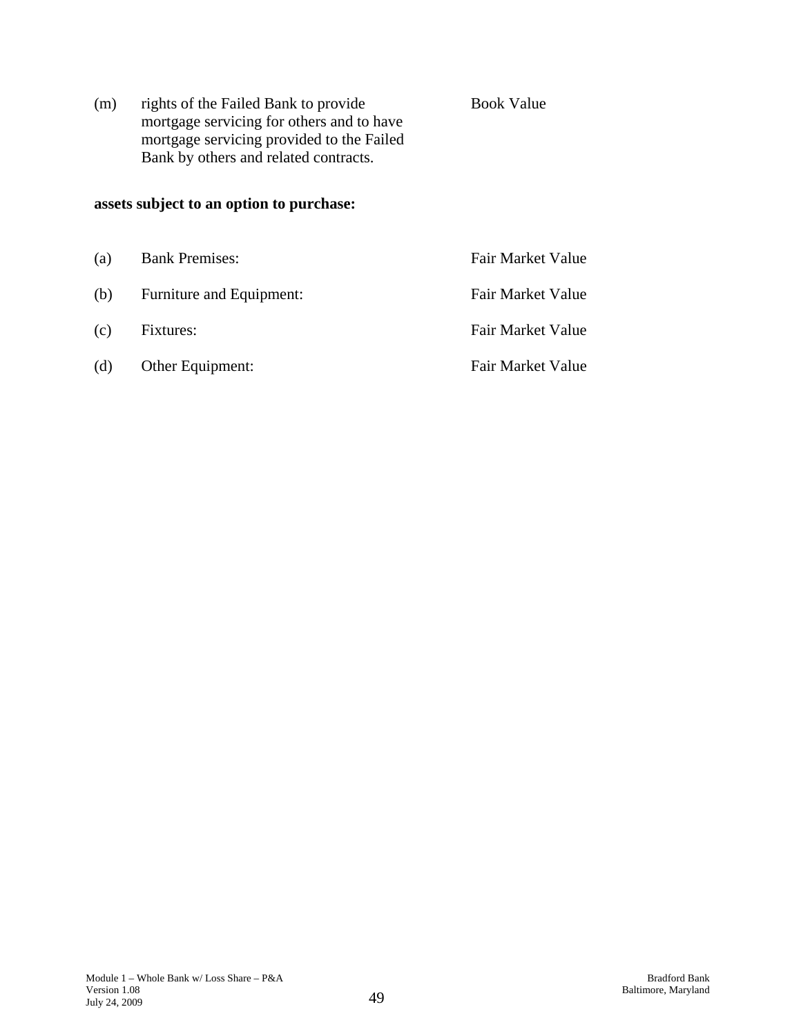| | | |
|---|---|---|
| (m) | rights of the Failed Bank to provide mortgage servicing for others and to have mortgage servicing provided to the Failed Bank by others and related contracts. | Book Value |

**assets subject to an option to purchase:**

| | | |
|---|---|---|
| (a) | Bank Premises: | Fair Market Value |
| (b) | Furniture and Equipment: | Fair Market Value |
| (c) | Fixtures: | Fair Market Value |
| (d) | Other Equipment: | Fair Market Value |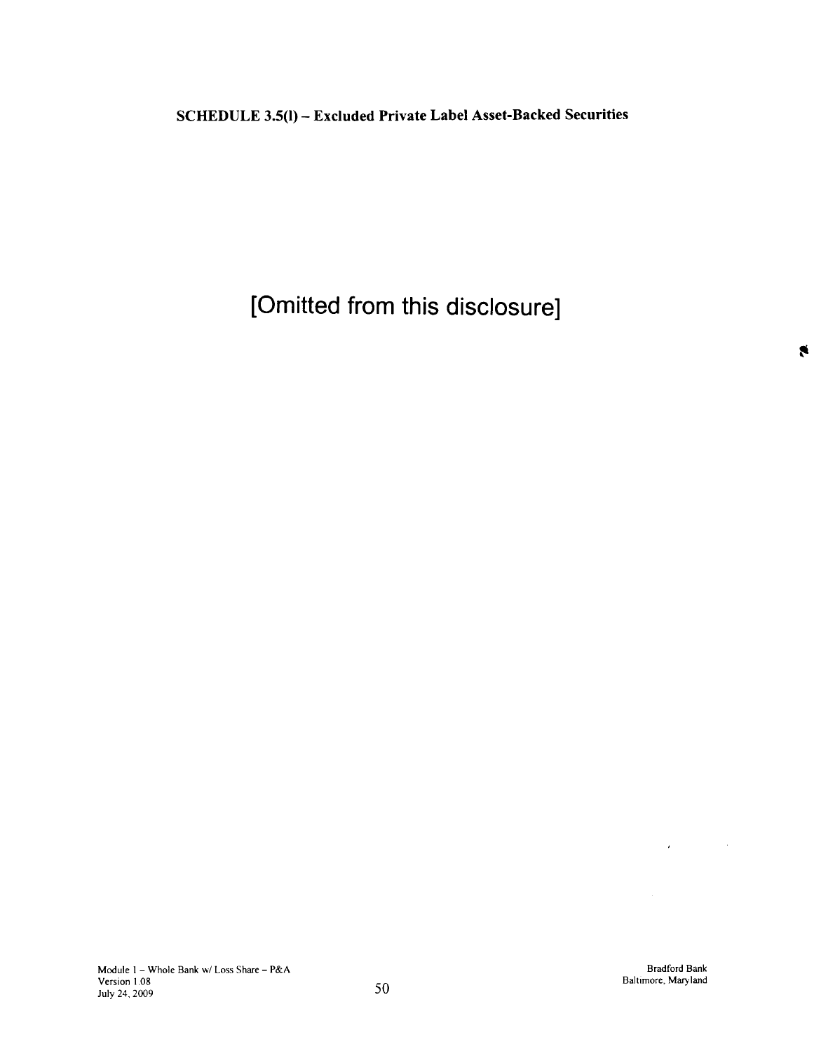**SCHEDULE 3.5(l) – Excluded Private Label Asset-Backed Securities**

[Omitted from this disclosure]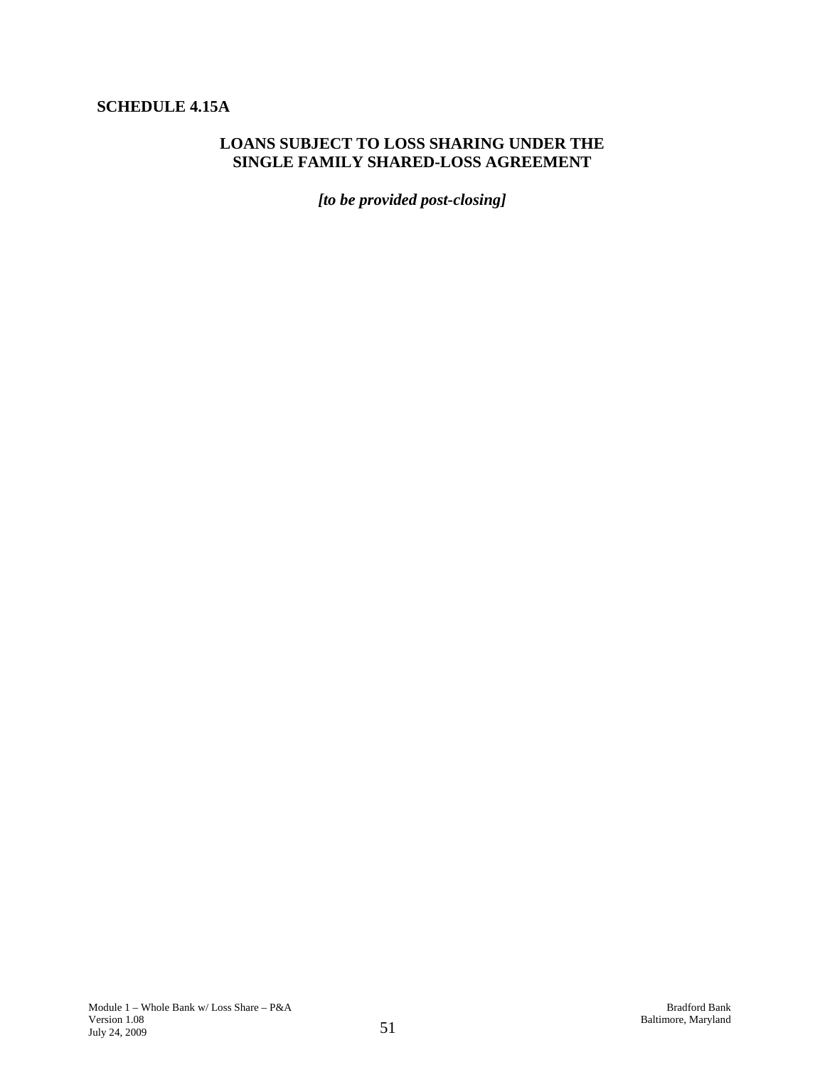## SCHEDULE 4.15A

### LOANS SUBJECT TO LOSS SHARING UNDER THE SINGLE FAMILY SHARED-LOSS AGREEMENT

***[to be provided post-closing]***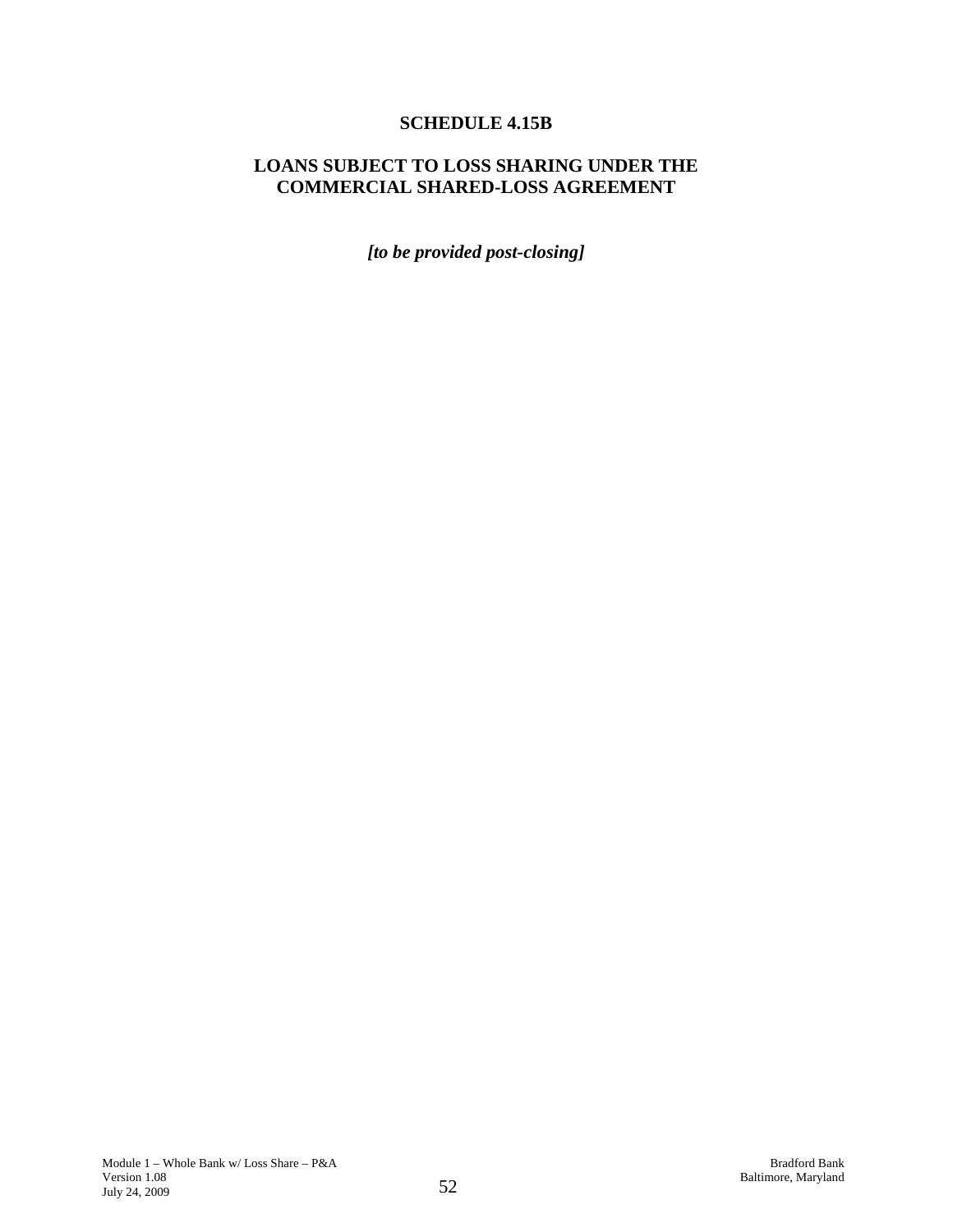# SCHEDULE 4.15B

## LOANS SUBJECT TO LOSS SHARING UNDER THE COMMERCIAL SHARED-LOSS AGREEMENT

***[to be provided post-closing]***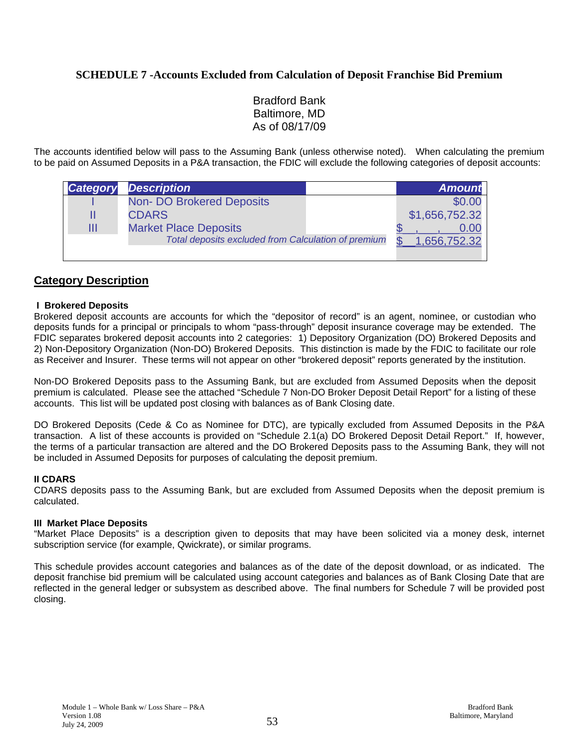## SCHEDULE 7 -Accounts Excluded from Calculation of Deposit Franchise Bid Premium

Bradford Bank
Baltimore, MD
As of 08/17/09

The accounts identified below will pass to the Assuming Bank (unless otherwise noted). When calculating the premium to be paid on Assumed Deposits in a P&A transaction, the FDIC will exclude the following categories of deposit accounts:

| *Category* | *Description* | | *Amount* |
|---|---|---|---|
| I | Non- DO Brokered Deposits | | $0.00 |
| II | CDARS | | $1,656,752.32 |
| III | Market Place Deposits | | $ , , 0.00 |
| | *Total deposits excluded from Calculation of premium* | | $ 1,656,752.32 |

## Category Description

**I Brokered Deposits**
Brokered deposit accounts are accounts for which the "depositor of record" is an agent, nominee, or custodian who deposits funds for a principal or principals to whom "pass-through" deposit insurance coverage may be extended. The FDIC separates brokered deposit accounts into 2 categories: 1) Depository Organization (DO) Brokered Deposits and 2) Non-Depository Organization (Non-DO) Brokered Deposits. This distinction is made by the FDIC to facilitate our role as Receiver and Insurer. These terms will not appear on other "brokered deposit" reports generated by the institution.

Non-DO Brokered Deposits pass to the Assuming Bank, but are excluded from Assumed Deposits when the deposit premium is calculated. Please see the attached "Schedule 7 Non-DO Broker Deposit Detail Report" for a listing of these accounts. This list will be updated post closing with balances as of Bank Closing date.

DO Brokered Deposits (Cede & Co as Nominee for DTC), are typically excluded from Assumed Deposits in the P&A transaction. A list of these accounts is provided on "Schedule 2.1(a) DO Brokered Deposit Detail Report." If, however, the terms of a particular transaction are altered and the DO Brokered Deposits pass to the Assuming Bank, they will not be included in Assumed Deposits for purposes of calculating the deposit premium.

**II CDARS**
CDARS deposits pass to the Assuming Bank, but are excluded from Assumed Deposits when the deposit premium is calculated.

**III Market Place Deposits**
"Market Place Deposits" is a description given to deposits that may have been solicited via a money desk, internet subscription service (for example, Qwickrate), or similar programs.

This schedule provides account categories and balances as of the date of the deposit download, or as indicated. The deposit franchise bid premium will be calculated using account categories and balances as of Bank Closing Date that are reflected in the general ledger or subsystem as described above. The final numbers for Schedule 7 will be provided post closing.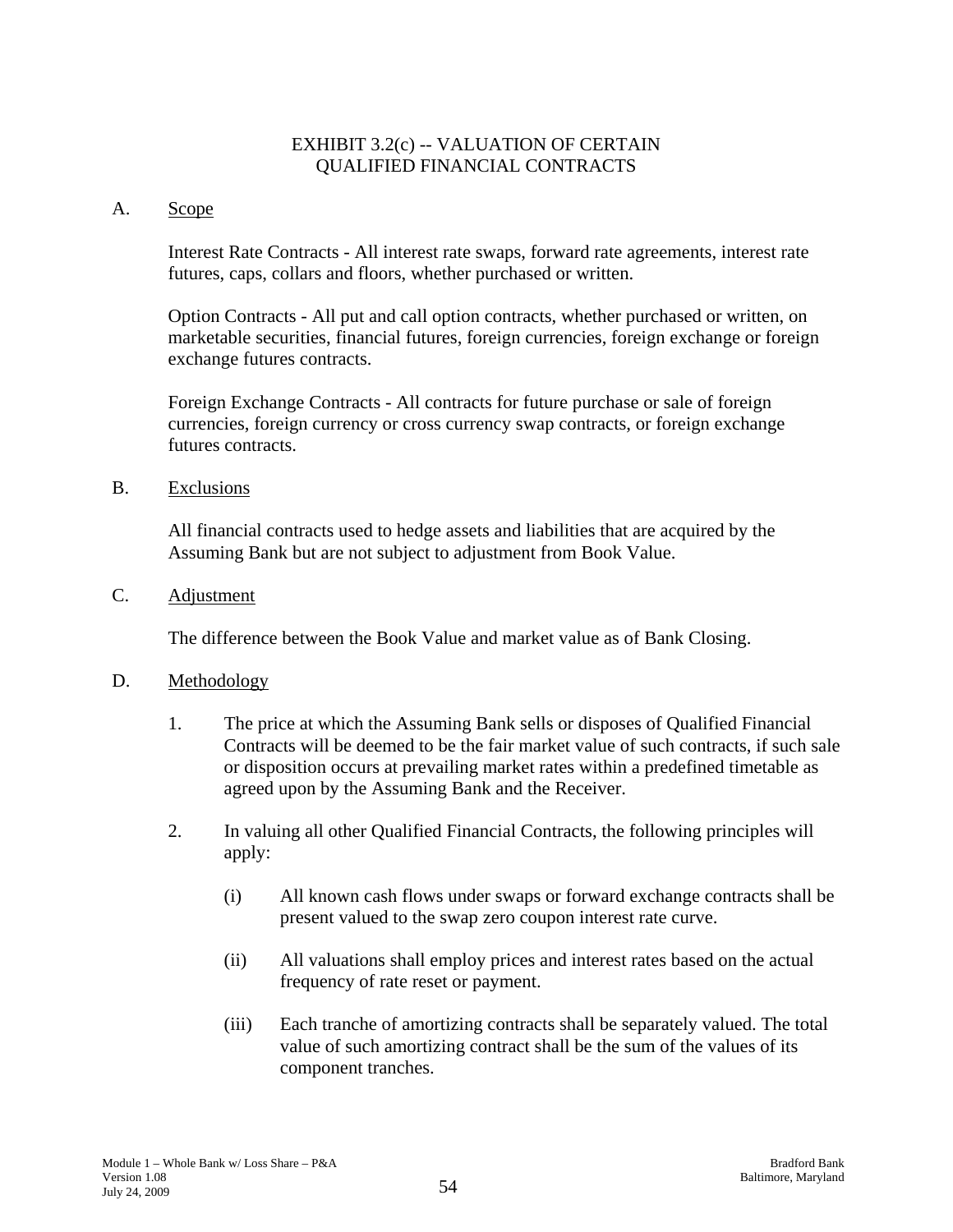# EXHIBIT 3.2(c) -- VALUATION OF CERTAIN QUALIFIED FINANCIAL CONTRACTS

A. Scope

Interest Rate Contracts - All interest rate swaps, forward rate agreements, interest rate futures, caps, collars and floors, whether purchased or written.

Option Contracts - All put and call option contracts, whether purchased or written, on marketable securities, financial futures, foreign currencies, foreign exchange or foreign exchange futures contracts.

Foreign Exchange Contracts - All contracts for future purchase or sale of foreign currencies, foreign currency or cross currency swap contracts, or foreign exchange futures contracts.

B. Exclusions

All financial contracts used to hedge assets and liabilities that are acquired by the Assuming Bank but are not subject to adjustment from Book Value.

C. Adjustment

The difference between the Book Value and market value as of Bank Closing.

D. Methodology

1. The price at which the Assuming Bank sells or disposes of Qualified Financial Contracts will be deemed to be the fair market value of such contracts, if such sale or disposition occurs at prevailing market rates within a predefined timetable as agreed upon by the Assuming Bank and the Receiver.

2. In valuing all other Qualified Financial Contracts, the following principles will apply:

   (i) All known cash flows under swaps or forward exchange contracts shall be present valued to the swap zero coupon interest rate curve.

   (ii) All valuations shall employ prices and interest rates based on the actual frequency of rate reset or payment.

   (iii) Each tranche of amortizing contracts shall be separately valued. The total value of such amortizing contract shall be the sum of the values of its component tranches.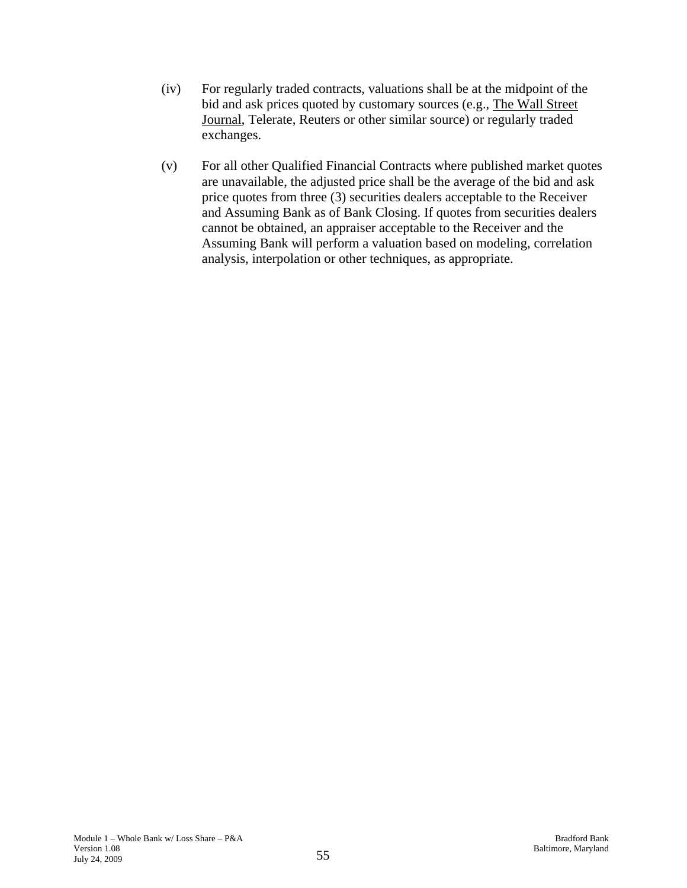(iv) For regularly traded contracts, valuations shall be at the midpoint of the bid and ask prices quoted by customary sources (e.g., The Wall Street Journal, Telerate, Reuters or other similar source) or regularly traded exchanges.

(v) For all other Qualified Financial Contracts where published market quotes are unavailable, the adjusted price shall be the average of the bid and ask price quotes from three (3) securities dealers acceptable to the Receiver and Assuming Bank as of Bank Closing. If quotes from securities dealers cannot be obtained, an appraiser acceptable to the Receiver and the Assuming Bank will perform a valuation based on modeling, correlation analysis, interpolation or other techniques, as appropriate.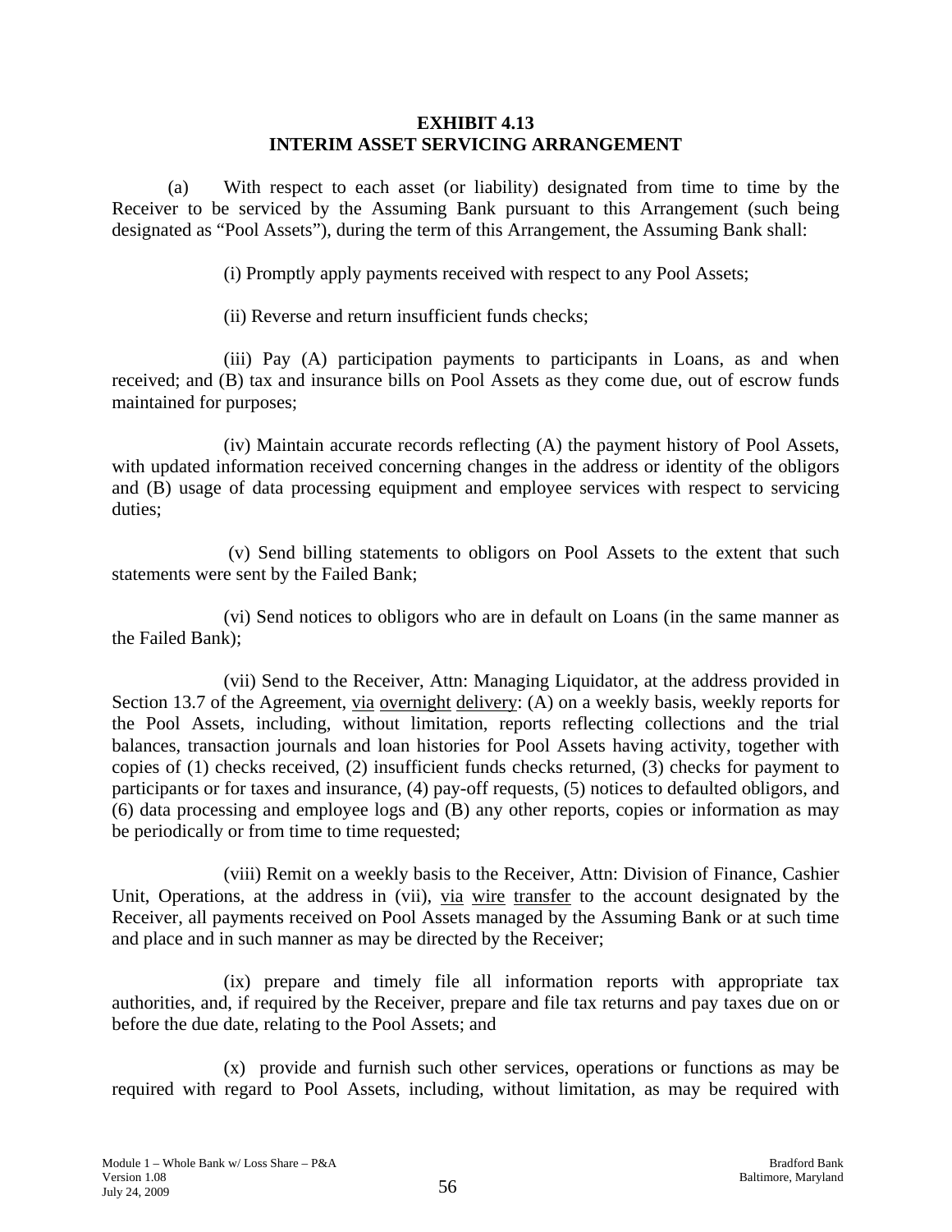**EXHIBIT 4.13**
**INTERIM ASSET SERVICING ARRANGEMENT**

(a) With respect to each asset (or liability) designated from time to time by the Receiver to be serviced by the Assuming Bank pursuant to this Arrangement (such being designated as "Pool Assets"), during the term of this Arrangement, the Assuming Bank shall:

(i) Promptly apply payments received with respect to any Pool Assets;

(ii) Reverse and return insufficient funds checks;

(iii) Pay (A) participation payments to participants in Loans, as and when received; and (B) tax and insurance bills on Pool Assets as they come due, out of escrow funds maintained for purposes;

(iv) Maintain accurate records reflecting (A) the payment history of Pool Assets, with updated information received concerning changes in the address or identity of the obligors and (B) usage of data processing equipment and employee services with respect to servicing duties;

(v) Send billing statements to obligors on Pool Assets to the extent that such statements were sent by the Failed Bank;

(vi) Send notices to obligors who are in default on Loans (in the same manner as the Failed Bank);

(vii) Send to the Receiver, Attn: Managing Liquidator, at the address provided in Section 13.7 of the Agreement, via overnight delivery: (A) on a weekly basis, weekly reports for the Pool Assets, including, without limitation, reports reflecting collections and the trial balances, transaction journals and loan histories for Pool Assets having activity, together with copies of (1) checks received, (2) insufficient funds checks returned, (3) checks for payment to participants or for taxes and insurance, (4) pay-off requests, (5) notices to defaulted obligors, and (6) data processing and employee logs and (B) any other reports, copies or information as may be periodically or from time to time requested;

(viii) Remit on a weekly basis to the Receiver, Attn: Division of Finance, Cashier Unit, Operations, at the address in (vii), via wire transfer to the account designated by the Receiver, all payments received on Pool Assets managed by the Assuming Bank or at such time and place and in such manner as may be directed by the Receiver;

(ix) prepare and timely file all information reports with appropriate tax authorities, and, if required by the Receiver, prepare and file tax returns and pay taxes due on or before the due date, relating to the Pool Assets; and

(x) provide and furnish such other services, operations or functions as may be required with regard to Pool Assets, including, without limitation, as may be required with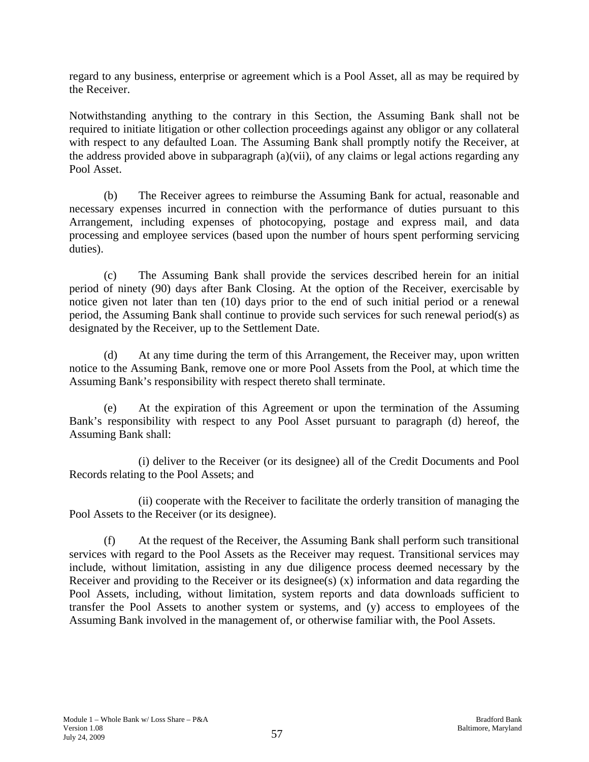regard to any business, enterprise or agreement which is a Pool Asset, all as may be required by the Receiver.

Notwithstanding anything to the contrary in this Section, the Assuming Bank shall not be required to initiate litigation or other collection proceedings against any obligor or any collateral with respect to any defaulted Loan. The Assuming Bank shall promptly notify the Receiver, at the address provided above in subparagraph (a)(vii), of any claims or legal actions regarding any Pool Asset.

(b) The Receiver agrees to reimburse the Assuming Bank for actual, reasonable and necessary expenses incurred in connection with the performance of duties pursuant to this Arrangement, including expenses of photocopying, postage and express mail, and data processing and employee services (based upon the number of hours spent performing servicing duties).

(c) The Assuming Bank shall provide the services described herein for an initial period of ninety (90) days after Bank Closing. At the option of the Receiver, exercisable by notice given not later than ten (10) days prior to the end of such initial period or a renewal period, the Assuming Bank shall continue to provide such services for such renewal period(s) as designated by the Receiver, up to the Settlement Date.

(d) At any time during the term of this Arrangement, the Receiver may, upon written notice to the Assuming Bank, remove one or more Pool Assets from the Pool, at which time the Assuming Bank's responsibility with respect thereto shall terminate.

(e) At the expiration of this Agreement or upon the termination of the Assuming Bank's responsibility with respect to any Pool Asset pursuant to paragraph (d) hereof, the Assuming Bank shall:

(i) deliver to the Receiver (or its designee) all of the Credit Documents and Pool Records relating to the Pool Assets; and

(ii) cooperate with the Receiver to facilitate the orderly transition of managing the Pool Assets to the Receiver (or its designee).

(f) At the request of the Receiver, the Assuming Bank shall perform such transitional services with regard to the Pool Assets as the Receiver may request. Transitional services may include, without limitation, assisting in any due diligence process deemed necessary by the Receiver and providing to the Receiver or its designee(s) (x) information and data regarding the Pool Assets, including, without limitation, system reports and data downloads sufficient to transfer the Pool Assets to another system or systems, and (y) access to employees of the Assuming Bank involved in the management of, or otherwise familiar with, the Pool Assets.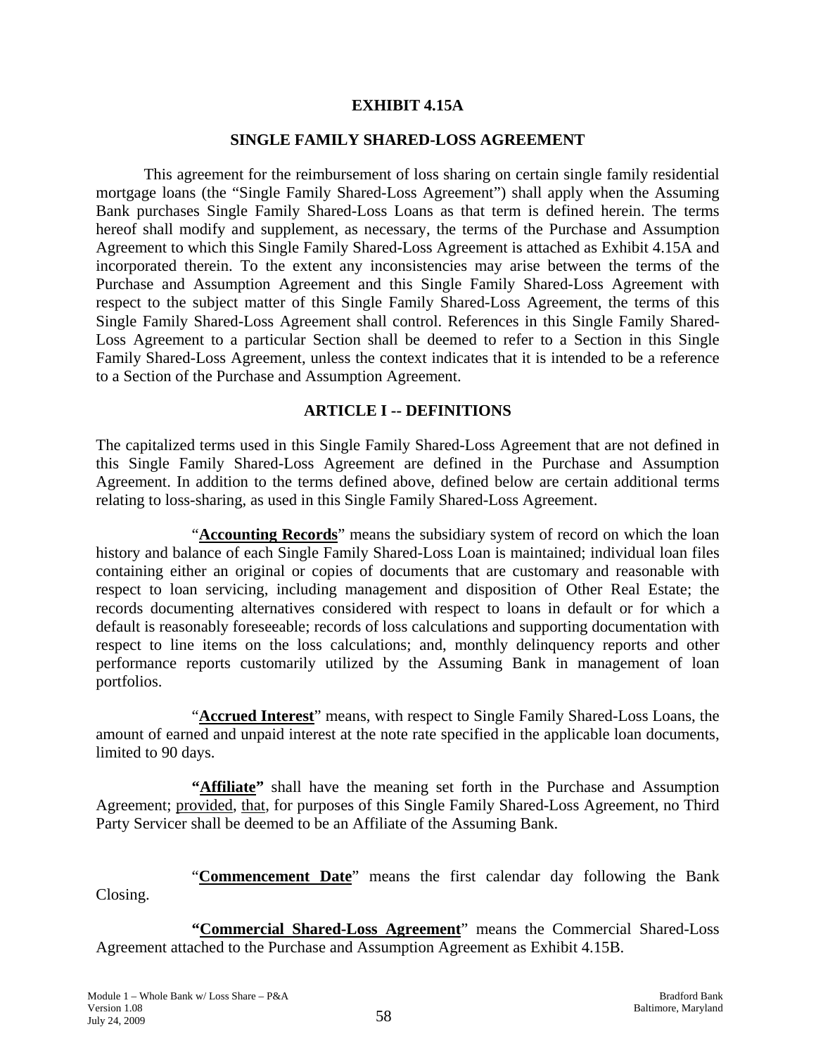## EXHIBIT 4.15A

## SINGLE FAMILY SHARED-LOSS AGREEMENT

This agreement for the reimbursement of loss sharing on certain single family residential mortgage loans (the "Single Family Shared-Loss Agreement") shall apply when the Assuming Bank purchases Single Family Shared-Loss Loans as that term is defined herein. The terms hereof shall modify and supplement, as necessary, the terms of the Purchase and Assumption Agreement to which this Single Family Shared-Loss Agreement is attached as Exhibit 4.15A and incorporated therein. To the extent any inconsistencies may arise between the terms of the Purchase and Assumption Agreement and this Single Family Shared-Loss Agreement with respect to the subject matter of this Single Family Shared-Loss Agreement, the terms of this Single Family Shared-Loss Agreement shall control. References in this Single Family Shared-Loss Agreement to a particular Section shall be deemed to refer to a Section in this Single Family Shared-Loss Agreement, unless the context indicates that it is intended to be a reference to a Section of the Purchase and Assumption Agreement.

## ARTICLE I -- DEFINITIONS

The capitalized terms used in this Single Family Shared-Loss Agreement that are not defined in this Single Family Shared-Loss Agreement are defined in the Purchase and Assumption Agreement. In addition to the terms defined above, defined below are certain additional terms relating to loss-sharing, as used in this Single Family Shared-Loss Agreement.

"**Accounting Records**" means the subsidiary system of record on which the loan history and balance of each Single Family Shared-Loss Loan is maintained; individual loan files containing either an original or copies of documents that are customary and reasonable with respect to loan servicing, including management and disposition of Other Real Estate; the records documenting alternatives considered with respect to loans in default or for which a default is reasonably foreseeable; records of loss calculations and supporting documentation with respect to line items on the loss calculations; and, monthly delinquency reports and other performance reports customarily utilized by the Assuming Bank in management of loan portfolios.

"**Accrued Interest**" means, with respect to Single Family Shared-Loss Loans, the amount of earned and unpaid interest at the note rate specified in the applicable loan documents, limited to 90 days.

**"Affiliate"** shall have the meaning set forth in the Purchase and Assumption Agreement; provided, that, for purposes of this Single Family Shared-Loss Agreement, no Third Party Servicer shall be deemed to be an Affiliate of the Assuming Bank.

"**Commencement Date**" means the first calendar day following the Bank Closing.

**"Commercial Shared-Loss Agreement"** means the Commercial Shared-Loss Agreement attached to the Purchase and Assumption Agreement as Exhibit 4.15B.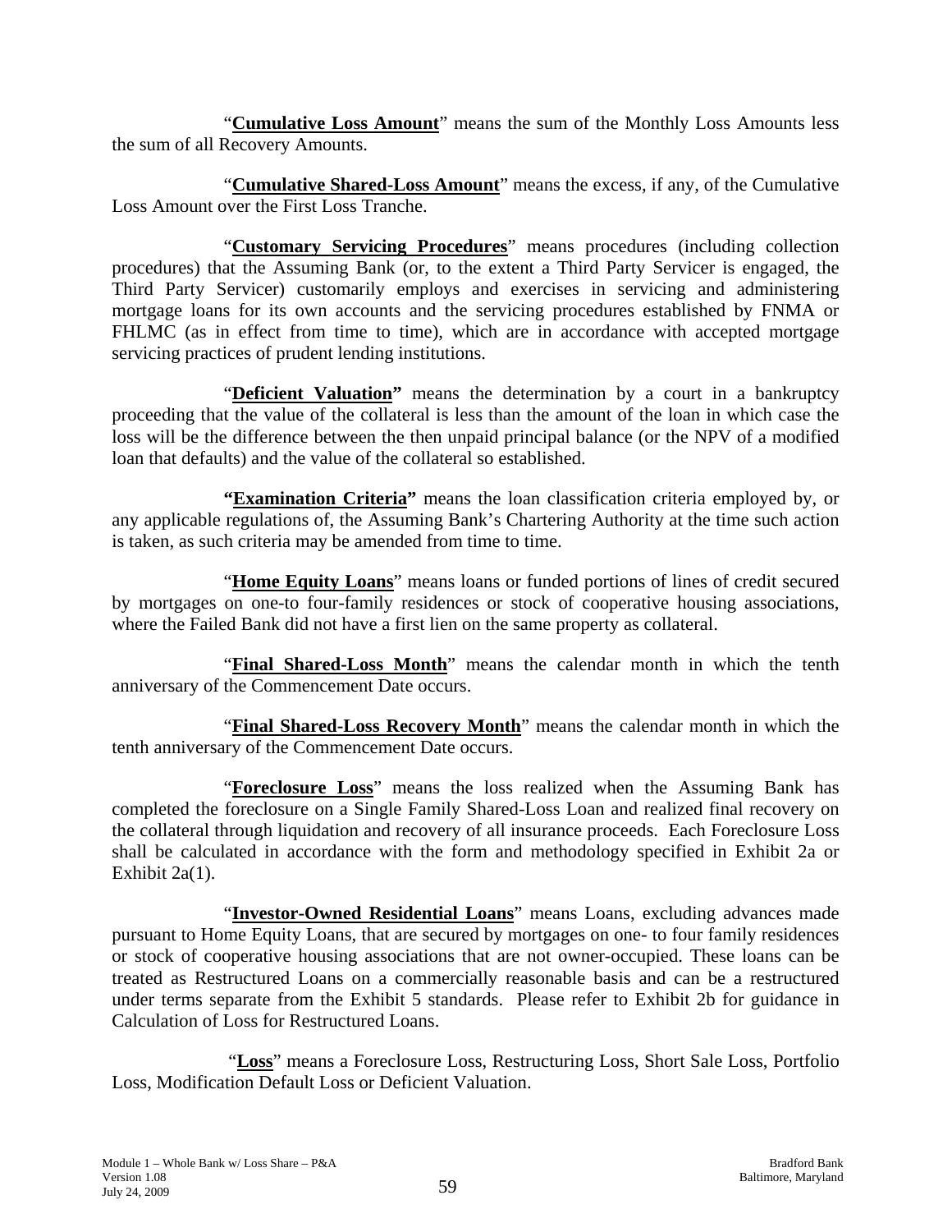"**Cumulative Loss Amount**" means the sum of the Monthly Loss Amounts less the sum of all Recovery Amounts.

"**Cumulative Shared-Loss Amount**" means the excess, if any, of the Cumulative Loss Amount over the First Loss Tranche.

"**Customary Servicing Procedures**" means procedures (including collection procedures) that the Assuming Bank (or, to the extent a Third Party Servicer is engaged, the Third Party Servicer) customarily employs and exercises in servicing and administering mortgage loans for its own accounts and the servicing procedures established by FNMA or FHLMC (as in effect from time to time), which are in accordance with accepted mortgage servicing practices of prudent lending institutions.

"**Deficient Valuation**" means the determination by a court in a bankruptcy proceeding that the value of the collateral is less than the amount of the loan in which case the loss will be the difference between the then unpaid principal balance (or the NPV of a modified loan that defaults) and the value of the collateral so established.

**"Examination Criteria"** means the loan classification criteria employed by, or any applicable regulations of, the Assuming Bank's Chartering Authority at the time such action is taken, as such criteria may be amended from time to time.

"**Home Equity Loans**" means loans or funded portions of lines of credit secured by mortgages on one-to four-family residences or stock of cooperative housing associations, where the Failed Bank did not have a first lien on the same property as collateral.

"**Final Shared-Loss Month**" means the calendar month in which the tenth anniversary of the Commencement Date occurs.

"**Final Shared-Loss Recovery Month**" means the calendar month in which the tenth anniversary of the Commencement Date occurs.

"**Foreclosure Loss**" means the loss realized when the Assuming Bank has completed the foreclosure on a Single Family Shared-Loss Loan and realized final recovery on the collateral through liquidation and recovery of all insurance proceeds. Each Foreclosure Loss shall be calculated in accordance with the form and methodology specified in Exhibit 2a or Exhibit 2a(1).

"**Investor-Owned Residential Loans**" means Loans, excluding advances made pursuant to Home Equity Loans, that are secured by mortgages on one- to four family residences or stock of cooperative housing associations that are not owner-occupied. These loans can be treated as Restructured Loans on a commercially reasonable basis and can be a restructured under terms separate from the Exhibit 5 standards. Please refer to Exhibit 2b for guidance in Calculation of Loss for Restructured Loans.

"**Loss**" means a Foreclosure Loss, Restructuring Loss, Short Sale Loss, Portfolio Loss, Modification Default Loss or Deficient Valuation.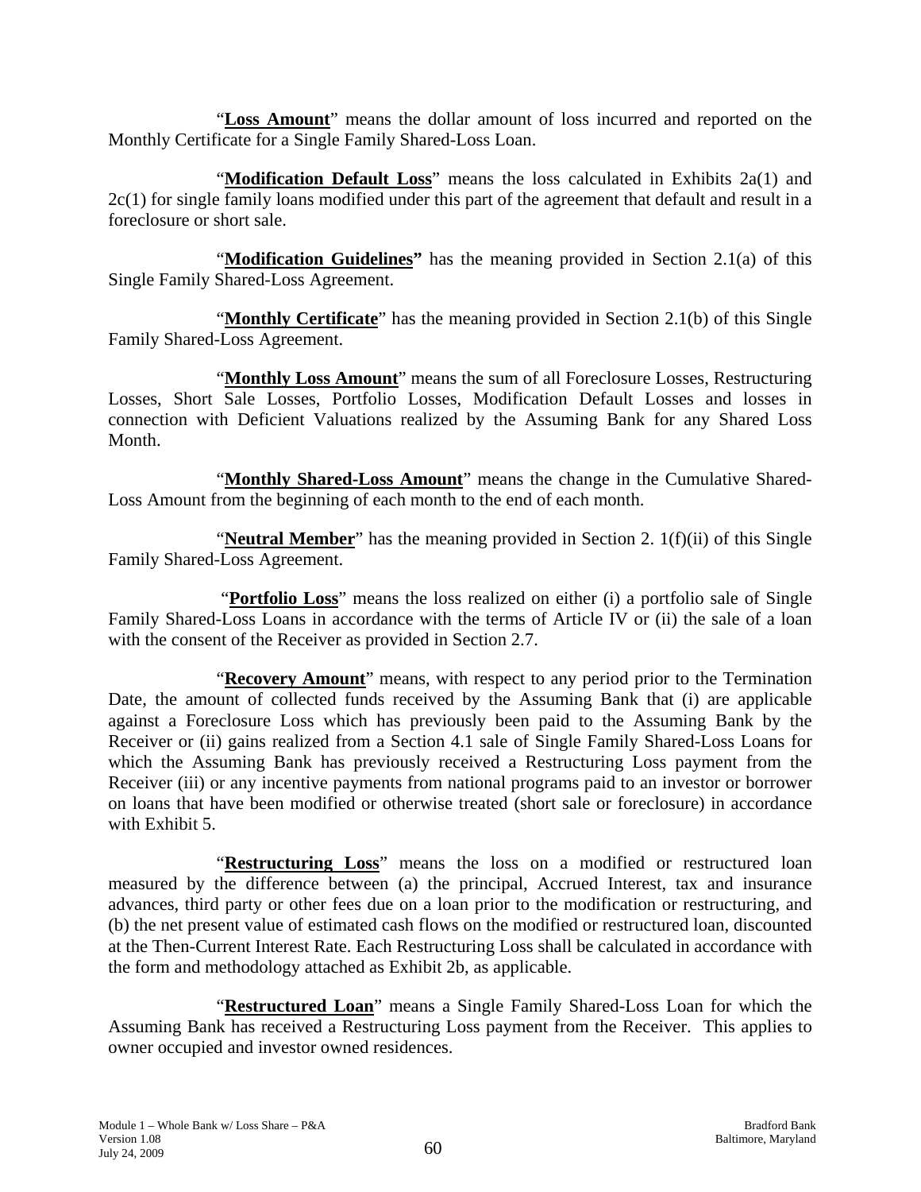"**Loss Amount**" means the dollar amount of loss incurred and reported on the Monthly Certificate for a Single Family Shared-Loss Loan.

"**Modification Default Loss**" means the loss calculated in Exhibits 2a(1) and 2c(1) for single family loans modified under this part of the agreement that default and result in a foreclosure or short sale.

"**Modification Guidelines"** has the meaning provided in Section 2.1(a) of this Single Family Shared-Loss Agreement.

"**Monthly Certificate**" has the meaning provided in Section 2.1(b) of this Single Family Shared-Loss Agreement.

"**Monthly Loss Amount**" means the sum of all Foreclosure Losses, Restructuring Losses, Short Sale Losses, Portfolio Losses, Modification Default Losses and losses in connection with Deficient Valuations realized by the Assuming Bank for any Shared Loss Month.

"**Monthly Shared-Loss Amount**" means the change in the Cumulative Shared-Loss Amount from the beginning of each month to the end of each month.

"**Neutral Member**" has the meaning provided in Section 2. 1(f)(ii) of this Single Family Shared-Loss Agreement.

"**Portfolio Loss**" means the loss realized on either (i) a portfolio sale of Single Family Shared-Loss Loans in accordance with the terms of Article IV or (ii) the sale of a loan with the consent of the Receiver as provided in Section 2.7.

"**Recovery Amount**" means, with respect to any period prior to the Termination Date, the amount of collected funds received by the Assuming Bank that (i) are applicable against a Foreclosure Loss which has previously been paid to the Assuming Bank by the Receiver or (ii) gains realized from a Section 4.1 sale of Single Family Shared-Loss Loans for which the Assuming Bank has previously received a Restructuring Loss payment from the Receiver (iii) or any incentive payments from national programs paid to an investor or borrower on loans that have been modified or otherwise treated (short sale or foreclosure) in accordance with Exhibit 5.

"**Restructuring Loss**" means the loss on a modified or restructured loan measured by the difference between (a) the principal, Accrued Interest, tax and insurance advances, third party or other fees due on a loan prior to the modification or restructuring, and (b) the net present value of estimated cash flows on the modified or restructured loan, discounted at the Then-Current Interest Rate. Each Restructuring Loss shall be calculated in accordance with the form and methodology attached as Exhibit 2b, as applicable.

"**Restructured Loan**" means a Single Family Shared-Loss Loan for which the Assuming Bank has received a Restructuring Loss payment from the Receiver. This applies to owner occupied and investor owned residences.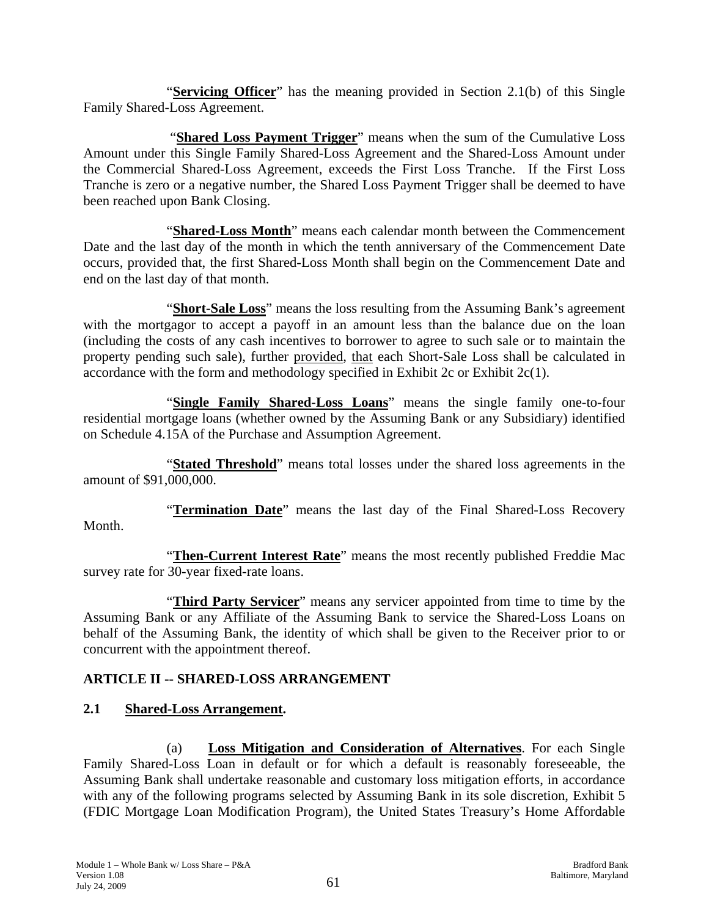"**Servicing Officer**" has the meaning provided in Section 2.1(b) of this Single Family Shared-Loss Agreement.

"**Shared Loss Payment Trigger**" means when the sum of the Cumulative Loss Amount under this Single Family Shared-Loss Agreement and the Shared-Loss Amount under the Commercial Shared-Loss Agreement, exceeds the First Loss Tranche. If the First Loss Tranche is zero or a negative number, the Shared Loss Payment Trigger shall be deemed to have been reached upon Bank Closing.

"**Shared-Loss Month**" means each calendar month between the Commencement Date and the last day of the month in which the tenth anniversary of the Commencement Date occurs, provided that, the first Shared-Loss Month shall begin on the Commencement Date and end on the last day of that month.

"**Short-Sale Loss**" means the loss resulting from the Assuming Bank's agreement with the mortgagor to accept a payoff in an amount less than the balance due on the loan (including the costs of any cash incentives to borrower to agree to such sale or to maintain the property pending such sale), further provided, that each Short-Sale Loss shall be calculated in accordance with the form and methodology specified in Exhibit 2c or Exhibit 2c(1).

"**Single Family Shared-Loss Loans**" means the single family one-to-four residential mortgage loans (whether owned by the Assuming Bank or any Subsidiary) identified on Schedule 4.15A of the Purchase and Assumption Agreement.

"**Stated Threshold**" means total losses under the shared loss agreements in the amount of $91,000,000.

"**Termination Date**" means the last day of the Final Shared-Loss Recovery Month.

"**Then-Current Interest Rate**" means the most recently published Freddie Mac survey rate for 30-year fixed-rate loans.

"**Third Party Servicer**" means any servicer appointed from time to time by the Assuming Bank or any Affiliate of the Assuming Bank to service the Shared-Loss Loans on behalf of the Assuming Bank, the identity of which shall be given to the Receiver prior to or concurrent with the appointment thereof.

## ARTICLE II -- SHARED-LOSS ARRANGEMENT

### 2.1 Shared-Loss Arrangement.

(a) **Loss Mitigation and Consideration of Alternatives**. For each Single Family Shared-Loss Loan in default or for which a default is reasonably foreseeable, the Assuming Bank shall undertake reasonable and customary loss mitigation efforts, in accordance with any of the following programs selected by Assuming Bank in its sole discretion, Exhibit 5 (FDIC Mortgage Loan Modification Program), the United States Treasury's Home Affordable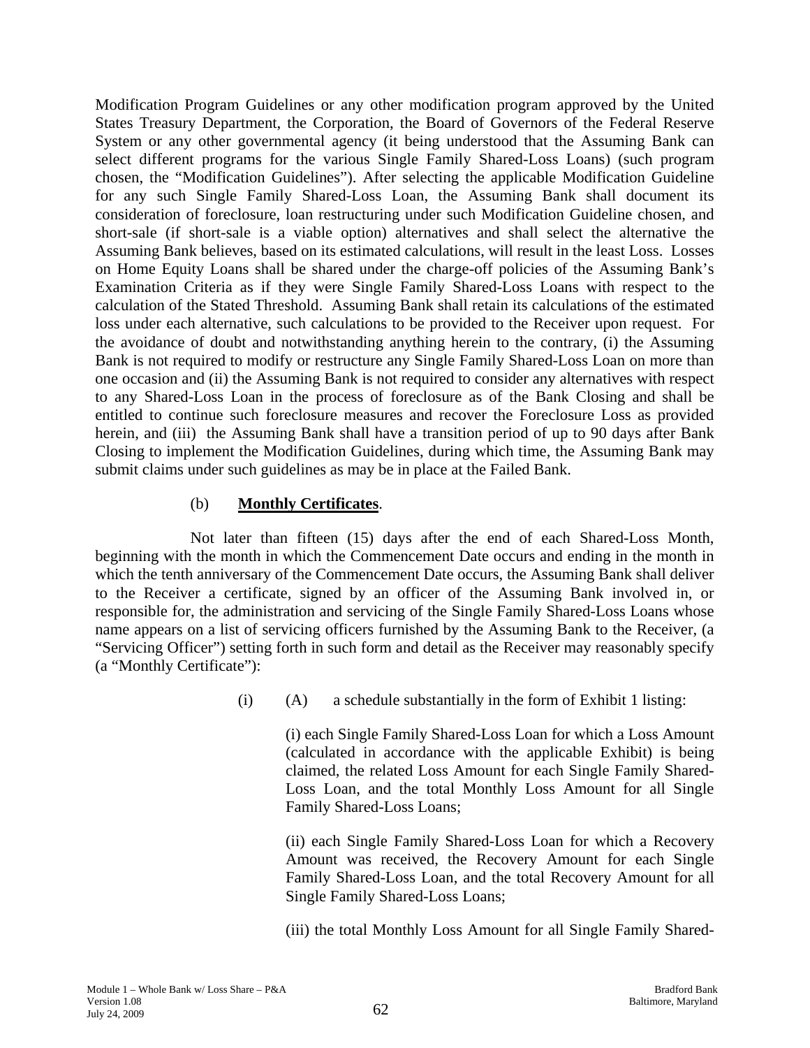Modification Program Guidelines or any other modification program approved by the United States Treasury Department, the Corporation, the Board of Governors of the Federal Reserve System or any other governmental agency (it being understood that the Assuming Bank can select different programs for the various Single Family Shared-Loss Loans) (such program chosen, the "Modification Guidelines"). After selecting the applicable Modification Guideline for any such Single Family Shared-Loss Loan, the Assuming Bank shall document its consideration of foreclosure, loan restructuring under such Modification Guideline chosen, and short-sale (if short-sale is a viable option) alternatives and shall select the alternative the Assuming Bank believes, based on its estimated calculations, will result in the least Loss. Losses on Home Equity Loans shall be shared under the charge-off policies of the Assuming Bank's Examination Criteria as if they were Single Family Shared-Loss Loans with respect to the calculation of the Stated Threshold. Assuming Bank shall retain its calculations of the estimated loss under each alternative, such calculations to be provided to the Receiver upon request. For the avoidance of doubt and notwithstanding anything herein to the contrary, (i) the Assuming Bank is not required to modify or restructure any Single Family Shared-Loss Loan on more than one occasion and (ii) the Assuming Bank is not required to consider any alternatives with respect to any Shared-Loss Loan in the process of foreclosure as of the Bank Closing and shall be entitled to continue such foreclosure measures and recover the Foreclosure Loss as provided herein, and (iii) the Assuming Bank shall have a transition period of up to 90 days after Bank Closing to implement the Modification Guidelines, during which time, the Assuming Bank may submit claims under such guidelines as may be in place at the Failed Bank.

(b) **Monthly Certificates**.

Not later than fifteen (15) days after the end of each Shared-Loss Month, beginning with the month in which the Commencement Date occurs and ending in the month in which the tenth anniversary of the Commencement Date occurs, the Assuming Bank shall deliver to the Receiver a certificate, signed by an officer of the Assuming Bank involved in, or responsible for, the administration and servicing of the Single Family Shared-Loss Loans whose name appears on a list of servicing officers furnished by the Assuming Bank to the Receiver, (a "Servicing Officer") setting forth in such form and detail as the Receiver may reasonably specify (a "Monthly Certificate"):

(i) (A) a schedule substantially in the form of Exhibit 1 listing:

(i) each Single Family Shared-Loss Loan for which a Loss Amount (calculated in accordance with the applicable Exhibit) is being claimed, the related Loss Amount for each Single Family Shared-Loss Loan, and the total Monthly Loss Amount for all Single Family Shared-Loss Loans;

(ii) each Single Family Shared-Loss Loan for which a Recovery Amount was received, the Recovery Amount for each Single Family Shared-Loss Loan, and the total Recovery Amount for all Single Family Shared-Loss Loans;

(iii) the total Monthly Loss Amount for all Single Family Shared-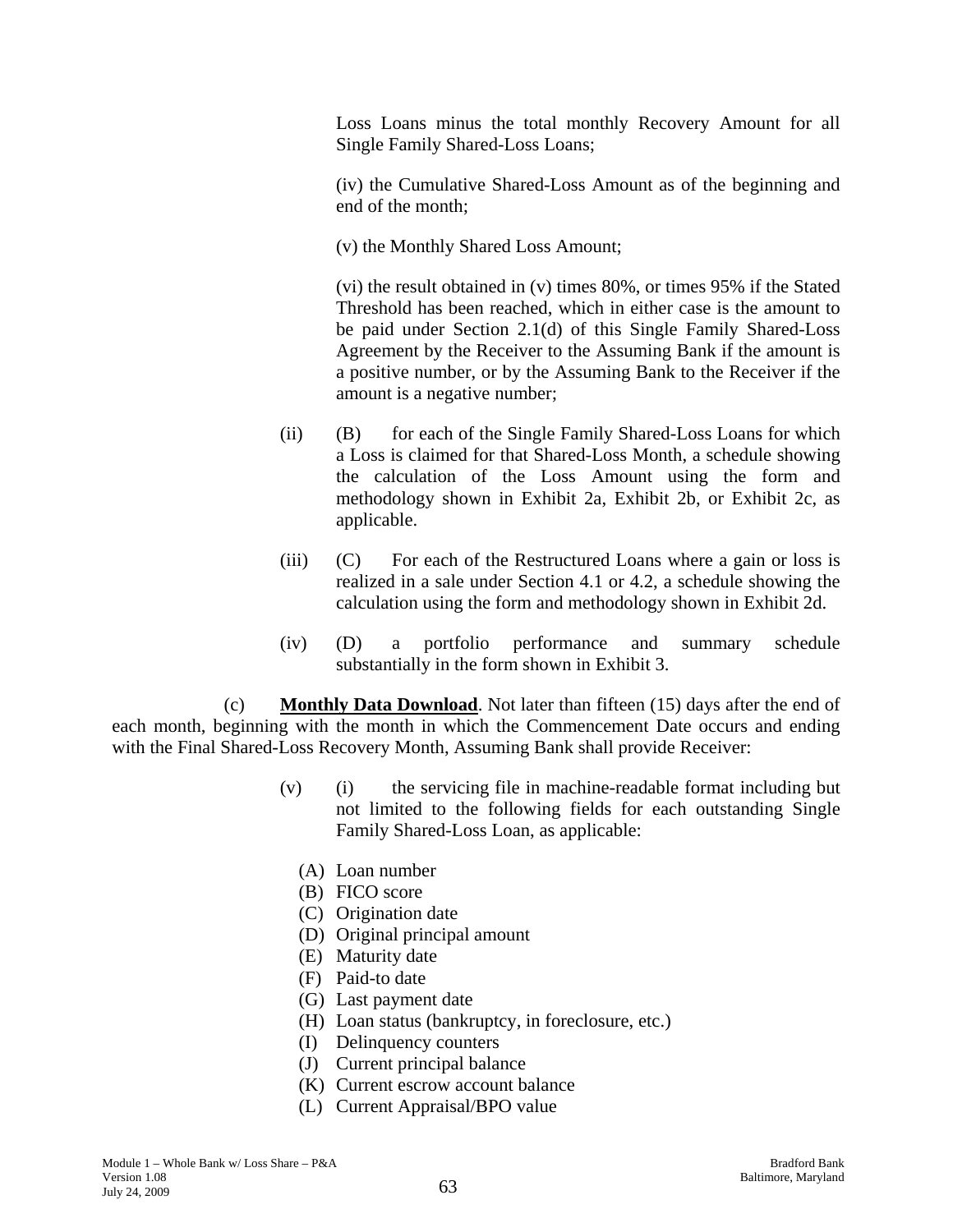Loss Loans minus the total monthly Recovery Amount for all Single Family Shared-Loss Loans;

(iv) the Cumulative Shared-Loss Amount as of the beginning and end of the month;

(v) the Monthly Shared Loss Amount;

(vi) the result obtained in (v) times 80%, or times 95% if the Stated Threshold has been reached, which in either case is the amount to be paid under Section 2.1(d) of this Single Family Shared-Loss Agreement by the Receiver to the Assuming Bank if the amount is a positive number, or by the Assuming Bank to the Receiver if the amount is a negative number;

(ii) (B) for each of the Single Family Shared-Loss Loans for which a Loss is claimed for that Shared-Loss Month, a schedule showing the calculation of the Loss Amount using the form and methodology shown in Exhibit 2a, Exhibit 2b, or Exhibit 2c, as applicable.

(iii) (C) For each of the Restructured Loans where a gain or loss is realized in a sale under Section 4.1 or 4.2, a schedule showing the calculation using the form and methodology shown in Exhibit 2d.

(iv) (D) a portfolio performance and summary schedule substantially in the form shown in Exhibit 3.

(c) **Monthly Data Download**. Not later than fifteen (15) days after the end of each month, beginning with the month in which the Commencement Date occurs and ending with the Final Shared-Loss Recovery Month, Assuming Bank shall provide Receiver:

(v) (i) the servicing file in machine-readable format including but not limited to the following fields for each outstanding Single Family Shared-Loss Loan, as applicable:

(A) Loan number
(B) FICO score
(C) Origination date
(D) Original principal amount
(E) Maturity date
(F) Paid-to date
(G) Last payment date
(H) Loan status (bankruptcy, in foreclosure, etc.)
(I) Delinquency counters
(J) Current principal balance
(K) Current escrow account balance
(L) Current Appraisal/BPO value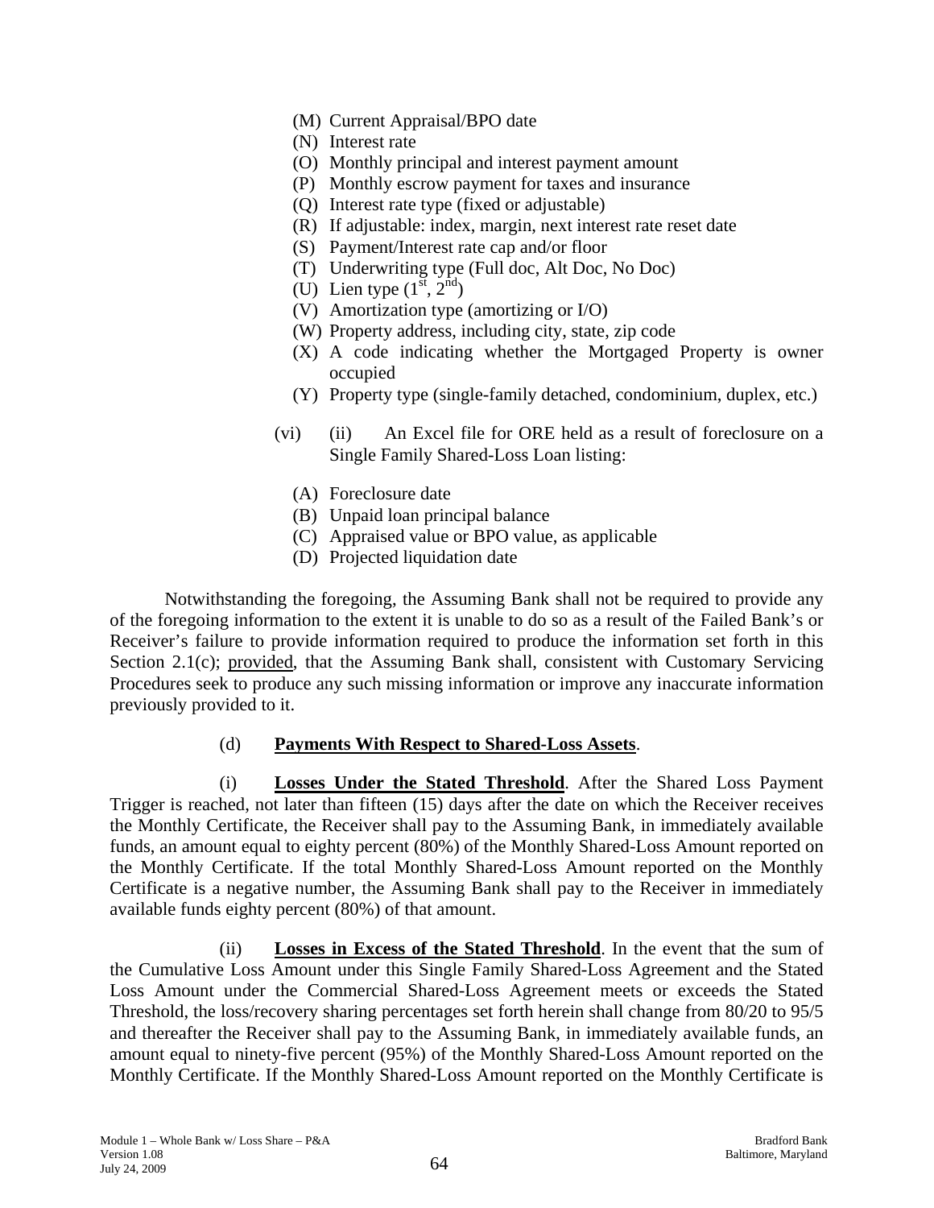(M) Current Appraisal/BPO date

(N) Interest rate

(O) Monthly principal and interest payment amount

(P) Monthly escrow payment for taxes and insurance

(Q) Interest rate type (fixed or adjustable)

(R) If adjustable: index, margin, next interest rate reset date

(S) Payment/Interest rate cap and/or floor

(T) Underwriting type (Full doc, Alt Doc, No Doc)

(U) Lien type (1st, 2nd)

(V) Amortization type (amortizing or I/O)

(W) Property address, including city, state, zip code

(X) A code indicating whether the Mortgaged Property is owner occupied

(Y) Property type (single-family detached, condominium, duplex, etc.)

(vi) (ii) An Excel file for ORE held as a result of foreclosure on a Single Family Shared-Loss Loan listing:

(A) Foreclosure date

(B) Unpaid loan principal balance

(C) Appraised value or BPO value, as applicable

(D) Projected liquidation date

Notwithstanding the foregoing, the Assuming Bank shall not be required to provide any of the foregoing information to the extent it is unable to do so as a result of the Failed Bank's or Receiver's failure to provide information required to produce the information set forth in this Section 2.1(c); provided, that the Assuming Bank shall, consistent with Customary Servicing Procedures seek to produce any such missing information or improve any inaccurate information previously provided to it.

(d) **Payments With Respect to Shared-Loss Assets**.

(i) **Losses Under the Stated Threshold**. After the Shared Loss Payment Trigger is reached, not later than fifteen (15) days after the date on which the Receiver receives the Monthly Certificate, the Receiver shall pay to the Assuming Bank, in immediately available funds, an amount equal to eighty percent (80%) of the Monthly Shared-Loss Amount reported on the Monthly Certificate. If the total Monthly Shared-Loss Amount reported on the Monthly Certificate is a negative number, the Assuming Bank shall pay to the Receiver in immediately available funds eighty percent (80%) of that amount.

(ii) **Losses in Excess of the Stated Threshold**. In the event that the sum of the Cumulative Loss Amount under this Single Family Shared-Loss Agreement and the Stated Loss Amount under the Commercial Shared-Loss Agreement meets or exceeds the Stated Threshold, the loss/recovery sharing percentages set forth herein shall change from 80/20 to 95/5 and thereafter the Receiver shall pay to the Assuming Bank, in immediately available funds, an amount equal to ninety-five percent (95%) of the Monthly Shared-Loss Amount reported on the Monthly Certificate. If the Monthly Shared-Loss Amount reported on the Monthly Certificate is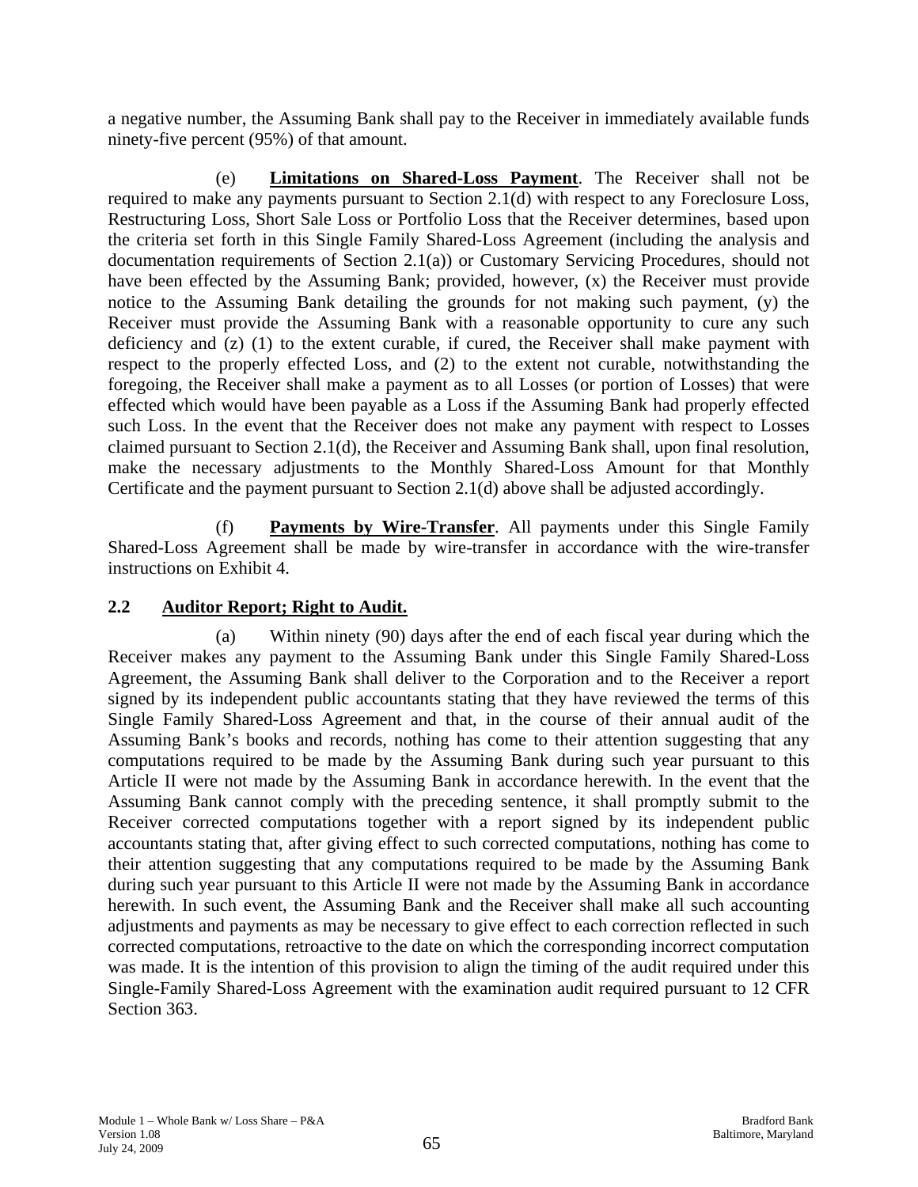a negative number, the Assuming Bank shall pay to the Receiver in immediately available funds ninety-five percent (95%) of that amount.

(e) **Limitations on Shared-Loss Payment**. The Receiver shall not be required to make any payments pursuant to Section 2.1(d) with respect to any Foreclosure Loss, Restructuring Loss, Short Sale Loss or Portfolio Loss that the Receiver determines, based upon the criteria set forth in this Single Family Shared-Loss Agreement (including the analysis and documentation requirements of Section 2.1(a)) or Customary Servicing Procedures, should not have been effected by the Assuming Bank; provided, however, (x) the Receiver must provide notice to the Assuming Bank detailing the grounds for not making such payment, (y) the Receiver must provide the Assuming Bank with a reasonable opportunity to cure any such deficiency and (z) (1) to the extent curable, if cured, the Receiver shall make payment with respect to the properly effected Loss, and (2) to the extent not curable, notwithstanding the foregoing, the Receiver shall make a payment as to all Losses (or portion of Losses) that were effected which would have been payable as a Loss if the Assuming Bank had properly effected such Loss. In the event that the Receiver does not make any payment with respect to Losses claimed pursuant to Section 2.1(d), the Receiver and Assuming Bank shall, upon final resolution, make the necessary adjustments to the Monthly Shared-Loss Amount for that Monthly Certificate and the payment pursuant to Section 2.1(d) above shall be adjusted accordingly.

(f) **Payments by Wire-Transfer**. All payments under this Single Family Shared-Loss Agreement shall be made by wire-transfer in accordance with the wire-transfer instructions on Exhibit 4.

## 2.2 Auditor Report; Right to Audit.

(a) Within ninety (90) days after the end of each fiscal year during which the Receiver makes any payment to the Assuming Bank under this Single Family Shared-Loss Agreement, the Assuming Bank shall deliver to the Corporation and to the Receiver a report signed by its independent public accountants stating that they have reviewed the terms of this Single Family Shared-Loss Agreement and that, in the course of their annual audit of the Assuming Bank's books and records, nothing has come to their attention suggesting that any computations required to be made by the Assuming Bank during such year pursuant to this Article II were not made by the Assuming Bank in accordance herewith. In the event that the Assuming Bank cannot comply with the preceding sentence, it shall promptly submit to the Receiver corrected computations together with a report signed by its independent public accountants stating that, after giving effect to such corrected computations, nothing has come to their attention suggesting that any computations required to be made by the Assuming Bank during such year pursuant to this Article II were not made by the Assuming Bank in accordance herewith. In such event, the Assuming Bank and the Receiver shall make all such accounting adjustments and payments as may be necessary to give effect to each correction reflected in such corrected computations, retroactive to the date on which the corresponding incorrect computation was made. It is the intention of this provision to align the timing of the audit required under this Single-Family Shared-Loss Agreement with the examination audit required pursuant to 12 CFR Section 363.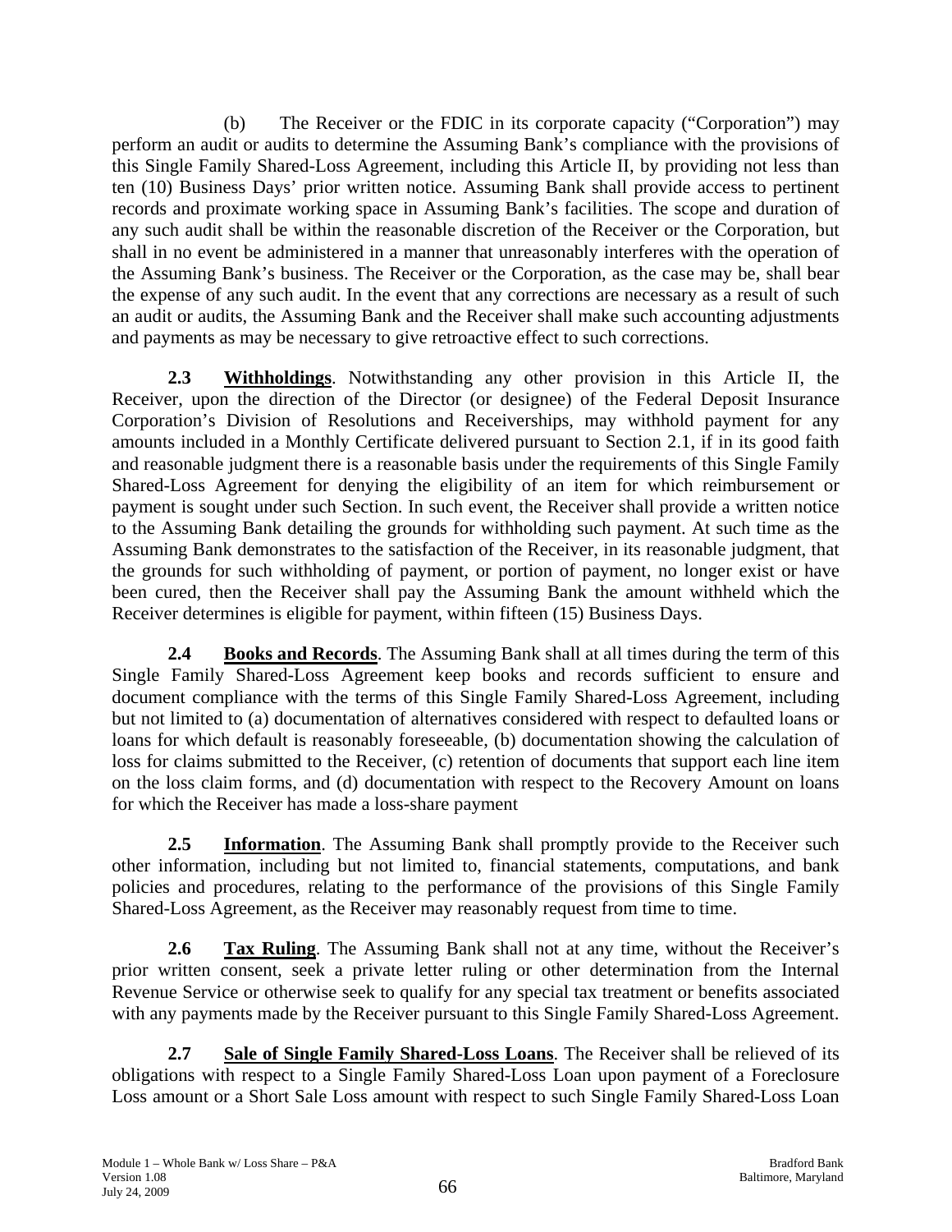(b) The Receiver or the FDIC in its corporate capacity ("Corporation") may perform an audit or audits to determine the Assuming Bank's compliance with the provisions of this Single Family Shared-Loss Agreement, including this Article II, by providing not less than ten (10) Business Days' prior written notice. Assuming Bank shall provide access to pertinent records and proximate working space in Assuming Bank's facilities. The scope and duration of any such audit shall be within the reasonable discretion of the Receiver or the Corporation, but shall in no event be administered in a manner that unreasonably interferes with the operation of the Assuming Bank's business. The Receiver or the Corporation, as the case may be, shall bear the expense of any such audit. In the event that any corrections are necessary as a result of such an audit or audits, the Assuming Bank and the Receiver shall make such accounting adjustments and payments as may be necessary to give retroactive effect to such corrections.

**2.3 Withholdings**. Notwithstanding any other provision in this Article II, the Receiver, upon the direction of the Director (or designee) of the Federal Deposit Insurance Corporation's Division of Resolutions and Receiverships, may withhold payment for any amounts included in a Monthly Certificate delivered pursuant to Section 2.1, if in its good faith and reasonable judgment there is a reasonable basis under the requirements of this Single Family Shared-Loss Agreement for denying the eligibility of an item for which reimbursement or payment is sought under such Section. In such event, the Receiver shall provide a written notice to the Assuming Bank detailing the grounds for withholding such payment. At such time as the Assuming Bank demonstrates to the satisfaction of the Receiver, in its reasonable judgment, that the grounds for such withholding of payment, or portion of payment, no longer exist or have been cured, then the Receiver shall pay the Assuming Bank the amount withheld which the Receiver determines is eligible for payment, within fifteen (15) Business Days.

**2.4 Books and Records**. The Assuming Bank shall at all times during the term of this Single Family Shared-Loss Agreement keep books and records sufficient to ensure and document compliance with the terms of this Single Family Shared-Loss Agreement, including but not limited to (a) documentation of alternatives considered with respect to defaulted loans or loans for which default is reasonably foreseeable, (b) documentation showing the calculation of loss for claims submitted to the Receiver, (c) retention of documents that support each line item on the loss claim forms, and (d) documentation with respect to the Recovery Amount on loans for which the Receiver has made a loss-share payment

**2.5 Information**. The Assuming Bank shall promptly provide to the Receiver such other information, including but not limited to, financial statements, computations, and bank policies and procedures, relating to the performance of the provisions of this Single Family Shared-Loss Agreement, as the Receiver may reasonably request from time to time.

**2.6 Tax Ruling**. The Assuming Bank shall not at any time, without the Receiver's prior written consent, seek a private letter ruling or other determination from the Internal Revenue Service or otherwise seek to qualify for any special tax treatment or benefits associated with any payments made by the Receiver pursuant to this Single Family Shared-Loss Agreement.

**2.7 Sale of Single Family Shared-Loss Loans**. The Receiver shall be relieved of its obligations with respect to a Single Family Shared-Loss Loan upon payment of a Foreclosure Loss amount or a Short Sale Loss amount with respect to such Single Family Shared-Loss Loan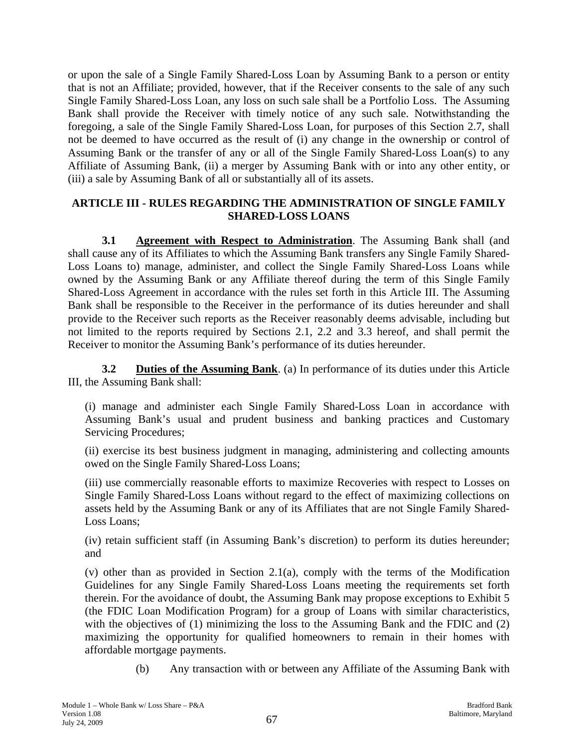or upon the sale of a Single Family Shared-Loss Loan by Assuming Bank to a person or entity that is not an Affiliate; provided, however, that if the Receiver consents to the sale of any such Single Family Shared-Loss Loan, any loss on such sale shall be a Portfolio Loss. The Assuming Bank shall provide the Receiver with timely notice of any such sale. Notwithstanding the foregoing, a sale of the Single Family Shared-Loss Loan, for purposes of this Section 2.7, shall not be deemed to have occurred as the result of (i) any change in the ownership or control of Assuming Bank or the transfer of any or all of the Single Family Shared-Loss Loan(s) to any Affiliate of Assuming Bank, (ii) a merger by Assuming Bank with or into any other entity, or (iii) a sale by Assuming Bank of all or substantially all of its assets.

## ARTICLE III - RULES REGARDING THE ADMINISTRATION OF SINGLE FAMILY SHARED-LOSS LOANS

**3.1 Agreement with Respect to Administration**. The Assuming Bank shall (and shall cause any of its Affiliates to which the Assuming Bank transfers any Single Family Shared-Loss Loans to) manage, administer, and collect the Single Family Shared-Loss Loans while owned by the Assuming Bank or any Affiliate thereof during the term of this Single Family Shared-Loss Agreement in accordance with the rules set forth in this Article III. The Assuming Bank shall be responsible to the Receiver in the performance of its duties hereunder and shall provide to the Receiver such reports as the Receiver reasonably deems advisable, including but not limited to the reports required by Sections 2.1, 2.2 and 3.3 hereof, and shall permit the Receiver to monitor the Assuming Bank's performance of its duties hereunder.

**3.2 Duties of the Assuming Bank**. (a) In performance of its duties under this Article III, the Assuming Bank shall:

(i) manage and administer each Single Family Shared-Loss Loan in accordance with Assuming Bank's usual and prudent business and banking practices and Customary Servicing Procedures;

(ii) exercise its best business judgment in managing, administering and collecting amounts owed on the Single Family Shared-Loss Loans;

(iii) use commercially reasonable efforts to maximize Recoveries with respect to Losses on Single Family Shared-Loss Loans without regard to the effect of maximizing collections on assets held by the Assuming Bank or any of its Affiliates that are not Single Family Shared-Loss Loans;

(iv) retain sufficient staff (in Assuming Bank's discretion) to perform its duties hereunder; and

(v) other than as provided in Section 2.1(a), comply with the terms of the Modification Guidelines for any Single Family Shared-Loss Loans meeting the requirements set forth therein. For the avoidance of doubt, the Assuming Bank may propose exceptions to Exhibit 5 (the FDIC Loan Modification Program) for a group of Loans with similar characteristics, with the objectives of (1) minimizing the loss to the Assuming Bank and the FDIC and (2) maximizing the opportunity for qualified homeowners to remain in their homes with affordable mortgage payments.

(b) Any transaction with or between any Affiliate of the Assuming Bank with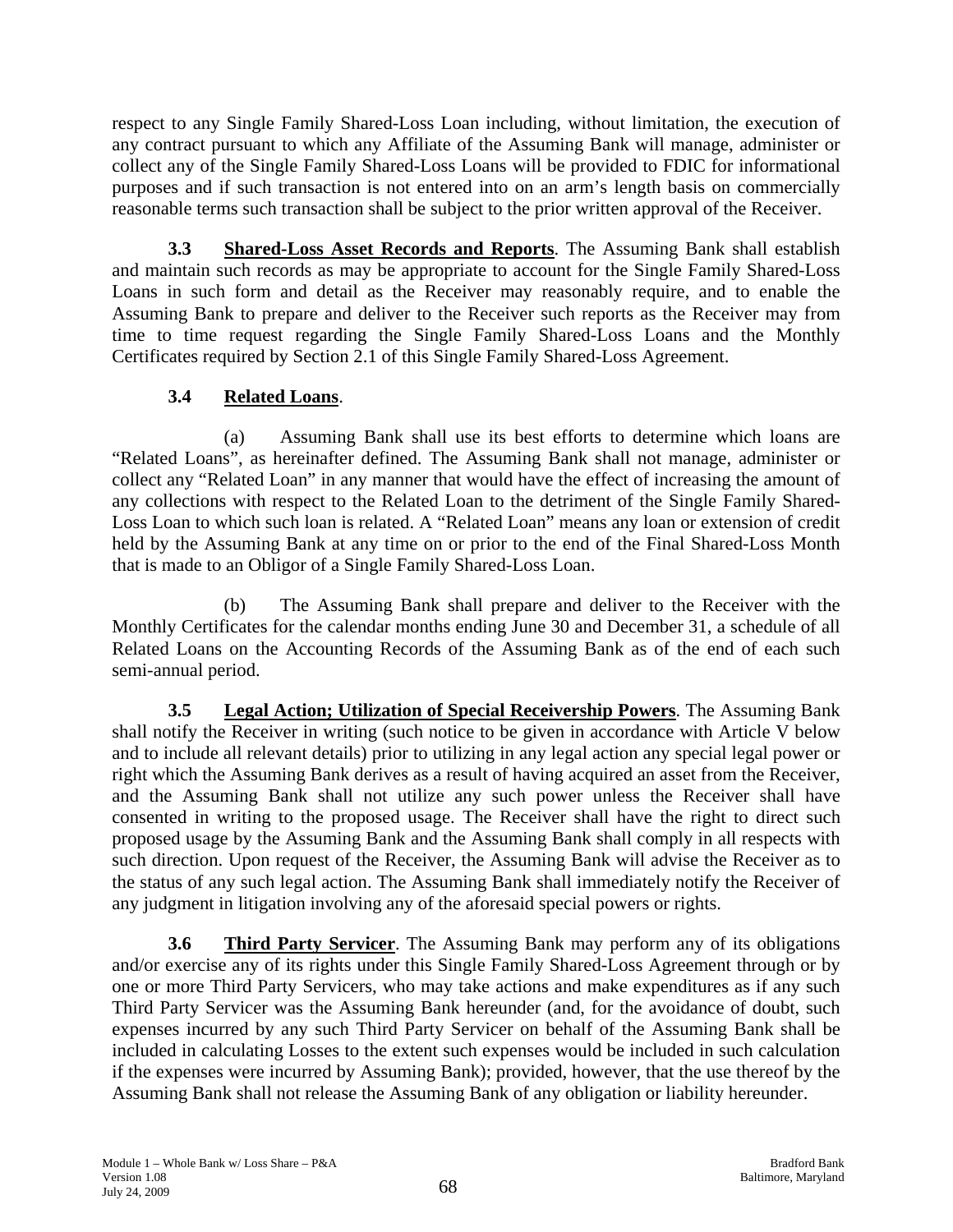respect to any Single Family Shared-Loss Loan including, without limitation, the execution of any contract pursuant to which any Affiliate of the Assuming Bank will manage, administer or collect any of the Single Family Shared-Loss Loans will be provided to FDIC for informational purposes and if such transaction is not entered into on an arm's length basis on commercially reasonable terms such transaction shall be subject to the prior written approval of the Receiver.

**3.3 Shared-Loss Asset Records and Reports**. The Assuming Bank shall establish and maintain such records as may be appropriate to account for the Single Family Shared-Loss Loans in such form and detail as the Receiver may reasonably require, and to enable the Assuming Bank to prepare and deliver to the Receiver such reports as the Receiver may from time to time request regarding the Single Family Shared-Loss Loans and the Monthly Certificates required by Section 2.1 of this Single Family Shared-Loss Agreement.

**3.4 Related Loans**.

(a) Assuming Bank shall use its best efforts to determine which loans are "Related Loans", as hereinafter defined. The Assuming Bank shall not manage, administer or collect any "Related Loan" in any manner that would have the effect of increasing the amount of any collections with respect to the Related Loan to the detriment of the Single Family Shared-Loss Loan to which such loan is related. A "Related Loan" means any loan or extension of credit held by the Assuming Bank at any time on or prior to the end of the Final Shared-Loss Month that is made to an Obligor of a Single Family Shared-Loss Loan.

(b) The Assuming Bank shall prepare and deliver to the Receiver with the Monthly Certificates for the calendar months ending June 30 and December 31, a schedule of all Related Loans on the Accounting Records of the Assuming Bank as of the end of each such semi-annual period.

**3.5 Legal Action; Utilization of Special Receivership Powers**. The Assuming Bank shall notify the Receiver in writing (such notice to be given in accordance with Article V below and to include all relevant details) prior to utilizing in any legal action any special legal power or right which the Assuming Bank derives as a result of having acquired an asset from the Receiver, and the Assuming Bank shall not utilize any such power unless the Receiver shall have consented in writing to the proposed usage. The Receiver shall have the right to direct such proposed usage by the Assuming Bank and the Assuming Bank shall comply in all respects with such direction. Upon request of the Receiver, the Assuming Bank will advise the Receiver as to the status of any such legal action. The Assuming Bank shall immediately notify the Receiver of any judgment in litigation involving any of the aforesaid special powers or rights.

**3.6 Third Party Servicer**. The Assuming Bank may perform any of its obligations and/or exercise any of its rights under this Single Family Shared-Loss Agreement through or by one or more Third Party Servicers, who may take actions and make expenditures as if any such Third Party Servicer was the Assuming Bank hereunder (and, for the avoidance of doubt, such expenses incurred by any such Third Party Servicer on behalf of the Assuming Bank shall be included in calculating Losses to the extent such expenses would be included in such calculation if the expenses were incurred by Assuming Bank); provided, however, that the use thereof by the Assuming Bank shall not release the Assuming Bank of any obligation or liability hereunder.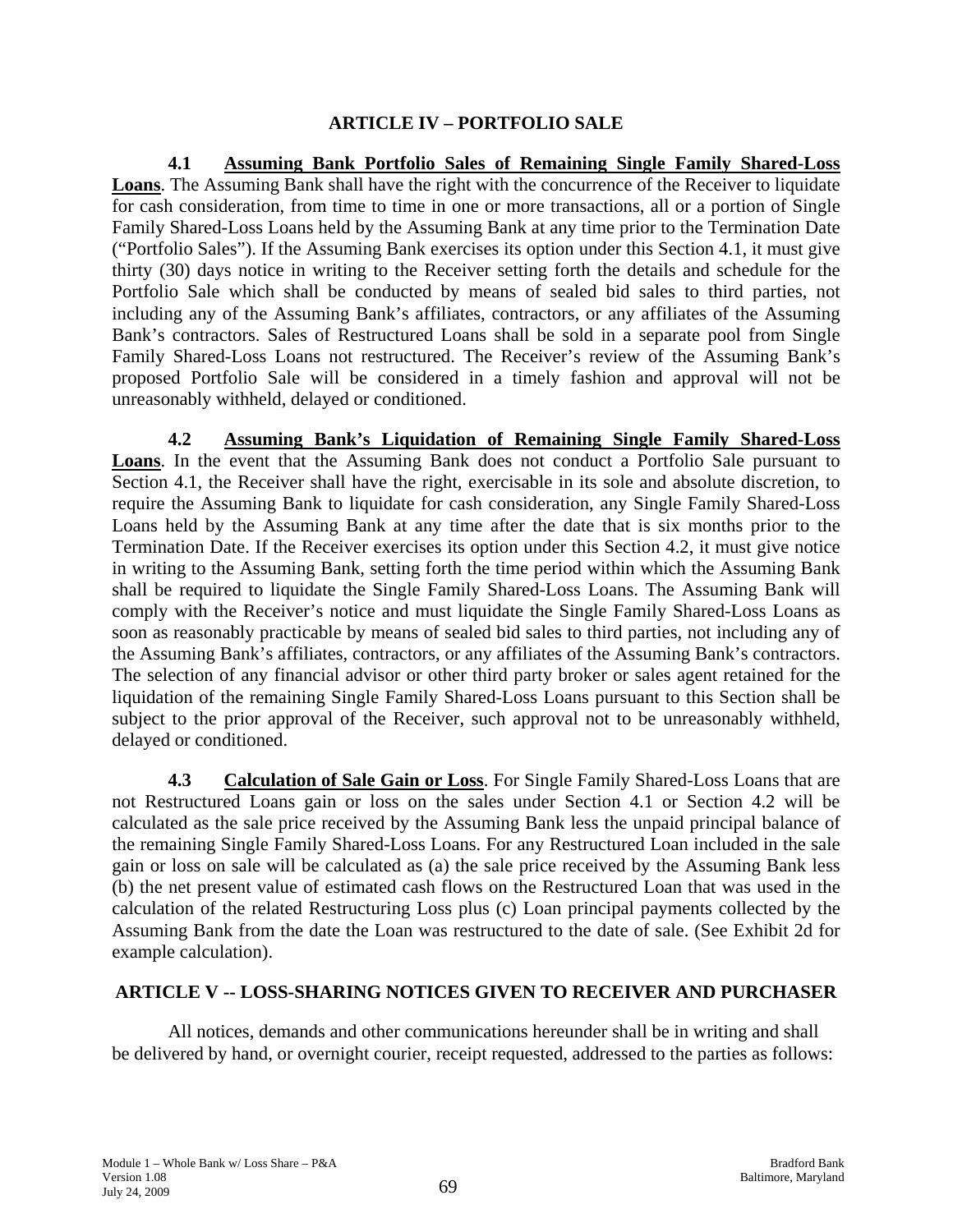## ARTICLE IV – PORTFOLIO SALE

**4.1 Assuming Bank Portfolio Sales of Remaining Single Family Shared-Loss Loans**. The Assuming Bank shall have the right with the concurrence of the Receiver to liquidate for cash consideration, from time to time in one or more transactions, all or a portion of Single Family Shared-Loss Loans held by the Assuming Bank at any time prior to the Termination Date ("Portfolio Sales"). If the Assuming Bank exercises its option under this Section 4.1, it must give thirty (30) days notice in writing to the Receiver setting forth the details and schedule for the Portfolio Sale which shall be conducted by means of sealed bid sales to third parties, not including any of the Assuming Bank's affiliates, contractors, or any affiliates of the Assuming Bank's contractors. Sales of Restructured Loans shall be sold in a separate pool from Single Family Shared-Loss Loans not restructured. The Receiver's review of the Assuming Bank's proposed Portfolio Sale will be considered in a timely fashion and approval will not be unreasonably withheld, delayed or conditioned.

**4.2 Assuming Bank's Liquidation of Remaining Single Family Shared-Loss Loans**. In the event that the Assuming Bank does not conduct a Portfolio Sale pursuant to Section 4.1, the Receiver shall have the right, exercisable in its sole and absolute discretion, to require the Assuming Bank to liquidate for cash consideration, any Single Family Shared-Loss Loans held by the Assuming Bank at any time after the date that is six months prior to the Termination Date. If the Receiver exercises its option under this Section 4.2, it must give notice in writing to the Assuming Bank, setting forth the time period within which the Assuming Bank shall be required to liquidate the Single Family Shared-Loss Loans. The Assuming Bank will comply with the Receiver's notice and must liquidate the Single Family Shared-Loss Loans as soon as reasonably practicable by means of sealed bid sales to third parties, not including any of the Assuming Bank's affiliates, contractors, or any affiliates of the Assuming Bank's contractors. The selection of any financial advisor or other third party broker or sales agent retained for the liquidation of the remaining Single Family Shared-Loss Loans pursuant to this Section shall be subject to the prior approval of the Receiver, such approval not to be unreasonably withheld, delayed or conditioned.

**4.3 Calculation of Sale Gain or Loss**. For Single Family Shared-Loss Loans that are not Restructured Loans gain or loss on the sales under Section 4.1 or Section 4.2 will be calculated as the sale price received by the Assuming Bank less the unpaid principal balance of the remaining Single Family Shared-Loss Loans. For any Restructured Loan included in the sale gain or loss on sale will be calculated as (a) the sale price received by the Assuming Bank less (b) the net present value of estimated cash flows on the Restructured Loan that was used in the calculation of the related Restructuring Loss plus (c) Loan principal payments collected by the Assuming Bank from the date the Loan was restructured to the date of sale. (See Exhibit 2d for example calculation).

## ARTICLE V -- LOSS-SHARING NOTICES GIVEN TO RECEIVER AND PURCHASER

All notices, demands and other communications hereunder shall be in writing and shall be delivered by hand, or overnight courier, receipt requested, addressed to the parties as follows: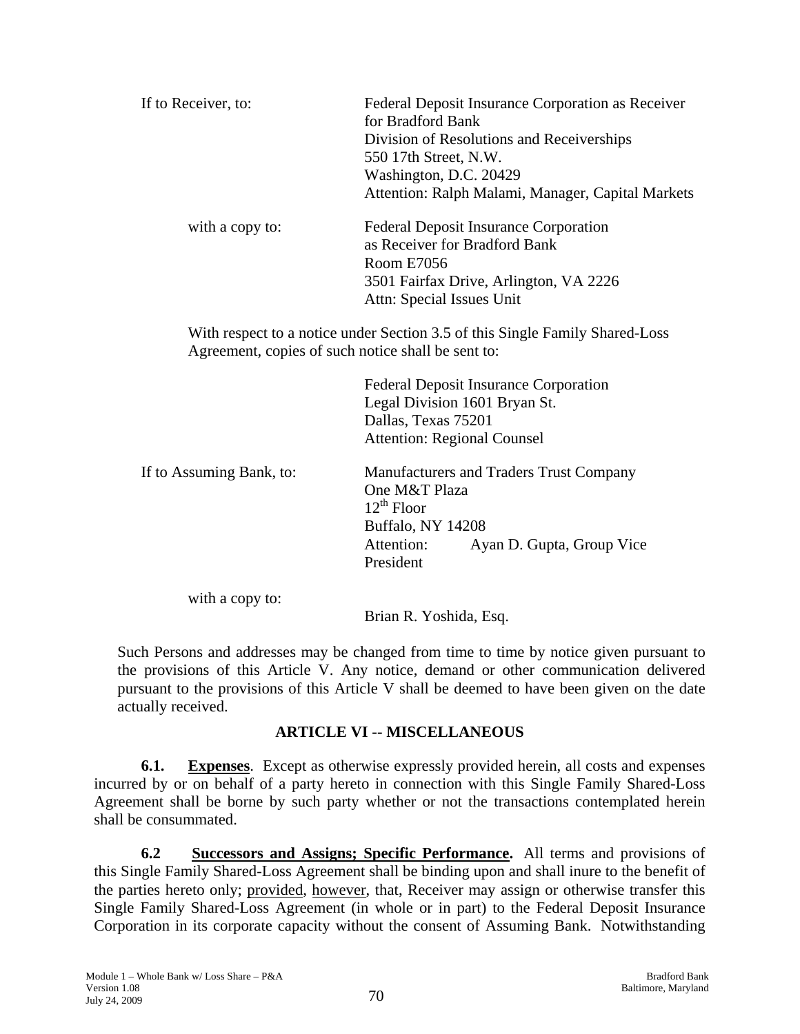If to Receiver, to: Federal Deposit Insurance Corporation as Receiver for Bradford Bank
Division of Resolutions and Receiverships
550 17th Street, N.W.
Washington, D.C. 20429
Attention: Ralph Malami, Manager, Capital Markets

with a copy to: Federal Deposit Insurance Corporation
as Receiver for Bradford Bank
Room E7056
3501 Fairfax Drive, Arlington, VA 2226
Attn: Special Issues Unit

With respect to a notice under Section 3.5 of this Single Family Shared-Loss Agreement, copies of such notice shall be sent to:

Federal Deposit Insurance Corporation
Legal Division 1601 Bryan St.
Dallas, Texas 75201
Attention: Regional Counsel

If to Assuming Bank, to: Manufacturers and Traders Trust Company
One M&T Plaza
12th Floor
Buffalo, NY 14208
Attention: Ayan D. Gupta, Group Vice President

with a copy to:
Brian R. Yoshida, Esq.

Such Persons and addresses may be changed from time to time by notice given pursuant to the provisions of this Article V. Any notice, demand or other communication delivered pursuant to the provisions of this Article V shall be deemed to have been given on the date actually received.

## ARTICLE VI -- MISCELLANEOUS

**6.1. Expenses**. Except as otherwise expressly provided herein, all costs and expenses incurred by or on behalf of a party hereto in connection with this Single Family Shared-Loss Agreement shall be borne by such party whether or not the transactions contemplated herein shall be consummated.

**6.2 Successors and Assigns; Specific Performance.** All terms and provisions of this Single Family Shared-Loss Agreement shall be binding upon and shall inure to the benefit of the parties hereto only; provided, however, that, Receiver may assign or otherwise transfer this Single Family Shared-Loss Agreement (in whole or in part) to the Federal Deposit Insurance Corporation in its corporate capacity without the consent of Assuming Bank. Notwithstanding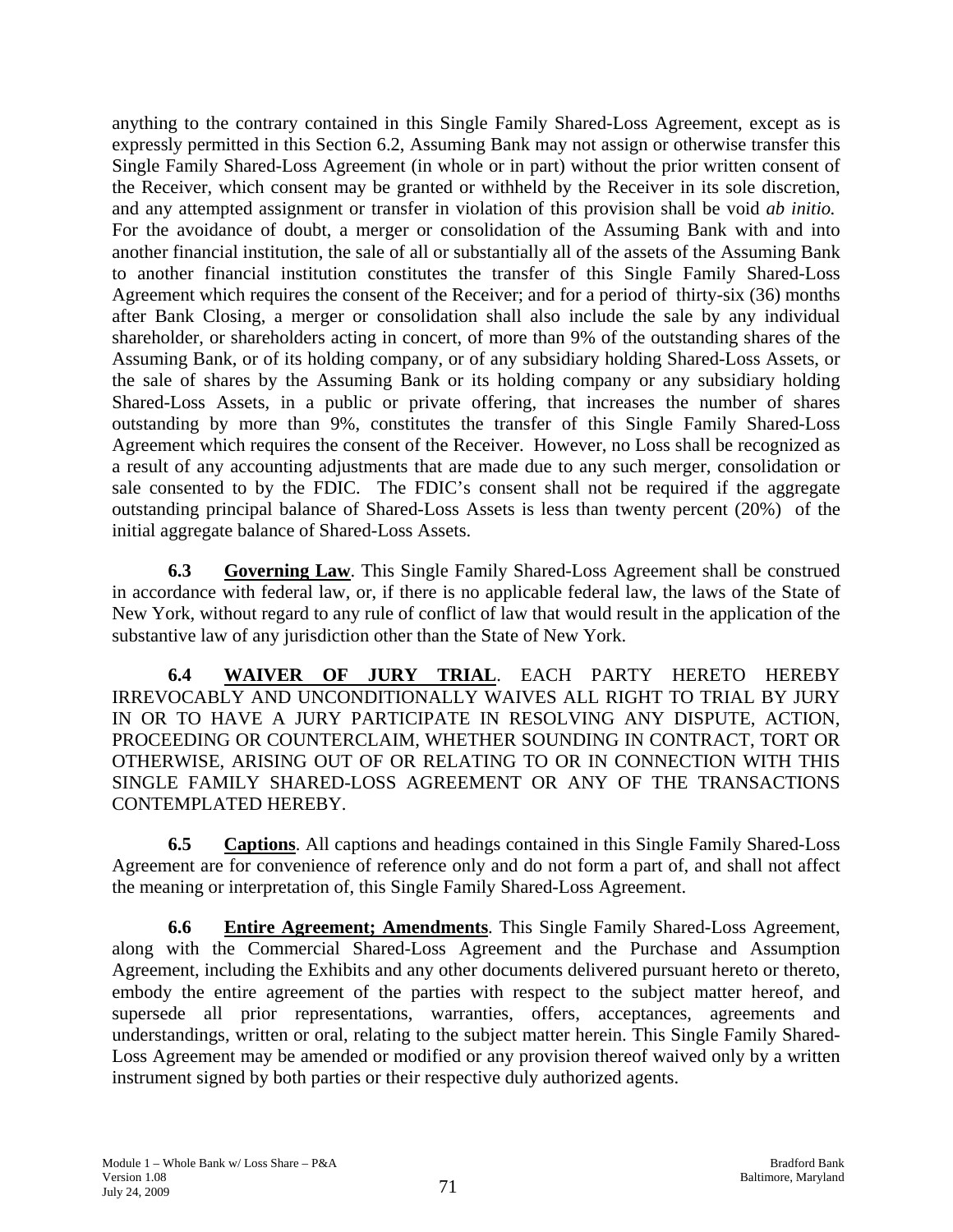anything to the contrary contained in this Single Family Shared-Loss Agreement, except as is expressly permitted in this Section 6.2, Assuming Bank may not assign or otherwise transfer this Single Family Shared-Loss Agreement (in whole or in part) without the prior written consent of the Receiver, which consent may be granted or withheld by the Receiver in its sole discretion, and any attempted assignment or transfer in violation of this provision shall be void *ab initio.* For the avoidance of doubt, a merger or consolidation of the Assuming Bank with and into another financial institution, the sale of all or substantially all of the assets of the Assuming Bank to another financial institution constitutes the transfer of this Single Family Shared-Loss Agreement which requires the consent of the Receiver; and for a period of thirty-six (36) months after Bank Closing, a merger or consolidation shall also include the sale by any individual shareholder, or shareholders acting in concert, of more than 9% of the outstanding shares of the Assuming Bank, or of its holding company, or of any subsidiary holding Shared-Loss Assets, or the sale of shares by the Assuming Bank or its holding company or any subsidiary holding Shared-Loss Assets, in a public or private offering, that increases the number of shares outstanding by more than 9%, constitutes the transfer of this Single Family Shared-Loss Agreement which requires the consent of the Receiver. However, no Loss shall be recognized as a result of any accounting adjustments that are made due to any such merger, consolidation or sale consented to by the FDIC. The FDIC's consent shall not be required if the aggregate outstanding principal balance of Shared-Loss Assets is less than twenty percent (20%) of the initial aggregate balance of Shared-Loss Assets.

**6.3** **Governing Law**. This Single Family Shared-Loss Agreement shall be construed in accordance with federal law, or, if there is no applicable federal law, the laws of the State of New York, without regard to any rule of conflict of law that would result in the application of the substantive law of any jurisdiction other than the State of New York.

**6.4** **WAIVER OF JURY TRIAL**. EACH PARTY HERETO HEREBY IRREVOCABLY AND UNCONDITIONALLY WAIVES ALL RIGHT TO TRIAL BY JURY IN OR TO HAVE A JURY PARTICIPATE IN RESOLVING ANY DISPUTE, ACTION, PROCEEDING OR COUNTERCLAIM, WHETHER SOUNDING IN CONTRACT, TORT OR OTHERWISE, ARISING OUT OF OR RELATING TO OR IN CONNECTION WITH THIS SINGLE FAMILY SHARED-LOSS AGREEMENT OR ANY OF THE TRANSACTIONS CONTEMPLATED HEREBY.

**6.5** **Captions**. All captions and headings contained in this Single Family Shared-Loss Agreement are for convenience of reference only and do not form a part of, and shall not affect the meaning or interpretation of, this Single Family Shared-Loss Agreement.

**6.6** **Entire Agreement; Amendments**. This Single Family Shared-Loss Agreement, along with the Commercial Shared-Loss Agreement and the Purchase and Assumption Agreement, including the Exhibits and any other documents delivered pursuant hereto or thereto, embody the entire agreement of the parties with respect to the subject matter hereof, and supersede all prior representations, warranties, offers, acceptances, agreements and understandings, written or oral, relating to the subject matter herein. This Single Family Shared-Loss Agreement may be amended or modified or any provision thereof waived only by a written instrument signed by both parties or their respective duly authorized agents.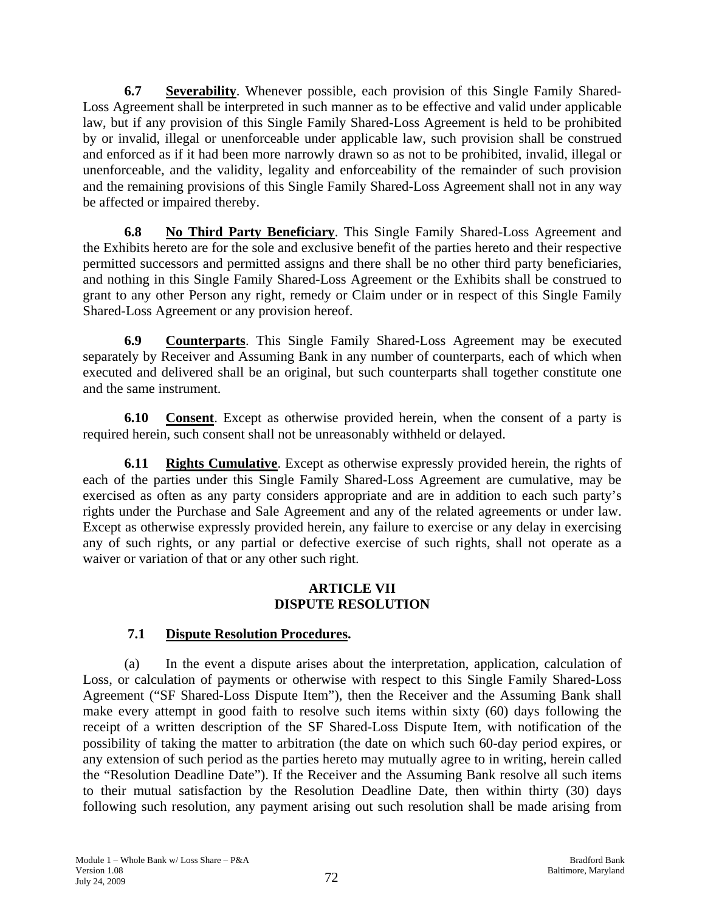**6.7 Severability**. Whenever possible, each provision of this Single Family Shared-Loss Agreement shall be interpreted in such manner as to be effective and valid under applicable law, but if any provision of this Single Family Shared-Loss Agreement is held to be prohibited by or invalid, illegal or unenforceable under applicable law, such provision shall be construed and enforced as if it had been more narrowly drawn so as not to be prohibited, invalid, illegal or unenforceable, and the validity, legality and enforceability of the remainder of such provision and the remaining provisions of this Single Family Shared-Loss Agreement shall not in any way be affected or impaired thereby.

**6.8 No Third Party Beneficiary**. This Single Family Shared-Loss Agreement and the Exhibits hereto are for the sole and exclusive benefit of the parties hereto and their respective permitted successors and permitted assigns and there shall be no other third party beneficiaries, and nothing in this Single Family Shared-Loss Agreement or the Exhibits shall be construed to grant to any other Person any right, remedy or Claim under or in respect of this Single Family Shared-Loss Agreement or any provision hereof.

**6.9 Counterparts**. This Single Family Shared-Loss Agreement may be executed separately by Receiver and Assuming Bank in any number of counterparts, each of which when executed and delivered shall be an original, but such counterparts shall together constitute one and the same instrument.

**6.10 Consent**. Except as otherwise provided herein, when the consent of a party is required herein, such consent shall not be unreasonably withheld or delayed.

**6.11 Rights Cumulative**. Except as otherwise expressly provided herein, the rights of each of the parties under this Single Family Shared-Loss Agreement are cumulative, may be exercised as often as any party considers appropriate and are in addition to each such party's rights under the Purchase and Sale Agreement and any of the related agreements or under law. Except as otherwise expressly provided herein, any failure to exercise or any delay in exercising any of such rights, or any partial or defective exercise of such rights, shall not operate as a waiver or variation of that or any other such right.

## ARTICLE VII
## DISPUTE RESOLUTION

**7.1 Dispute Resolution Procedures.**

(a) In the event a dispute arises about the interpretation, application, calculation of Loss, or calculation of payments or otherwise with respect to this Single Family Shared-Loss Agreement ("SF Shared-Loss Dispute Item"), then the Receiver and the Assuming Bank shall make every attempt in good faith to resolve such items within sixty (60) days following the receipt of a written description of the SF Shared-Loss Dispute Item, with notification of the possibility of taking the matter to arbitration (the date on which such 60-day period expires, or any extension of such period as the parties hereto may mutually agree to in writing, herein called the "Resolution Deadline Date"). If the Receiver and the Assuming Bank resolve all such items to their mutual satisfaction by the Resolution Deadline Date, then within thirty (30) days following such resolution, any payment arising out such resolution shall be made arising from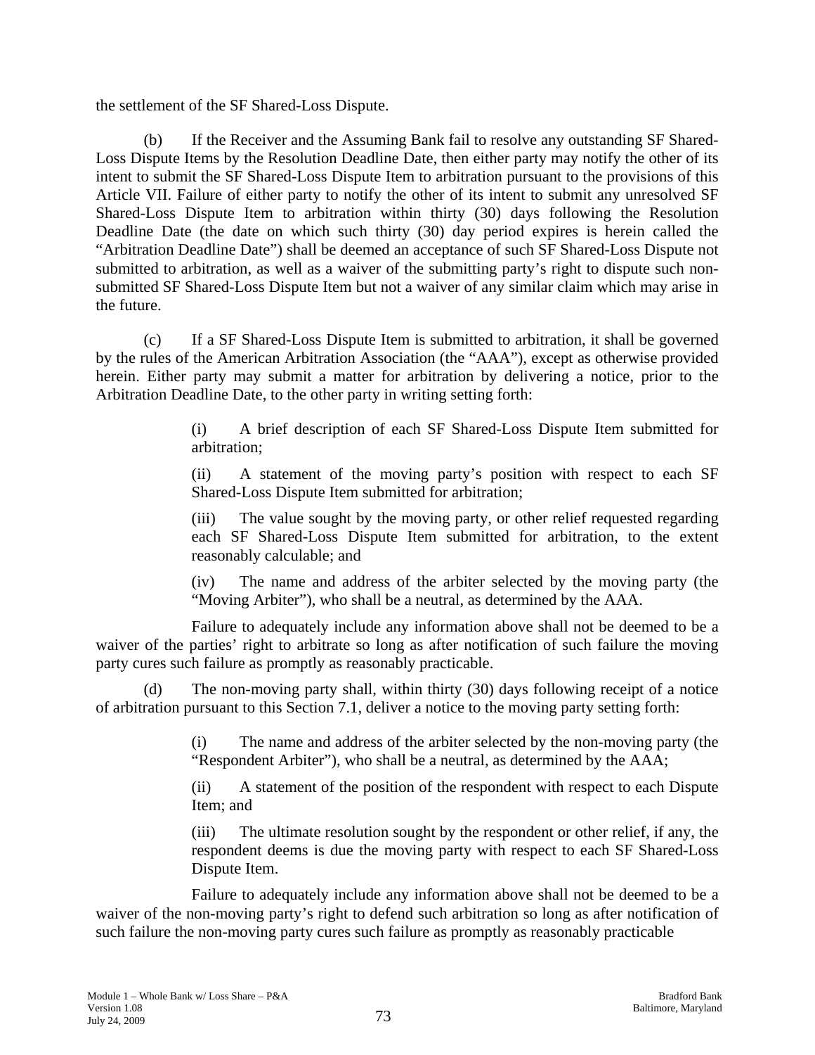the settlement of the SF Shared-Loss Dispute.

(b) If the Receiver and the Assuming Bank fail to resolve any outstanding SF Shared-Loss Dispute Items by the Resolution Deadline Date, then either party may notify the other of its intent to submit the SF Shared-Loss Dispute Item to arbitration pursuant to the provisions of this Article VII. Failure of either party to notify the other of its intent to submit any unresolved SF Shared-Loss Dispute Item to arbitration within thirty (30) days following the Resolution Deadline Date (the date on which such thirty (30) day period expires is herein called the "Arbitration Deadline Date") shall be deemed an acceptance of such SF Shared-Loss Dispute not submitted to arbitration, as well as a waiver of the submitting party's right to dispute such non-submitted SF Shared-Loss Dispute Item but not a waiver of any similar claim which may arise in the future.

(c) If a SF Shared-Loss Dispute Item is submitted to arbitration, it shall be governed by the rules of the American Arbitration Association (the "AAA"), except as otherwise provided herein. Either party may submit a matter for arbitration by delivering a notice, prior to the Arbitration Deadline Date, to the other party in writing setting forth:

(i) A brief description of each SF Shared-Loss Dispute Item submitted for arbitration;

(ii) A statement of the moving party's position with respect to each SF Shared-Loss Dispute Item submitted for arbitration;

(iii) The value sought by the moving party, or other relief requested regarding each SF Shared-Loss Dispute Item submitted for arbitration, to the extent reasonably calculable; and

(iv) The name and address of the arbiter selected by the moving party (the "Moving Arbiter"), who shall be a neutral, as determined by the AAA.

Failure to adequately include any information above shall not be deemed to be a waiver of the parties' right to arbitrate so long as after notification of such failure the moving party cures such failure as promptly as reasonably practicable.

(d) The non-moving party shall, within thirty (30) days following receipt of a notice of arbitration pursuant to this Section 7.1, deliver a notice to the moving party setting forth:

(i) The name and address of the arbiter selected by the non-moving party (the "Respondent Arbiter"), who shall be a neutral, as determined by the AAA;

(ii) A statement of the position of the respondent with respect to each Dispute Item; and

(iii) The ultimate resolution sought by the respondent or other relief, if any, the respondent deems is due the moving party with respect to each SF Shared-Loss Dispute Item.

Failure to adequately include any information above shall not be deemed to be a waiver of the non-moving party's right to defend such arbitration so long as after notification of such failure the non-moving party cures such failure as promptly as reasonably practicable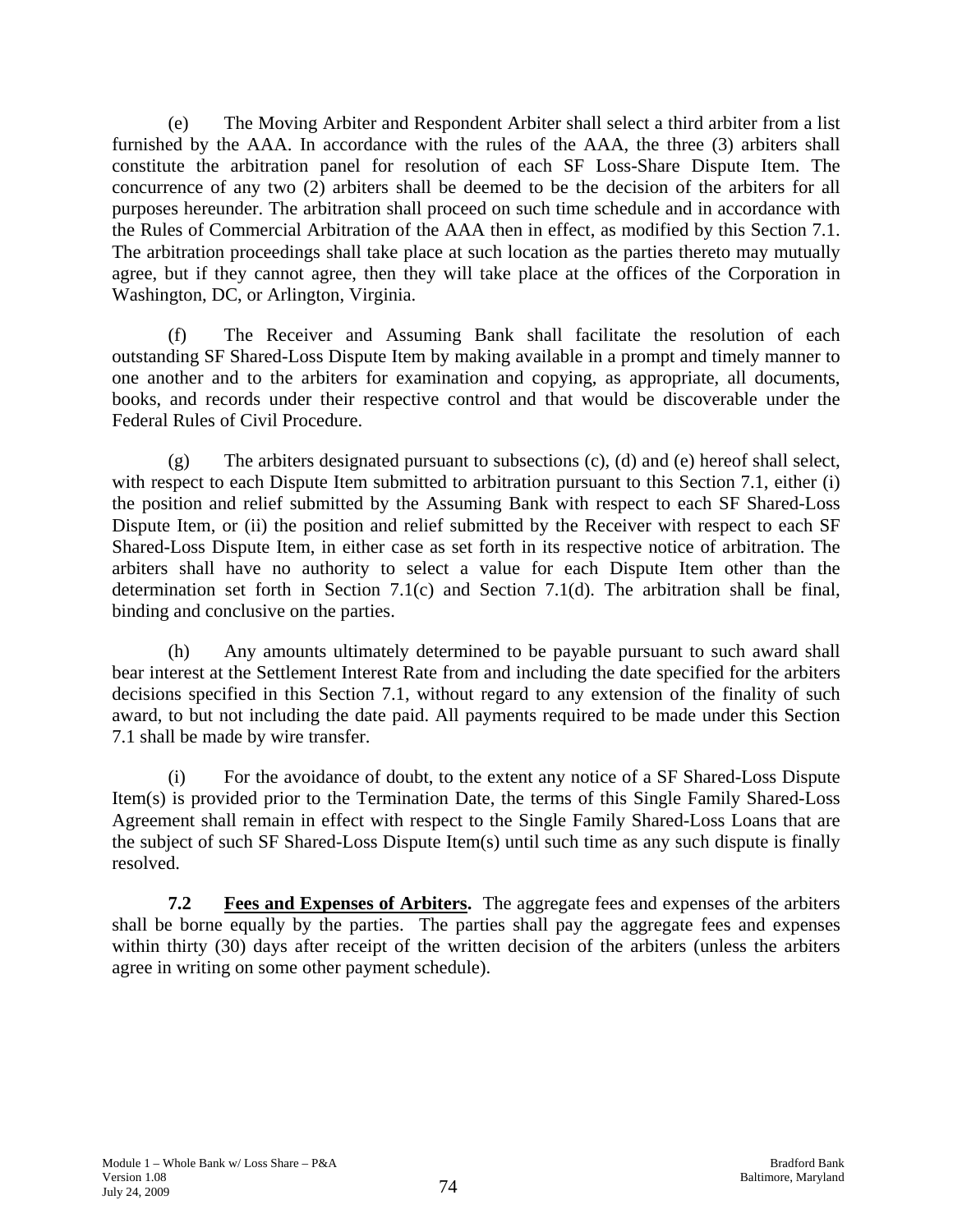(e) The Moving Arbiter and Respondent Arbiter shall select a third arbiter from a list furnished by the AAA. In accordance with the rules of the AAA, the three (3) arbiters shall constitute the arbitration panel for resolution of each SF Loss-Share Dispute Item. The concurrence of any two (2) arbiters shall be deemed to be the decision of the arbiters for all purposes hereunder. The arbitration shall proceed on such time schedule and in accordance with the Rules of Commercial Arbitration of the AAA then in effect, as modified by this Section 7.1. The arbitration proceedings shall take place at such location as the parties thereto may mutually agree, but if they cannot agree, then they will take place at the offices of the Corporation in Washington, DC, or Arlington, Virginia.

(f) The Receiver and Assuming Bank shall facilitate the resolution of each outstanding SF Shared-Loss Dispute Item by making available in a prompt and timely manner to one another and to the arbiters for examination and copying, as appropriate, all documents, books, and records under their respective control and that would be discoverable under the Federal Rules of Civil Procedure.

(g) The arbiters designated pursuant to subsections (c), (d) and (e) hereof shall select, with respect to each Dispute Item submitted to arbitration pursuant to this Section 7.1, either (i) the position and relief submitted by the Assuming Bank with respect to each SF Shared-Loss Dispute Item, or (ii) the position and relief submitted by the Receiver with respect to each SF Shared-Loss Dispute Item, in either case as set forth in its respective notice of arbitration. The arbiters shall have no authority to select a value for each Dispute Item other than the determination set forth in Section 7.1(c) and Section 7.1(d). The arbitration shall be final, binding and conclusive on the parties.

(h) Any amounts ultimately determined to be payable pursuant to such award shall bear interest at the Settlement Interest Rate from and including the date specified for the arbiters decisions specified in this Section 7.1, without regard to any extension of the finality of such award, to but not including the date paid. All payments required to be made under this Section 7.1 shall be made by wire transfer.

(i) For the avoidance of doubt, to the extent any notice of a SF Shared-Loss Dispute Item(s) is provided prior to the Termination Date, the terms of this Single Family Shared-Loss Agreement shall remain in effect with respect to the Single Family Shared-Loss Loans that are the subject of such SF Shared-Loss Dispute Item(s) until such time as any such dispute is finally resolved.

**7.2 Fees and Expenses of Arbiters.** The aggregate fees and expenses of the arbiters shall be borne equally by the parties. The parties shall pay the aggregate fees and expenses within thirty (30) days after receipt of the written decision of the arbiters (unless the arbiters agree in writing on some other payment schedule).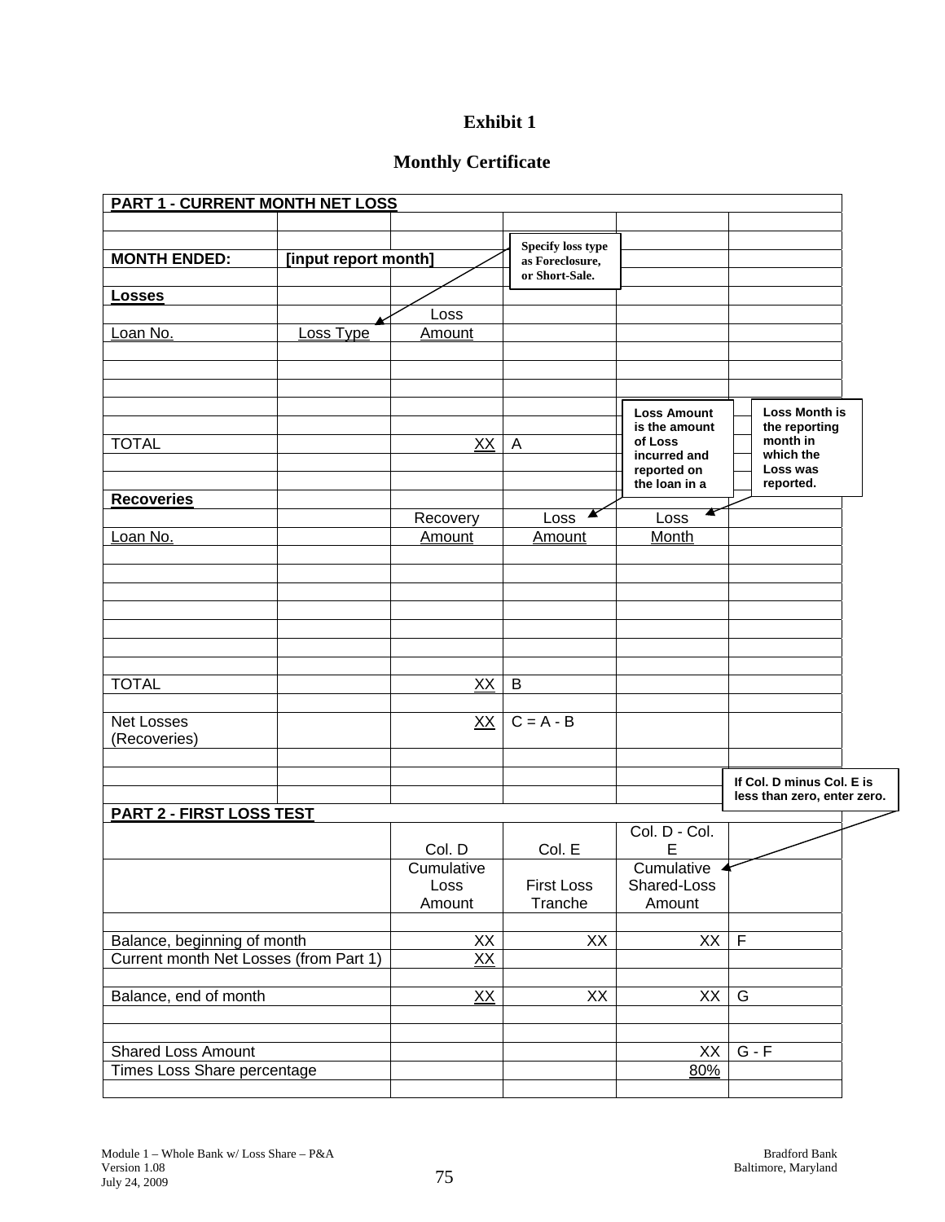# Exhibit 1

## Monthly Certificate

| PART 1 - CURRENT MONTH NET LOSS | | | | | |
|---|---|---|---|---|---|
| | | | | | |
| MONTH ENDED: | [input report month] | | | | |
| **Losses** | | | | | |
| | | Loss | | | |
| Loan No. | Loss Type | Amount | | | |
| | | | | | |
| | | | | | |
| TOTAL | | XX | A | | |
| | | | | | |
| **Recoveries** | | | | | |
| | | Recovery | Loss | Loss | |
| Loan No. | | Amount | Amount | Month | |
| | | | | | |
| | | | | | |
| TOTAL | | XX | B | | |
| | | | | | |
| Net Losses (Recoveries) | | XX | C = A - B | | |
| | | | | | |
| **PART 2 - FIRST LOSS TEST** | | | | | |
| | | Col. D | Col. E | Col. D - Col. E | |
| | | Cumulative Loss Amount | First Loss Tranche | Cumulative Shared-Loss Amount | |
| | | | | | |
| Balance, beginning of month | | XX | XX | XX | F |
| Current month Net Losses (from Part 1) | | XX | | | |
| | | | | | |
| Balance, end of month | | XX | XX | XX | G |
| | | | | | |
| Shared Loss Amount | | | | XX | G - F |
| Times Loss Share percentage | | | | 80% | |

Notes:

- Specify loss type as Foreclosure, or Short-Sale. (refers to Loss Type)
- Loss Amount is the amount of Loss incurred and reported on the loan in a
- Loss Month is the reporting month in which the Loss was reported.
- If Col. D minus Col. E is less than zero, enter zero. (refers to Cumulative Shared-Loss Amount)

Module 1 – Whole Bank w/ Loss Share – P&A
Version 1.08
July 24, 2009

Bradford Bank
Baltimore, Maryland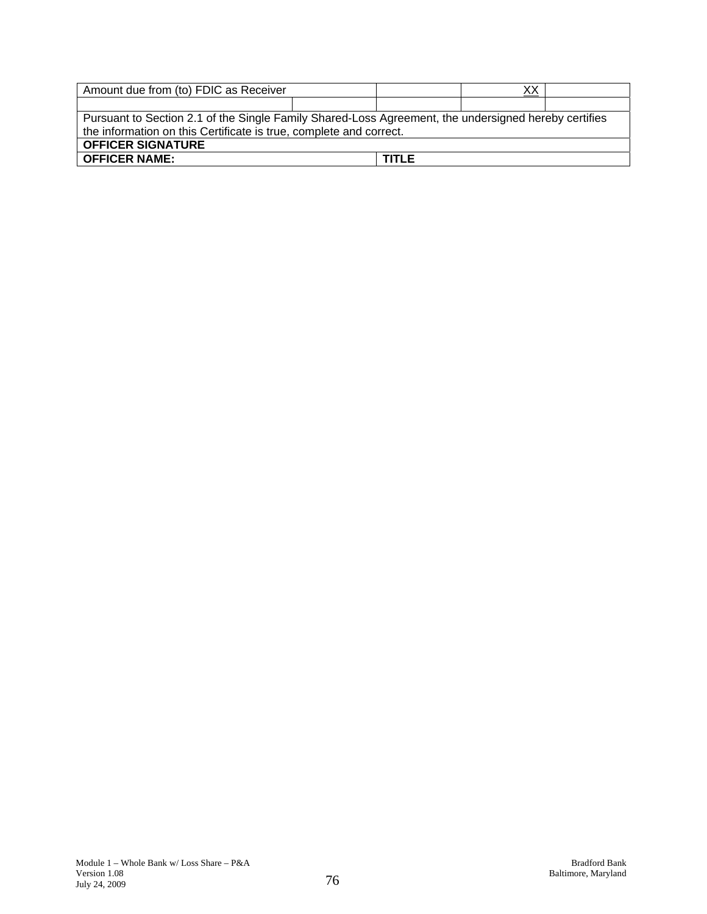| Amount due from (to) FDIC as Receiver | | | XX | |
|---|---|---|---|---|
| | | | | |
| Pursuant to Section 2.1 of the Single Family Shared-Loss Agreement, the undersigned hereby certifies the information on this Certificate is true, complete and correct. | | | | |
| **OFFICER SIGNATURE** | | | | |
| **OFFICER NAME:** | | **TITLE** | | |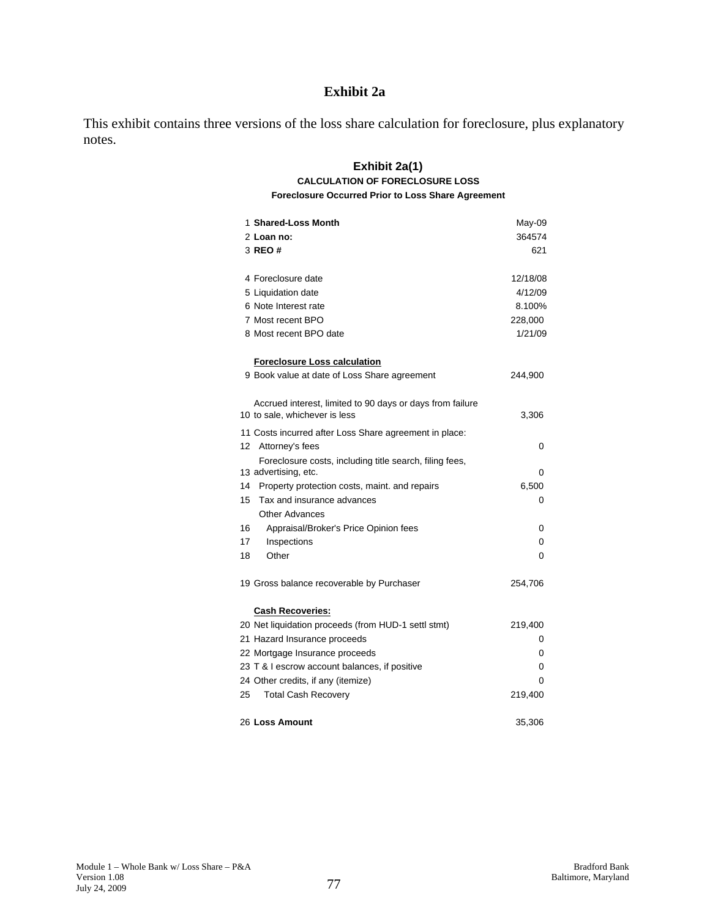# Exhibit 2a

This exhibit contains three versions of the loss share calculation for foreclosure, plus explanatory notes.

## Exhibit 2a(1)

### CALCULATION OF FORECLOSURE LOSS

#### Foreclosure Occurred Prior to Loss Share Agreement

| # | Item | Value |
|---|---|---|
| 1 | **Shared-Loss Month** | May-09 |
| 2 | **Loan no:** | 364574 |
| 3 | **REO #** | 621 |
| | | |
| 4 | Foreclosure date | 12/18/08 |
| 5 | Liquidation date | 4/12/09 |
| 6 | Note Interest rate | 8.100% |
| 7 | Most recent BPO | 228,000 |
| 8 | Most recent BPO date | 1/21/09 |
| | | |
| | **Foreclosure Loss calculation** | |
| 9 | Book value at date of Loss Share agreement | 244,900 |
| | | |
| 10 | Accrued interest, limited to 90 days or days from failure to sale, whichever is less | 3,306 |
| 11 | Costs incurred after Loss Share agreement in place: | |
| 12 | Attorney's fees | 0 |
| 13 | Foreclosure costs, including title search, filing fees, advertising, etc. | 0 |
| 14 | Property protection costs, maint. and repairs | 6,500 |
| 15 | Tax and insurance advances | 0 |
| | Other Advances | |
| 16 | Appraisal/Broker's Price Opinion fees | 0 |
| 17 | Inspections | 0 |
| 18 | Other | 0 |
| | | |
| 19 | Gross balance recoverable by Purchaser | 254,706 |
| | | |
| | **Cash Recoveries:** | |
| 20 | Net liquidation proceeds (from HUD-1 settl stmt) | 219,400 |
| 21 | Hazard Insurance proceeds | 0 |
| 22 | Mortgage Insurance proceeds | 0 |
| 23 | T & I escrow account balances, if positive | 0 |
| 24 | Other credits, if any (itemize) | 0 |
| 25 | Total Cash Recovery | 219,400 |
| | | |
| 26 | **Loss Amount** | 35,306 |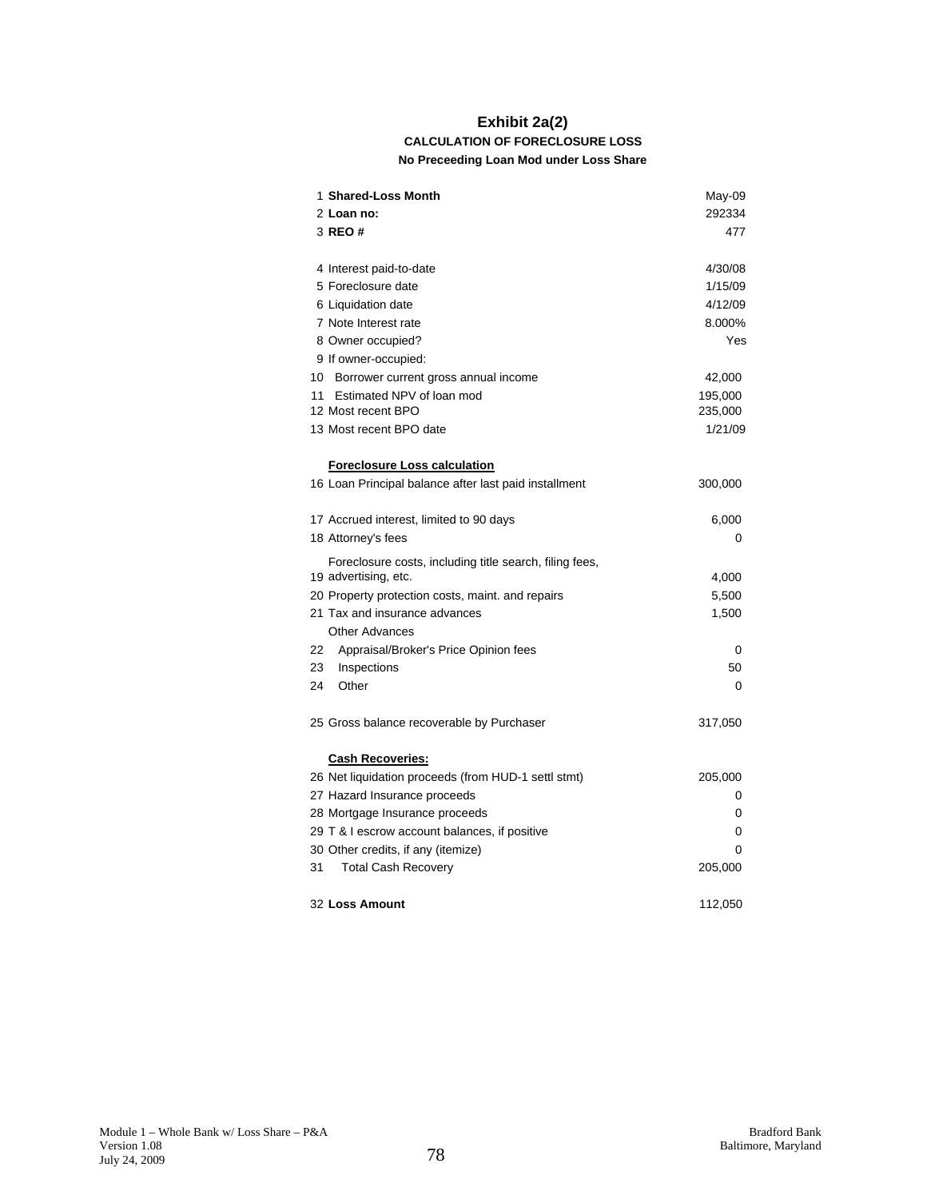# Exhibit 2a(2)

**CALCULATION OF FORECLOSURE LOSS**

**No Preceeding Loan Mod under Loss Share**

| # | Item | Value |
|---|---|---|
| 1 | **Shared-Loss Month** | May-09 |
| 2 | **Loan no:** | 292334 |
| 3 | **REO #** | 477 |
| 4 | Interest paid-to-date | 4/30/08 |
| 5 | Foreclosure date | 1/15/09 |
| 6 | Liquidation date | 4/12/09 |
| 7 | Note Interest rate | 8.000% |
| 8 | Owner occupied? | Yes |
| 9 | If owner-occupied: | |
| 10 | Borrower current gross annual income | 42,000 |
| 11 | Estimated NPV of loan mod | 195,000 |
| 12 | Most recent BPO | 235,000 |
| 13 | Most recent BPO date | 1/21/09 |
| | **Foreclosure Loss calculation** | |
| 16 | Loan Principal balance after last paid installment | 300,000 |
| 17 | Accrued interest, limited to 90 days | 6,000 |
| 18 | Attorney's fees | 0 |
| 19 | Foreclosure costs, including title search, filing fees, advertising, etc. | 4,000 |
| 20 | Property protection costs, maint. and repairs | 5,500 |
| 21 | Tax and insurance advances | 1,500 |
| | Other Advances | |
| 22 | Appraisal/Broker's Price Opinion fees | 0 |
| 23 | Inspections | 50 |
| 24 | Other | 0 |
| 25 | Gross balance recoverable by Purchaser | 317,050 |
| | **Cash Recoveries:** | |
| 26 | Net liquidation proceeds (from HUD-1 settl stmt) | 205,000 |
| 27 | Hazard Insurance proceeds | 0 |
| 28 | Mortgage Insurance proceeds | 0 |
| 29 | T & I escrow account balances, if positive | 0 |
| 30 | Other credits, if any (itemize) | 0 |
| 31 | Total Cash Recovery | 205,000 |
| 32 | **Loss Amount** | 112,050 |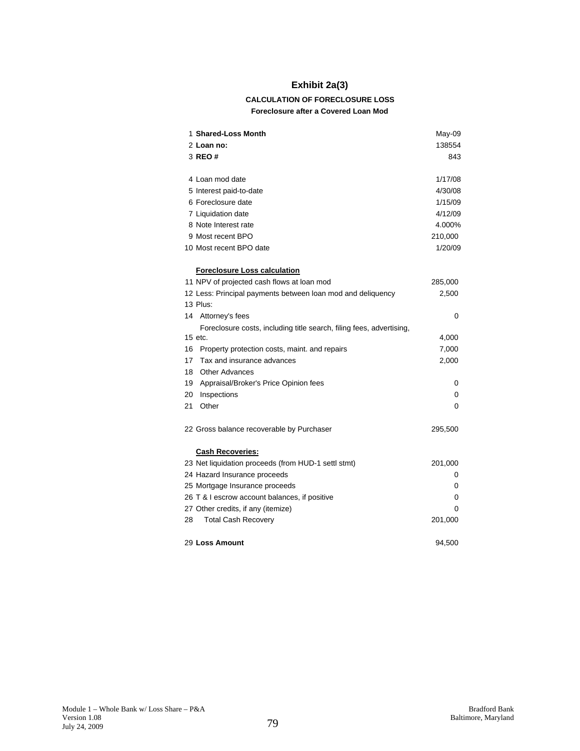# Exhibit 2a(3)

### CALCULATION OF FORECLOSURE LOSS

#### Foreclosure after a Covered Loan Mod

| | | |
|---|---|---|
| 1 | **Shared-Loss Month** | May-09 |
| 2 | **Loan no:** | 138554 |
| 3 | **REO #** | 843 |
| | | |
| 4 | Loan mod date | 1/17/08 |
| 5 | Interest paid-to-date | 4/30/08 |
| 6 | Foreclosure date | 1/15/09 |
| 7 | Liquidation date | 4/12/09 |
| 8 | Note Interest rate | 4.000% |
| 9 | Most recent BPO | 210,000 |
| 10 | Most recent BPO date | 1/20/09 |
| | | |
| | **Foreclosure Loss calculation** | |
| 11 | NPV of projected cash flows at loan mod | 285,000 |
| 12 | Less: Principal payments between loan mod and deliquency | 2,500 |
| 13 | Plus: | |
| 14 | Attorney's fees | 0 |
| 15 | Foreclosure costs, including title search, filing fees, advertising, etc. | 4,000 |
| 16 | Property protection costs, maint. and repairs | 7,000 |
| 17 | Tax and insurance advances | 2,000 |
| 18 | Other Advances | |
| 19 | Appraisal/Broker's Price Opinion fees | 0 |
| 20 | Inspections | 0 |
| 21 | Other | 0 |
| | | |
| 22 | Gross balance recoverable by Purchaser | 295,500 |
| | | |
| | **Cash Recoveries:** | |
| 23 | Net liquidation proceeds (from HUD-1 settl stmt) | 201,000 |
| 24 | Hazard Insurance proceeds | 0 |
| 25 | Mortgage Insurance proceeds | 0 |
| 26 | T & I escrow account balances, if positive | 0 |
| 27 | Other credits, if any (itemize) | 0 |
| 28 | Total Cash Recovery | 201,000 |
| | | |
| 29 | **Loss Amount** | 94,500 |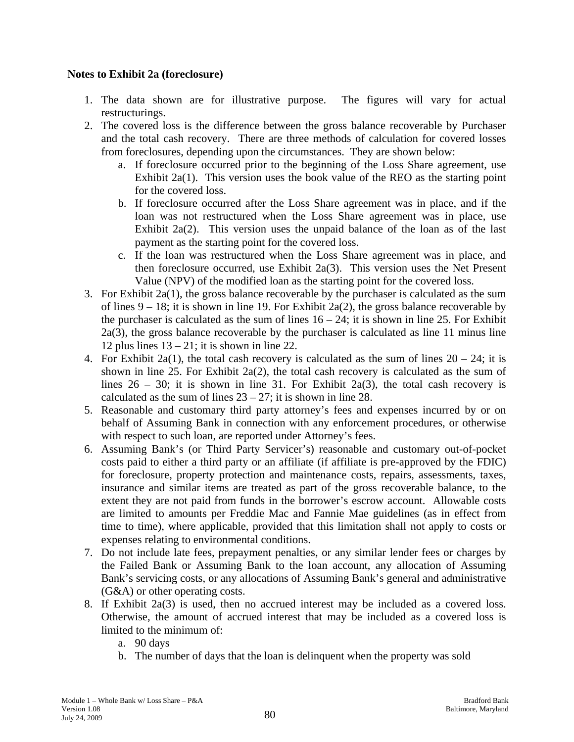**Notes to Exhibit 2a (foreclosure)**

1. The data shown are for illustrative purpose. The figures will vary for actual restructurings.
2. The covered loss is the difference between the gross balance recoverable by Purchaser and the total cash recovery. There are three methods of calculation for covered losses from foreclosures, depending upon the circumstances. They are shown below:
   a. If foreclosure occurred prior to the beginning of the Loss Share agreement, use Exhibit 2a(1). This version uses the book value of the REO as the starting point for the covered loss.
   b. If foreclosure occurred after the Loss Share agreement was in place, and if the loan was not restructured when the Loss Share agreement was in place, use Exhibit 2a(2). This version uses the unpaid balance of the loan as of the last payment as the starting point for the covered loss.
   c. If the loan was restructured when the Loss Share agreement was in place, and then foreclosure occurred, use Exhibit 2a(3). This version uses the Net Present Value (NPV) of the modified loan as the starting point for the covered loss.
3. For Exhibit 2a(1), the gross balance recoverable by the purchaser is calculated as the sum of lines 9 – 18; it is shown in line 19. For Exhibit 2a(2), the gross balance recoverable by the purchaser is calculated as the sum of lines 16 – 24; it is shown in line 25. For Exhibit 2a(3), the gross balance recoverable by the purchaser is calculated as line 11 minus line 12 plus lines 13 – 21; it is shown in line 22.
4. For Exhibit 2a(1), the total cash recovery is calculated as the sum of lines 20 – 24; it is shown in line 25. For Exhibit 2a(2), the total cash recovery is calculated as the sum of lines 26 – 30; it is shown in line 31. For Exhibit 2a(3), the total cash recovery is calculated as the sum of lines 23 – 27; it is shown in line 28.
5. Reasonable and customary third party attorney's fees and expenses incurred by or on behalf of Assuming Bank in connection with any enforcement procedures, or otherwise with respect to such loan, are reported under Attorney's fees.
6. Assuming Bank's (or Third Party Servicer's) reasonable and customary out-of-pocket costs paid to either a third party or an affiliate (if affiliate is pre-approved by the FDIC) for foreclosure, property protection and maintenance costs, repairs, assessments, taxes, insurance and similar items are treated as part of the gross recoverable balance, to the extent they are not paid from funds in the borrower's escrow account. Allowable costs are limited to amounts per Freddie Mac and Fannie Mae guidelines (as in effect from time to time), where applicable, provided that this limitation shall not apply to costs or expenses relating to environmental conditions.
7. Do not include late fees, prepayment penalties, or any similar lender fees or charges by the Failed Bank or Assuming Bank to the loan account, any allocation of Assuming Bank's servicing costs, or any allocations of Assuming Bank's general and administrative (G&A) or other operating costs.
8. If Exhibit 2a(3) is used, then no accrued interest may be included as a covered loss. Otherwise, the amount of accrued interest that may be included as a covered loss is limited to the minimum of:
   a. 90 days
   b. The number of days that the loan is delinquent when the property was sold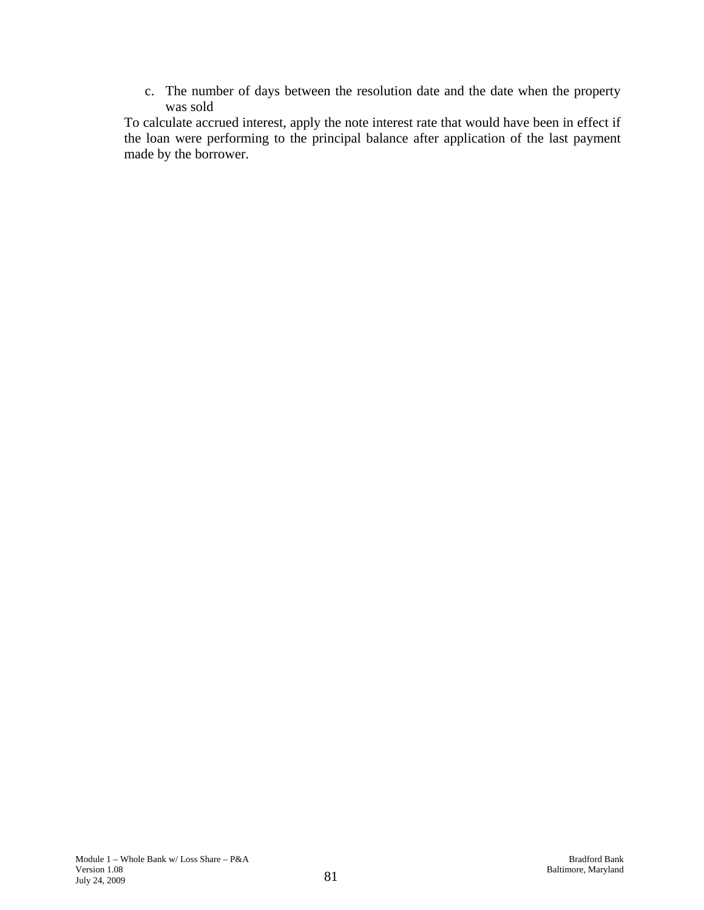c. The number of days between the resolution date and the date when the property was sold

To calculate accrued interest, apply the note interest rate that would have been in effect if the loan were performing to the principal balance after application of the last payment made by the borrower.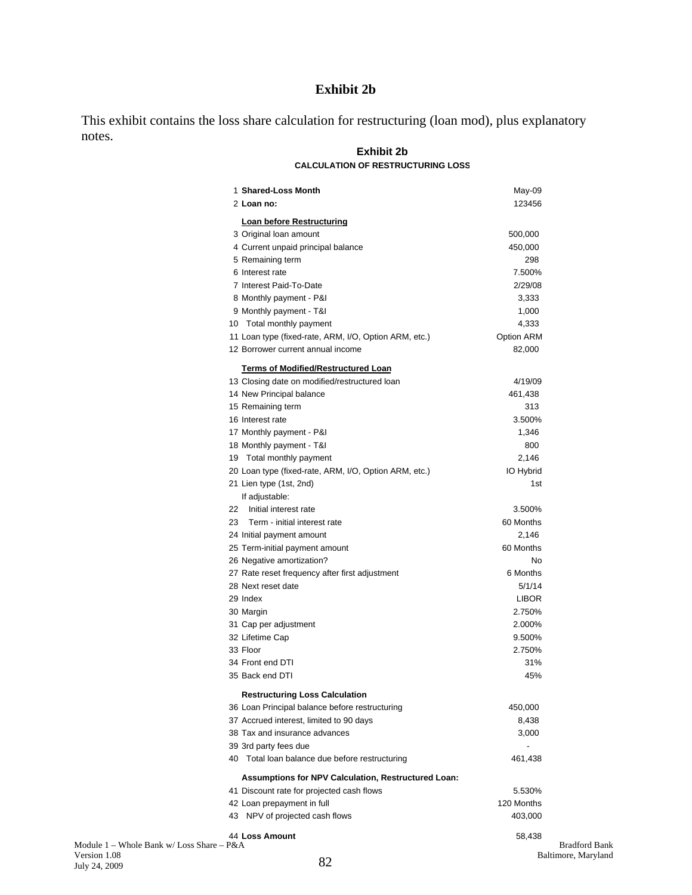# Exhibit 2b

This exhibit contains the loss share calculation for restructuring (loan mod), plus explanatory notes.

## Exhibit 2b

### CALCULATION OF RESTRUCTURING LOSS

| | | |
|---|---|---|
| 1 | **Shared-Loss Month** | May-09 |
| 2 | **Loan no:** | 123456 |
| | **Loan before Restructuring** | |
| 3 | Original loan amount | 500,000 |
| 4 | Current unpaid principal balance | 450,000 |
| 5 | Remaining term | 298 |
| 6 | Interest rate | 7.500% |
| 7 | Interest Paid-To-Date | 2/29/08 |
| 8 | Monthly payment - P&I | 3,333 |
| 9 | Monthly payment - T&I | 1,000 |
| 10 | Total monthly payment | 4,333 |
| 11 | Loan type (fixed-rate, ARM, I/O, Option ARM, etc.) | Option ARM |
| 12 | Borrower current annual income | 82,000 |
| | **Terms of Modified/Restructured Loan** | |
| 13 | Closing date on modified/restructured loan | 4/19/09 |
| 14 | New Principal balance | 461,438 |
| 15 | Remaining term | 313 |
| 16 | Interest rate | 3.500% |
| 17 | Monthly payment - P&I | 1,346 |
| 18 | Monthly payment - T&I | 800 |
| 19 | Total monthly payment | 2,146 |
| 20 | Loan type (fixed-rate, ARM, I/O, Option ARM, etc.) | IO Hybrid |
| 21 | Lien type (1st, 2nd) | 1st |
| | If adjustable: | |
| 22 | Initial interest rate | 3.500% |
| 23 | Term - initial interest rate | 60 Months |
| 24 | Initial payment amount | 2,146 |
| 25 | Term-initial payment amount | 60 Months |
| 26 | Negative amortization? | No |
| 27 | Rate reset frequency after first adjustment | 6 Months |
| 28 | Next reset date | 5/1/14 |
| 29 | Index | LIBOR |
| 30 | Margin | 2.750% |
| 31 | Cap per adjustment | 2.000% |
| 32 | Lifetime Cap | 9.500% |
| 33 | Floor | 2.750% |
| 34 | Front end DTI | 31% |
| 35 | Back end DTI | 45% |
| | **Restructuring Loss Calculation** | |
| 36 | Loan Principal balance before restructuring | 450,000 |
| 37 | Accrued interest, limited to 90 days | 8,438 |
| 38 | Tax and insurance advances | 3,000 |
| 39 | 3rd party fees due | - |
| 40 | Total loan balance due before restructuring | 461,438 |
| | **Assumptions for NPV Calculation, Restructured Loan:** | |
| 41 | Discount rate for projected cash flows | 5.530% |
| 42 | Loan prepayment in full | 120 Months |
| 43 | NPV of projected cash flows | 403,000 |
| 44 | **Loss Amount** | 58,438 |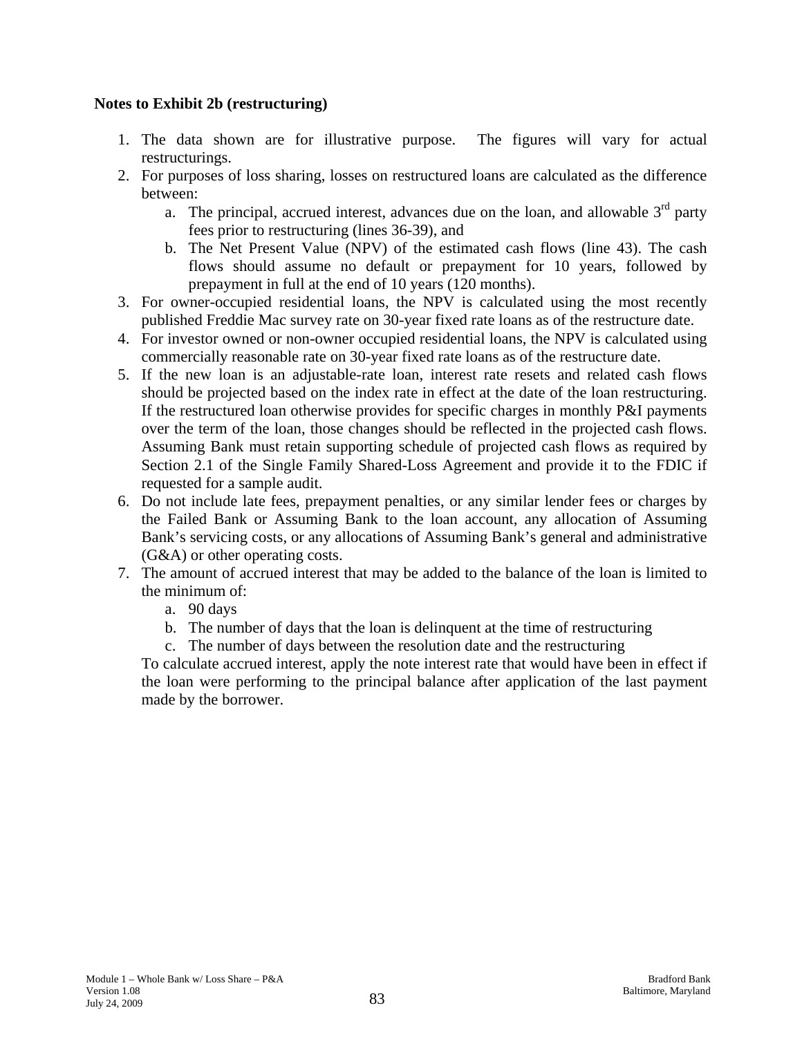**Notes to Exhibit 2b (restructuring)**

1. The data shown are for illustrative purpose. The figures will vary for actual restructurings.
2. For purposes of loss sharing, losses on restructured loans are calculated as the difference between:
    a. The principal, accrued interest, advances due on the loan, and allowable 3rd party fees prior to restructuring (lines 36-39), and
    b. The Net Present Value (NPV) of the estimated cash flows (line 43). The cash flows should assume no default or prepayment for 10 years, followed by prepayment in full at the end of 10 years (120 months).
3. For owner-occupied residential loans, the NPV is calculated using the most recently published Freddie Mac survey rate on 30-year fixed rate loans as of the restructure date.
4. For investor owned or non-owner occupied residential loans, the NPV is calculated using commercially reasonable rate on 30-year fixed rate loans as of the restructure date.
5. If the new loan is an adjustable-rate loan, interest rate resets and related cash flows should be projected based on the index rate in effect at the date of the loan restructuring. If the restructured loan otherwise provides for specific charges in monthly P&I payments over the term of the loan, those changes should be reflected in the projected cash flows. Assuming Bank must retain supporting schedule of projected cash flows as required by Section 2.1 of the Single Family Shared-Loss Agreement and provide it to the FDIC if requested for a sample audit.
6. Do not include late fees, prepayment penalties, or any similar lender fees or charges by the Failed Bank or Assuming Bank to the loan account, any allocation of Assuming Bank's servicing costs, or any allocations of Assuming Bank's general and administrative (G&A) or other operating costs.
7. The amount of accrued interest that may be added to the balance of the loan is limited to the minimum of:
    a. 90 days
    b. The number of days that the loan is delinquent at the time of restructuring
    c. The number of days between the resolution date and the restructuring

    To calculate accrued interest, apply the note interest rate that would have been in effect if the loan were performing to the principal balance after application of the last payment made by the borrower.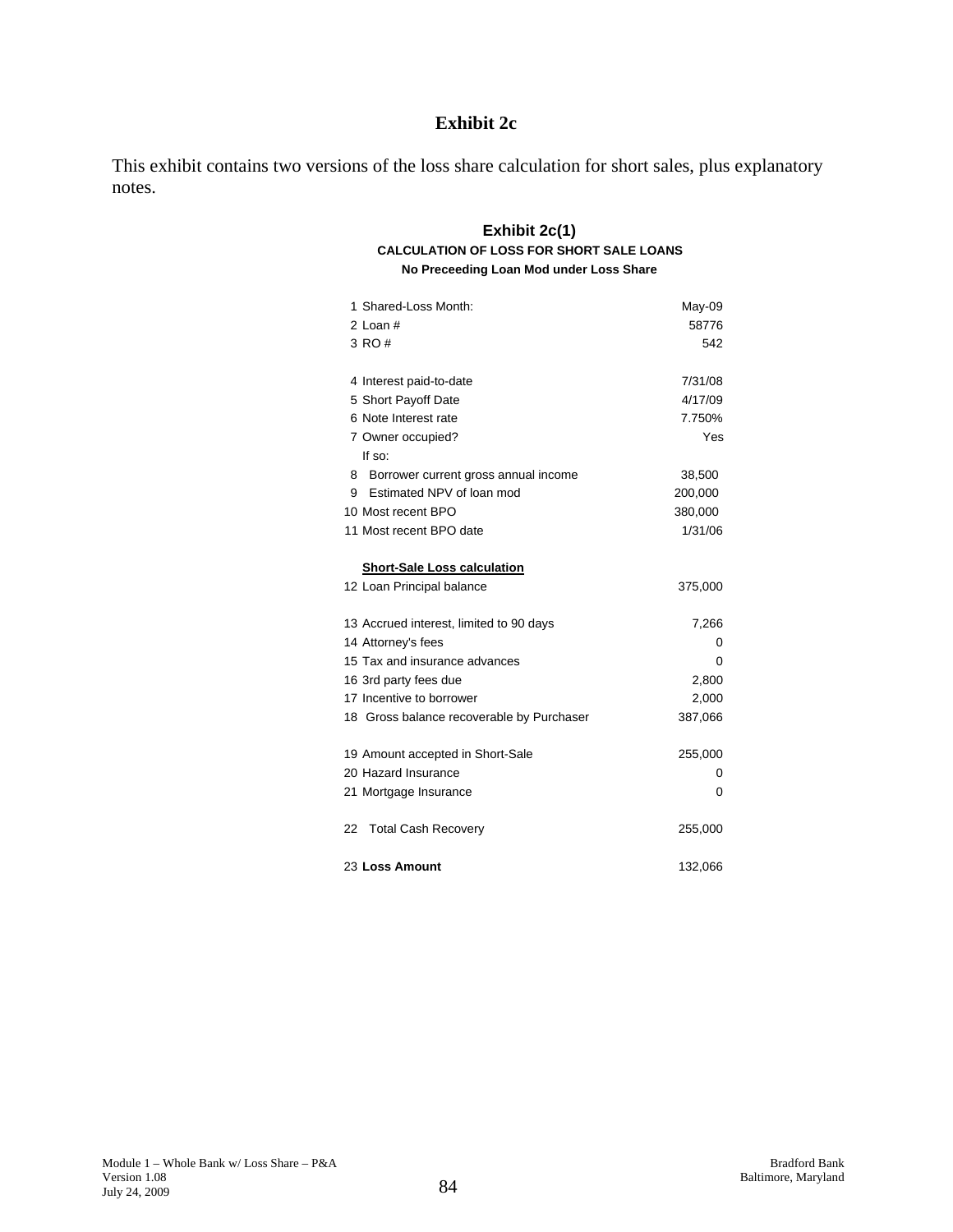# Exhibit 2c

This exhibit contains two versions of the loss share calculation for short sales, plus explanatory notes.

## Exhibit 2c(1)

**CALCULATION OF LOSS FOR SHORT SALE LOANS**

**No Preceeding Loan Mod under Loss Share**

| | |
|---|---|
| 1 Shared-Loss Month: | May-09 |
| 2 Loan # | 58776 |
| 3 RO # | 542 |
| | |
| 4 Interest paid-to-date | 7/31/08 |
| 5 Short Payoff Date | 4/17/09 |
| 6 Note Interest rate | 7.750% |
| 7 Owner occupied? | Yes |
| If so: | |
| 8 Borrower current gross annual income | 38,500 |
| 9 Estimated NPV of loan mod | 200,000 |
| 10 Most recent BPO | 380,000 |
| 11 Most recent BPO date | 1/31/06 |
| | |
| **Short-Sale Loss calculation** | |
| 12 Loan Principal balance | 375,000 |
| | |
| 13 Accrued interest, limited to 90 days | 7,266 |
| 14 Attorney's fees | 0 |
| 15 Tax and insurance advances | 0 |
| 16 3rd party fees due | 2,800 |
| 17 Incentive to borrower | 2,000 |
| 18 Gross balance recoverable by Purchaser | 387,066 |
| | |
| 19 Amount accepted in Short-Sale | 255,000 |
| 20 Hazard Insurance | 0 |
| 21 Mortgage Insurance | 0 |
| | |
| 22 Total Cash Recovery | 255,000 |
| | |
| 23 **Loss Amount** | 132,066 |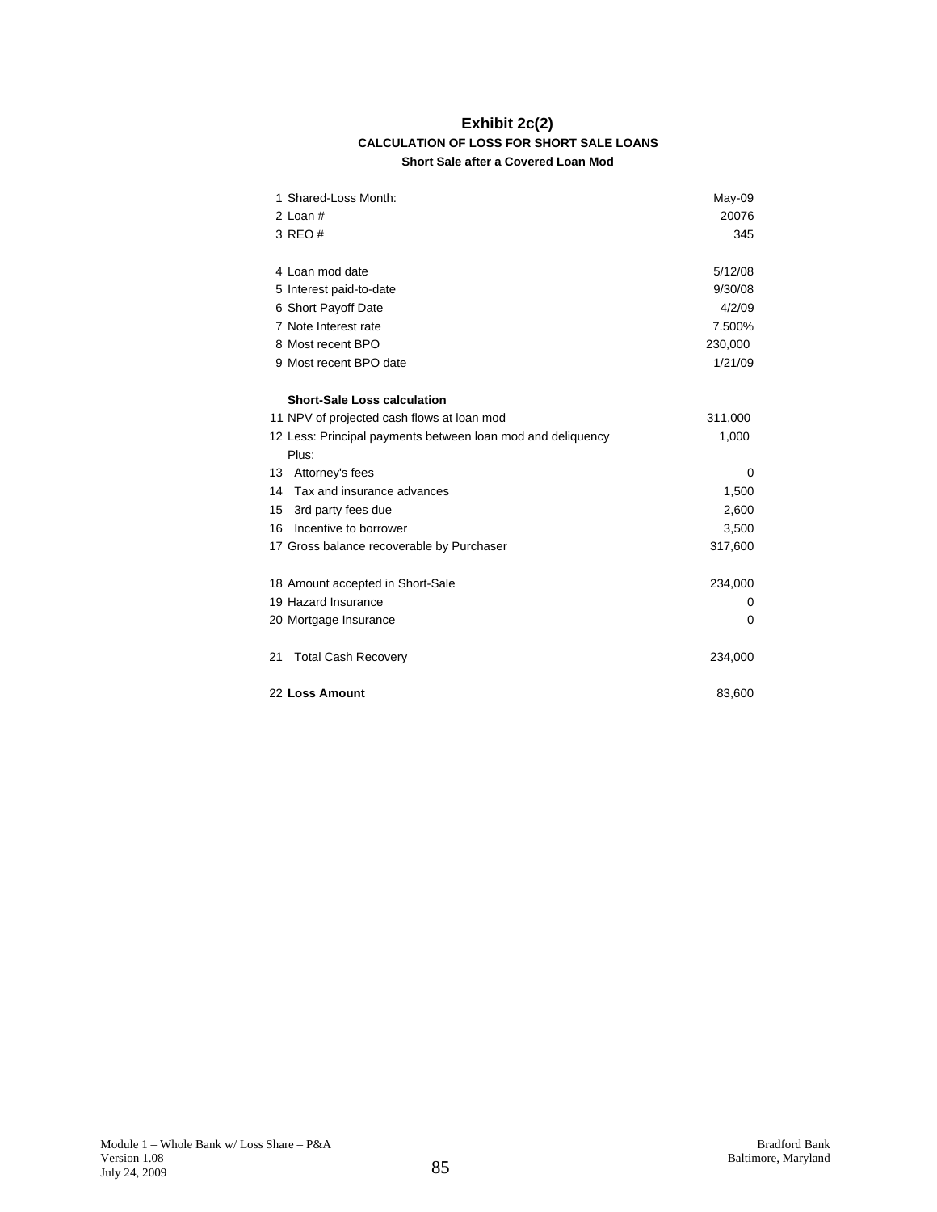# Exhibit 2c(2)

### CALCULATION OF LOSS FOR SHORT SALE LOANS

**Short Sale after a Covered Loan Mod**

| | |
|---|---|
| 1 Shared-Loss Month: | May-09 |
| 2 Loan # | 20076 |
| 3 REO # | 345 |
| | |
| 4 Loan mod date | 5/12/08 |
| 5 Interest paid-to-date | 9/30/08 |
| 6 Short Payoff Date | 4/2/09 |
| 7 Note Interest rate | 7.500% |
| 8 Most recent BPO | 230,000 |
| 9 Most recent BPO date | 1/21/09 |
| | |
| **Short-Sale Loss calculation** | |
| 11 NPV of projected cash flows at loan mod | 311,000 |
| 12 Less: Principal payments between loan mod and deliquency | 1,000 |
| Plus: | |
| 13 Attorney's fees | 0 |
| 14 Tax and insurance advances | 1,500 |
| 15 3rd party fees due | 2,600 |
| 16 Incentive to borrower | 3,500 |
| 17 Gross balance recoverable by Purchaser | 317,600 |
| | |
| 18 Amount accepted in Short-Sale | 234,000 |
| 19 Hazard Insurance | 0 |
| 20 Mortgage Insurance | 0 |
| | |
| 21 Total Cash Recovery | 234,000 |
| | |
| 22 **Loss Amount** | 83,600 |

Module 1 – Whole Bank w/ Loss Share – P&A
Version 1.08
July 24, 2009

Bradford Bank
Baltimore, Maryland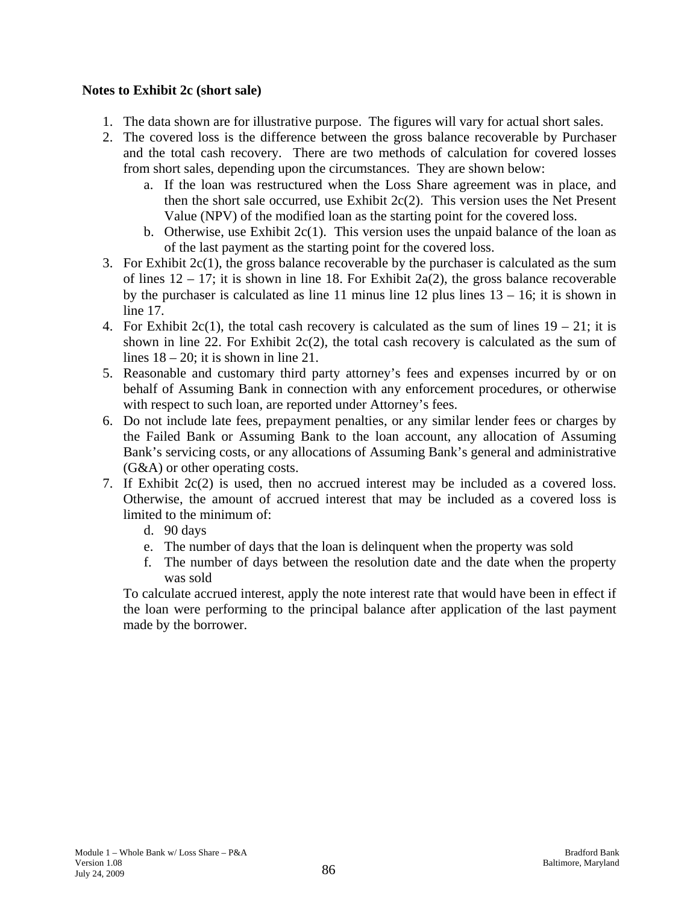**Notes to Exhibit 2c (short sale)**

1. The data shown are for illustrative purpose. The figures will vary for actual short sales.
2. The covered loss is the difference between the gross balance recoverable by Purchaser and the total cash recovery. There are two methods of calculation for covered losses from short sales, depending upon the circumstances. They are shown below:
   a. If the loan was restructured when the Loss Share agreement was in place, and then the short sale occurred, use Exhibit 2c(2). This version uses the Net Present Value (NPV) of the modified loan as the starting point for the covered loss.
   b. Otherwise, use Exhibit 2c(1). This version uses the unpaid balance of the loan as of the last payment as the starting point for the covered loss.
3. For Exhibit 2c(1), the gross balance recoverable by the purchaser is calculated as the sum of lines 12 – 17; it is shown in line 18. For Exhibit 2a(2), the gross balance recoverable by the purchaser is calculated as line 11 minus line 12 plus lines 13 – 16; it is shown in line 17.
4. For Exhibit 2c(1), the total cash recovery is calculated as the sum of lines 19 – 21; it is shown in line 22. For Exhibit 2c(2), the total cash recovery is calculated as the sum of lines 18 – 20; it is shown in line 21.
5. Reasonable and customary third party attorney's fees and expenses incurred by or on behalf of Assuming Bank in connection with any enforcement procedures, or otherwise with respect to such loan, are reported under Attorney's fees.
6. Do not include late fees, prepayment penalties, or any similar lender fees or charges by the Failed Bank or Assuming Bank to the loan account, any allocation of Assuming Bank's servicing costs, or any allocations of Assuming Bank's general and administrative (G&A) or other operating costs.
7. If Exhibit 2c(2) is used, then no accrued interest may be included as a covered loss. Otherwise, the amount of accrued interest that may be included as a covered loss is limited to the minimum of:
   d. 90 days
   e. The number of days that the loan is delinquent when the property was sold
   f. The number of days between the resolution date and the date when the property was sold

   To calculate accrued interest, apply the note interest rate that would have been in effect if the loan were performing to the principal balance after application of the last payment made by the borrower.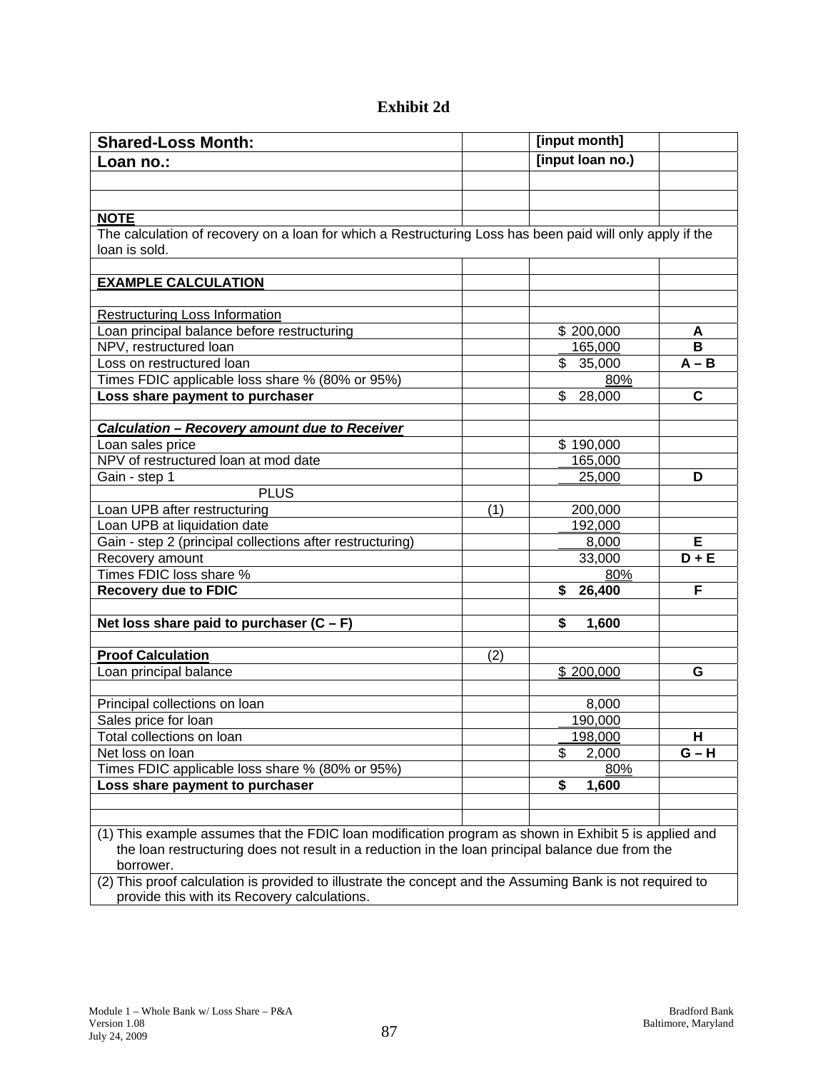# Exhibit 2d

| **Shared-Loss Month:** | | **[input month]** | |
|---|---|---|---|
| **Loan no.:** | | **[input loan no.)** | |
| | | | |
| | | | |
| **NOTE** | | | |
| The calculation of recovery on a loan for which a Restructuring Loss has been paid will only apply if the loan is sold. | | | |
| | | | |
| **EXAMPLE CALCULATION** | | | |
| | | | |
| Restructuring Loss Information | | | |
| Loan principal balance before restructuring | | $ 200,000 | **A** |
| NPV, restructured loan | | 165,000 | **B** |
| Loss on restructured loan | | $ 35,000 | **A – B** |
| Times FDIC applicable loss share % (80% or 95%) | | 80% | |
| **Loss share payment to purchaser** | | $ 28,000 | **C** |
| | | | |
| ***Calculation – Recovery amount due to Receiver*** | | | |
| Loan sales price | | $ 190,000 | |
| NPV of restructured loan at mod date | | 165,000 | |
| Gain - step 1 | | 25,000 | **D** |
| PLUS | | | |
| Loan UPB after restructuring | (1) | 200,000 | |
| Loan UPB at liquidation date | | 192,000 | |
| Gain - step 2 (principal collections after restructuring) | | 8,000 | **E** |
| Recovery amount | | 33,000 | **D + E** |
| Times FDIC loss share % | | 80% | |
| **Recovery due to FDIC** | | **$ 26,400** | **F** |
| | | | |
| **Net loss share paid to purchaser (C – F)** | | **$ 1,600** | |
| | | | |
| **Proof Calculation** | (2) | | |
| Loan principal balance | | $ 200,000 | **G** |
| | | | |
| Principal collections on loan | | 8,000 | |
| Sales price for loan | | 190,000 | |
| Total collections on loan | | 198,000 | **H** |
| Net loss on loan | | $ 2,000 | **G – H** |
| Times FDIC applicable loss share % (80% or 95%) | | 80% | |
| **Loss share payment to purchaser** | | **$ 1,600** | |
| | | | |
| | | | |

(1) This example assumes that the FDIC loan modification program as shown in Exhibit 5 is applied and the loan restructuring does not result in a reduction in the loan principal balance due from the borrower.

(2) This proof calculation is provided to illustrate the concept and the Assuming Bank is not required to provide this with its Recovery calculations.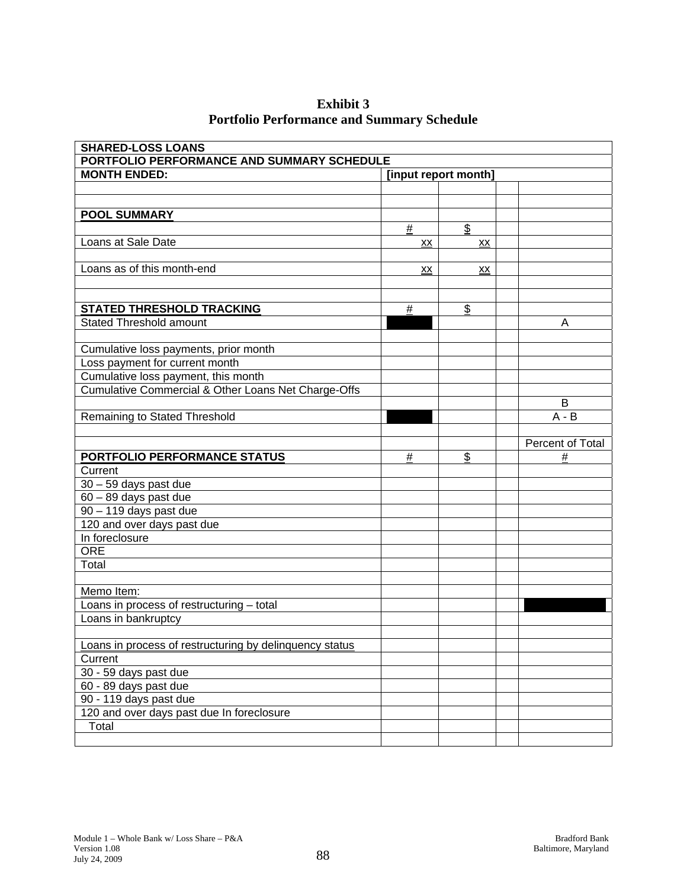# Exhibit 3
## Portfolio Performance and Summary Schedule

| SHARED-LOSS LOANS | | | | |
|---|---|---|---|---|
| PORTFOLIO PERFORMANCE AND SUMMARY SCHEDULE | | | | |
| MONTH ENDED: | [input report month] | | | |
| | | | | |
| | | | | |
| POOL SUMMARY | | | | |
| | # | $ | | |
| Loans at Sale Date | xx | xx | | |
| | | | | |
| Loans as of this month-end | xx | xx | | |
| | | | | |
| | | | | |
| STATED THRESHOLD TRACKING | # | $ | | |
| Stated Threshold amount | | | | A |
| | | | | |
| Cumulative loss payments, prior month | | | | |
| Loss payment for current month | | | | |
| Cumulative loss payment, this month | | | | |
| Cumulative Commercial & Other Loans Net Charge-Offs | | | | |
| | | | | B |
| Remaining to Stated Threshold | | | | A - B |
| | | | | |
| | | | | Percent of Total |
| PORTFOLIO PERFORMANCE STATUS | # | $ | | # |
| Current | | | | |
| 30 – 59 days past due | | | | |
| 60 – 89 days past due | | | | |
| 90 – 119 days past due | | | | |
| 120 and over days past due | | | | |
| In foreclosure | | | | |
| ORE | | | | |
| Total | | | | |
| | | | | |
| Memo Item: | | | | |
| Loans in process of restructuring – total | | | | |
| Loans in bankruptcy | | | | |
| | | | | |
| Loans in process of restructuring by delinquency status | | | | |
| Current | | | | |
| 30 - 59 days past due | | | | |
| 60 - 89 days past due | | | | |
| 90 - 119 days past due | | | | |
| 120 and over days past due In foreclosure | | | | |
| Total | | | | |
| | | | | |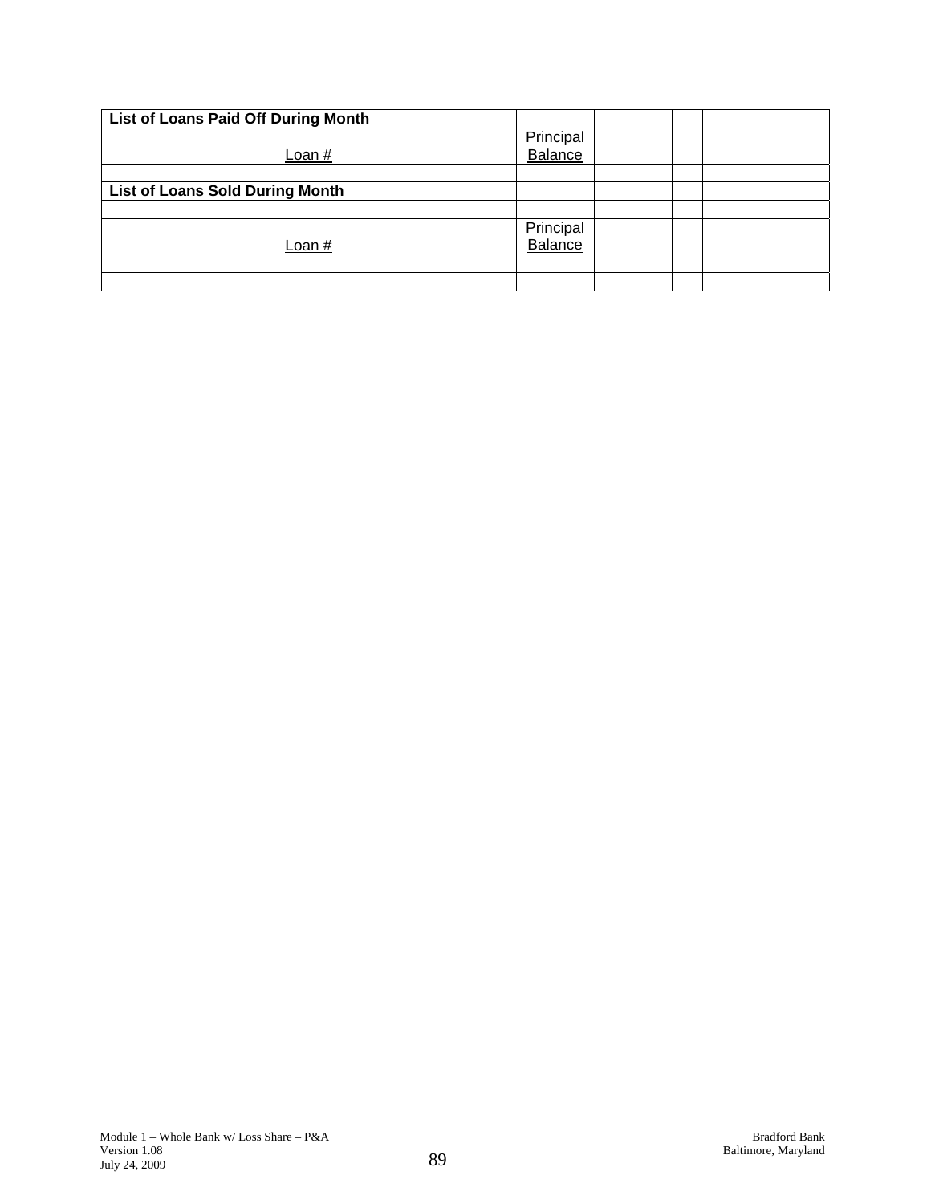| List of Loans Paid Off During Month | | | | |
|---|---|---|---|---|
| Loan # | Principal Balance | | | |
| | | | | |
| **List of Loans Sold During Month** | | | | |
| | | | | |
| Loan # | Principal Balance | | | |
| | | | | |
| | | | | |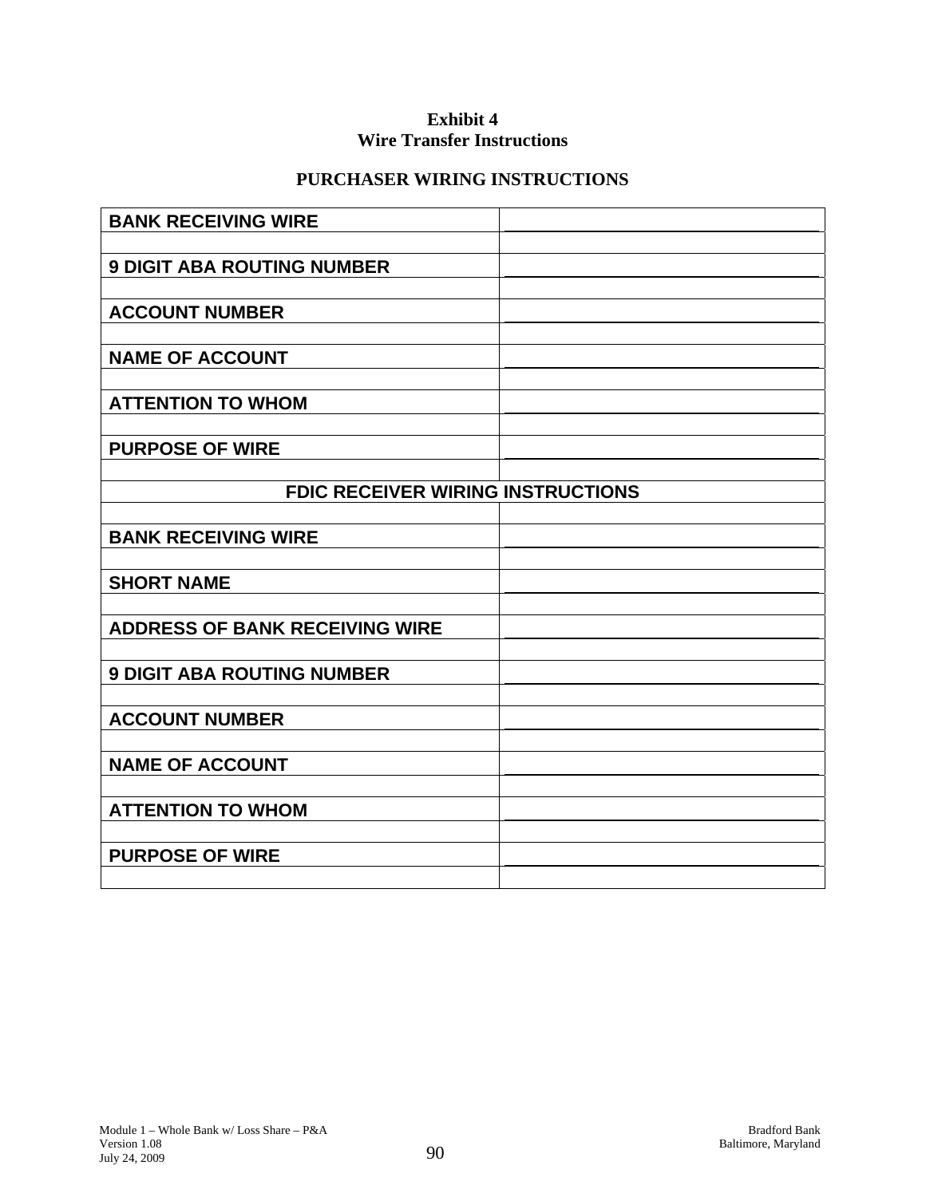**Exhibit 4**
**Wire Transfer Instructions**

**PURCHASER WIRING INSTRUCTIONS**

| | |
|---|---|
| **BANK RECEIVING WIRE** | |
| | |
| **9 DIGIT ABA ROUTING NUMBER** | |
| | |
| **ACCOUNT NUMBER** | |
| | |
| **NAME OF ACCOUNT** | |
| | |
| **ATTENTION TO WHOM** | |
| | |
| **PURPOSE OF WIRE** | |
| | |
| **FDIC RECEIVER WIRING INSTRUCTIONS** | |
| | |
| **BANK RECEIVING WIRE** | |
| | |
| **SHORT NAME** | |
| | |
| **ADDRESS OF BANK RECEIVING WIRE** | |
| | |
| **9 DIGIT ABA ROUTING NUMBER** | |
| | |
| **ACCOUNT NUMBER** | |
| | |
| **NAME OF ACCOUNT** | |
| | |
| **ATTENTION TO WHOM** | |
| | |
| **PURPOSE OF WIRE** | |
| | |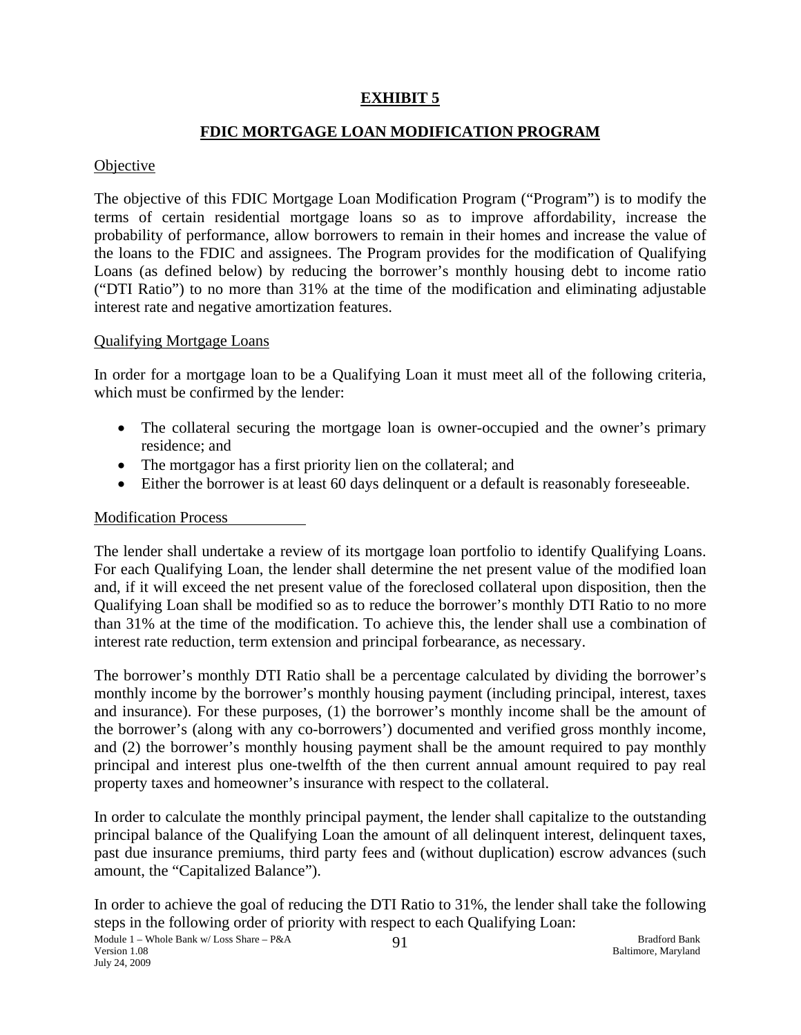## EXHIBIT 5

## FDIC MORTGAGE LOAN MODIFICATION PROGRAM

Objective

The objective of this FDIC Mortgage Loan Modification Program ("Program") is to modify the terms of certain residential mortgage loans so as to improve affordability, increase the probability of performance, allow borrowers to remain in their homes and increase the value of the loans to the FDIC and assignees. The Program provides for the modification of Qualifying Loans (as defined below) by reducing the borrower's monthly housing debt to income ratio ("DTI Ratio") to no more than 31% at the time of the modification and eliminating adjustable interest rate and negative amortization features.

Qualifying Mortgage Loans

In order for a mortgage loan to be a Qualifying Loan it must meet all of the following criteria, which must be confirmed by the lender:

- The collateral securing the mortgage loan is owner-occupied and the owner's primary residence; and
- The mortgagor has a first priority lien on the collateral; and
- Either the borrower is at least 60 days delinquent or a default is reasonably foreseeable.

Modification Process

The lender shall undertake a review of its mortgage loan portfolio to identify Qualifying Loans. For each Qualifying Loan, the lender shall determine the net present value of the modified loan and, if it will exceed the net present value of the foreclosed collateral upon disposition, then the Qualifying Loan shall be modified so as to reduce the borrower's monthly DTI Ratio to no more than 31% at the time of the modification. To achieve this, the lender shall use a combination of interest rate reduction, term extension and principal forbearance, as necessary.

The borrower's monthly DTI Ratio shall be a percentage calculated by dividing the borrower's monthly income by the borrower's monthly housing payment (including principal, interest, taxes and insurance). For these purposes, (1) the borrower's monthly income shall be the amount of the borrower's (along with any co-borrowers') documented and verified gross monthly income, and (2) the borrower's monthly housing payment shall be the amount required to pay monthly principal and interest plus one-twelfth of the then current annual amount required to pay real property taxes and homeowner's insurance with respect to the collateral.

In order to calculate the monthly principal payment, the lender shall capitalize to the outstanding principal balance of the Qualifying Loan the amount of all delinquent interest, delinquent taxes, past due insurance premiums, third party fees and (without duplication) escrow advances (such amount, the "Capitalized Balance").

In order to achieve the goal of reducing the DTI Ratio to 31%, the lender shall take the following steps in the following order of priority with respect to each Qualifying Loan: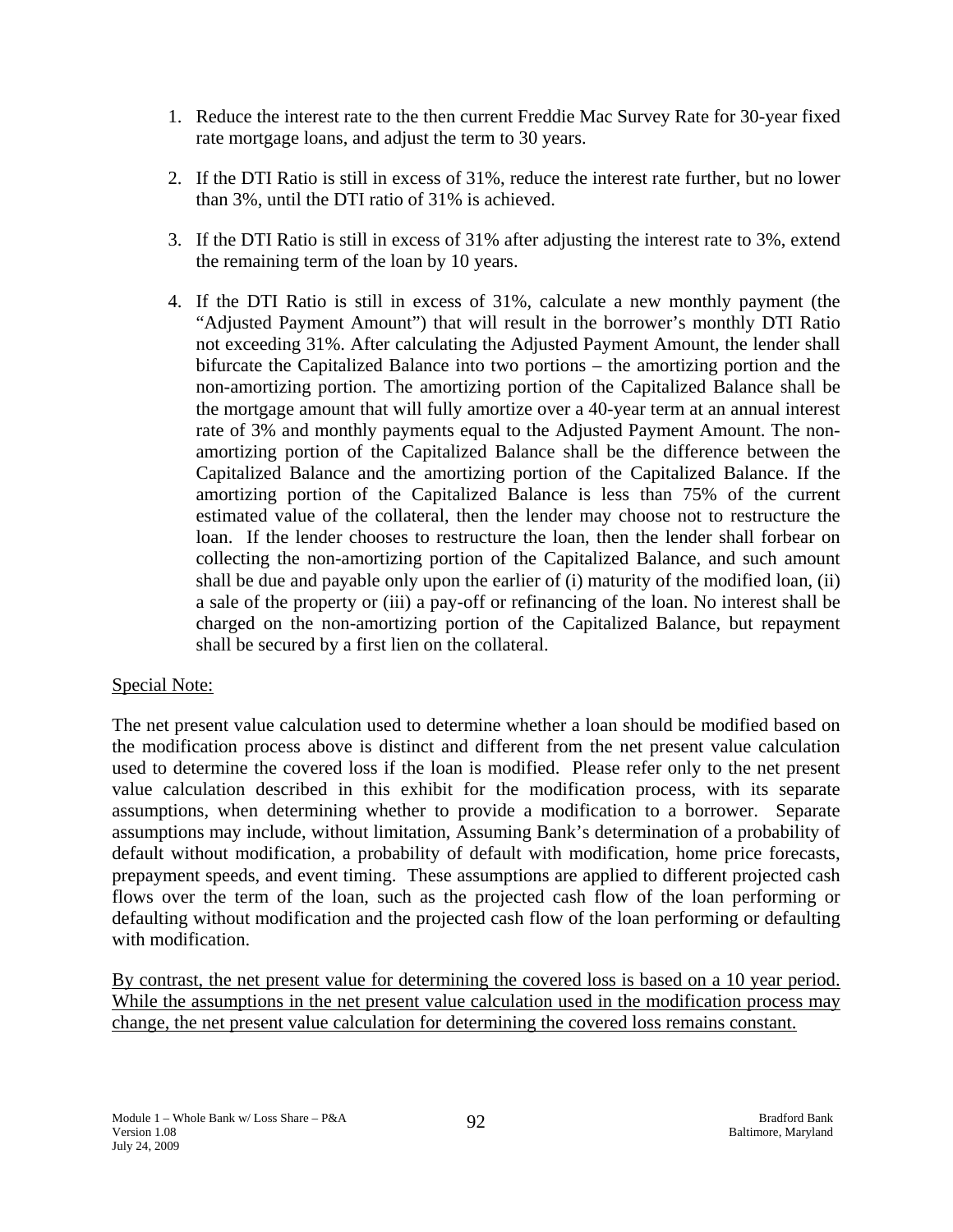1. Reduce the interest rate to the then current Freddie Mac Survey Rate for 30-year fixed rate mortgage loans, and adjust the term to 30 years.

2. If the DTI Ratio is still in excess of 31%, reduce the interest rate further, but no lower than 3%, until the DTI ratio of 31% is achieved.

3. If the DTI Ratio is still in excess of 31% after adjusting the interest rate to 3%, extend the remaining term of the loan by 10 years.

4. If the DTI Ratio is still in excess of 31%, calculate a new monthly payment (the "Adjusted Payment Amount") that will result in the borrower's monthly DTI Ratio not exceeding 31%. After calculating the Adjusted Payment Amount, the lender shall bifurcate the Capitalized Balance into two portions – the amortizing portion and the non-amortizing portion. The amortizing portion of the Capitalized Balance shall be the mortgage amount that will fully amortize over a 40-year term at an annual interest rate of 3% and monthly payments equal to the Adjusted Payment Amount. The non-amortizing portion of the Capitalized Balance shall be the difference between the Capitalized Balance and the amortizing portion of the Capitalized Balance. If the amortizing portion of the Capitalized Balance is less than 75% of the current estimated value of the collateral, then the lender may choose not to restructure the loan. If the lender chooses to restructure the loan, then the lender shall forbear on collecting the non-amortizing portion of the Capitalized Balance, and such amount shall be due and payable only upon the earlier of (i) maturity of the modified loan, (ii) a sale of the property or (iii) a pay-off or refinancing of the loan. No interest shall be charged on the non-amortizing portion of the Capitalized Balance, but repayment shall be secured by a first lien on the collateral.

<u>Special Note:</u>

The net present value calculation used to determine whether a loan should be modified based on the modification process above is distinct and different from the net present value calculation used to determine the covered loss if the loan is modified. Please refer only to the net present value calculation described in this exhibit for the modification process, with its separate assumptions, when determining whether to provide a modification to a borrower. Separate assumptions may include, without limitation, Assuming Bank's determination of a probability of default without modification, a probability of default with modification, home price forecasts, prepayment speeds, and event timing. These assumptions are applied to different projected cash flows over the term of the loan, such as the projected cash flow of the loan performing or defaulting without modification and the projected cash flow of the loan performing or defaulting with modification.

<u>By contrast, the net present value for determining the covered loss is based on a 10 year period. While the assumptions in the net present value calculation used in the modification process may change, the net present value calculation for determining the covered loss remains constant.</u>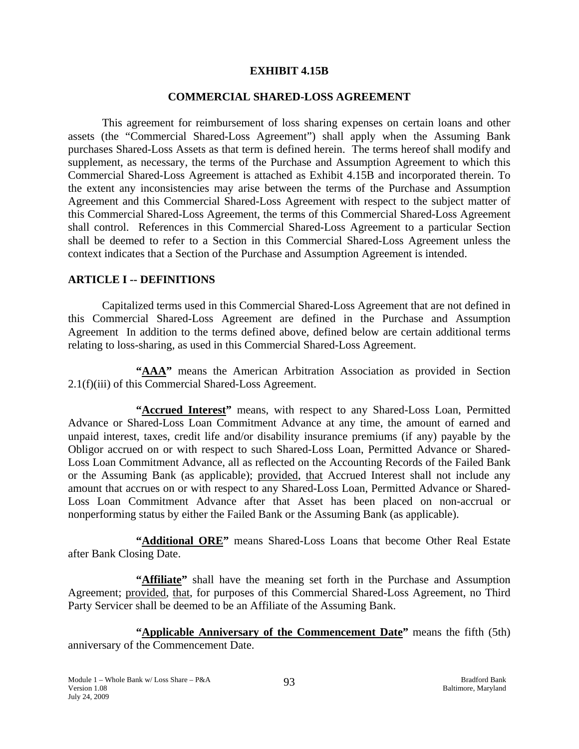**EXHIBIT 4.15B**

**COMMERCIAL SHARED-LOSS AGREEMENT**

This agreement for reimbursement of loss sharing expenses on certain loans and other assets (the "Commercial Shared-Loss Agreement") shall apply when the Assuming Bank purchases Shared-Loss Assets as that term is defined herein. The terms hereof shall modify and supplement, as necessary, the terms of the Purchase and Assumption Agreement to which this Commercial Shared-Loss Agreement is attached as Exhibit 4.15B and incorporated therein. To the extent any inconsistencies may arise between the terms of the Purchase and Assumption Agreement and this Commercial Shared-Loss Agreement with respect to the subject matter of this Commercial Shared-Loss Agreement, the terms of this Commercial Shared-Loss Agreement shall control. References in this Commercial Shared-Loss Agreement to a particular Section shall be deemed to refer to a Section in this Commercial Shared-Loss Agreement unless the context indicates that a Section of the Purchase and Assumption Agreement is intended.

## ARTICLE I -- DEFINITIONS

Capitalized terms used in this Commercial Shared-Loss Agreement that are not defined in this Commercial Shared-Loss Agreement are defined in the Purchase and Assumption Agreement In addition to the terms defined above, defined below are certain additional terms relating to loss-sharing, as used in this Commercial Shared-Loss Agreement.

**"AAA"** means the American Arbitration Association as provided in Section 2.1(f)(iii) of this Commercial Shared-Loss Agreement.

**"Accrued Interest"** means, with respect to any Shared-Loss Loan, Permitted Advance or Shared-Loss Loan Commitment Advance at any time, the amount of earned and unpaid interest, taxes, credit life and/or disability insurance premiums (if any) payable by the Obligor accrued on or with respect to such Shared-Loss Loan, Permitted Advance or Shared-Loss Loan Commitment Advance, all as reflected on the Accounting Records of the Failed Bank or the Assuming Bank (as applicable); provided, that Accrued Interest shall not include any amount that accrues on or with respect to any Shared-Loss Loan, Permitted Advance or Shared-Loss Loan Commitment Advance after that Asset has been placed on non-accrual or nonperforming status by either the Failed Bank or the Assuming Bank (as applicable).

**"Additional ORE"** means Shared-Loss Loans that become Other Real Estate after Bank Closing Date.

**"Affiliate"** shall have the meaning set forth in the Purchase and Assumption Agreement; provided, that, for purposes of this Commercial Shared-Loss Agreement, no Third Party Servicer shall be deemed to be an Affiliate of the Assuming Bank.

**"Applicable Anniversary of the Commencement Date"** means the fifth (5th) anniversary of the Commencement Date.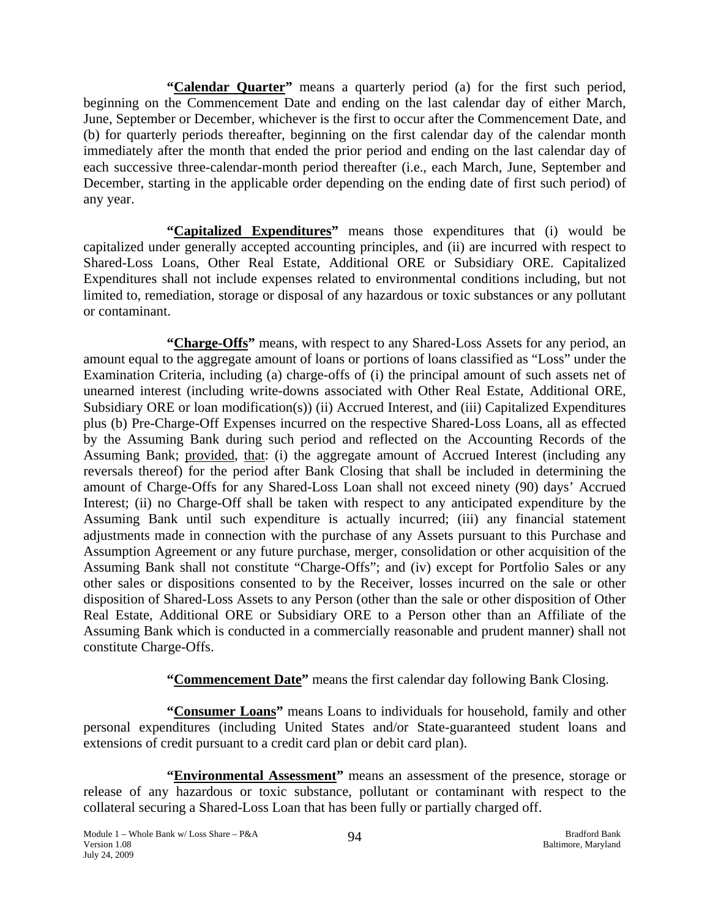**"<u>Calendar Quarter</u>"** means a quarterly period (a) for the first such period, beginning on the Commencement Date and ending on the last calendar day of either March, June, September or December, whichever is the first to occur after the Commencement Date, and (b) for quarterly periods thereafter, beginning on the first calendar day of the calendar month immediately after the month that ended the prior period and ending on the last calendar day of each successive three-calendar-month period thereafter (i.e., each March, June, September and December, starting in the applicable order depending on the ending date of first such period) of any year.

**"<u>Capitalized Expenditures</u>"** means those expenditures that (i) would be capitalized under generally accepted accounting principles, and (ii) are incurred with respect to Shared-Loss Loans, Other Real Estate, Additional ORE or Subsidiary ORE. Capitalized Expenditures shall not include expenses related to environmental conditions including, but not limited to, remediation, storage or disposal of any hazardous or toxic substances or any pollutant or contaminant.

**"<u>Charge-Offs</u>"** means, with respect to any Shared-Loss Assets for any period, an amount equal to the aggregate amount of loans or portions of loans classified as "Loss" under the Examination Criteria, including (a) charge-offs of (i) the principal amount of such assets net of unearned interest (including write-downs associated with Other Real Estate, Additional ORE, Subsidiary ORE or loan modification(s)) (ii) Accrued Interest, and (iii) Capitalized Expenditures plus (b) Pre-Charge-Off Expenses incurred on the respective Shared-Loss Loans, all as effected by the Assuming Bank during such period and reflected on the Accounting Records of the Assuming Bank; <u>provided</u>, <u>that</u>: (i) the aggregate amount of Accrued Interest (including any reversals thereof) for the period after Bank Closing that shall be included in determining the amount of Charge-Offs for any Shared-Loss Loan shall not exceed ninety (90) days' Accrued Interest; (ii) no Charge-Off shall be taken with respect to any anticipated expenditure by the Assuming Bank until such expenditure is actually incurred; (iii) any financial statement adjustments made in connection with the purchase of any Assets pursuant to this Purchase and Assumption Agreement or any future purchase, merger, consolidation or other acquisition of the Assuming Bank shall not constitute "Charge-Offs"; and (iv) except for Portfolio Sales or any other sales or dispositions consented to by the Receiver, losses incurred on the sale or other disposition of Shared-Loss Assets to any Person (other than the sale or other disposition of Other Real Estate, Additional ORE or Subsidiary ORE to a Person other than an Affiliate of the Assuming Bank which is conducted in a commercially reasonable and prudent manner) shall not constitute Charge-Offs.

**"<u>Commencement Date</u>"** means the first calendar day following Bank Closing.

**"<u>Consumer Loans</u>"** means Loans to individuals for household, family and other personal expenditures (including United States and/or State-guaranteed student loans and extensions of credit pursuant to a credit card plan or debit card plan).

**"<u>Environmental Assessment</u>"** means an assessment of the presence, storage or release of any hazardous or toxic substance, pollutant or contaminant with respect to the collateral securing a Shared-Loss Loan that has been fully or partially charged off.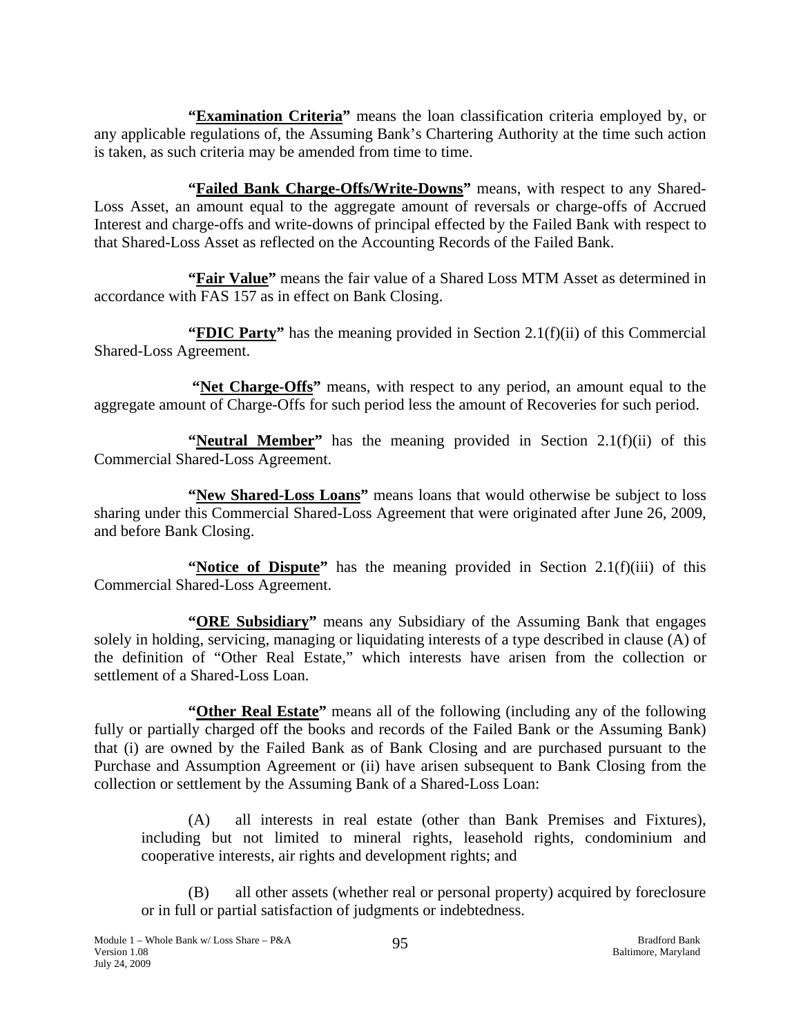**"Examination Criteria"** means the loan classification criteria employed by, or any applicable regulations of, the Assuming Bank's Chartering Authority at the time such action is taken, as such criteria may be amended from time to time.

**"Failed Bank Charge-Offs/Write-Downs"** means, with respect to any Shared-Loss Asset, an amount equal to the aggregate amount of reversals or charge-offs of Accrued Interest and charge-offs and write-downs of principal effected by the Failed Bank with respect to that Shared-Loss Asset as reflected on the Accounting Records of the Failed Bank.

**"Fair Value"** means the fair value of a Shared Loss MTM Asset as determined in accordance with FAS 157 as in effect on Bank Closing.

**"FDIC Party"** has the meaning provided in Section 2.1(f)(ii) of this Commercial Shared-Loss Agreement.

**"Net Charge-Offs"** means, with respect to any period, an amount equal to the aggregate amount of Charge-Offs for such period less the amount of Recoveries for such period.

**"Neutral Member"** has the meaning provided in Section 2.1(f)(ii) of this Commercial Shared-Loss Agreement.

**"New Shared-Loss Loans"** means loans that would otherwise be subject to loss sharing under this Commercial Shared-Loss Agreement that were originated after June 26, 2009, and before Bank Closing.

**"Notice of Dispute"** has the meaning provided in Section 2.1(f)(iii) of this Commercial Shared-Loss Agreement.

**"ORE Subsidiary"** means any Subsidiary of the Assuming Bank that engages solely in holding, servicing, managing or liquidating interests of a type described in clause (A) of the definition of "Other Real Estate," which interests have arisen from the collection or settlement of a Shared-Loss Loan.

**"Other Real Estate"** means all of the following (including any of the following fully or partially charged off the books and records of the Failed Bank or the Assuming Bank) that (i) are owned by the Failed Bank as of Bank Closing and are purchased pursuant to the Purchase and Assumption Agreement or (ii) have arisen subsequent to Bank Closing from the collection or settlement by the Assuming Bank of a Shared-Loss Loan:

(A) all interests in real estate (other than Bank Premises and Fixtures), including but not limited to mineral rights, leasehold rights, condominium and cooperative interests, air rights and development rights; and

(B) all other assets (whether real or personal property) acquired by foreclosure or in full or partial satisfaction of judgments or indebtedness.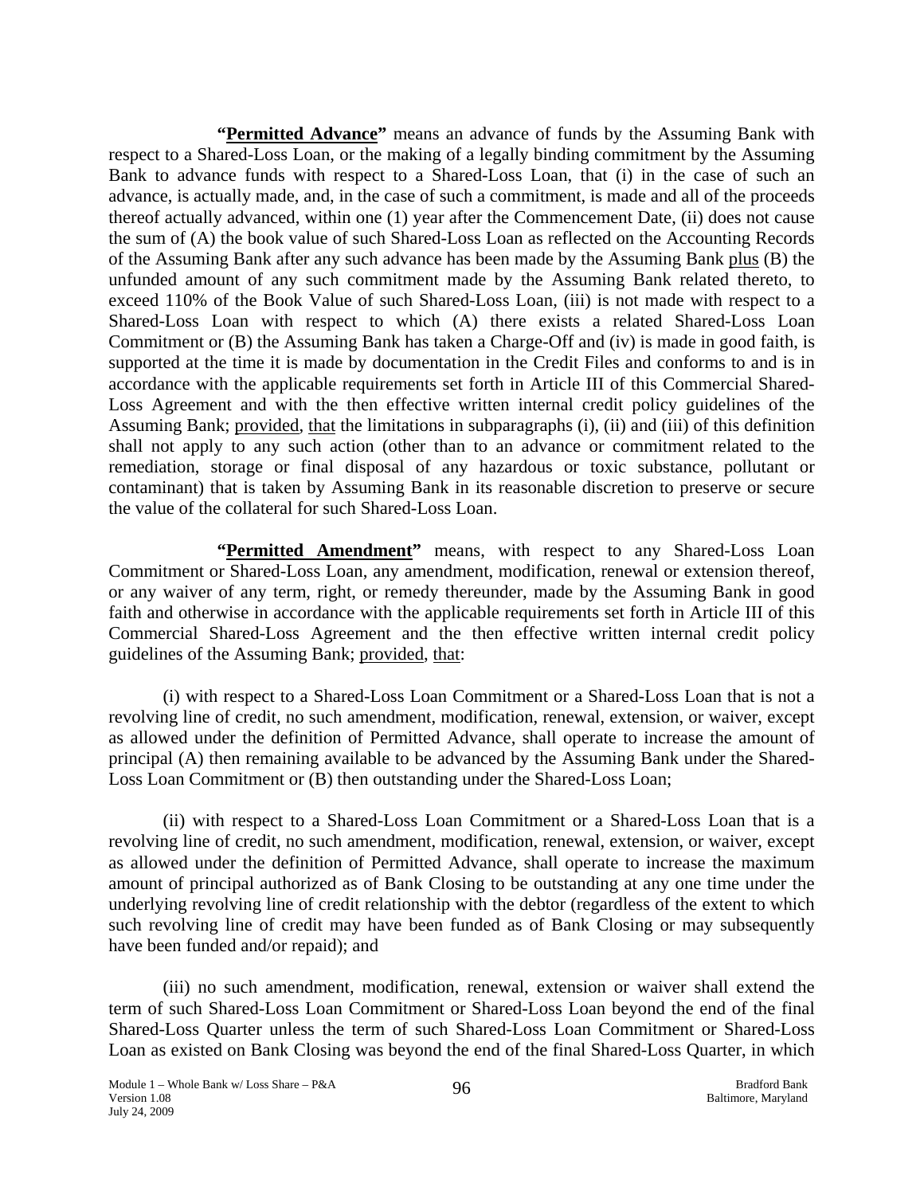**"<u>Permitted Advance</u>"** means an advance of funds by the Assuming Bank with respect to a Shared-Loss Loan, or the making of a legally binding commitment by the Assuming Bank to advance funds with respect to a Shared-Loss Loan, that (i) in the case of such an advance, is actually made, and, in the case of such a commitment, is made and all of the proceeds thereof actually advanced, within one (1) year after the Commencement Date, (ii) does not cause the sum of (A) the book value of such Shared-Loss Loan as reflected on the Accounting Records of the Assuming Bank after any such advance has been made by the Assuming Bank <u>plus</u> (B) the unfunded amount of any such commitment made by the Assuming Bank related thereto, to exceed 110% of the Book Value of such Shared-Loss Loan, (iii) is not made with respect to a Shared-Loss Loan with respect to which (A) there exists a related Shared-Loss Loan Commitment or (B) the Assuming Bank has taken a Charge-Off and (iv) is made in good faith, is supported at the time it is made by documentation in the Credit Files and conforms to and is in accordance with the applicable requirements set forth in Article III of this Commercial Shared-Loss Agreement and with the then effective written internal credit policy guidelines of the Assuming Bank; <u>provided</u>, <u>that</u> the limitations in subparagraphs (i), (ii) and (iii) of this definition shall not apply to any such action (other than to an advance or commitment related to the remediation, storage or final disposal of any hazardous or toxic substance, pollutant or contaminant) that is taken by Assuming Bank in its reasonable discretion to preserve or secure the value of the collateral for such Shared-Loss Loan.

**"<u>Permitted Amendment</u>"** means, with respect to any Shared-Loss Loan Commitment or Shared-Loss Loan, any amendment, modification, renewal or extension thereof, or any waiver of any term, right, or remedy thereunder, made by the Assuming Bank in good faith and otherwise in accordance with the applicable requirements set forth in Article III of this Commercial Shared-Loss Agreement and the then effective written internal credit policy guidelines of the Assuming Bank; <u>provided</u>, <u>that</u>:

(i) with respect to a Shared-Loss Loan Commitment or a Shared-Loss Loan that is not a revolving line of credit, no such amendment, modification, renewal, extension, or waiver, except as allowed under the definition of Permitted Advance, shall operate to increase the amount of principal (A) then remaining available to be advanced by the Assuming Bank under the Shared-Loss Loan Commitment or (B) then outstanding under the Shared-Loss Loan;

(ii) with respect to a Shared-Loss Loan Commitment or a Shared-Loss Loan that is a revolving line of credit, no such amendment, modification, renewal, extension, or waiver, except as allowed under the definition of Permitted Advance, shall operate to increase the maximum amount of principal authorized as of Bank Closing to be outstanding at any one time under the underlying revolving line of credit relationship with the debtor (regardless of the extent to which such revolving line of credit may have been funded as of Bank Closing or may subsequently have been funded and/or repaid); and

(iii) no such amendment, modification, renewal, extension or waiver shall extend the term of such Shared-Loss Loan Commitment or Shared-Loss Loan beyond the end of the final Shared-Loss Quarter unless the term of such Shared-Loss Loan Commitment or Shared-Loss Loan as existed on Bank Closing was beyond the end of the final Shared-Loss Quarter, in which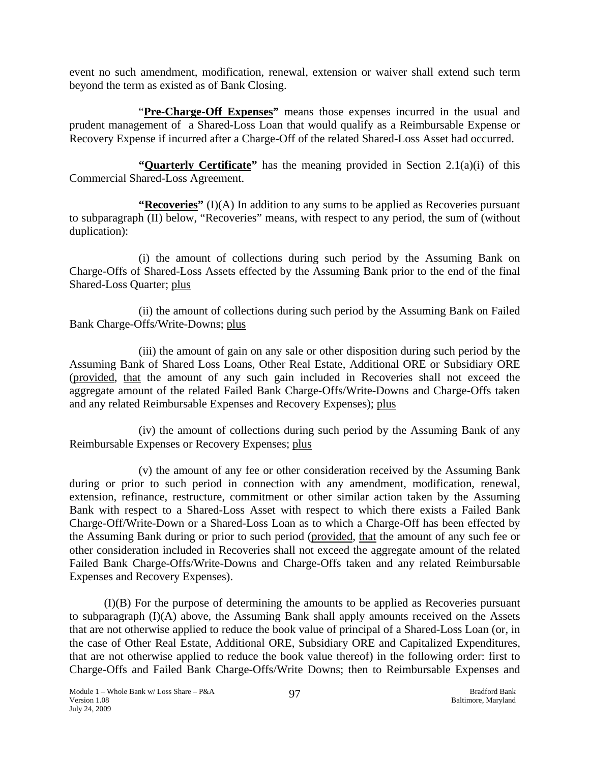event no such amendment, modification, renewal, extension or waiver shall extend such term beyond the term as existed as of Bank Closing.

"**Pre-Charge-Off Expenses**" means those expenses incurred in the usual and prudent management of a Shared-Loss Loan that would qualify as a Reimbursable Expense or Recovery Expense if incurred after a Charge-Off of the related Shared-Loss Asset had occurred.

"**Quarterly Certificate**" has the meaning provided in Section 2.1(a)(i) of this Commercial Shared-Loss Agreement.

"**Recoveries**" (I)(A) In addition to any sums to be applied as Recoveries pursuant to subparagraph (II) below, "Recoveries" means, with respect to any period, the sum of (without duplication):

(i) the amount of collections during such period by the Assuming Bank on Charge-Offs of Shared-Loss Assets effected by the Assuming Bank prior to the end of the final Shared-Loss Quarter; plus

(ii) the amount of collections during such period by the Assuming Bank on Failed Bank Charge-Offs/Write-Downs; plus

(iii) the amount of gain on any sale or other disposition during such period by the Assuming Bank of Shared Loss Loans, Other Real Estate, Additional ORE or Subsidiary ORE (provided, that the amount of any such gain included in Recoveries shall not exceed the aggregate amount of the related Failed Bank Charge-Offs/Write-Downs and Charge-Offs taken and any related Reimbursable Expenses and Recovery Expenses); plus

(iv) the amount of collections during such period by the Assuming Bank of any Reimbursable Expenses or Recovery Expenses; plus

(v) the amount of any fee or other consideration received by the Assuming Bank during or prior to such period in connection with any amendment, modification, renewal, extension, refinance, restructure, commitment or other similar action taken by the Assuming Bank with respect to a Shared-Loss Asset with respect to which there exists a Failed Bank Charge-Off/Write-Down or a Shared-Loss Loan as to which a Charge-Off has been effected by the Assuming Bank during or prior to such period (provided, that the amount of any such fee or other consideration included in Recoveries shall not exceed the aggregate amount of the related Failed Bank Charge-Offs/Write-Downs and Charge-Offs taken and any related Reimbursable Expenses and Recovery Expenses).

(I)(B) For the purpose of determining the amounts to be applied as Recoveries pursuant to subparagraph (I)(A) above, the Assuming Bank shall apply amounts received on the Assets that are not otherwise applied to reduce the book value of principal of a Shared-Loss Loan (or, in the case of Other Real Estate, Additional ORE, Subsidiary ORE and Capitalized Expenditures, that are not otherwise applied to reduce the book value thereof) in the following order: first to Charge-Offs and Failed Bank Charge-Offs/Write Downs; then to Reimbursable Expenses and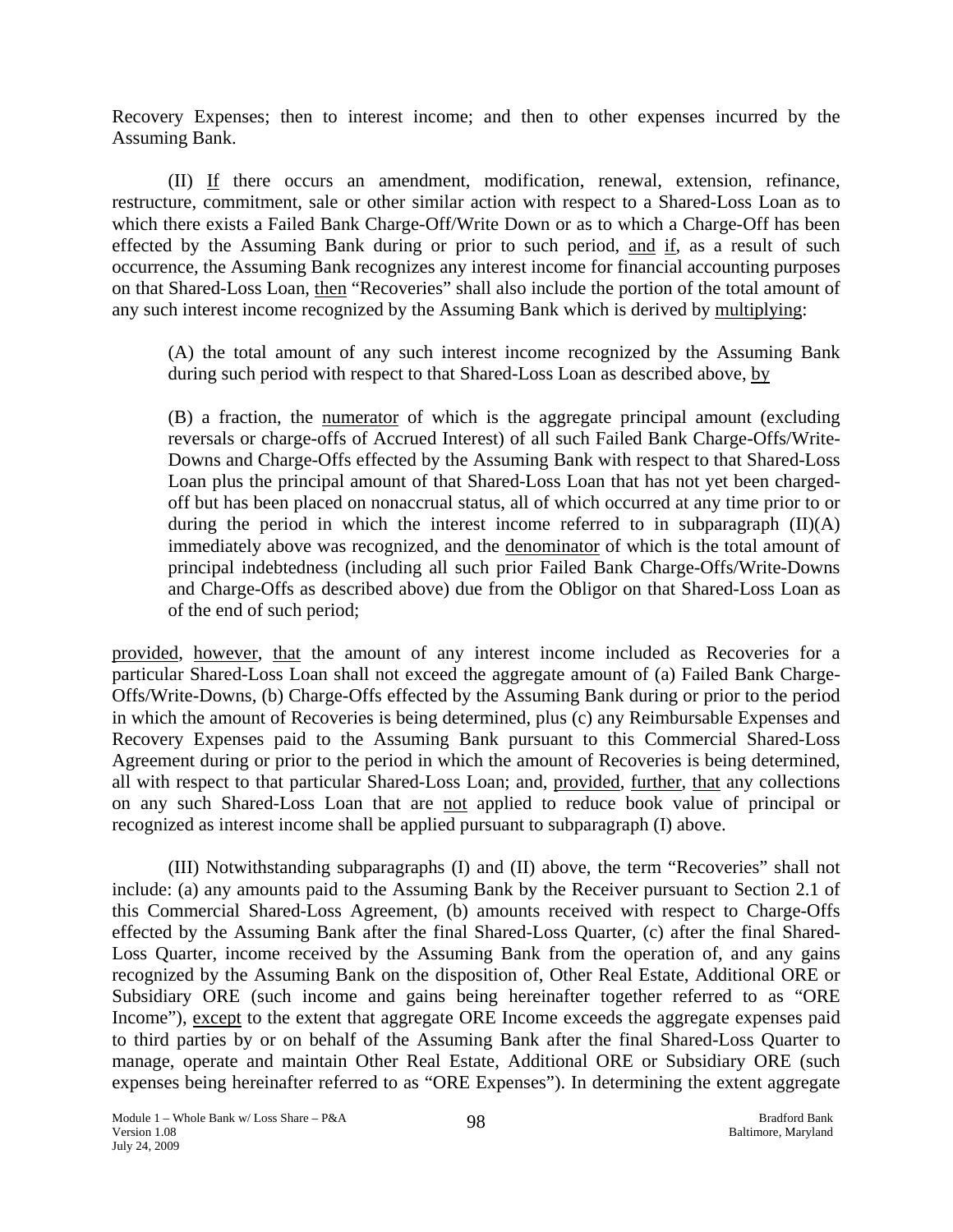Recovery Expenses; then to interest income; and then to other expenses incurred by the Assuming Bank.

(II) If there occurs an amendment, modification, renewal, extension, refinance, restructure, commitment, sale or other similar action with respect to a Shared-Loss Loan as to which there exists a Failed Bank Charge-Off/Write Down or as to which a Charge-Off has been effected by the Assuming Bank during or prior to such period, and if, as a result of such occurrence, the Assuming Bank recognizes any interest income for financial accounting purposes on that Shared-Loss Loan, then "Recoveries" shall also include the portion of the total amount of any such interest income recognized by the Assuming Bank which is derived by multiplying:

> (A) the total amount of any such interest income recognized by the Assuming Bank during such period with respect to that Shared-Loss Loan as described above, by
>
> (B) a fraction, the numerator of which is the aggregate principal amount (excluding reversals or charge-offs of Accrued Interest) of all such Failed Bank Charge-Offs/Write-Downs and Charge-Offs effected by the Assuming Bank with respect to that Shared-Loss Loan plus the principal amount of that Shared-Loss Loan that has not yet been charged-off but has been placed on nonaccrual status, all of which occurred at any time prior to or during the period in which the interest income referred to in subparagraph (II)(A) immediately above was recognized, and the denominator of which is the total amount of principal indebtedness (including all such prior Failed Bank Charge-Offs/Write-Downs and Charge-Offs as described above) due from the Obligor on that Shared-Loss Loan as of the end of such period;

provided, however, that the amount of any interest income included as Recoveries for a particular Shared-Loss Loan shall not exceed the aggregate amount of (a) Failed Bank Charge-Offs/Write-Downs, (b) Charge-Offs effected by the Assuming Bank during or prior to the period in which the amount of Recoveries is being determined, plus (c) any Reimbursable Expenses and Recovery Expenses paid to the Assuming Bank pursuant to this Commercial Shared-Loss Agreement during or prior to the period in which the amount of Recoveries is being determined, all with respect to that particular Shared-Loss Loan; and, provided, further, that any collections on any such Shared-Loss Loan that are not applied to reduce book value of principal or recognized as interest income shall be applied pursuant to subparagraph (I) above.

(III) Notwithstanding subparagraphs (I) and (II) above, the term "Recoveries" shall not include: (a) any amounts paid to the Assuming Bank by the Receiver pursuant to Section 2.1 of this Commercial Shared-Loss Agreement, (b) amounts received with respect to Charge-Offs effected by the Assuming Bank after the final Shared-Loss Quarter, (c) after the final Shared-Loss Quarter, income received by the Assuming Bank from the operation of, and any gains recognized by the Assuming Bank on the disposition of, Other Real Estate, Additional ORE or Subsidiary ORE (such income and gains being hereinafter together referred to as "ORE Income"), except to the extent that aggregate ORE Income exceeds the aggregate expenses paid to third parties by or on behalf of the Assuming Bank after the final Shared-Loss Quarter to manage, operate and maintain Other Real Estate, Additional ORE or Subsidiary ORE (such expenses being hereinafter referred to as "ORE Expenses"). In determining the extent aggregate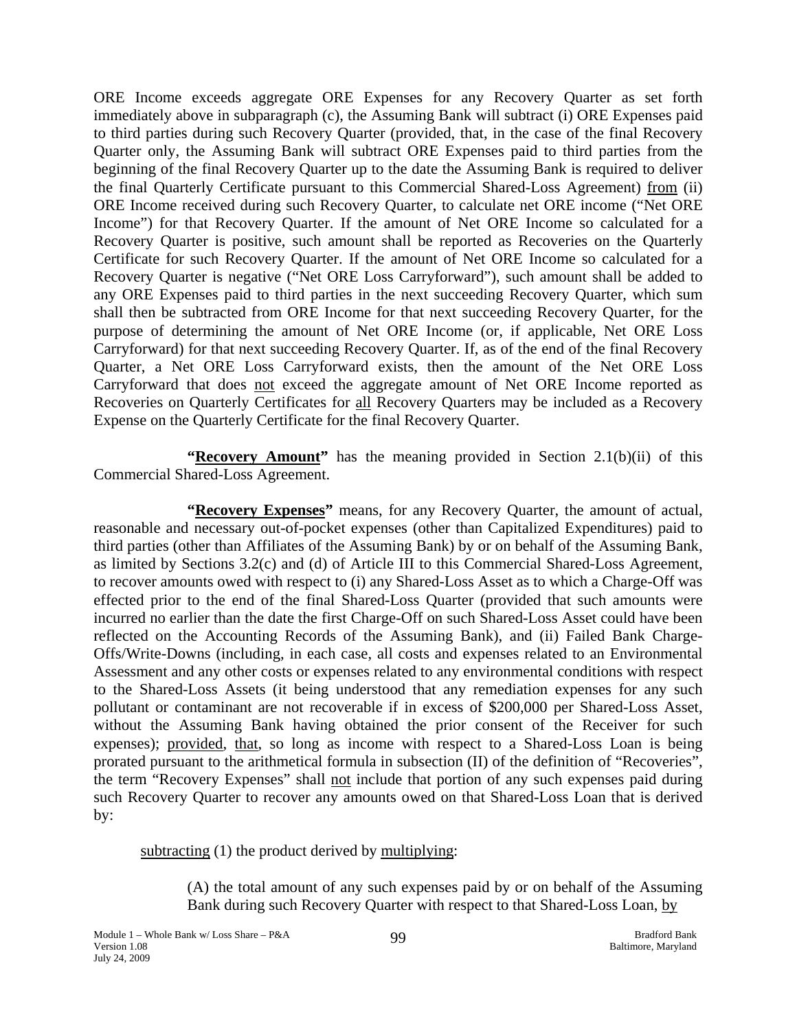ORE Income exceeds aggregate ORE Expenses for any Recovery Quarter as set forth immediately above in subparagraph (c), the Assuming Bank will subtract (i) ORE Expenses paid to third parties during such Recovery Quarter (provided, that, in the case of the final Recovery Quarter only, the Assuming Bank will subtract ORE Expenses paid to third parties from the beginning of the final Recovery Quarter up to the date the Assuming Bank is required to deliver the final Quarterly Certificate pursuant to this Commercial Shared-Loss Agreement) from (ii) ORE Income received during such Recovery Quarter, to calculate net ORE income ("Net ORE Income") for that Recovery Quarter. If the amount of Net ORE Income so calculated for a Recovery Quarter is positive, such amount shall be reported as Recoveries on the Quarterly Certificate for such Recovery Quarter. If the amount of Net ORE Income so calculated for a Recovery Quarter is negative ("Net ORE Loss Carryforward"), such amount shall be added to any ORE Expenses paid to third parties in the next succeeding Recovery Quarter, which sum shall then be subtracted from ORE Income for that next succeeding Recovery Quarter, for the purpose of determining the amount of Net ORE Income (or, if applicable, Net ORE Loss Carryforward) for that next succeeding Recovery Quarter. If, as of the end of the final Recovery Quarter, a Net ORE Loss Carryforward exists, then the amount of the Net ORE Loss Carryforward that does not exceed the aggregate amount of Net ORE Income reported as Recoveries on Quarterly Certificates for all Recovery Quarters may be included as a Recovery Expense on the Quarterly Certificate for the final Recovery Quarter.

**"Recovery Amount"** has the meaning provided in Section 2.1(b)(ii) of this Commercial Shared-Loss Agreement.

**"Recovery Expenses"** means, for any Recovery Quarter, the amount of actual, reasonable and necessary out-of-pocket expenses (other than Capitalized Expenditures) paid to third parties (other than Affiliates of the Assuming Bank) by or on behalf of the Assuming Bank, as limited by Sections 3.2(c) and (d) of Article III to this Commercial Shared-Loss Agreement, to recover amounts owed with respect to (i) any Shared-Loss Asset as to which a Charge-Off was effected prior to the end of the final Shared-Loss Quarter (provided that such amounts were incurred no earlier than the date the first Charge-Off on such Shared-Loss Asset could have been reflected on the Accounting Records of the Assuming Bank), and (ii) Failed Bank Charge-Offs/Write-Downs (including, in each case, all costs and expenses related to an Environmental Assessment and any other costs or expenses related to any environmental conditions with respect to the Shared-Loss Assets (it being understood that any remediation expenses for any such pollutant or contaminant are not recoverable if in excess of $200,000 per Shared-Loss Asset, without the Assuming Bank having obtained the prior consent of the Receiver for such expenses); provided, that, so long as income with respect to a Shared-Loss Loan is being prorated pursuant to the arithmetical formula in subsection (II) of the definition of "Recoveries", the term "Recovery Expenses" shall not include that portion of any such expenses paid during such Recovery Quarter to recover any amounts owed on that Shared-Loss Loan that is derived by:

subtracting (1) the product derived by multiplying:

(A) the total amount of any such expenses paid by or on behalf of the Assuming Bank during such Recovery Quarter with respect to that Shared-Loss Loan, by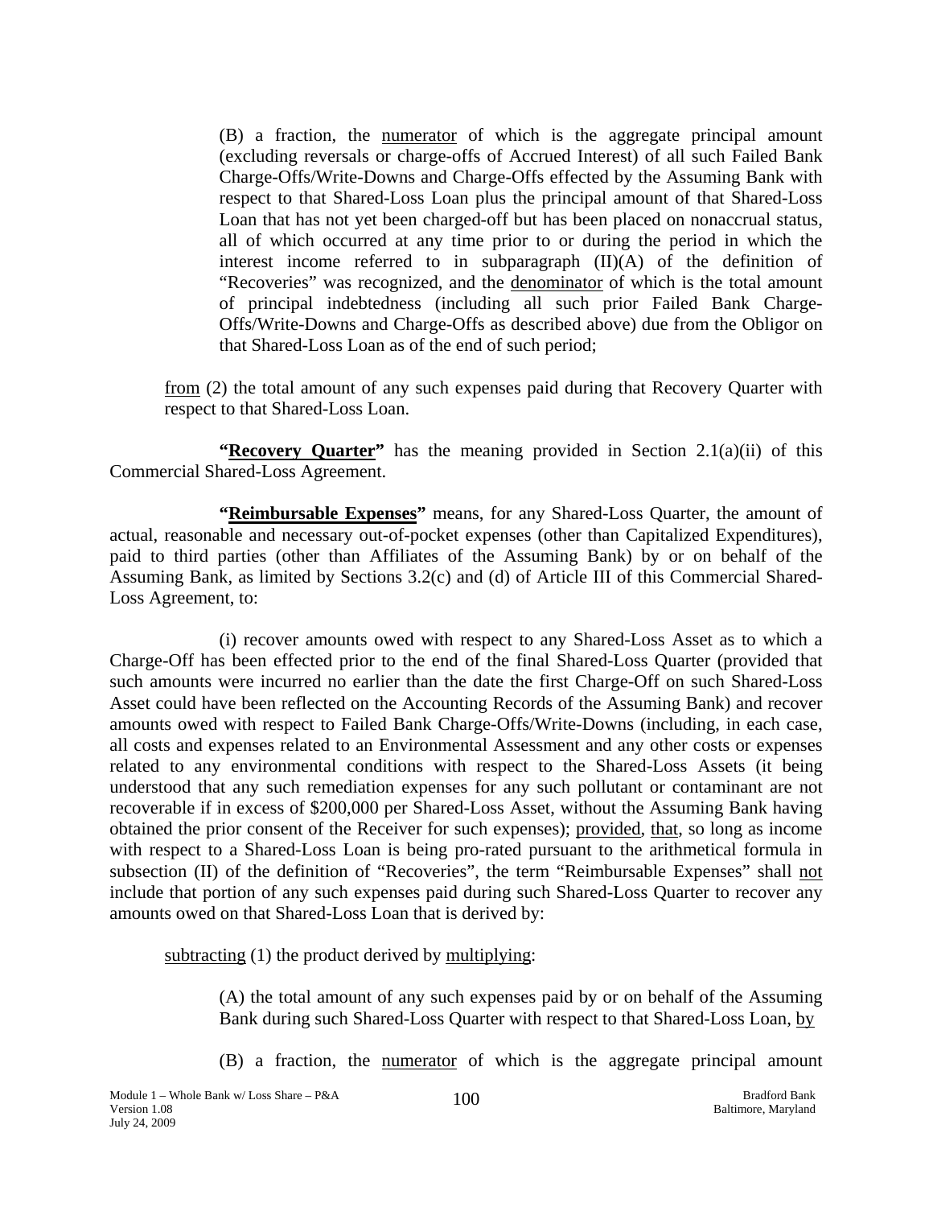(B) a fraction, the <u>numerator</u> of which is the aggregate principal amount (excluding reversals or charge-offs of Accrued Interest) of all such Failed Bank Charge-Offs/Write-Downs and Charge-Offs effected by the Assuming Bank with respect to that Shared-Loss Loan plus the principal amount of that Shared-Loss Loan that has not yet been charged-off but has been placed on nonaccrual status, all of which occurred at any time prior to or during the period in which the interest income referred to in subparagraph (II)(A) of the definition of "Recoveries" was recognized, and the <u>denominator</u> of which is the total amount of principal indebtedness (including all such prior Failed Bank Charge-Offs/Write-Downs and Charge-Offs as described above) due from the Obligor on that Shared-Loss Loan as of the end of such period;

<u>from</u> (2) the total amount of any such expenses paid during that Recovery Quarter with respect to that Shared-Loss Loan.

**"<u>Recovery Quarter</u>"** has the meaning provided in Section 2.1(a)(ii) of this Commercial Shared-Loss Agreement.

**"<u>Reimbursable Expenses</u>"** means, for any Shared-Loss Quarter, the amount of actual, reasonable and necessary out-of-pocket expenses (other than Capitalized Expenditures), paid to third parties (other than Affiliates of the Assuming Bank) by or on behalf of the Assuming Bank, as limited by Sections 3.2(c) and (d) of Article III of this Commercial Shared-Loss Agreement, to:

(i) recover amounts owed with respect to any Shared-Loss Asset as to which a Charge-Off has been effected prior to the end of the final Shared-Loss Quarter (provided that such amounts were incurred no earlier than the date the first Charge-Off on such Shared-Loss Asset could have been reflected on the Accounting Records of the Assuming Bank) and recover amounts owed with respect to Failed Bank Charge-Offs/Write-Downs (including, in each case, all costs and expenses related to an Environmental Assessment and any other costs or expenses related to any environmental conditions with respect to the Shared-Loss Assets (it being understood that any such remediation expenses for any such pollutant or contaminant are not recoverable if in excess of $200,000 per Shared-Loss Asset, without the Assuming Bank having obtained the prior consent of the Receiver for such expenses); <u>provided</u>, <u>that</u>, so long as income with respect to a Shared-Loss Loan is being pro-rated pursuant to the arithmetical formula in subsection (II) of the definition of "Recoveries", the term "Reimbursable Expenses" shall <u>not</u> include that portion of any such expenses paid during such Shared-Loss Quarter to recover any amounts owed on that Shared-Loss Loan that is derived by:

<u>subtracting</u> (1) the product derived by <u>multiplying</u>:

(A) the total amount of any such expenses paid by or on behalf of the Assuming Bank during such Shared-Loss Quarter with respect to that Shared-Loss Loan, <u>by</u>

(B) a fraction, the <u>numerator</u> of which is the aggregate principal amount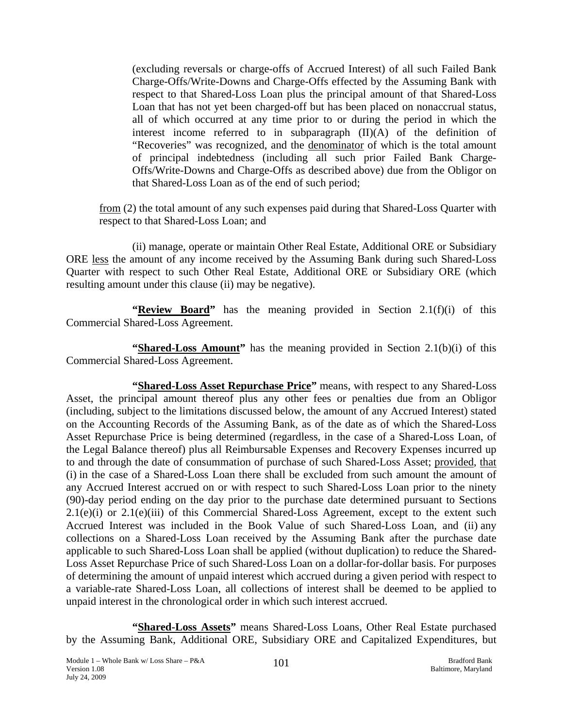(excluding reversals or charge-offs of Accrued Interest) of all such Failed Bank Charge-Offs/Write-Downs and Charge-Offs effected by the Assuming Bank with respect to that Shared-Loss Loan plus the principal amount of that Shared-Loss Loan that has not yet been charged-off but has been placed on nonaccrual status, all of which occurred at any time prior to or during the period in which the interest income referred to in subparagraph (II)(A) of the definition of "Recoveries" was recognized, and the denominator of which is the total amount of principal indebtedness (including all such prior Failed Bank Charge-Offs/Write-Downs and Charge-Offs as described above) due from the Obligor on that Shared-Loss Loan as of the end of such period;

from (2) the total amount of any such expenses paid during that Shared-Loss Quarter with respect to that Shared-Loss Loan; and

(ii) manage, operate or maintain Other Real Estate, Additional ORE or Subsidiary ORE less the amount of any income received by the Assuming Bank during such Shared-Loss Quarter with respect to such Other Real Estate, Additional ORE or Subsidiary ORE (which resulting amount under this clause (ii) may be negative).

**"Review Board"** has the meaning provided in Section 2.1(f)(i) of this Commercial Shared-Loss Agreement.

**"Shared-Loss Amount"** has the meaning provided in Section 2.1(b)(i) of this Commercial Shared-Loss Agreement.

**"Shared-Loss Asset Repurchase Price"** means, with respect to any Shared-Loss Asset, the principal amount thereof plus any other fees or penalties due from an Obligor (including, subject to the limitations discussed below, the amount of any Accrued Interest) stated on the Accounting Records of the Assuming Bank, as of the date as of which the Shared-Loss Asset Repurchase Price is being determined (regardless, in the case of a Shared-Loss Loan, of the Legal Balance thereof) plus all Reimbursable Expenses and Recovery Expenses incurred up to and through the date of consummation of purchase of such Shared-Loss Asset; provided, that (i) in the case of a Shared-Loss Loan there shall be excluded from such amount the amount of any Accrued Interest accrued on or with respect to such Shared-Loss Loan prior to the ninety (90)-day period ending on the day prior to the purchase date determined pursuant to Sections 2.1(e)(i) or 2.1(e)(iii) of this Commercial Shared-Loss Agreement, except to the extent such Accrued Interest was included in the Book Value of such Shared-Loss Loan, and (ii) any collections on a Shared-Loss Loan received by the Assuming Bank after the purchase date applicable to such Shared-Loss Loan shall be applied (without duplication) to reduce the Shared-Loss Asset Repurchase Price of such Shared-Loss Loan on a dollar-for-dollar basis. For purposes of determining the amount of unpaid interest which accrued during a given period with respect to a variable-rate Shared-Loss Loan, all collections of interest shall be deemed to be applied to unpaid interest in the chronological order in which such interest accrued.

**"Shared-Loss Assets"** means Shared-Loss Loans, Other Real Estate purchased by the Assuming Bank, Additional ORE, Subsidiary ORE and Capitalized Expenditures, but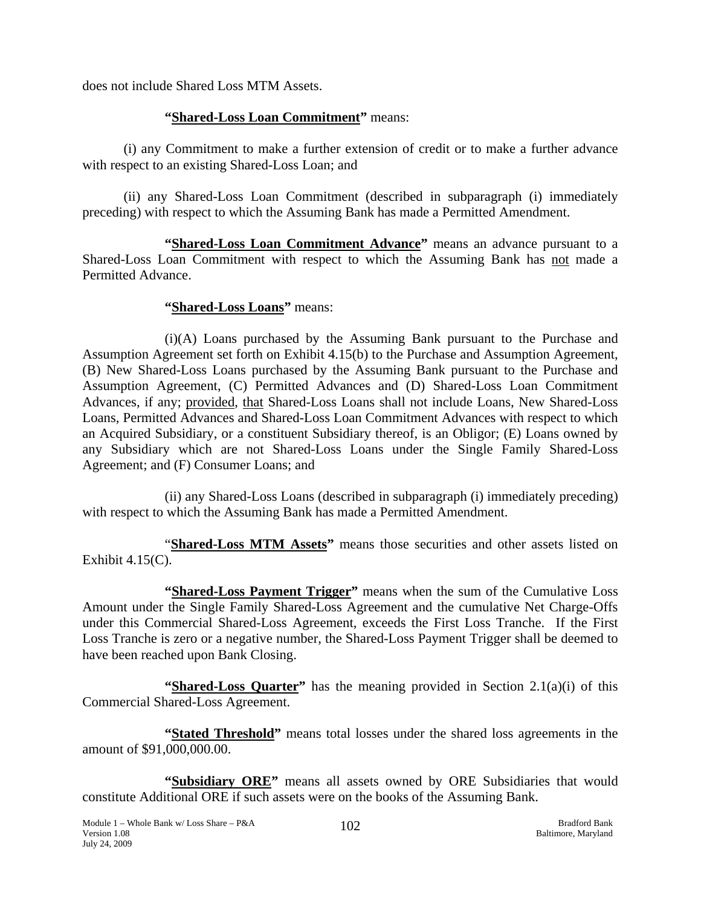does not include Shared Loss MTM Assets.

**"Shared-Loss Loan Commitment"** means:

(i) any Commitment to make a further extension of credit or to make a further advance with respect to an existing Shared-Loss Loan; and

(ii) any Shared-Loss Loan Commitment (described in subparagraph (i) immediately preceding) with respect to which the Assuming Bank has made a Permitted Amendment.

**"Shared-Loss Loan Commitment Advance"** means an advance pursuant to a Shared-Loss Loan Commitment with respect to which the Assuming Bank has not made a Permitted Advance.

**"Shared-Loss Loans"** means:

(i)(A) Loans purchased by the Assuming Bank pursuant to the Purchase and Assumption Agreement set forth on Exhibit 4.15(b) to the Purchase and Assumption Agreement, (B) New Shared-Loss Loans purchased by the Assuming Bank pursuant to the Purchase and Assumption Agreement, (C) Permitted Advances and (D) Shared-Loss Loan Commitment Advances, if any; provided, that Shared-Loss Loans shall not include Loans, New Shared-Loss Loans, Permitted Advances and Shared-Loss Loan Commitment Advances with respect to which an Acquired Subsidiary, or a constituent Subsidiary thereof, is an Obligor; (E) Loans owned by any Subsidiary which are not Shared-Loss Loans under the Single Family Shared-Loss Agreement; and (F) Consumer Loans; and

(ii) any Shared-Loss Loans (described in subparagraph (i) immediately preceding) with respect to which the Assuming Bank has made a Permitted Amendment.

"**Shared-Loss MTM Assets"** means those securities and other assets listed on Exhibit 4.15(C).

**"Shared-Loss Payment Trigger"** means when the sum of the Cumulative Loss Amount under the Single Family Shared-Loss Agreement and the cumulative Net Charge-Offs under this Commercial Shared-Loss Agreement, exceeds the First Loss Tranche. If the First Loss Tranche is zero or a negative number, the Shared-Loss Payment Trigger shall be deemed to have been reached upon Bank Closing.

**"Shared-Loss Quarter"** has the meaning provided in Section 2.1(a)(i) of this Commercial Shared-Loss Agreement.

**"Stated Threshold"** means total losses under the shared loss agreements in the amount of $91,000,000.00.

**"Subsidiary ORE"** means all assets owned by ORE Subsidiaries that would constitute Additional ORE if such assets were on the books of the Assuming Bank.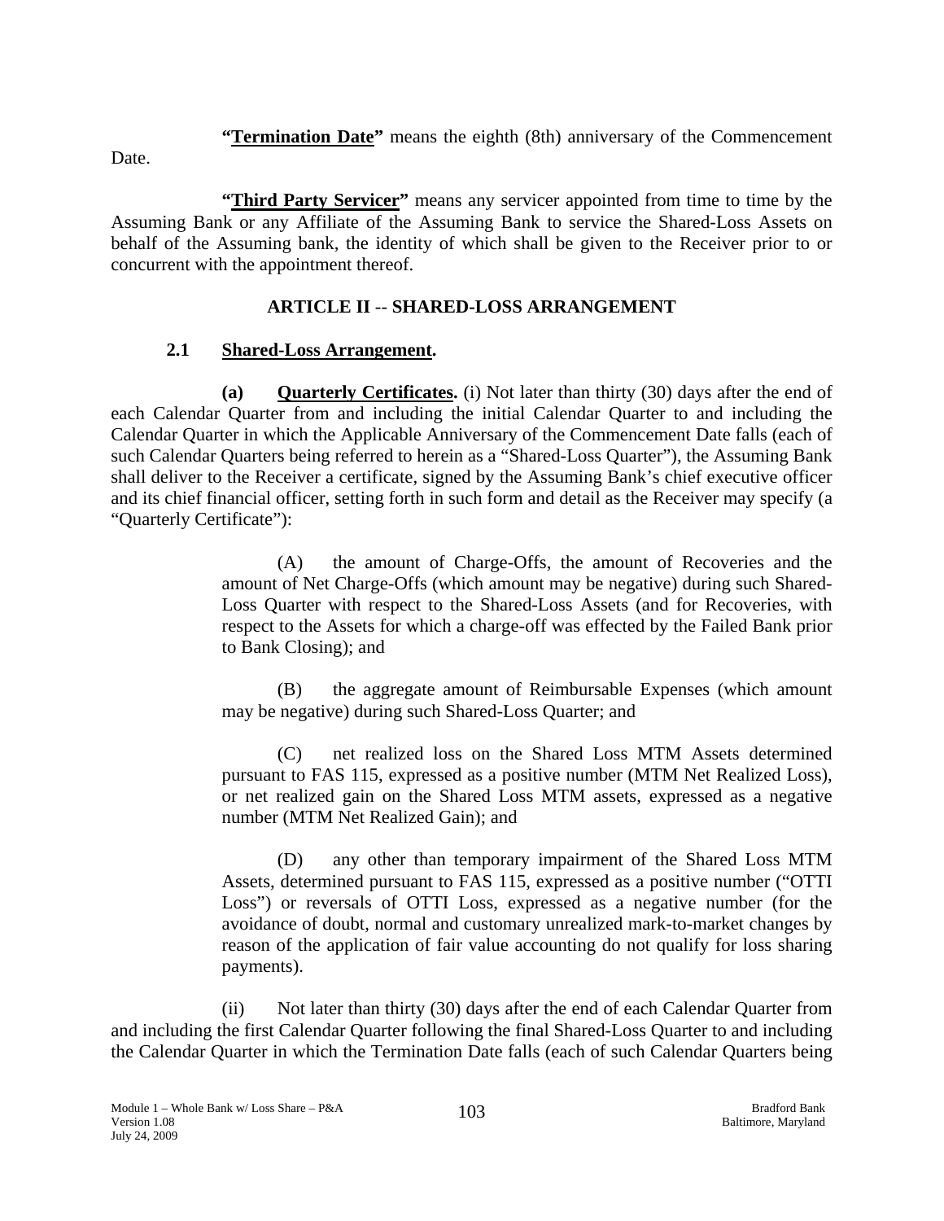**"Termination Date"** means the eighth (8th) anniversary of the Commencement Date.

**"Third Party Servicer"** means any servicer appointed from time to time by the Assuming Bank or any Affiliate of the Assuming Bank to service the Shared-Loss Assets on behalf of the Assuming bank, the identity of which shall be given to the Receiver prior to or concurrent with the appointment thereof.

## ARTICLE II -- SHARED-LOSS ARRANGEMENT

### 2.1 Shared-Loss Arrangement.

**(a) Quarterly Certificates.** (i) Not later than thirty (30) days after the end of each Calendar Quarter from and including the initial Calendar Quarter to and including the Calendar Quarter in which the Applicable Anniversary of the Commencement Date falls (each of such Calendar Quarters being referred to herein as a "Shared-Loss Quarter"), the Assuming Bank shall deliver to the Receiver a certificate, signed by the Assuming Bank's chief executive officer and its chief financial officer, setting forth in such form and detail as the Receiver may specify (a "Quarterly Certificate"):

(A) the amount of Charge-Offs, the amount of Recoveries and the amount of Net Charge-Offs (which amount may be negative) during such Shared-Loss Quarter with respect to the Shared-Loss Assets (and for Recoveries, with respect to the Assets for which a charge-off was effected by the Failed Bank prior to Bank Closing); and

(B) the aggregate amount of Reimbursable Expenses (which amount may be negative) during such Shared-Loss Quarter; and

(C) net realized loss on the Shared Loss MTM Assets determined pursuant to FAS 115, expressed as a positive number (MTM Net Realized Loss), or net realized gain on the Shared Loss MTM assets, expressed as a negative number (MTM Net Realized Gain); and

(D) any other than temporary impairment of the Shared Loss MTM Assets, determined pursuant to FAS 115, expressed as a positive number ("OTTI Loss") or reversals of OTTI Loss, expressed as a negative number (for the avoidance of doubt, normal and customary unrealized mark-to-market changes by reason of the application of fair value accounting do not qualify for loss sharing payments).

(ii) Not later than thirty (30) days after the end of each Calendar Quarter from and including the first Calendar Quarter following the final Shared-Loss Quarter to and including the Calendar Quarter in which the Termination Date falls (each of such Calendar Quarters being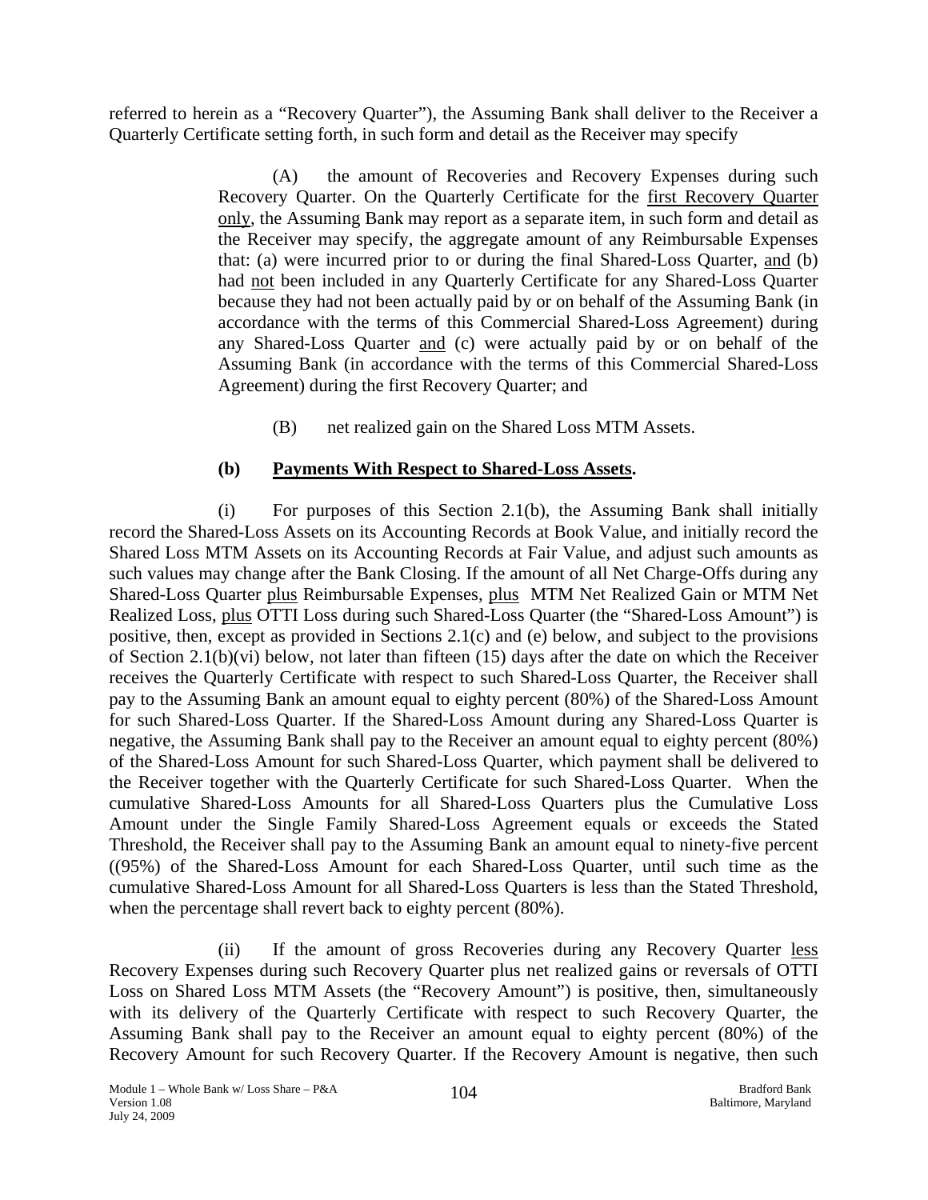referred to herein as a "Recovery Quarter"), the Assuming Bank shall deliver to the Receiver a Quarterly Certificate setting forth, in such form and detail as the Receiver may specify

> (A) the amount of Recoveries and Recovery Expenses during such Recovery Quarter. On the Quarterly Certificate for the first Recovery Quarter only, the Assuming Bank may report as a separate item, in such form and detail as the Receiver may specify, the aggregate amount of any Reimbursable Expenses that: (a) were incurred prior to or during the final Shared-Loss Quarter, and (b) had not been included in any Quarterly Certificate for any Shared-Loss Quarter because they had not been actually paid by or on behalf of the Assuming Bank (in accordance with the terms of this Commercial Shared-Loss Agreement) during any Shared-Loss Quarter and (c) were actually paid by or on behalf of the Assuming Bank (in accordance with the terms of this Commercial Shared-Loss Agreement) during the first Recovery Quarter; and
>
> (B) net realized gain on the Shared Loss MTM Assets.

**(b) Payments With Respect to Shared-Loss Assets.**

(i) For purposes of this Section 2.1(b), the Assuming Bank shall initially record the Shared-Loss Assets on its Accounting Records at Book Value, and initially record the Shared Loss MTM Assets on its Accounting Records at Fair Value, and adjust such amounts as such values may change after the Bank Closing. If the amount of all Net Charge-Offs during any Shared-Loss Quarter plus Reimbursable Expenses, plus MTM Net Realized Gain or MTM Net Realized Loss, plus OTTI Loss during such Shared-Loss Quarter (the "Shared-Loss Amount") is positive, then, except as provided in Sections 2.1(c) and (e) below, and subject to the provisions of Section 2.1(b)(vi) below, not later than fifteen (15) days after the date on which the Receiver receives the Quarterly Certificate with respect to such Shared-Loss Quarter, the Receiver shall pay to the Assuming Bank an amount equal to eighty percent (80%) of the Shared-Loss Amount for such Shared-Loss Quarter. If the Shared-Loss Amount during any Shared-Loss Quarter is negative, the Assuming Bank shall pay to the Receiver an amount equal to eighty percent (80%) of the Shared-Loss Amount for such Shared-Loss Quarter, which payment shall be delivered to the Receiver together with the Quarterly Certificate for such Shared-Loss Quarter. When the cumulative Shared-Loss Amounts for all Shared-Loss Quarters plus the Cumulative Loss Amount under the Single Family Shared-Loss Agreement equals or exceeds the Stated Threshold, the Receiver shall pay to the Assuming Bank an amount equal to ninety-five percent ((95%) of the Shared-Loss Amount for each Shared-Loss Quarter, until such time as the cumulative Shared-Loss Amount for all Shared-Loss Quarters is less than the Stated Threshold, when the percentage shall revert back to eighty percent (80%).

(ii) If the amount of gross Recoveries during any Recovery Quarter less Recovery Expenses during such Recovery Quarter plus net realized gains or reversals of OTTI Loss on Shared Loss MTM Assets (the "Recovery Amount") is positive, then, simultaneously with its delivery of the Quarterly Certificate with respect to such Recovery Quarter, the Assuming Bank shall pay to the Receiver an amount equal to eighty percent (80%) of the Recovery Amount for such Recovery Quarter. If the Recovery Amount is negative, then such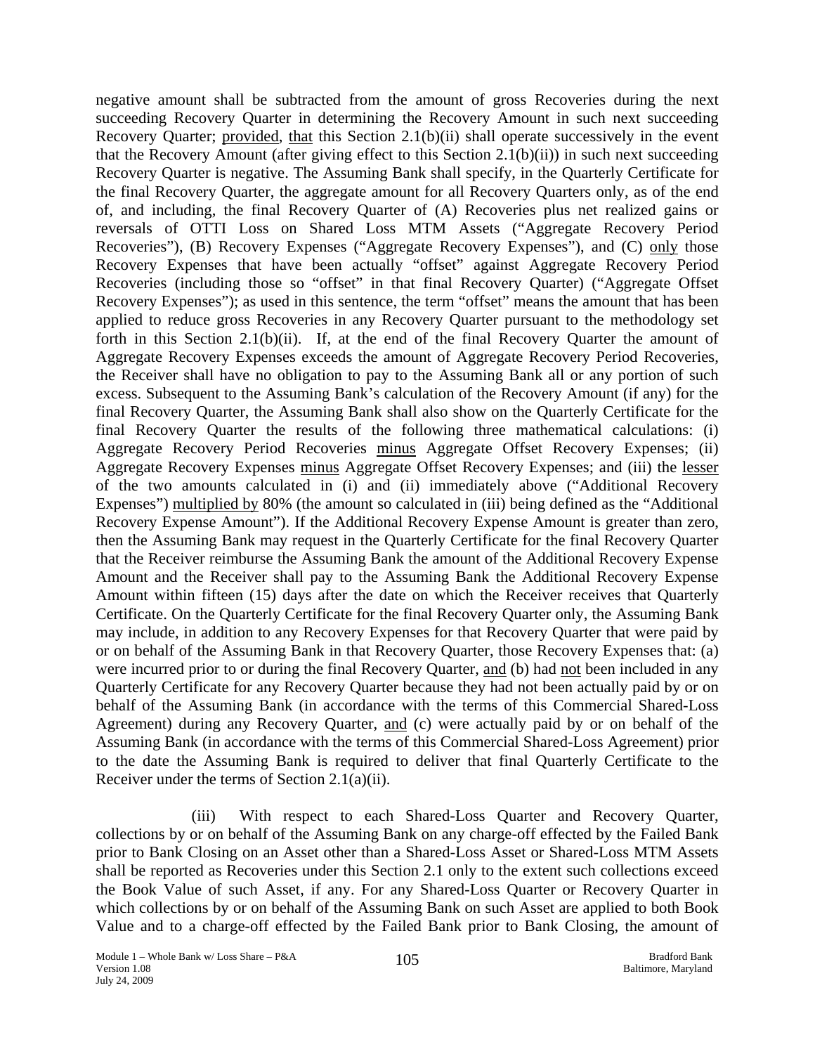negative amount shall be subtracted from the amount of gross Recoveries during the next succeeding Recovery Quarter in determining the Recovery Amount in such next succeeding Recovery Quarter; provided, that this Section 2.1(b)(ii) shall operate successively in the event that the Recovery Amount (after giving effect to this Section 2.1(b)(ii)) in such next succeeding Recovery Quarter is negative. The Assuming Bank shall specify, in the Quarterly Certificate for the final Recovery Quarter, the aggregate amount for all Recovery Quarters only, as of the end of, and including, the final Recovery Quarter of (A) Recoveries plus net realized gains or reversals of OTTI Loss on Shared Loss MTM Assets ("Aggregate Recovery Period Recoveries"), (B) Recovery Expenses ("Aggregate Recovery Expenses"), and (C) only those Recovery Expenses that have been actually "offset" against Aggregate Recovery Period Recoveries (including those so "offset" in that final Recovery Quarter) ("Aggregate Offset Recovery Expenses"); as used in this sentence, the term "offset" means the amount that has been applied to reduce gross Recoveries in any Recovery Quarter pursuant to the methodology set forth in this Section 2.1(b)(ii). If, at the end of the final Recovery Quarter the amount of Aggregate Recovery Expenses exceeds the amount of Aggregate Recovery Period Recoveries, the Receiver shall have no obligation to pay to the Assuming Bank all or any portion of such excess. Subsequent to the Assuming Bank's calculation of the Recovery Amount (if any) for the final Recovery Quarter, the Assuming Bank shall also show on the Quarterly Certificate for the final Recovery Quarter the results of the following three mathematical calculations: (i) Aggregate Recovery Period Recoveries minus Aggregate Offset Recovery Expenses; (ii) Aggregate Recovery Expenses minus Aggregate Offset Recovery Expenses; and (iii) the lesser of the two amounts calculated in (i) and (ii) immediately above ("Additional Recovery Expenses") multiplied by 80% (the amount so calculated in (iii) being defined as the "Additional Recovery Expense Amount"). If the Additional Recovery Expense Amount is greater than zero, then the Assuming Bank may request in the Quarterly Certificate for the final Recovery Quarter that the Receiver reimburse the Assuming Bank the amount of the Additional Recovery Expense Amount and the Receiver shall pay to the Assuming Bank the Additional Recovery Expense Amount within fifteen (15) days after the date on which the Receiver receives that Quarterly Certificate. On the Quarterly Certificate for the final Recovery Quarter only, the Assuming Bank may include, in addition to any Recovery Expenses for that Recovery Quarter that were paid by or on behalf of the Assuming Bank in that Recovery Quarter, those Recovery Expenses that: (a) were incurred prior to or during the final Recovery Quarter, and (b) had not been included in any Quarterly Certificate for any Recovery Quarter because they had not been actually paid by or on behalf of the Assuming Bank (in accordance with the terms of this Commercial Shared-Loss Agreement) during any Recovery Quarter, and (c) were actually paid by or on behalf of the Assuming Bank (in accordance with the terms of this Commercial Shared-Loss Agreement) prior to the date the Assuming Bank is required to deliver that final Quarterly Certificate to the Receiver under the terms of Section 2.1(a)(ii).

(iii) With respect to each Shared-Loss Quarter and Recovery Quarter, collections by or on behalf of the Assuming Bank on any charge-off effected by the Failed Bank prior to Bank Closing on an Asset other than a Shared-Loss Asset or Shared-Loss MTM Assets shall be reported as Recoveries under this Section 2.1 only to the extent such collections exceed the Book Value of such Asset, if any. For any Shared-Loss Quarter or Recovery Quarter in which collections by or on behalf of the Assuming Bank on such Asset are applied to both Book Value and to a charge-off effected by the Failed Bank prior to Bank Closing, the amount of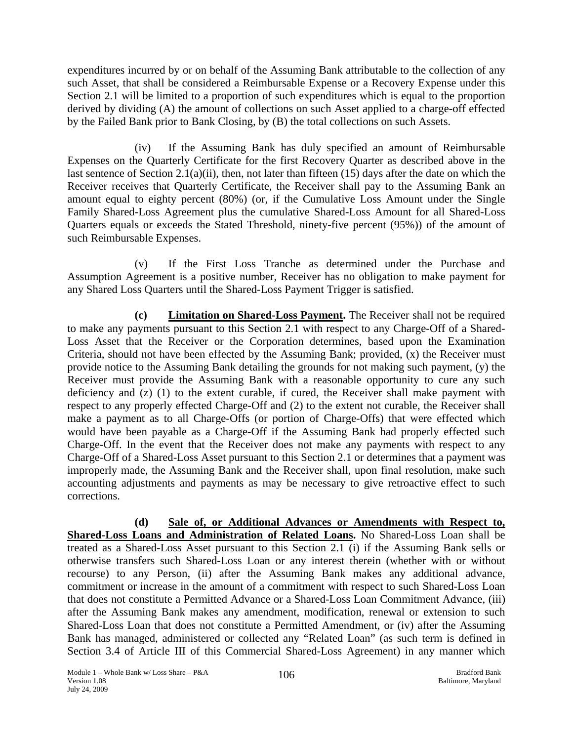expenditures incurred by or on behalf of the Assuming Bank attributable to the collection of any such Asset, that shall be considered a Reimbursable Expense or a Recovery Expense under this Section 2.1 will be limited to a proportion of such expenditures which is equal to the proportion derived by dividing (A) the amount of collections on such Asset applied to a charge-off effected by the Failed Bank prior to Bank Closing, by (B) the total collections on such Assets.

(iv) If the Assuming Bank has duly specified an amount of Reimbursable Expenses on the Quarterly Certificate for the first Recovery Quarter as described above in the last sentence of Section 2.1(a)(ii), then, not later than fifteen (15) days after the date on which the Receiver receives that Quarterly Certificate, the Receiver shall pay to the Assuming Bank an amount equal to eighty percent (80%) (or, if the Cumulative Loss Amount under the Single Family Shared-Loss Agreement plus the cumulative Shared-Loss Amount for all Shared-Loss Quarters equals or exceeds the Stated Threshold, ninety-five percent (95%)) of the amount of such Reimbursable Expenses.

(v) If the First Loss Tranche as determined under the Purchase and Assumption Agreement is a positive number, Receiver has no obligation to make payment for any Shared Loss Quarters until the Shared-Loss Payment Trigger is satisfied.

**(c) <u>Limitation on Shared-Loss Payment</u>.** The Receiver shall not be required to make any payments pursuant to this Section 2.1 with respect to any Charge-Off of a Shared-Loss Asset that the Receiver or the Corporation determines, based upon the Examination Criteria, should not have been effected by the Assuming Bank; provided, (x) the Receiver must provide notice to the Assuming Bank detailing the grounds for not making such payment, (y) the Receiver must provide the Assuming Bank with a reasonable opportunity to cure any such deficiency and (z) (1) to the extent curable, if cured, the Receiver shall make payment with respect to any properly effected Charge-Off and (2) to the extent not curable, the Receiver shall make a payment as to all Charge-Offs (or portion of Charge-Offs) that were effected which would have been payable as a Charge-Off if the Assuming Bank had properly effected such Charge-Off. In the event that the Receiver does not make any payments with respect to any Charge-Off of a Shared-Loss Asset pursuant to this Section 2.1 or determines that a payment was improperly made, the Assuming Bank and the Receiver shall, upon final resolution, make such accounting adjustments and payments as may be necessary to give retroactive effect to such corrections.

**(d) <u>Sale of, or Additional Advances or Amendments with Respect to, Shared-Loss Loans and Administration of Related Loans</u>.** No Shared-Loss Loan shall be treated as a Shared-Loss Asset pursuant to this Section 2.1 (i) if the Assuming Bank sells or otherwise transfers such Shared-Loss Loan or any interest therein (whether with or without recourse) to any Person, (ii) after the Assuming Bank makes any additional advance, commitment or increase in the amount of a commitment with respect to such Shared-Loss Loan that does not constitute a Permitted Advance or a Shared-Loss Loan Commitment Advance, (iii) after the Assuming Bank makes any amendment, modification, renewal or extension to such Shared-Loss Loan that does not constitute a Permitted Amendment, or (iv) after the Assuming Bank has managed, administered or collected any "Related Loan" (as such term is defined in Section 3.4 of Article III of this Commercial Shared-Loss Agreement) in any manner which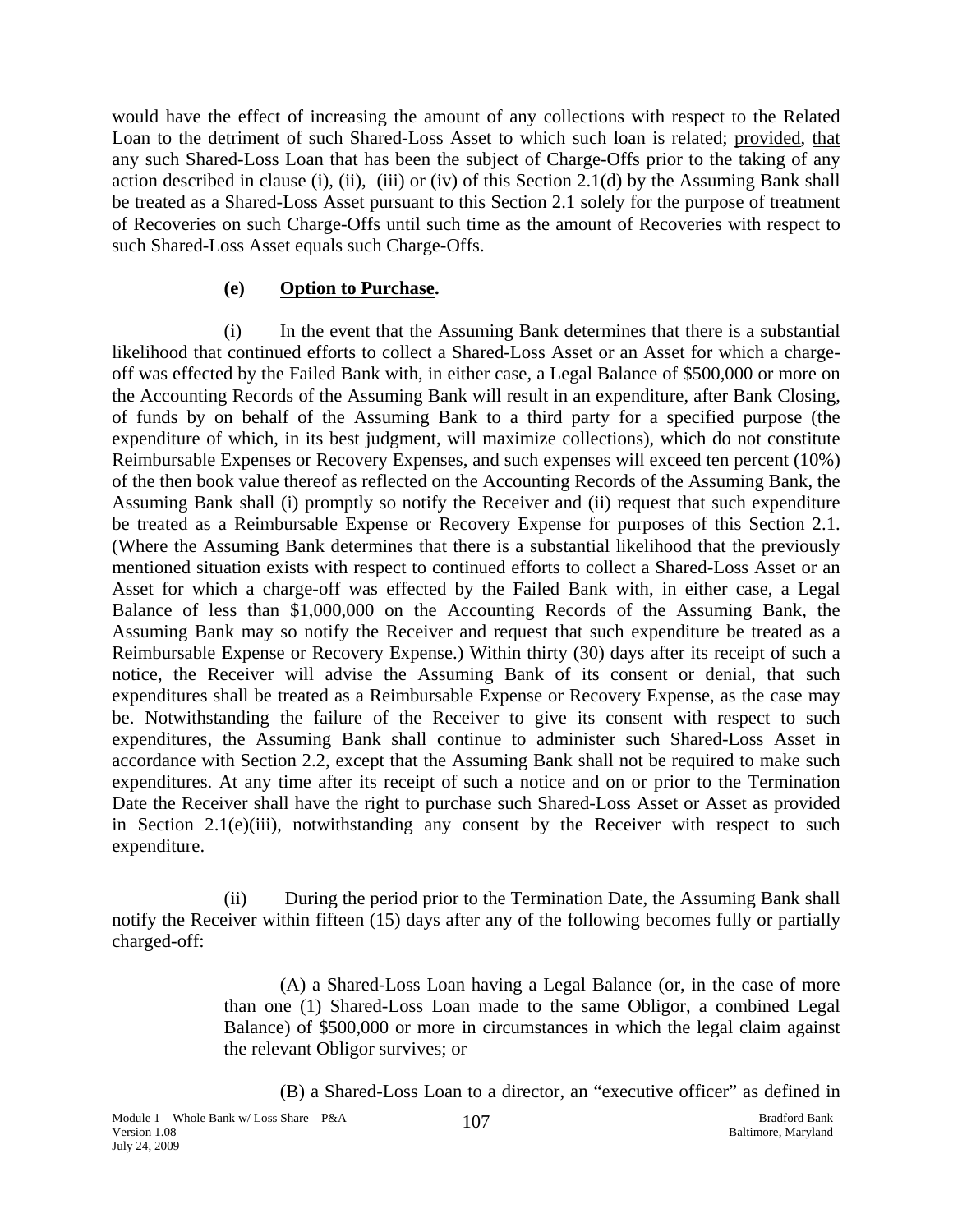would have the effect of increasing the amount of any collections with respect to the Related Loan to the detriment of such Shared-Loss Asset to which such loan is related; provided, that any such Shared-Loss Loan that has been the subject of Charge-Offs prior to the taking of any action described in clause (i), (ii), (iii) or (iv) of this Section 2.1(d) by the Assuming Bank shall be treated as a Shared-Loss Asset pursuant to this Section 2.1 solely for the purpose of treatment of Recoveries on such Charge-Offs until such time as the amount of Recoveries with respect to such Shared-Loss Asset equals such Charge-Offs.

**(e) Option to Purchase.**

(i) In the event that the Assuming Bank determines that there is a substantial likelihood that continued efforts to collect a Shared-Loss Asset or an Asset for which a charge-off was effected by the Failed Bank with, in either case, a Legal Balance of $500,000 or more on the Accounting Records of the Assuming Bank will result in an expenditure, after Bank Closing, of funds by on behalf of the Assuming Bank to a third party for a specified purpose (the expenditure of which, in its best judgment, will maximize collections), which do not constitute Reimbursable Expenses or Recovery Expenses, and such expenses will exceed ten percent (10%) of the then book value thereof as reflected on the Accounting Records of the Assuming Bank, the Assuming Bank shall (i) promptly so notify the Receiver and (ii) request that such expenditure be treated as a Reimbursable Expense or Recovery Expense for purposes of this Section 2.1. (Where the Assuming Bank determines that there is a substantial likelihood that the previously mentioned situation exists with respect to continued efforts to collect a Shared-Loss Asset or an Asset for which a charge-off was effected by the Failed Bank with, in either case, a Legal Balance of less than $1,000,000 on the Accounting Records of the Assuming Bank, the Assuming Bank may so notify the Receiver and request that such expenditure be treated as a Reimbursable Expense or Recovery Expense.) Within thirty (30) days after its receipt of such a notice, the Receiver will advise the Assuming Bank of its consent or denial, that such expenditures shall be treated as a Reimbursable Expense or Recovery Expense, as the case may be. Notwithstanding the failure of the Receiver to give its consent with respect to such expenditures, the Assuming Bank shall continue to administer such Shared-Loss Asset in accordance with Section 2.2, except that the Assuming Bank shall not be required to make such expenditures. At any time after its receipt of such a notice and on or prior to the Termination Date the Receiver shall have the right to purchase such Shared-Loss Asset or Asset as provided in Section 2.1(e)(iii), notwithstanding any consent by the Receiver with respect to such expenditure.

(ii) During the period prior to the Termination Date, the Assuming Bank shall notify the Receiver within fifteen (15) days after any of the following becomes fully or partially charged-off:

(A) a Shared-Loss Loan having a Legal Balance (or, in the case of more than one (1) Shared-Loss Loan made to the same Obligor, a combined Legal Balance) of $500,000 or more in circumstances in which the legal claim against the relevant Obligor survives; or

(B) a Shared-Loss Loan to a director, an "executive officer" as defined in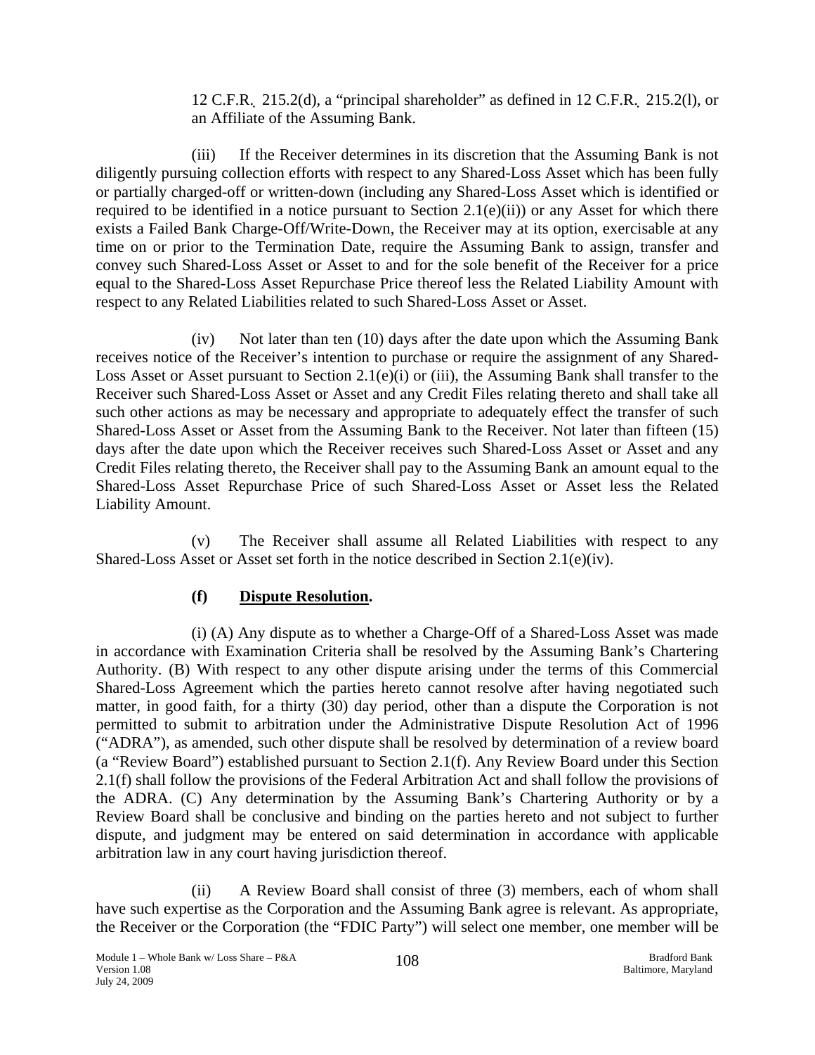12 C.F.R. 215.2(d), a "principal shareholder" as defined in 12 C.F.R. 215.2(l), or an Affiliate of the Assuming Bank.

(iii) If the Receiver determines in its discretion that the Assuming Bank is not diligently pursuing collection efforts with respect to any Shared-Loss Asset which has been fully or partially charged-off or written-down (including any Shared-Loss Asset which is identified or required to be identified in a notice pursuant to Section 2.1(e)(ii)) or any Asset for which there exists a Failed Bank Charge-Off/Write-Down, the Receiver may at its option, exercisable at any time on or prior to the Termination Date, require the Assuming Bank to assign, transfer and convey such Shared-Loss Asset or Asset to and for the sole benefit of the Receiver for a price equal to the Shared-Loss Asset Repurchase Price thereof less the Related Liability Amount with respect to any Related Liabilities related to such Shared-Loss Asset or Asset.

(iv) Not later than ten (10) days after the date upon which the Assuming Bank receives notice of the Receiver's intention to purchase or require the assignment of any Shared-Loss Asset or Asset pursuant to Section 2.1(e)(i) or (iii), the Assuming Bank shall transfer to the Receiver such Shared-Loss Asset or Asset and any Credit Files relating thereto and shall take all such other actions as may be necessary and appropriate to adequately effect the transfer of such Shared-Loss Asset or Asset from the Assuming Bank to the Receiver. Not later than fifteen (15) days after the date upon which the Receiver receives such Shared-Loss Asset or Asset and any Credit Files relating thereto, the Receiver shall pay to the Assuming Bank an amount equal to the Shared-Loss Asset Repurchase Price of such Shared-Loss Asset or Asset less the Related Liability Amount.

(v) The Receiver shall assume all Related Liabilities with respect to any Shared-Loss Asset or Asset set forth in the notice described in Section 2.1(e)(iv).

**(f) Dispute Resolution.**

(i) (A) Any dispute as to whether a Charge-Off of a Shared-Loss Asset was made in accordance with Examination Criteria shall be resolved by the Assuming Bank's Chartering Authority. (B) With respect to any other dispute arising under the terms of this Commercial Shared-Loss Agreement which the parties hereto cannot resolve after having negotiated such matter, in good faith, for a thirty (30) day period, other than a dispute the Corporation is not permitted to submit to arbitration under the Administrative Dispute Resolution Act of 1996 ("ADRA"), as amended, such other dispute shall be resolved by determination of a review board (a "Review Board") established pursuant to Section 2.1(f). Any Review Board under this Section 2.1(f) shall follow the provisions of the Federal Arbitration Act and shall follow the provisions of the ADRA. (C) Any determination by the Assuming Bank's Chartering Authority or by a Review Board shall be conclusive and binding on the parties hereto and not subject to further dispute, and judgment may be entered on said determination in accordance with applicable arbitration law in any court having jurisdiction thereof.

(ii) A Review Board shall consist of three (3) members, each of whom shall have such expertise as the Corporation and the Assuming Bank agree is relevant. As appropriate, the Receiver or the Corporation (the "FDIC Party") will select one member, one member will be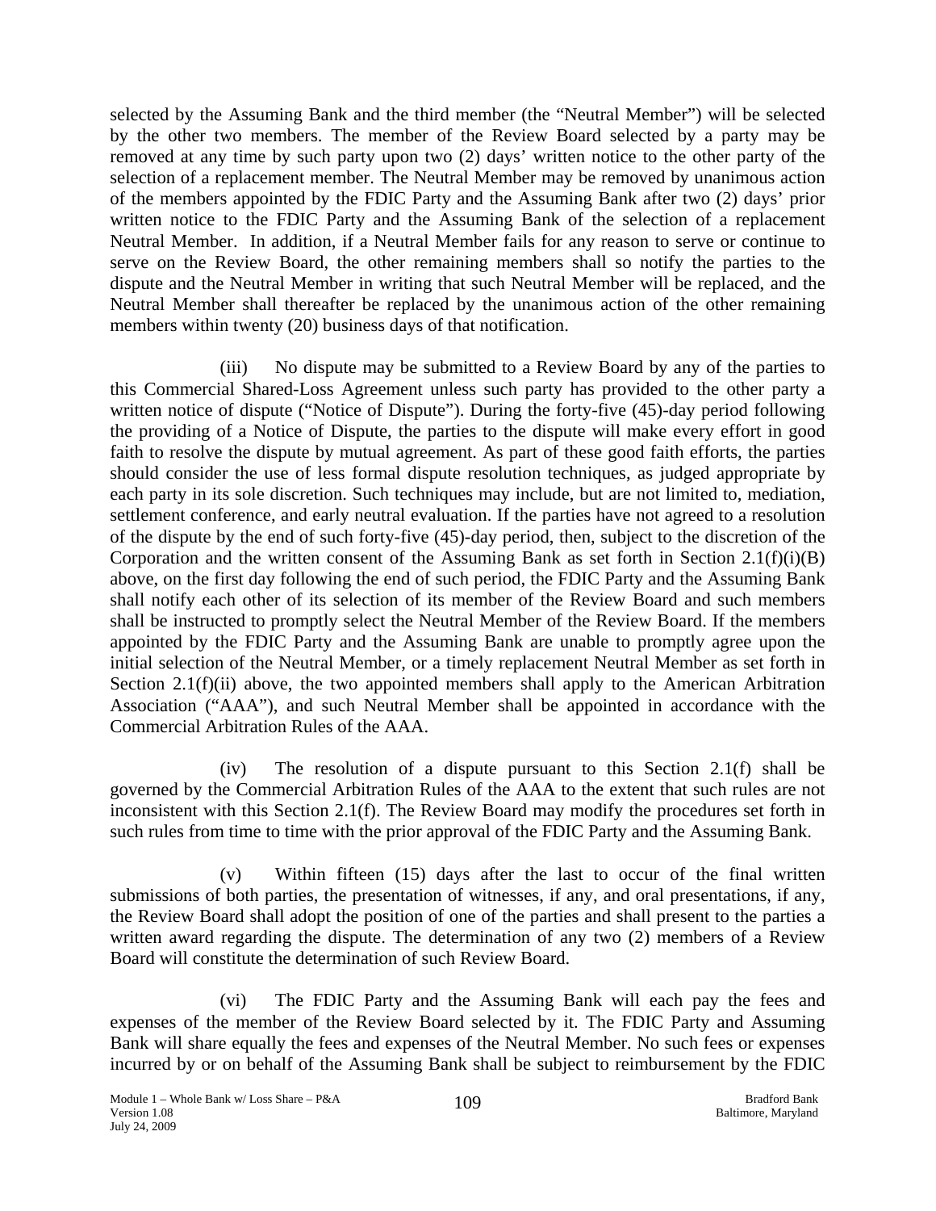selected by the Assuming Bank and the third member (the "Neutral Member") will be selected by the other two members. The member of the Review Board selected by a party may be removed at any time by such party upon two (2) days' written notice to the other party of the selection of a replacement member. The Neutral Member may be removed by unanimous action of the members appointed by the FDIC Party and the Assuming Bank after two (2) days' prior written notice to the FDIC Party and the Assuming Bank of the selection of a replacement Neutral Member. In addition, if a Neutral Member fails for any reason to serve or continue to serve on the Review Board, the other remaining members shall so notify the parties to the dispute and the Neutral Member in writing that such Neutral Member will be replaced, and the Neutral Member shall thereafter be replaced by the unanimous action of the other remaining members within twenty (20) business days of that notification.

(iii) No dispute may be submitted to a Review Board by any of the parties to this Commercial Shared-Loss Agreement unless such party has provided to the other party a written notice of dispute ("Notice of Dispute"). During the forty-five (45)-day period following the providing of a Notice of Dispute, the parties to the dispute will make every effort in good faith to resolve the dispute by mutual agreement. As part of these good faith efforts, the parties should consider the use of less formal dispute resolution techniques, as judged appropriate by each party in its sole discretion. Such techniques may include, but are not limited to, mediation, settlement conference, and early neutral evaluation. If the parties have not agreed to a resolution of the dispute by the end of such forty-five (45)-day period, then, subject to the discretion of the Corporation and the written consent of the Assuming Bank as set forth in Section 2.1(f)(i)(B) above, on the first day following the end of such period, the FDIC Party and the Assuming Bank shall notify each other of its selection of its member of the Review Board and such members shall be instructed to promptly select the Neutral Member of the Review Board. If the members appointed by the FDIC Party and the Assuming Bank are unable to promptly agree upon the initial selection of the Neutral Member, or a timely replacement Neutral Member as set forth in Section 2.1(f)(ii) above, the two appointed members shall apply to the American Arbitration Association ("AAA"), and such Neutral Member shall be appointed in accordance with the Commercial Arbitration Rules of the AAA.

(iv) The resolution of a dispute pursuant to this Section 2.1(f) shall be governed by the Commercial Arbitration Rules of the AAA to the extent that such rules are not inconsistent with this Section 2.1(f). The Review Board may modify the procedures set forth in such rules from time to time with the prior approval of the FDIC Party and the Assuming Bank.

(v) Within fifteen (15) days after the last to occur of the final written submissions of both parties, the presentation of witnesses, if any, and oral presentations, if any, the Review Board shall adopt the position of one of the parties and shall present to the parties a written award regarding the dispute. The determination of any two (2) members of a Review Board will constitute the determination of such Review Board.

(vi) The FDIC Party and the Assuming Bank will each pay the fees and expenses of the member of the Review Board selected by it. The FDIC Party and Assuming Bank will share equally the fees and expenses of the Neutral Member. No such fees or expenses incurred by or on behalf of the Assuming Bank shall be subject to reimbursement by the FDIC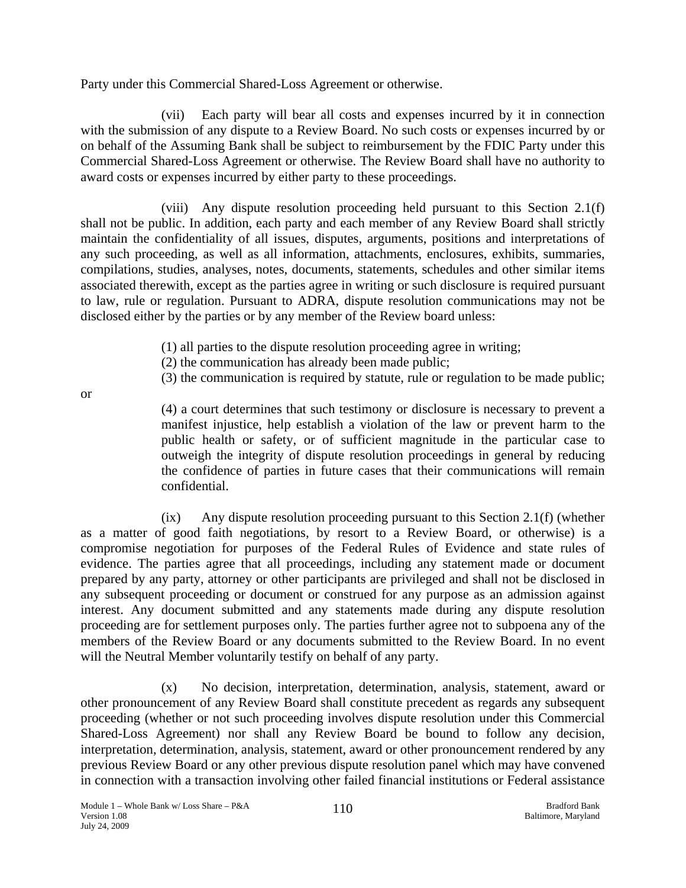Party under this Commercial Shared-Loss Agreement or otherwise.

(vii) Each party will bear all costs and expenses incurred by it in connection with the submission of any dispute to a Review Board. No such costs or expenses incurred by or on behalf of the Assuming Bank shall be subject to reimbursement by the FDIC Party under this Commercial Shared-Loss Agreement or otherwise. The Review Board shall have no authority to award costs or expenses incurred by either party to these proceedings.

(viii) Any dispute resolution proceeding held pursuant to this Section 2.1(f) shall not be public. In addition, each party and each member of any Review Board shall strictly maintain the confidentiality of all issues, disputes, arguments, positions and interpretations of any such proceeding, as well as all information, attachments, enclosures, exhibits, summaries, compilations, studies, analyses, notes, documents, statements, schedules and other similar items associated therewith, except as the parties agree in writing or such disclosure is required pursuant to law, rule or regulation. Pursuant to ADRA, dispute resolution communications may not be disclosed either by the parties or by any member of the Review board unless:

(1) all parties to the dispute resolution proceeding agree in writing;

(2) the communication has already been made public;

(3) the communication is required by statute, rule or regulation to be made public; or

(4) a court determines that such testimony or disclosure is necessary to prevent a manifest injustice, help establish a violation of the law or prevent harm to the public health or safety, or of sufficient magnitude in the particular case to outweigh the integrity of dispute resolution proceedings in general by reducing the confidence of parties in future cases that their communications will remain confidential.

(ix) Any dispute resolution proceeding pursuant to this Section 2.1(f) (whether as a matter of good faith negotiations, by resort to a Review Board, or otherwise) is a compromise negotiation for purposes of the Federal Rules of Evidence and state rules of evidence. The parties agree that all proceedings, including any statement made or document prepared by any party, attorney or other participants are privileged and shall not be disclosed in any subsequent proceeding or document or construed for any purpose as an admission against interest. Any document submitted and any statements made during any dispute resolution proceeding are for settlement purposes only. The parties further agree not to subpoena any of the members of the Review Board or any documents submitted to the Review Board. In no event will the Neutral Member voluntarily testify on behalf of any party.

(x) No decision, interpretation, determination, analysis, statement, award or other pronouncement of any Review Board shall constitute precedent as regards any subsequent proceeding (whether or not such proceeding involves dispute resolution under this Commercial Shared-Loss Agreement) nor shall any Review Board be bound to follow any decision, interpretation, determination, analysis, statement, award or other pronouncement rendered by any previous Review Board or any other previous dispute resolution panel which may have convened in connection with a transaction involving other failed financial institutions or Federal assistance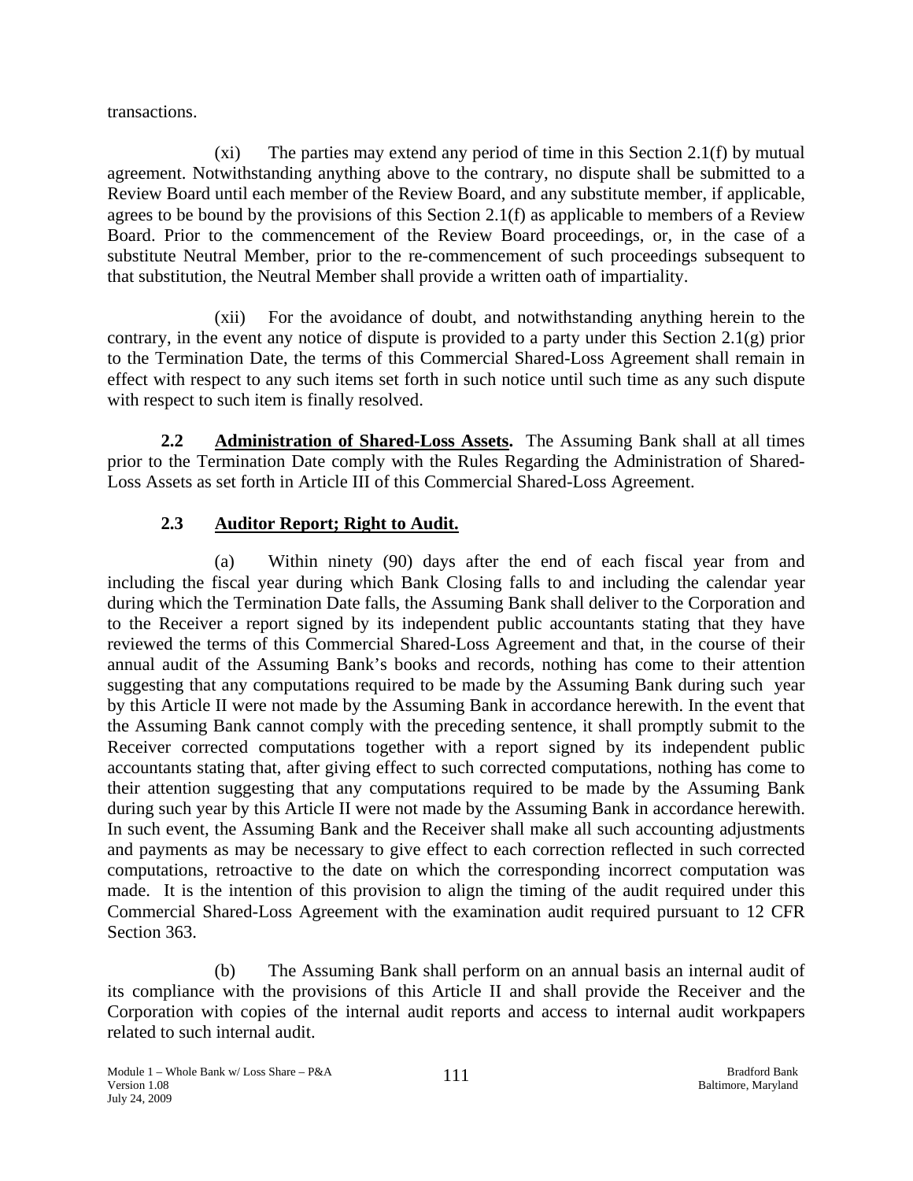transactions.

(xi) The parties may extend any period of time in this Section 2.1(f) by mutual agreement. Notwithstanding anything above to the contrary, no dispute shall be submitted to a Review Board until each member of the Review Board, and any substitute member, if applicable, agrees to be bound by the provisions of this Section 2.1(f) as applicable to members of a Review Board. Prior to the commencement of the Review Board proceedings, or, in the case of a substitute Neutral Member, prior to the re-commencement of such proceedings subsequent to that substitution, the Neutral Member shall provide a written oath of impartiality.

(xii) For the avoidance of doubt, and notwithstanding anything herein to the contrary, in the event any notice of dispute is provided to a party under this Section 2.1(g) prior to the Termination Date, the terms of this Commercial Shared-Loss Agreement shall remain in effect with respect to any such items set forth in such notice until such time as any such dispute with respect to such item is finally resolved.

**2.2 Administration of Shared-Loss Assets.** The Assuming Bank shall at all times prior to the Termination Date comply with the Rules Regarding the Administration of Shared-Loss Assets as set forth in Article III of this Commercial Shared-Loss Agreement.

## 2.3 Auditor Report; Right to Audit.

(a) Within ninety (90) days after the end of each fiscal year from and including the fiscal year during which Bank Closing falls to and including the calendar year during which the Termination Date falls, the Assuming Bank shall deliver to the Corporation and to the Receiver a report signed by its independent public accountants stating that they have reviewed the terms of this Commercial Shared-Loss Agreement and that, in the course of their annual audit of the Assuming Bank's books and records, nothing has come to their attention suggesting that any computations required to be made by the Assuming Bank during such year by this Article II were not made by the Assuming Bank in accordance herewith. In the event that the Assuming Bank cannot comply with the preceding sentence, it shall promptly submit to the Receiver corrected computations together with a report signed by its independent public accountants stating that, after giving effect to such corrected computations, nothing has come to their attention suggesting that any computations required to be made by the Assuming Bank during such year by this Article II were not made by the Assuming Bank in accordance herewith. In such event, the Assuming Bank and the Receiver shall make all such accounting adjustments and payments as may be necessary to give effect to each correction reflected in such corrected computations, retroactive to the date on which the corresponding incorrect computation was made. It is the intention of this provision to align the timing of the audit required under this Commercial Shared-Loss Agreement with the examination audit required pursuant to 12 CFR Section 363.

(b) The Assuming Bank shall perform on an annual basis an internal audit of its compliance with the provisions of this Article II and shall provide the Receiver and the Corporation with copies of the internal audit reports and access to internal audit workpapers related to such internal audit.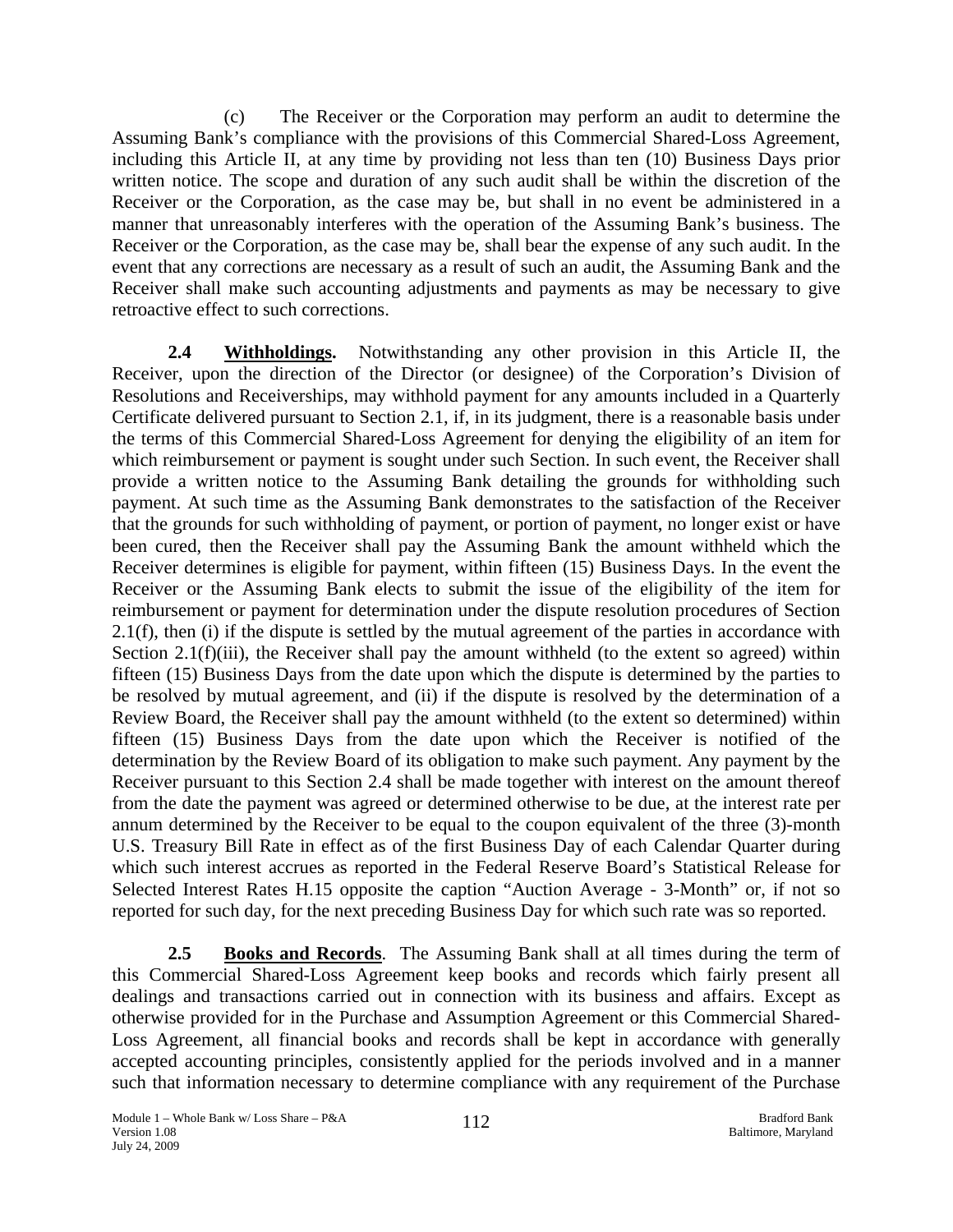(c) The Receiver or the Corporation may perform an audit to determine the Assuming Bank's compliance with the provisions of this Commercial Shared-Loss Agreement, including this Article II, at any time by providing not less than ten (10) Business Days prior written notice. The scope and duration of any such audit shall be within the discretion of the Receiver or the Corporation, as the case may be, but shall in no event be administered in a manner that unreasonably interferes with the operation of the Assuming Bank's business. The Receiver or the Corporation, as the case may be, shall bear the expense of any such audit. In the event that any corrections are necessary as a result of such an audit, the Assuming Bank and the Receiver shall make such accounting adjustments and payments as may be necessary to give retroactive effect to such corrections.

**2.4 Withholdings.** Notwithstanding any other provision in this Article II, the Receiver, upon the direction of the Director (or designee) of the Corporation's Division of Resolutions and Receiverships, may withhold payment for any amounts included in a Quarterly Certificate delivered pursuant to Section 2.1, if, in its judgment, there is a reasonable basis under the terms of this Commercial Shared-Loss Agreement for denying the eligibility of an item for which reimbursement or payment is sought under such Section. In such event, the Receiver shall provide a written notice to the Assuming Bank detailing the grounds for withholding such payment. At such time as the Assuming Bank demonstrates to the satisfaction of the Receiver that the grounds for such withholding of payment, or portion of payment, no longer exist or have been cured, then the Receiver shall pay the Assuming Bank the amount withheld which the Receiver determines is eligible for payment, within fifteen (15) Business Days. In the event the Receiver or the Assuming Bank elects to submit the issue of the eligibility of the item for reimbursement or payment for determination under the dispute resolution procedures of Section 2.1(f), then (i) if the dispute is settled by the mutual agreement of the parties in accordance with Section 2.1(f)(iii), the Receiver shall pay the amount withheld (to the extent so agreed) within fifteen (15) Business Days from the date upon which the dispute is determined by the parties to be resolved by mutual agreement, and (ii) if the dispute is resolved by the determination of a Review Board, the Receiver shall pay the amount withheld (to the extent so determined) within fifteen (15) Business Days from the date upon which the Receiver is notified of the determination by the Review Board of its obligation to make such payment. Any payment by the Receiver pursuant to this Section 2.4 shall be made together with interest on the amount thereof from the date the payment was agreed or determined otherwise to be due, at the interest rate per annum determined by the Receiver to be equal to the coupon equivalent of the three (3)-month U.S. Treasury Bill Rate in effect as of the first Business Day of each Calendar Quarter during which such interest accrues as reported in the Federal Reserve Board's Statistical Release for Selected Interest Rates H.15 opposite the caption "Auction Average - 3-Month" or, if not so reported for such day, for the next preceding Business Day for which such rate was so reported.

**2.5 Books and Records**. The Assuming Bank shall at all times during the term of this Commercial Shared-Loss Agreement keep books and records which fairly present all dealings and transactions carried out in connection with its business and affairs. Except as otherwise provided for in the Purchase and Assumption Agreement or this Commercial Shared-Loss Agreement, all financial books and records shall be kept in accordance with generally accepted accounting principles, consistently applied for the periods involved and in a manner such that information necessary to determine compliance with any requirement of the Purchase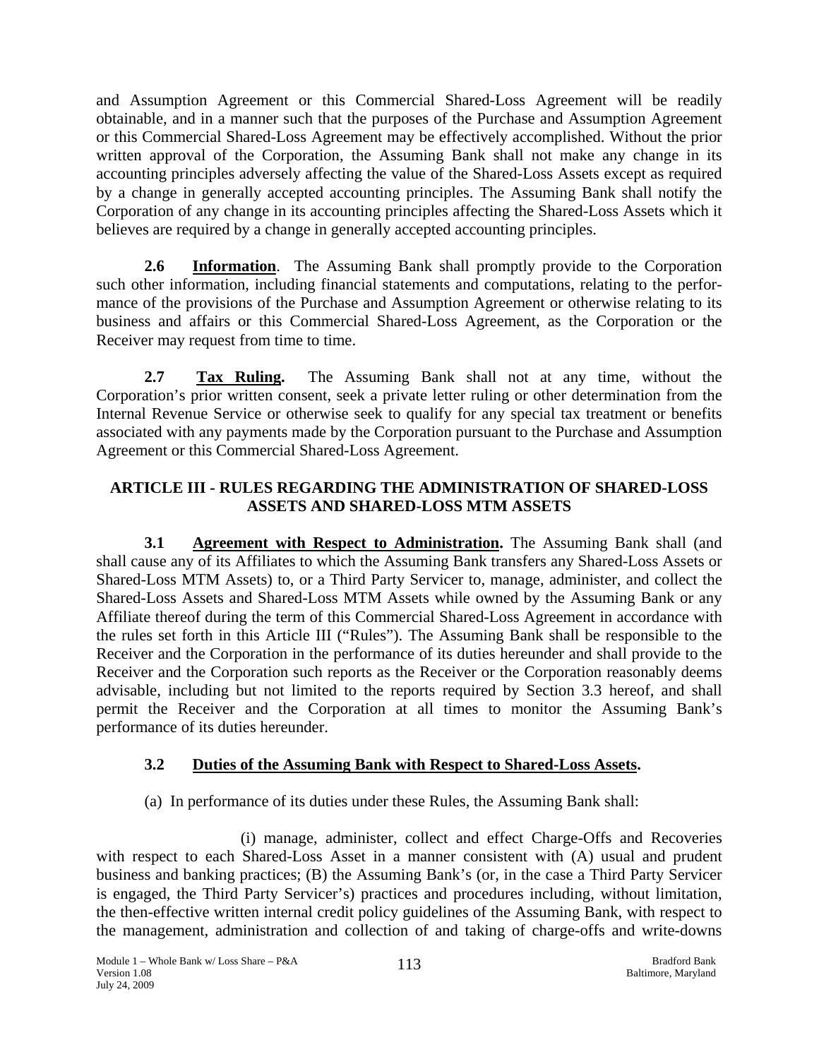and Assumption Agreement or this Commercial Shared-Loss Agreement will be readily obtainable, and in a manner such that the purposes of the Purchase and Assumption Agreement or this Commercial Shared-Loss Agreement may be effectively accomplished. Without the prior written approval of the Corporation, the Assuming Bank shall not make any change in its accounting principles adversely affecting the value of the Shared-Loss Assets except as required by a change in generally accepted accounting principles. The Assuming Bank shall notify the Corporation of any change in its accounting principles affecting the Shared-Loss Assets which it believes are required by a change in generally accepted accounting principles.

**2.6 Information**. The Assuming Bank shall promptly provide to the Corporation such other information, including financial statements and computations, relating to the performance of the provisions of the Purchase and Assumption Agreement or otherwise relating to its business and affairs or this Commercial Shared-Loss Agreement, as the Corporation or the Receiver may request from time to time.

**2.7 Tax Ruling.** The Assuming Bank shall not at any time, without the Corporation's prior written consent, seek a private letter ruling or other determination from the Internal Revenue Service or otherwise seek to qualify for any special tax treatment or benefits associated with any payments made by the Corporation pursuant to the Purchase and Assumption Agreement or this Commercial Shared-Loss Agreement.

## ARTICLE III - RULES REGARDING THE ADMINISTRATION OF SHARED-LOSS ASSETS AND SHARED-LOSS MTM ASSETS

**3.1 Agreement with Respect to Administration.** The Assuming Bank shall (and shall cause any of its Affiliates to which the Assuming Bank transfers any Shared-Loss Assets or Shared-Loss MTM Assets) to, or a Third Party Servicer to, manage, administer, and collect the Shared-Loss Assets and Shared-Loss MTM Assets while owned by the Assuming Bank or any Affiliate thereof during the term of this Commercial Shared-Loss Agreement in accordance with the rules set forth in this Article III ("Rules"). The Assuming Bank shall be responsible to the Receiver and the Corporation in the performance of its duties hereunder and shall provide to the Receiver and the Corporation such reports as the Receiver or the Corporation reasonably deems advisable, including but not limited to the reports required by Section 3.3 hereof, and shall permit the Receiver and the Corporation at all times to monitor the Assuming Bank's performance of its duties hereunder.

**3.2 Duties of the Assuming Bank with Respect to Shared-Loss Assets.**

(a) In performance of its duties under these Rules, the Assuming Bank shall:

(i) manage, administer, collect and effect Charge-Offs and Recoveries with respect to each Shared-Loss Asset in a manner consistent with (A) usual and prudent business and banking practices; (B) the Assuming Bank's (or, in the case a Third Party Servicer is engaged, the Third Party Servicer's) practices and procedures including, without limitation, the then-effective written internal credit policy guidelines of the Assuming Bank, with respect to the management, administration and collection of and taking of charge-offs and write-downs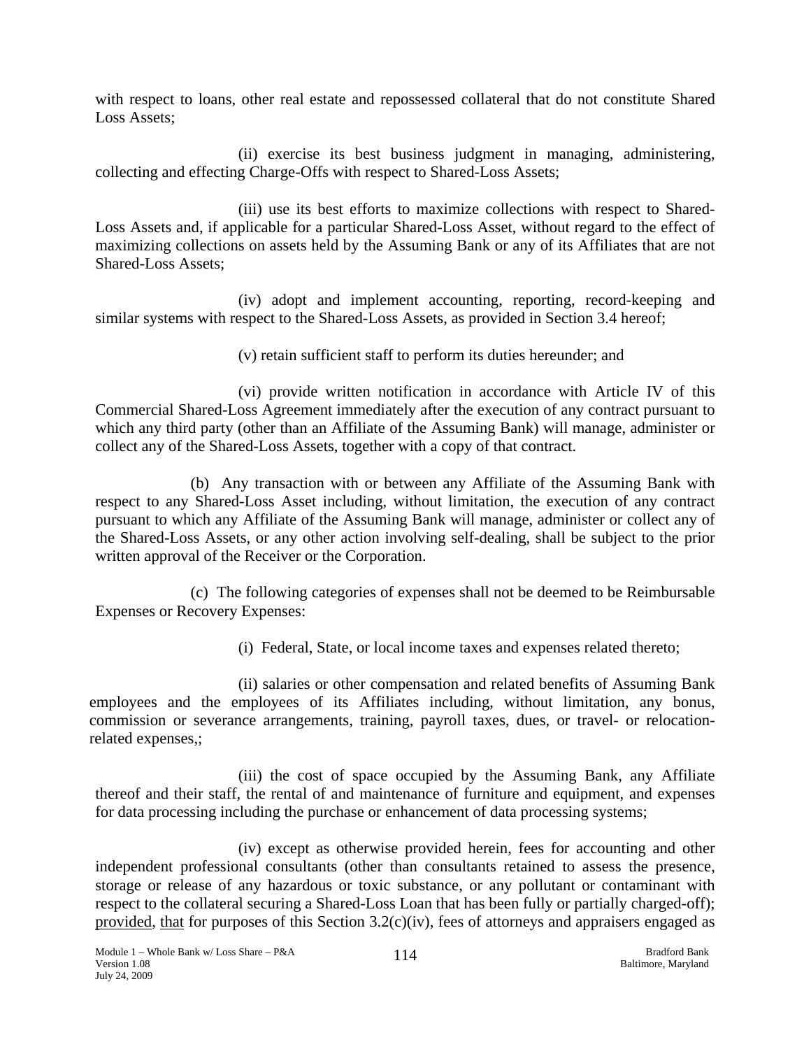with respect to loans, other real estate and repossessed collateral that do not constitute Shared Loss Assets;

(ii) exercise its best business judgment in managing, administering, collecting and effecting Charge-Offs with respect to Shared-Loss Assets;

(iii) use its best efforts to maximize collections with respect to Shared-Loss Assets and, if applicable for a particular Shared-Loss Asset, without regard to the effect of maximizing collections on assets held by the Assuming Bank or any of its Affiliates that are not Shared-Loss Assets;

(iv) adopt and implement accounting, reporting, record-keeping and similar systems with respect to the Shared-Loss Assets, as provided in Section 3.4 hereof;

(v) retain sufficient staff to perform its duties hereunder; and

(vi) provide written notification in accordance with Article IV of this Commercial Shared-Loss Agreement immediately after the execution of any contract pursuant to which any third party (other than an Affiliate of the Assuming Bank) will manage, administer or collect any of the Shared-Loss Assets, together with a copy of that contract.

(b) Any transaction with or between any Affiliate of the Assuming Bank with respect to any Shared-Loss Asset including, without limitation, the execution of any contract pursuant to which any Affiliate of the Assuming Bank will manage, administer or collect any of the Shared-Loss Assets, or any other action involving self-dealing, shall be subject to the prior written approval of the Receiver or the Corporation.

(c) The following categories of expenses shall not be deemed to be Reimbursable Expenses or Recovery Expenses:

(i) Federal, State, or local income taxes and expenses related thereto;

(ii) salaries or other compensation and related benefits of Assuming Bank employees and the employees of its Affiliates including, without limitation, any bonus, commission or severance arrangements, training, payroll taxes, dues, or travel- or relocation-related expenses,;

(iii) the cost of space occupied by the Assuming Bank, any Affiliate thereof and their staff, the rental of and maintenance of furniture and equipment, and expenses for data processing including the purchase or enhancement of data processing systems;

(iv) except as otherwise provided herein, fees for accounting and other independent professional consultants (other than consultants retained to assess the presence, storage or release of any hazardous or toxic substance, or any pollutant or contaminant with respect to the collateral securing a Shared-Loss Loan that has been fully or partially charged-off); provided, that for purposes of this Section 3.2(c)(iv), fees of attorneys and appraisers engaged as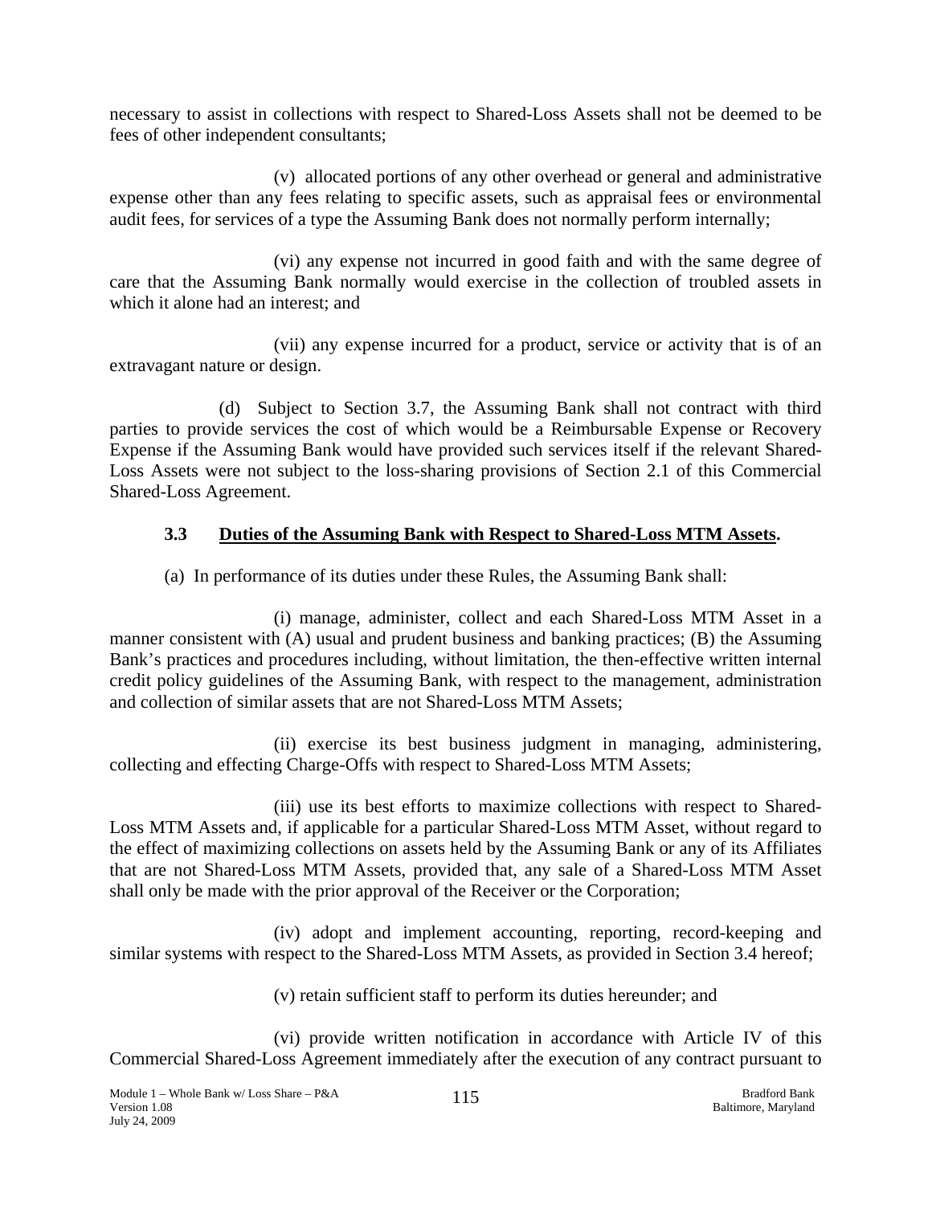necessary to assist in collections with respect to Shared-Loss Assets shall not be deemed to be fees of other independent consultants;

(v) allocated portions of any other overhead or general and administrative expense other than any fees relating to specific assets, such as appraisal fees or environmental audit fees, for services of a type the Assuming Bank does not normally perform internally;

(vi) any expense not incurred in good faith and with the same degree of care that the Assuming Bank normally would exercise in the collection of troubled assets in which it alone had an interest; and

(vii) any expense incurred for a product, service or activity that is of an extravagant nature or design.

(d) Subject to Section 3.7, the Assuming Bank shall not contract with third parties to provide services the cost of which would be a Reimbursable Expense or Recovery Expense if the Assuming Bank would have provided such services itself if the relevant Shared-Loss Assets were not subject to the loss-sharing provisions of Section 2.1 of this Commercial Shared-Loss Agreement.

### 3.3 Duties of the Assuming Bank with Respect to Shared-Loss MTM Assets.

(a) In performance of its duties under these Rules, the Assuming Bank shall:

(i) manage, administer, collect and each Shared-Loss MTM Asset in a manner consistent with (A) usual and prudent business and banking practices; (B) the Assuming Bank's practices and procedures including, without limitation, the then-effective written internal credit policy guidelines of the Assuming Bank, with respect to the management, administration and collection of similar assets that are not Shared-Loss MTM Assets;

(ii) exercise its best business judgment in managing, administering, collecting and effecting Charge-Offs with respect to Shared-Loss MTM Assets;

(iii) use its best efforts to maximize collections with respect to Shared-Loss MTM Assets and, if applicable for a particular Shared-Loss MTM Asset, without regard to the effect of maximizing collections on assets held by the Assuming Bank or any of its Affiliates that are not Shared-Loss MTM Assets, provided that, any sale of a Shared-Loss MTM Asset shall only be made with the prior approval of the Receiver or the Corporation;

(iv) adopt and implement accounting, reporting, record-keeping and similar systems with respect to the Shared-Loss MTM Assets, as provided in Section 3.4 hereof;

(v) retain sufficient staff to perform its duties hereunder; and

(vi) provide written notification in accordance with Article IV of this Commercial Shared-Loss Agreement immediately after the execution of any contract pursuant to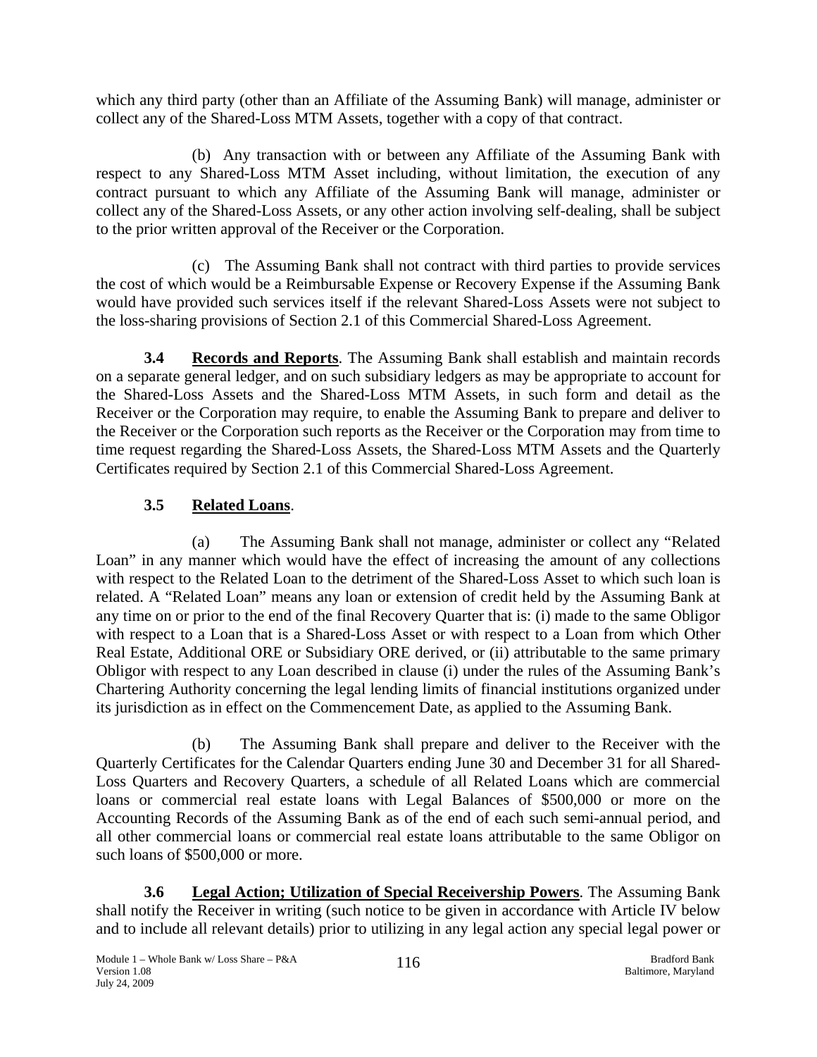which any third party (other than an Affiliate of the Assuming Bank) will manage, administer or collect any of the Shared-Loss MTM Assets, together with a copy of that contract.

(b) Any transaction with or between any Affiliate of the Assuming Bank with respect to any Shared-Loss MTM Asset including, without limitation, the execution of any contract pursuant to which any Affiliate of the Assuming Bank will manage, administer or collect any of the Shared-Loss Assets, or any other action involving self-dealing, shall be subject to the prior written approval of the Receiver or the Corporation.

(c) The Assuming Bank shall not contract with third parties to provide services the cost of which would be a Reimbursable Expense or Recovery Expense if the Assuming Bank would have provided such services itself if the relevant Shared-Loss Assets were not subject to the loss-sharing provisions of Section 2.1 of this Commercial Shared-Loss Agreement.

**3.4 Records and Reports**. The Assuming Bank shall establish and maintain records on a separate general ledger, and on such subsidiary ledgers as may be appropriate to account for the Shared-Loss Assets and the Shared-Loss MTM Assets, in such form and detail as the Receiver or the Corporation may require, to enable the Assuming Bank to prepare and deliver to the Receiver or the Corporation such reports as the Receiver or the Corporation may from time to time request regarding the Shared-Loss Assets, the Shared-Loss MTM Assets and the Quarterly Certificates required by Section 2.1 of this Commercial Shared-Loss Agreement.

**3.5 Related Loans**.

(a) The Assuming Bank shall not manage, administer or collect any "Related Loan" in any manner which would have the effect of increasing the amount of any collections with respect to the Related Loan to the detriment of the Shared-Loss Asset to which such loan is related. A "Related Loan" means any loan or extension of credit held by the Assuming Bank at any time on or prior to the end of the final Recovery Quarter that is: (i) made to the same Obligor with respect to a Loan that is a Shared-Loss Asset or with respect to a Loan from which Other Real Estate, Additional ORE or Subsidiary ORE derived, or (ii) attributable to the same primary Obligor with respect to any Loan described in clause (i) under the rules of the Assuming Bank's Chartering Authority concerning the legal lending limits of financial institutions organized under its jurisdiction as in effect on the Commencement Date, as applied to the Assuming Bank.

(b) The Assuming Bank shall prepare and deliver to the Receiver with the Quarterly Certificates for the Calendar Quarters ending June 30 and December 31 for all Shared-Loss Quarters and Recovery Quarters, a schedule of all Related Loans which are commercial loans or commercial real estate loans with Legal Balances of $500,000 or more on the Accounting Records of the Assuming Bank as of the end of each such semi-annual period, and all other commercial loans or commercial real estate loans attributable to the same Obligor on such loans of $500,000 or more.

**3.6 Legal Action; Utilization of Special Receivership Powers**. The Assuming Bank shall notify the Receiver in writing (such notice to be given in accordance with Article IV below and to include all relevant details) prior to utilizing in any legal action any special legal power or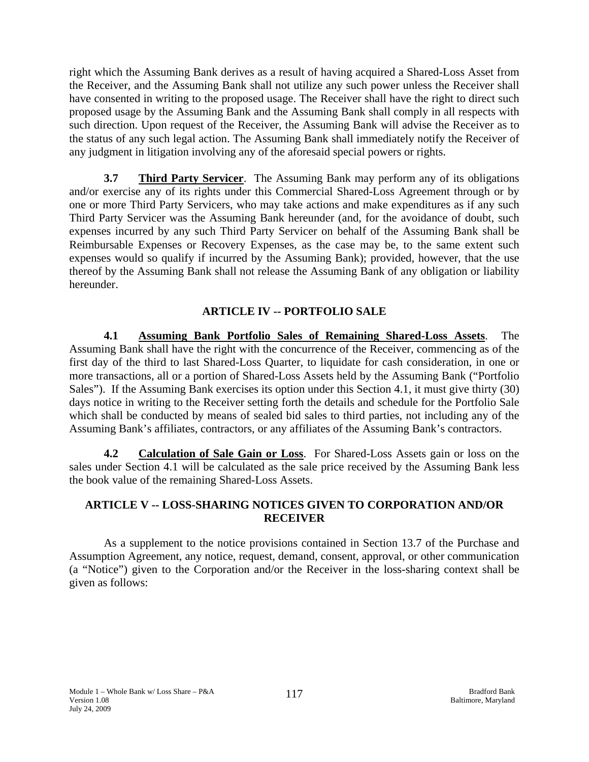right which the Assuming Bank derives as a result of having acquired a Shared-Loss Asset from the Receiver, and the Assuming Bank shall not utilize any such power unless the Receiver shall have consented in writing to the proposed usage. The Receiver shall have the right to direct such proposed usage by the Assuming Bank and the Assuming Bank shall comply in all respects with such direction. Upon request of the Receiver, the Assuming Bank will advise the Receiver as to the status of any such legal action. The Assuming Bank shall immediately notify the Receiver of any judgment in litigation involving any of the aforesaid special powers or rights.

**3.7** **Third Party Servicer**. The Assuming Bank may perform any of its obligations and/or exercise any of its rights under this Commercial Shared-Loss Agreement through or by one or more Third Party Servicers, who may take actions and make expenditures as if any such Third Party Servicer was the Assuming Bank hereunder (and, for the avoidance of doubt, such expenses incurred by any such Third Party Servicer on behalf of the Assuming Bank shall be Reimbursable Expenses or Recovery Expenses, as the case may be, to the same extent such expenses would so qualify if incurred by the Assuming Bank); provided, however, that the use thereof by the Assuming Bank shall not release the Assuming Bank of any obligation or liability hereunder.

## ARTICLE IV -- PORTFOLIO SALE

**4.1** **Assuming Bank Portfolio Sales of Remaining Shared-Loss Assets**. The Assuming Bank shall have the right with the concurrence of the Receiver, commencing as of the first day of the third to last Shared-Loss Quarter, to liquidate for cash consideration, in one or more transactions, all or a portion of Shared-Loss Assets held by the Assuming Bank ("Portfolio Sales"). If the Assuming Bank exercises its option under this Section 4.1, it must give thirty (30) days notice in writing to the Receiver setting forth the details and schedule for the Portfolio Sale which shall be conducted by means of sealed bid sales to third parties, not including any of the Assuming Bank's affiliates, contractors, or any affiliates of the Assuming Bank's contractors.

**4.2** **Calculation of Sale Gain or Loss**. For Shared-Loss Assets gain or loss on the sales under Section 4.1 will be calculated as the sale price received by the Assuming Bank less the book value of the remaining Shared-Loss Assets.

## ARTICLE V -- LOSS-SHARING NOTICES GIVEN TO CORPORATION AND/OR RECEIVER

As a supplement to the notice provisions contained in Section 13.7 of the Purchase and Assumption Agreement, any notice, request, demand, consent, approval, or other communication (a "Notice") given to the Corporation and/or the Receiver in the loss-sharing context shall be given as follows: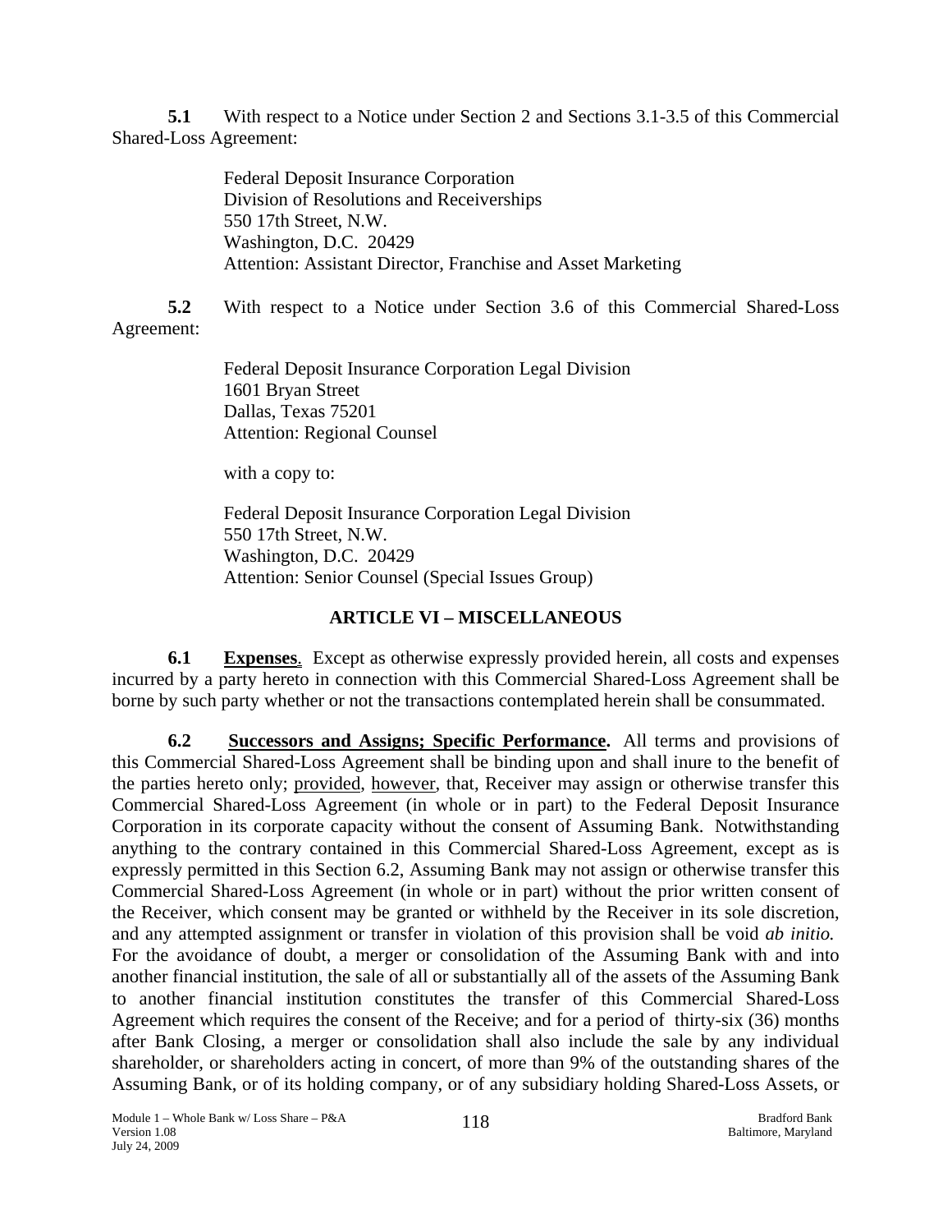**5.1** With respect to a Notice under Section 2 and Sections 3.1-3.5 of this Commercial Shared-Loss Agreement:

> Federal Deposit Insurance Corporation
> Division of Resolutions and Receiverships
> 550 17th Street, N.W.
> Washington, D.C. 20429
> Attention: Assistant Director, Franchise and Asset Marketing

**5.2** With respect to a Notice under Section 3.6 of this Commercial Shared-Loss Agreement:

> Federal Deposit Insurance Corporation Legal Division
> 1601 Bryan Street
> Dallas, Texas 75201
> Attention: Regional Counsel
>
> with a copy to:
>
> Federal Deposit Insurance Corporation Legal Division
> 550 17th Street, N.W.
> Washington, D.C. 20429
> Attention: Senior Counsel (Special Issues Group)

## ARTICLE VI – MISCELLANEOUS

**6.1** **Expenses**. Except as otherwise expressly provided herein, all costs and expenses incurred by a party hereto in connection with this Commercial Shared-Loss Agreement shall be borne by such party whether or not the transactions contemplated herein shall be consummated.

**6.2** **Successors and Assigns; Specific Performance.** All terms and provisions of this Commercial Shared-Loss Agreement shall be binding upon and shall inure to the benefit of the parties hereto only; provided, however, that, Receiver may assign or otherwise transfer this Commercial Shared-Loss Agreement (in whole or in part) to the Federal Deposit Insurance Corporation in its corporate capacity without the consent of Assuming Bank. Notwithstanding anything to the contrary contained in this Commercial Shared-Loss Agreement, except as is expressly permitted in this Section 6.2, Assuming Bank may not assign or otherwise transfer this Commercial Shared-Loss Agreement (in whole or in part) without the prior written consent of the Receiver, which consent may be granted or withheld by the Receiver in its sole discretion, and any attempted assignment or transfer in violation of this provision shall be void *ab initio.* For the avoidance of doubt, a merger or consolidation of the Assuming Bank with and into another financial institution, the sale of all or substantially all of the assets of the Assuming Bank to another financial institution constitutes the transfer of this Commercial Shared-Loss Agreement which requires the consent of the Receive; and for a period of thirty-six (36) months after Bank Closing, a merger or consolidation shall also include the sale by any individual shareholder, or shareholders acting in concert, of more than 9% of the outstanding shares of the Assuming Bank, or of its holding company, or of any subsidiary holding Shared-Loss Assets, or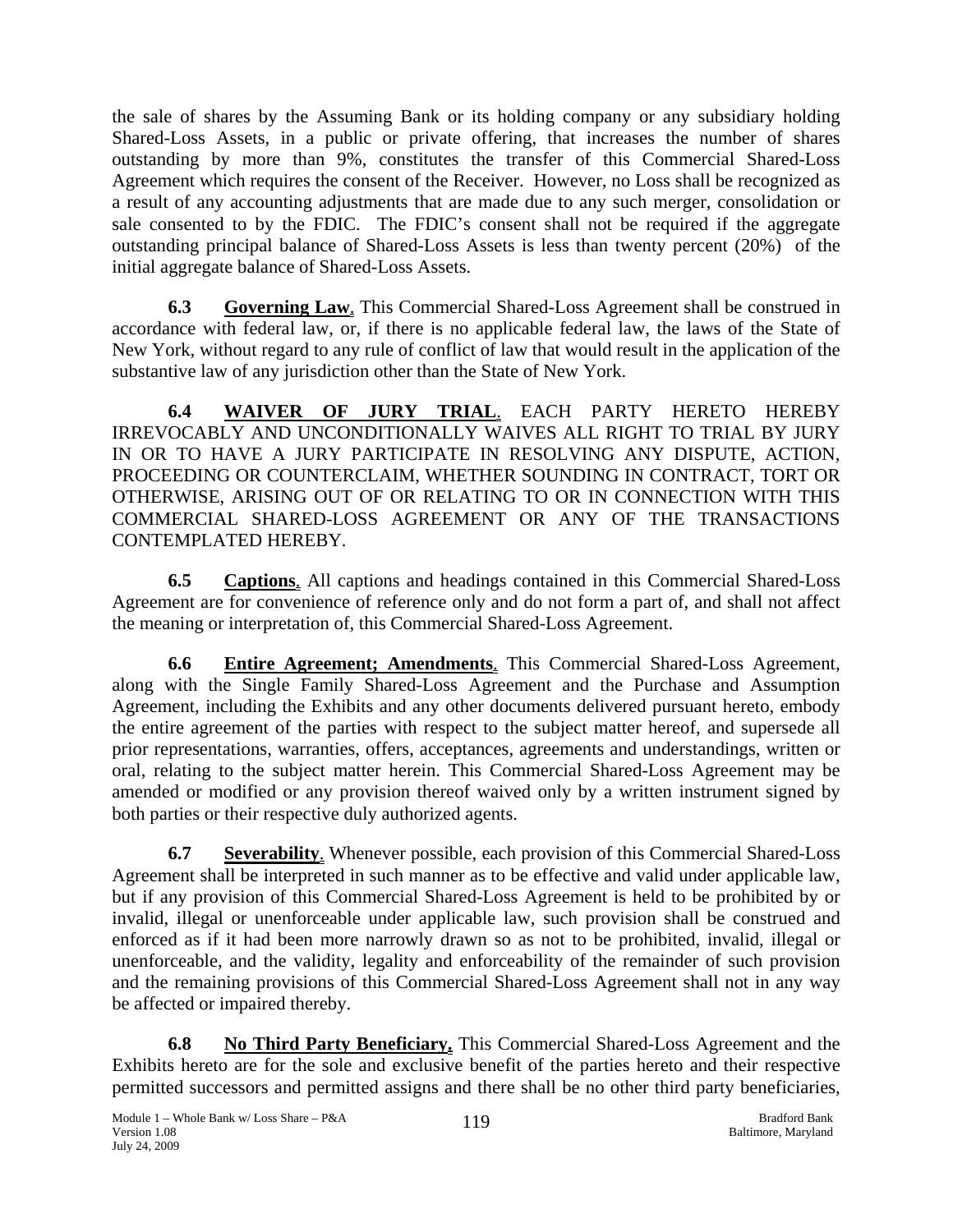the sale of shares by the Assuming Bank or its holding company or any subsidiary holding Shared-Loss Assets, in a public or private offering, that increases the number of shares outstanding by more than 9%, constitutes the transfer of this Commercial Shared-Loss Agreement which requires the consent of the Receiver. However, no Loss shall be recognized as a result of any accounting adjustments that are made due to any such merger, consolidation or sale consented to by the FDIC. The FDIC's consent shall not be required if the aggregate outstanding principal balance of Shared-Loss Assets is less than twenty percent (20%) of the initial aggregate balance of Shared-Loss Assets.

**6.3 Governing Law**. This Commercial Shared-Loss Agreement shall be construed in accordance with federal law, or, if there is no applicable federal law, the laws of the State of New York, without regard to any rule of conflict of law that would result in the application of the substantive law of any jurisdiction other than the State of New York.

**6.4 WAIVER OF JURY TRIAL**. EACH PARTY HERETO HEREBY IRREVOCABLY AND UNCONDITIONALLY WAIVES ALL RIGHT TO TRIAL BY JURY IN OR TO HAVE A JURY PARTICIPATE IN RESOLVING ANY DISPUTE, ACTION, PROCEEDING OR COUNTERCLAIM, WHETHER SOUNDING IN CONTRACT, TORT OR OTHERWISE, ARISING OUT OF OR RELATING TO OR IN CONNECTION WITH THIS COMMERCIAL SHARED-LOSS AGREEMENT OR ANY OF THE TRANSACTIONS CONTEMPLATED HEREBY.

**6.5 Captions**. All captions and headings contained in this Commercial Shared-Loss Agreement are for convenience of reference only and do not form a part of, and shall not affect the meaning or interpretation of, this Commercial Shared-Loss Agreement.

**6.6 Entire Agreement; Amendments**. This Commercial Shared-Loss Agreement, along with the Single Family Shared-Loss Agreement and the Purchase and Assumption Agreement, including the Exhibits and any other documents delivered pursuant hereto, embody the entire agreement of the parties with respect to the subject matter hereof, and supersede all prior representations, warranties, offers, acceptances, agreements and understandings, written or oral, relating to the subject matter herein. This Commercial Shared-Loss Agreement may be amended or modified or any provision thereof waived only by a written instrument signed by both parties or their respective duly authorized agents.

**6.7 Severability**. Whenever possible, each provision of this Commercial Shared-Loss Agreement shall be interpreted in such manner as to be effective and valid under applicable law, but if any provision of this Commercial Shared-Loss Agreement is held to be prohibited by or invalid, illegal or unenforceable under applicable law, such provision shall be construed and enforced as if it had been more narrowly drawn so as not to be prohibited, invalid, illegal or unenforceable, and the validity, legality and enforceability of the remainder of such provision and the remaining provisions of this Commercial Shared-Loss Agreement shall not in any way be affected or impaired thereby.

**6.8 No Third Party Beneficiary.** This Commercial Shared-Loss Agreement and the Exhibits hereto are for the sole and exclusive benefit of the parties hereto and their respective permitted successors and permitted assigns and there shall be no other third party beneficiaries,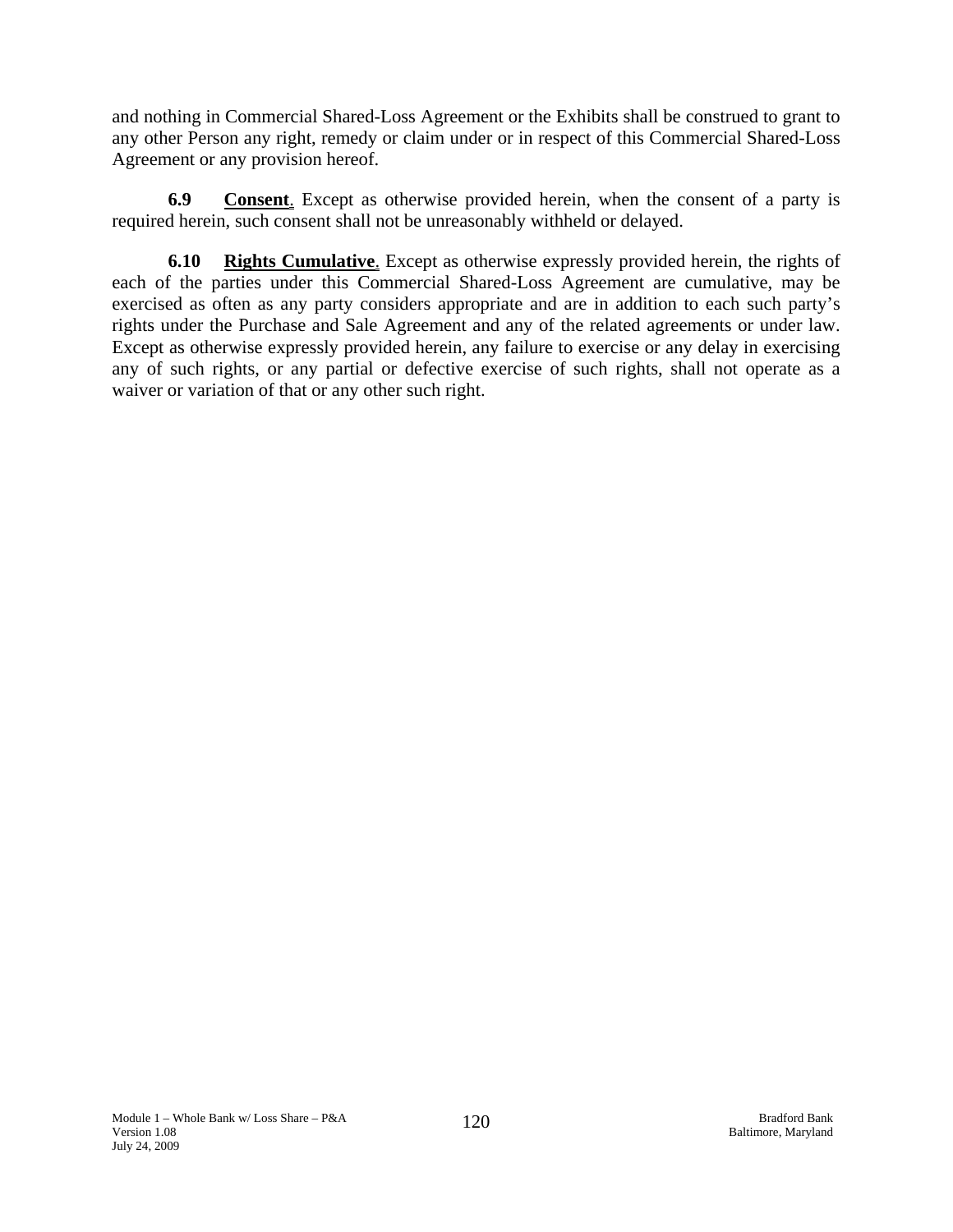and nothing in Commercial Shared-Loss Agreement or the Exhibits shall be construed to grant to any other Person any right, remedy or claim under or in respect of this Commercial Shared-Loss Agreement or any provision hereof.

**6.9 Consent**. Except as otherwise provided herein, when the consent of a party is required herein, such consent shall not be unreasonably withheld or delayed.

**6.10 Rights Cumulative**. Except as otherwise expressly provided herein, the rights of each of the parties under this Commercial Shared-Loss Agreement are cumulative, may be exercised as often as any party considers appropriate and are in addition to each such party's rights under the Purchase and Sale Agreement and any of the related agreements or under law. Except as otherwise expressly provided herein, any failure to exercise or any delay in exercising any of such rights, or any partial or defective exercise of such rights, shall not operate as a waiver or variation of that or any other such right.